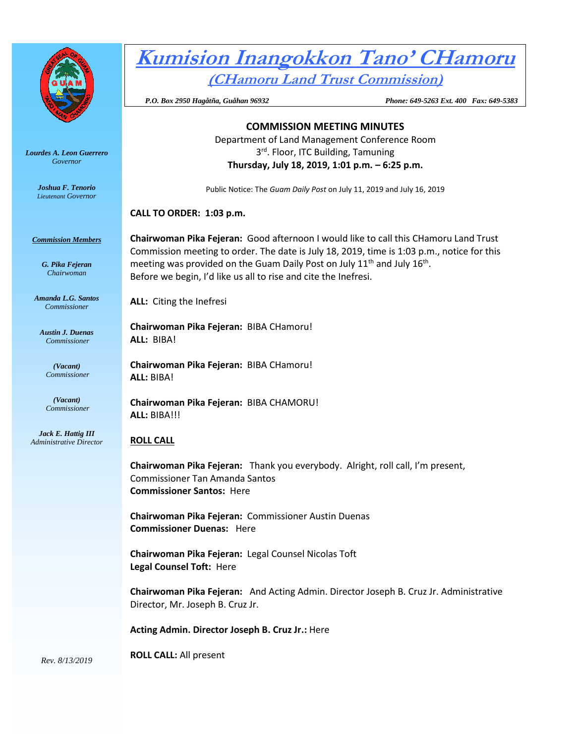# Kumision Inangokkon Tano' CHamoru

## (CHamoru Land Trust Commission)

*P.O. Box 2950 Hagåtña, Guåhan 96932* *Phone: 649-5263 Ext. 400 Fax: 649-5383*

*Lourdes A. Leon Guerrero*
*Governor*

*Joshua F. Tenorio*
*Lieutenant Governor*

***Commission Members***

*G. Pika Fejeran*
*Chairwoman*

*Amanda L.G. Santos*
*Commissioner*

*Austin J. Duenas*
*Commissioner*

*(Vacant)*
*Commissioner*

*(Vacant)*
*Commissioner*

*Jack E. Hattig III*
*Administrative Director*

*Rev. 8/13/2019*

**COMMISSION MEETING MINUTES**

Department of Land Management Conference Room
3rd. Floor, ITC Building, Tamuning
**Thursday, July 18, 2019, 1:01 p.m. – 6:25 p.m.**

Public Notice: The *Guam Daily Post* on July 11, 2019 and July 16, 2019

**CALL TO ORDER: 1:03 p.m.**

**Chairwoman Pika Fejeran:** Good afternoon I would like to call this CHamoru Land Trust Commission meeting to order. The date is July 18, 2019, time is 1:03 p.m., notice for this meeting was provided on the Guam Daily Post on July 11th and July 16th.
Before we begin, I'd like us all to rise and cite the Inefresi.

**ALL:** Citing the Inefresi

**Chairwoman Pika Fejeran:** BIBA CHamoru!
**ALL:** BIBA!

**Chairwoman Pika Fejeran:** BIBA CHamoru!
**ALL:** BIBA!

**Chairwoman Pika Fejeran:** BIBA CHAMORU!
**ALL:** BIBA!!!

**ROLL CALL**

**Chairwoman Pika Fejeran:** Thank you everybody. Alright, roll call, I'm present, Commissioner Tan Amanda Santos
**Commissioner Santos:** Here

**Chairwoman Pika Fejeran:** Commissioner Austin Duenas
**Commissioner Duenas:** Here

**Chairwoman Pika Fejeran:** Legal Counsel Nicolas Toft
**Legal Counsel Toft:** Here

**Chairwoman Pika Fejeran:** And Acting Admin. Director Joseph B. Cruz Jr. Administrative Director, Mr. Joseph B. Cruz Jr.

**Acting Admin. Director Joseph B. Cruz Jr.:** Here

**ROLL CALL:** All present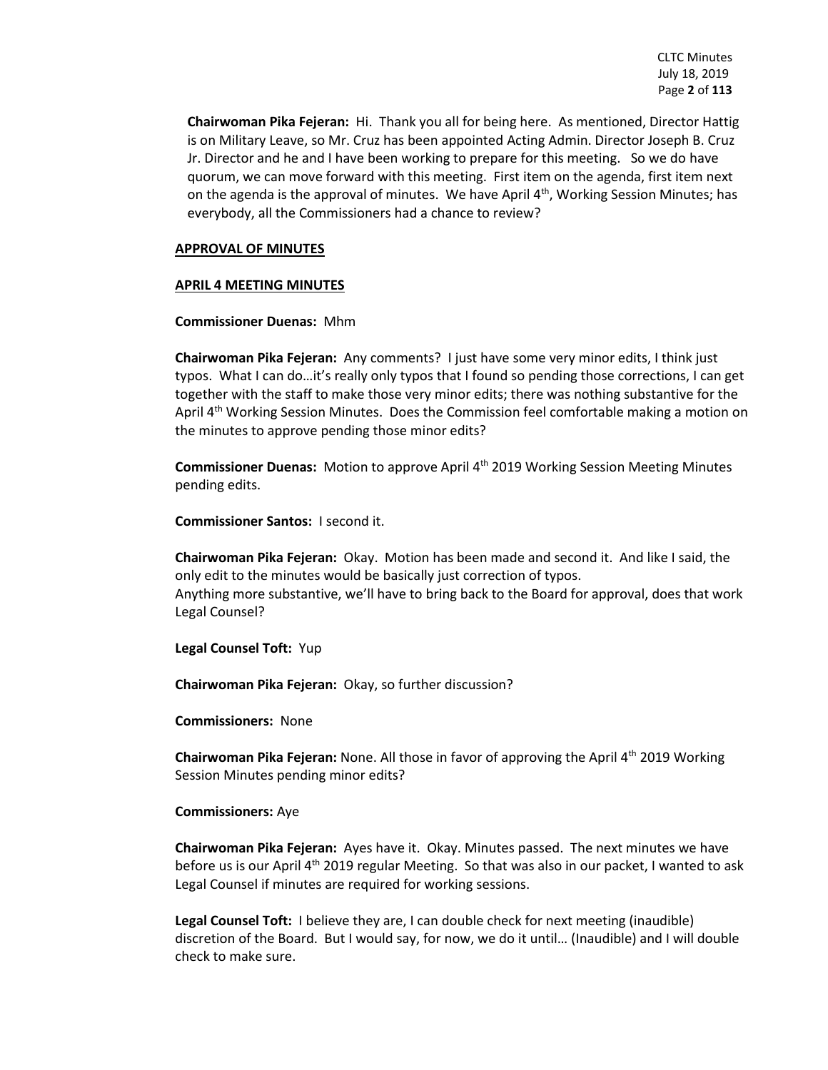**Chairwoman Pika Fejeran:** Hi. Thank you all for being here. As mentioned, Director Hattig is on Military Leave, so Mr. Cruz has been appointed Acting Admin. Director Joseph B. Cruz Jr. Director and he and I have been working to prepare for this meeting. So we do have quorum, we can move forward with this meeting. First item on the agenda, first item next on the agenda is the approval of minutes. We have April 4th, Working Session Minutes; has everybody, all the Commissioners had a chance to review?

**APPROVAL OF MINUTES**

**APRIL 4 MEETING MINUTES**

**Commissioner Duenas:** Mhm

**Chairwoman Pika Fejeran:** Any comments? I just have some very minor edits, I think just typos. What I can do…it's really only typos that I found so pending those corrections, I can get together with the staff to make those very minor edits; there was nothing substantive for the April 4th Working Session Minutes. Does the Commission feel comfortable making a motion on the minutes to approve pending those minor edits?

**Commissioner Duenas:** Motion to approve April 4th 2019 Working Session Meeting Minutes pending edits.

**Commissioner Santos:** I second it.

**Chairwoman Pika Fejeran:** Okay. Motion has been made and second it. And like I said, the only edit to the minutes would be basically just correction of typos.
Anything more substantive, we'll have to bring back to the Board for approval, does that work Legal Counsel?

**Legal Counsel Toft:** Yup

**Chairwoman Pika Fejeran:** Okay, so further discussion?

**Commissioners:** None

**Chairwoman Pika Fejeran:** None. All those in favor of approving the April 4th 2019 Working Session Minutes pending minor edits?

**Commissioners:** Aye

**Chairwoman Pika Fejeran:** Ayes have it. Okay. Minutes passed. The next minutes we have before us is our April 4th 2019 regular Meeting. So that was also in our packet, I wanted to ask Legal Counsel if minutes are required for working sessions.

**Legal Counsel Toft:** I believe they are, I can double check for next meeting (inaudible) discretion of the Board. But I would say, for now, we do it until… (Inaudible) and I will double check to make sure.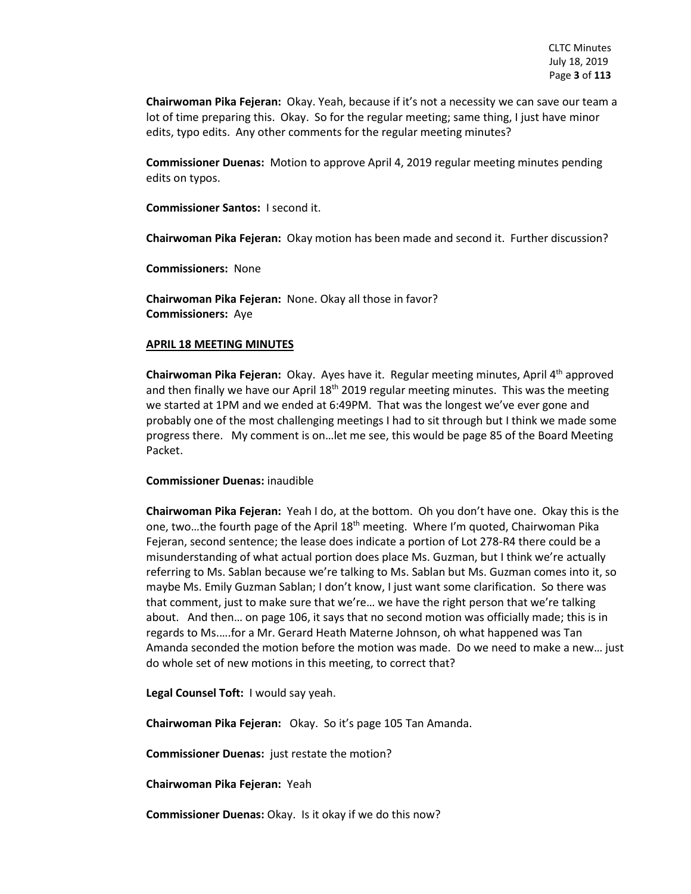**Chairwoman Pika Fejeran:** Okay. Yeah, because if it's not a necessity we can save our team a lot of time preparing this. Okay. So for the regular meeting; same thing, I just have minor edits, typo edits. Any other comments for the regular meeting minutes?

**Commissioner Duenas:** Motion to approve April 4, 2019 regular meeting minutes pending edits on typos.

**Commissioner Santos:** I second it.

**Chairwoman Pika Fejeran:** Okay motion has been made and second it. Further discussion?

**Commissioners:** None

**Chairwoman Pika Fejeran:** None. Okay all those in favor?
**Commissioners:** Aye

**APRIL 18 MEETING MINUTES**

**Chairwoman Pika Fejeran:** Okay. Ayes have it. Regular meeting minutes, April 4th approved and then finally we have our April 18th 2019 regular meeting minutes. This was the meeting we started at 1PM and we ended at 6:49PM. That was the longest we've ever gone and probably one of the most challenging meetings I had to sit through but I think we made some progress there. My comment is on…let me see, this would be page 85 of the Board Meeting Packet.

**Commissioner Duenas:** inaudible

**Chairwoman Pika Fejeran:** Yeah I do, at the bottom. Oh you don't have one. Okay this is the one, two…the fourth page of the April 18th meeting. Where I'm quoted, Chairwoman Pika Fejeran, second sentence; the lease does indicate a portion of Lot 278-R4 there could be a misunderstanding of what actual portion does place Ms. Guzman, but I think we're actually referring to Ms. Sablan because we're talking to Ms. Sablan but Ms. Guzman comes into it, so maybe Ms. Emily Guzman Sablan; I don't know, I just want some clarification. So there was that comment, just to make sure that we're… we have the right person that we're talking about. And then… on page 106, it says that no second motion was officially made; this is in regards to Ms.….for a Mr. Gerard Heath Materne Johnson, oh what happened was Tan Amanda seconded the motion before the motion was made. Do we need to make a new… just do whole set of new motions in this meeting, to correct that?

**Legal Counsel Toft:** I would say yeah.

**Chairwoman Pika Fejeran:** Okay. So it's page 105 Tan Amanda.

**Commissioner Duenas:** just restate the motion?

**Chairwoman Pika Fejeran:** Yeah

**Commissioner Duenas:** Okay. Is it okay if we do this now?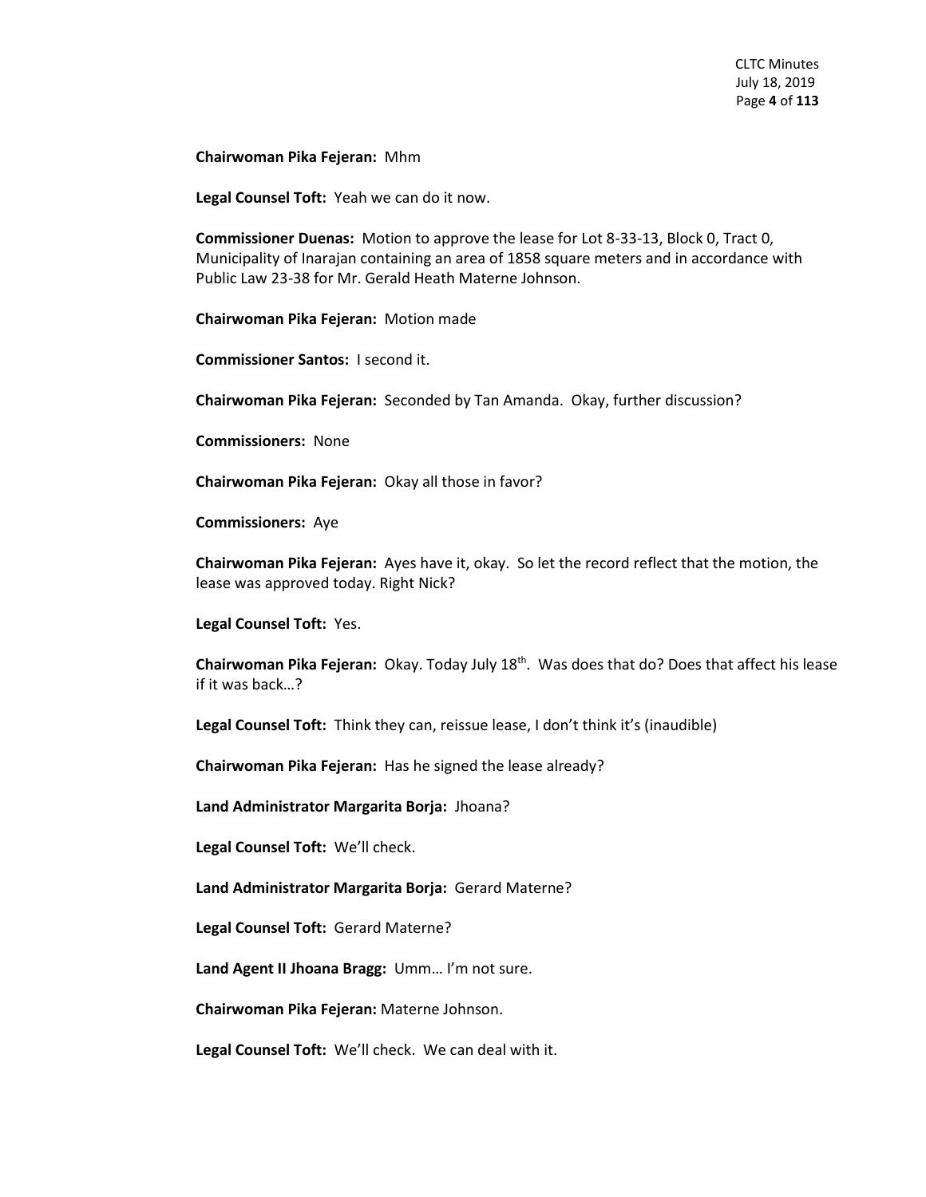**Chairwoman Pika Fejeran:** Mhm

**Legal Counsel Toft:** Yeah we can do it now.

**Commissioner Duenas:** Motion to approve the lease for Lot 8-33-13, Block 0, Tract 0, Municipality of Inarajan containing an area of 1858 square meters and in accordance with Public Law 23-38 for Mr. Gerald Heath Materne Johnson.

**Chairwoman Pika Fejeran:** Motion made

**Commissioner Santos:** I second it.

**Chairwoman Pika Fejeran:** Seconded by Tan Amanda. Okay, further discussion?

**Commissioners:** None

**Chairwoman Pika Fejeran:** Okay all those in favor?

**Commissioners:** Aye

**Chairwoman Pika Fejeran:** Ayes have it, okay. So let the record reflect that the motion, the lease was approved today. Right Nick?

**Legal Counsel Toft:** Yes.

**Chairwoman Pika Fejeran:** Okay. Today July 18th. Was does that do? Does that affect his lease if it was back…?

**Legal Counsel Toft:** Think they can, reissue lease, I don't think it's (inaudible)

**Chairwoman Pika Fejeran:** Has he signed the lease already?

**Land Administrator Margarita Borja:** Jhoana?

**Legal Counsel Toft:** We'll check.

**Land Administrator Margarita Borja:** Gerard Materne?

**Legal Counsel Toft:** Gerard Materne?

**Land Agent II Jhoana Bragg:** Umm… I'm not sure.

**Chairwoman Pika Fejeran:** Materne Johnson.

**Legal Counsel Toft:** We'll check. We can deal with it.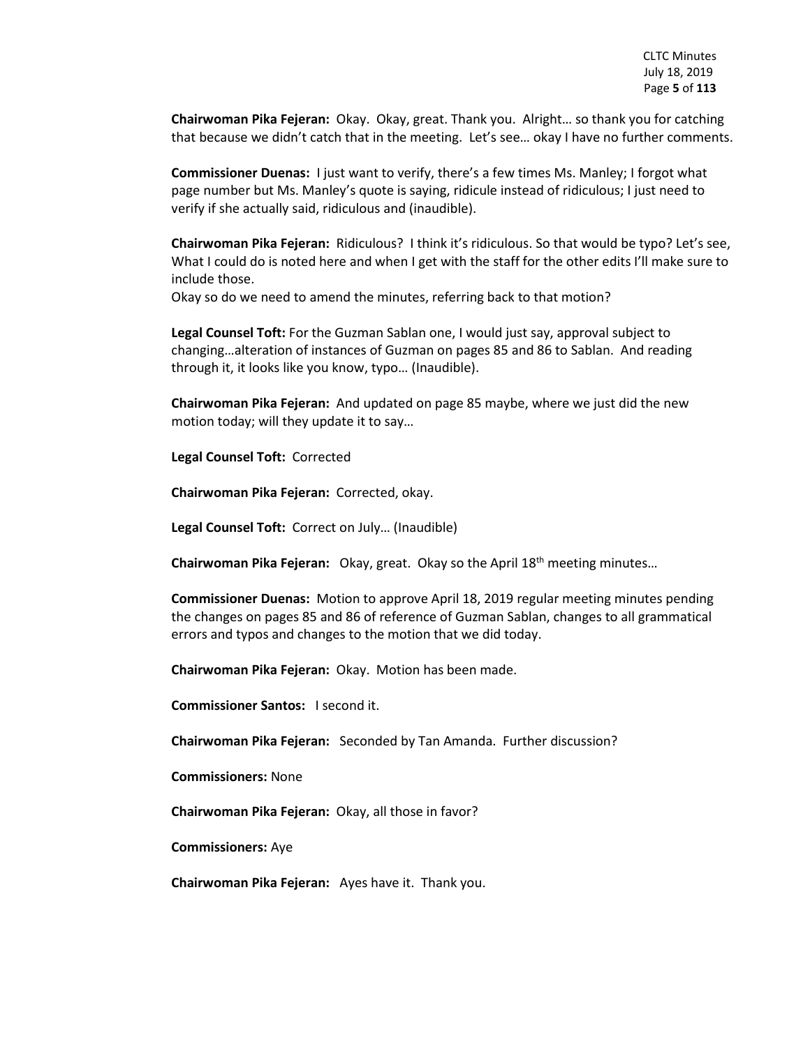**Chairwoman Pika Fejeran:** Okay. Okay, great. Thank you. Alright… so thank you for catching that because we didn't catch that in the meeting. Let's see… okay I have no further comments.

**Commissioner Duenas:** I just want to verify, there's a few times Ms. Manley; I forgot what page number but Ms. Manley's quote is saying, ridicule instead of ridiculous; I just need to verify if she actually said, ridiculous and (inaudible).

**Chairwoman Pika Fejeran:** Ridiculous? I think it's ridiculous. So that would be typo? Let's see, What I could do is noted here and when I get with the staff for the other edits I'll make sure to include those.
Okay so do we need to amend the minutes, referring back to that motion?

**Legal Counsel Toft:** For the Guzman Sablan one, I would just say, approval subject to changing…alteration of instances of Guzman on pages 85 and 86 to Sablan. And reading through it, it looks like you know, typo… (Inaudible).

**Chairwoman Pika Fejeran:** And updated on page 85 maybe, where we just did the new motion today; will they update it to say…

**Legal Counsel Toft:** Corrected

**Chairwoman Pika Fejeran:** Corrected, okay.

**Legal Counsel Toft:** Correct on July… (Inaudible)

**Chairwoman Pika Fejeran:** Okay, great. Okay so the April 18th meeting minutes…

**Commissioner Duenas:** Motion to approve April 18, 2019 regular meeting minutes pending the changes on pages 85 and 86 of reference of Guzman Sablan, changes to all grammatical errors and typos and changes to the motion that we did today.

**Chairwoman Pika Fejeran:** Okay. Motion has been made.

**Commissioner Santos:** I second it.

**Chairwoman Pika Fejeran:** Seconded by Tan Amanda. Further discussion?

**Commissioners:** None

**Chairwoman Pika Fejeran:** Okay, all those in favor?

**Commissioners:** Aye

**Chairwoman Pika Fejeran:** Ayes have it. Thank you.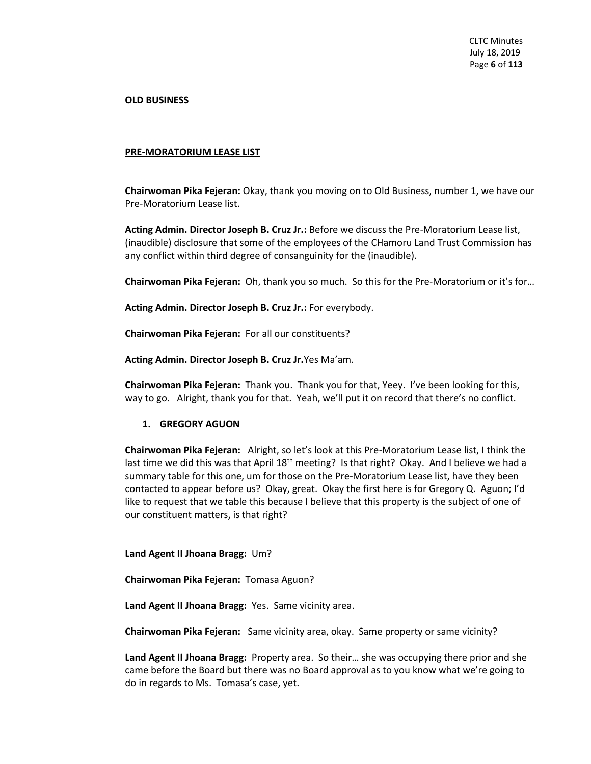**OLD BUSINESS**

**PRE-MORATORIUM LEASE LIST**

**Chairwoman Pika Fejeran:** Okay, thank you moving on to Old Business, number 1, we have our Pre-Moratorium Lease list.

**Acting Admin. Director Joseph B. Cruz Jr.:** Before we discuss the Pre-Moratorium Lease list, (inaudible) disclosure that some of the employees of the CHamoru Land Trust Commission has any conflict within third degree of consanguinity for the (inaudible).

**Chairwoman Pika Fejeran:** Oh, thank you so much. So this for the Pre-Moratorium or it's for…

**Acting Admin. Director Joseph B. Cruz Jr.:** For everybody.

**Chairwoman Pika Fejeran:** For all our constituents?

**Acting Admin. Director Joseph B. Cruz Jr.**Yes Ma'am.

**Chairwoman Pika Fejeran:** Thank you. Thank you for that, Yeey. I've been looking for this, way to go. Alright, thank you for that. Yeah, we'll put it on record that there's no conflict.

1. **GREGORY AGUON**

**Chairwoman Pika Fejeran:** Alright, so let's look at this Pre-Moratorium Lease list, I think the last time we did this was that April 18th meeting? Is that right? Okay. And I believe we had a summary table for this one, um for those on the Pre-Moratorium Lease list, have they been contacted to appear before us? Okay, great. Okay the first here is for Gregory Q. Aguon; I'd like to request that we table this because I believe that this property is the subject of one of our constituent matters, is that right?

**Land Agent II Jhoana Bragg:** Um?

**Chairwoman Pika Fejeran:** Tomasa Aguon?

**Land Agent II Jhoana Bragg:** Yes. Same vicinity area.

**Chairwoman Pika Fejeran:** Same vicinity area, okay. Same property or same vicinity?

**Land Agent II Jhoana Bragg:** Property area. So their… she was occupying there prior and she came before the Board but there was no Board approval as to you know what we're going to do in regards to Ms. Tomasa's case, yet.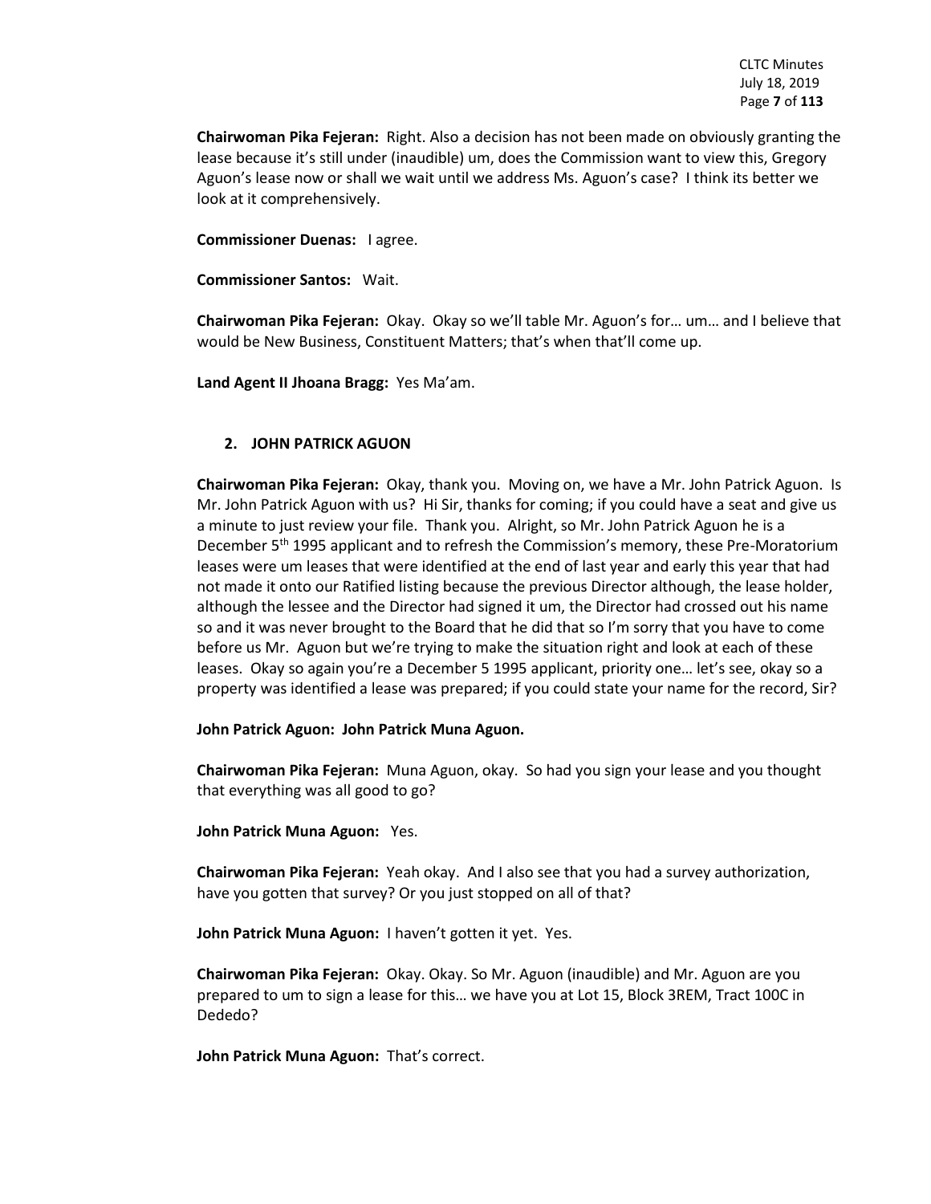**Chairwoman Pika Fejeran:** Right. Also a decision has not been made on obviously granting the lease because it's still under (inaudible) um, does the Commission want to view this, Gregory Aguon's lease now or shall we wait until we address Ms. Aguon's case? I think its better we look at it comprehensively.

**Commissioner Duenas:** I agree.

**Commissioner Santos:** Wait.

**Chairwoman Pika Fejeran:** Okay. Okay so we'll table Mr. Aguon's for… um… and I believe that would be New Business, Constituent Matters; that's when that'll come up.

**Land Agent II Jhoana Bragg:** Yes Ma'am.

## 2. JOHN PATRICK AGUON

**Chairwoman Pika Fejeran:** Okay, thank you. Moving on, we have a Mr. John Patrick Aguon. Is Mr. John Patrick Aguon with us? Hi Sir, thanks for coming; if you could have a seat and give us a minute to just review your file. Thank you. Alright, so Mr. John Patrick Aguon he is a December 5th 1995 applicant and to refresh the Commission's memory, these Pre-Moratorium leases were um leases that were identified at the end of last year and early this year that had not made it onto our Ratified listing because the previous Director although, the lease holder, although the lessee and the Director had signed it um, the Director had crossed out his name so and it was never brought to the Board that he did that so I'm sorry that you have to come before us Mr. Aguon but we're trying to make the situation right and look at each of these leases. Okay so again you're a December 5 1995 applicant, priority one… let's see, okay so a property was identified a lease was prepared; if you could state your name for the record, Sir?

**John Patrick Aguon: John Patrick Muna Aguon.**

**Chairwoman Pika Fejeran:** Muna Aguon, okay. So had you sign your lease and you thought that everything was all good to go?

**John Patrick Muna Aguon:** Yes.

**Chairwoman Pika Fejeran:** Yeah okay. And I also see that you had a survey authorization, have you gotten that survey? Or you just stopped on all of that?

**John Patrick Muna Aguon:** I haven't gotten it yet. Yes.

**Chairwoman Pika Fejeran:** Okay. Okay. So Mr. Aguon (inaudible) and Mr. Aguon are you prepared to um to sign a lease for this… we have you at Lot 15, Block 3REM, Tract 100C in Dededo?

**John Patrick Muna Aguon:** That's correct.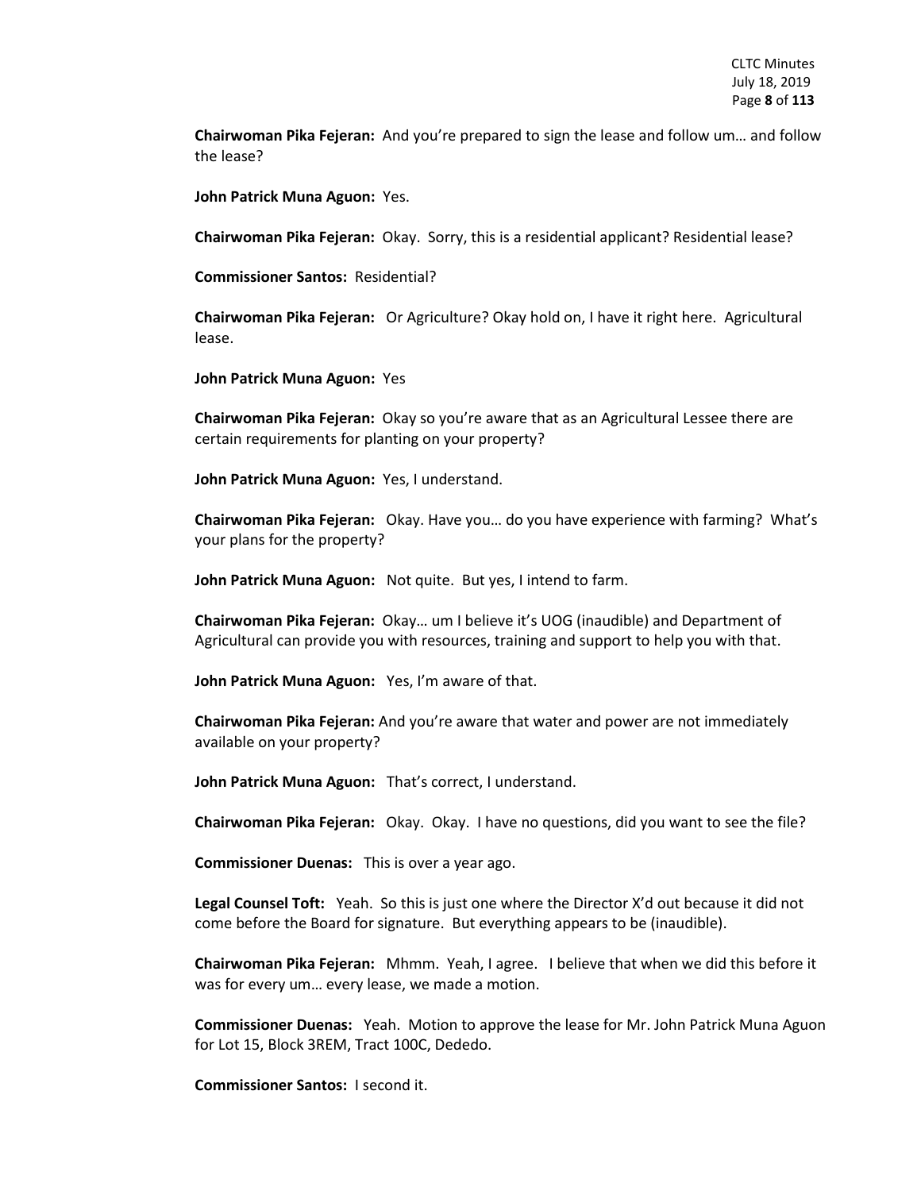**Chairwoman Pika Fejeran:** And you're prepared to sign the lease and follow um… and follow the lease?

**John Patrick Muna Aguon:** Yes.

**Chairwoman Pika Fejeran:** Okay. Sorry, this is a residential applicant? Residential lease?

**Commissioner Santos:** Residential?

**Chairwoman Pika Fejeran:** Or Agriculture? Okay hold on, I have it right here. Agricultural lease.

**John Patrick Muna Aguon:** Yes

**Chairwoman Pika Fejeran:** Okay so you're aware that as an Agricultural Lessee there are certain requirements for planting on your property?

**John Patrick Muna Aguon:** Yes, I understand.

**Chairwoman Pika Fejeran:** Okay. Have you… do you have experience with farming? What's your plans for the property?

**John Patrick Muna Aguon:** Not quite. But yes, I intend to farm.

**Chairwoman Pika Fejeran:** Okay… um I believe it's UOG (inaudible) and Department of Agricultural can provide you with resources, training and support to help you with that.

**John Patrick Muna Aguon:** Yes, I'm aware of that.

**Chairwoman Pika Fejeran:** And you're aware that water and power are not immediately available on your property?

**John Patrick Muna Aguon:** That's correct, I understand.

**Chairwoman Pika Fejeran:** Okay. Okay. I have no questions, did you want to see the file?

**Commissioner Duenas:** This is over a year ago.

**Legal Counsel Toft:** Yeah. So this is just one where the Director X'd out because it did not come before the Board for signature. But everything appears to be (inaudible).

**Chairwoman Pika Fejeran:** Mhmm. Yeah, I agree. I believe that when we did this before it was for every um… every lease, we made a motion.

**Commissioner Duenas:** Yeah. Motion to approve the lease for Mr. John Patrick Muna Aguon for Lot 15, Block 3REM, Tract 100C, Dededo.

**Commissioner Santos:** I second it.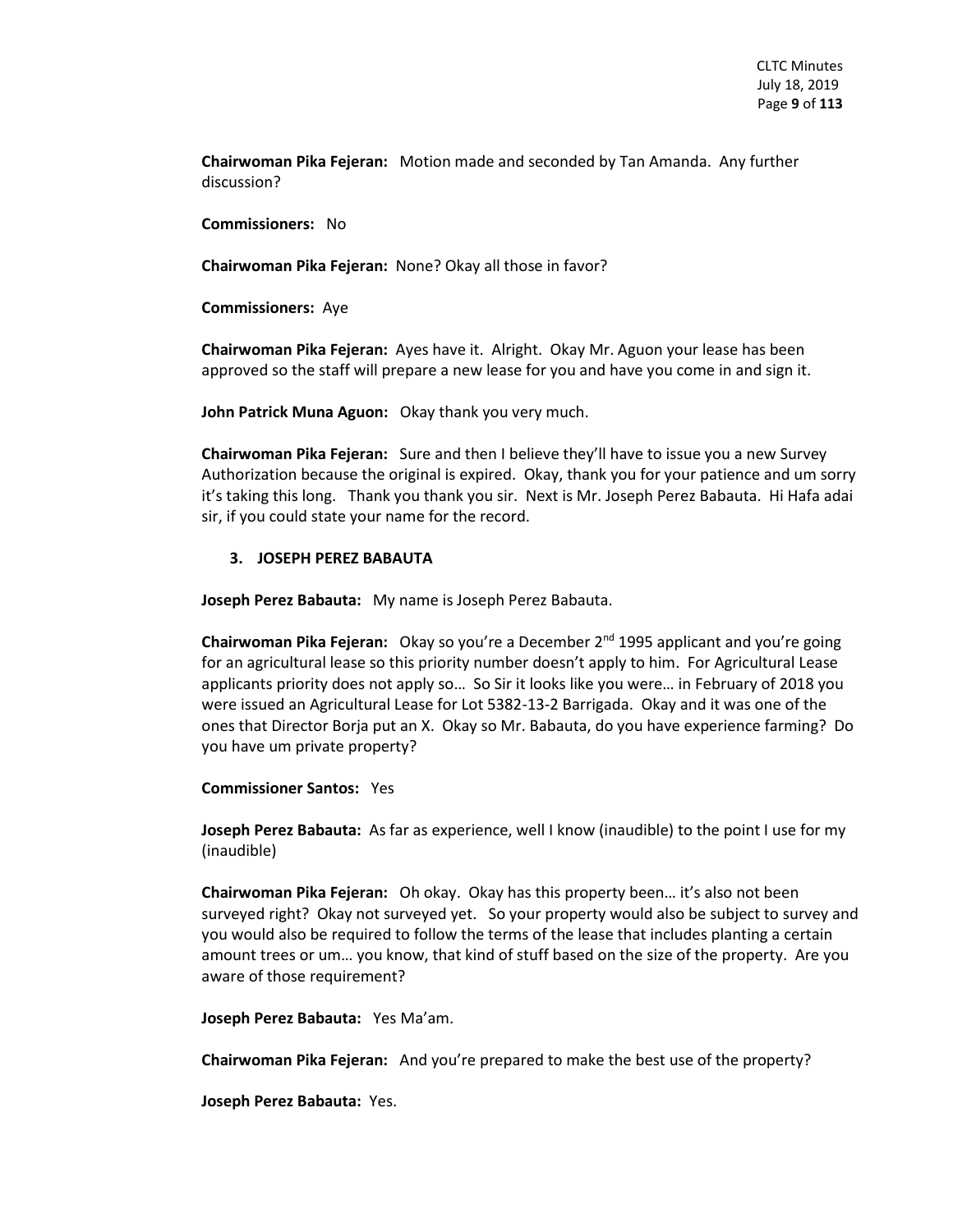**Chairwoman Pika Fejeran:** Motion made and seconded by Tan Amanda. Any further discussion?

**Commissioners:** No

**Chairwoman Pika Fejeran:** None? Okay all those in favor?

**Commissioners:** Aye

**Chairwoman Pika Fejeran:** Ayes have it. Alright. Okay Mr. Aguon your lease has been approved so the staff will prepare a new lease for you and have you come in and sign it.

**John Patrick Muna Aguon:** Okay thank you very much.

**Chairwoman Pika Fejeran:** Sure and then I believe they'll have to issue you a new Survey Authorization because the original is expired. Okay, thank you for your patience and um sorry it's taking this long. Thank you thank you sir. Next is Mr. Joseph Perez Babauta. Hi Hafa adai sir, if you could state your name for the record.

### 3. JOSEPH PEREZ BABAUTA

**Joseph Perez Babauta:** My name is Joseph Perez Babauta.

**Chairwoman Pika Fejeran:** Okay so you're a December 2nd 1995 applicant and you're going for an agricultural lease so this priority number doesn't apply to him. For Agricultural Lease applicants priority does not apply so… So Sir it looks like you were… in February of 2018 you were issued an Agricultural Lease for Lot 5382-13-2 Barrigada. Okay and it was one of the ones that Director Borja put an X. Okay so Mr. Babauta, do you have experience farming? Do you have um private property?

**Commissioner Santos:** Yes

**Joseph Perez Babauta:** As far as experience, well I know (inaudible) to the point I use for my (inaudible)

**Chairwoman Pika Fejeran:** Oh okay. Okay has this property been… it's also not been surveyed right? Okay not surveyed yet. So your property would also be subject to survey and you would also be required to follow the terms of the lease that includes planting a certain amount trees or um… you know, that kind of stuff based on the size of the property. Are you aware of those requirement?

**Joseph Perez Babauta:** Yes Ma'am.

**Chairwoman Pika Fejeran:** And you're prepared to make the best use of the property?

**Joseph Perez Babauta:** Yes.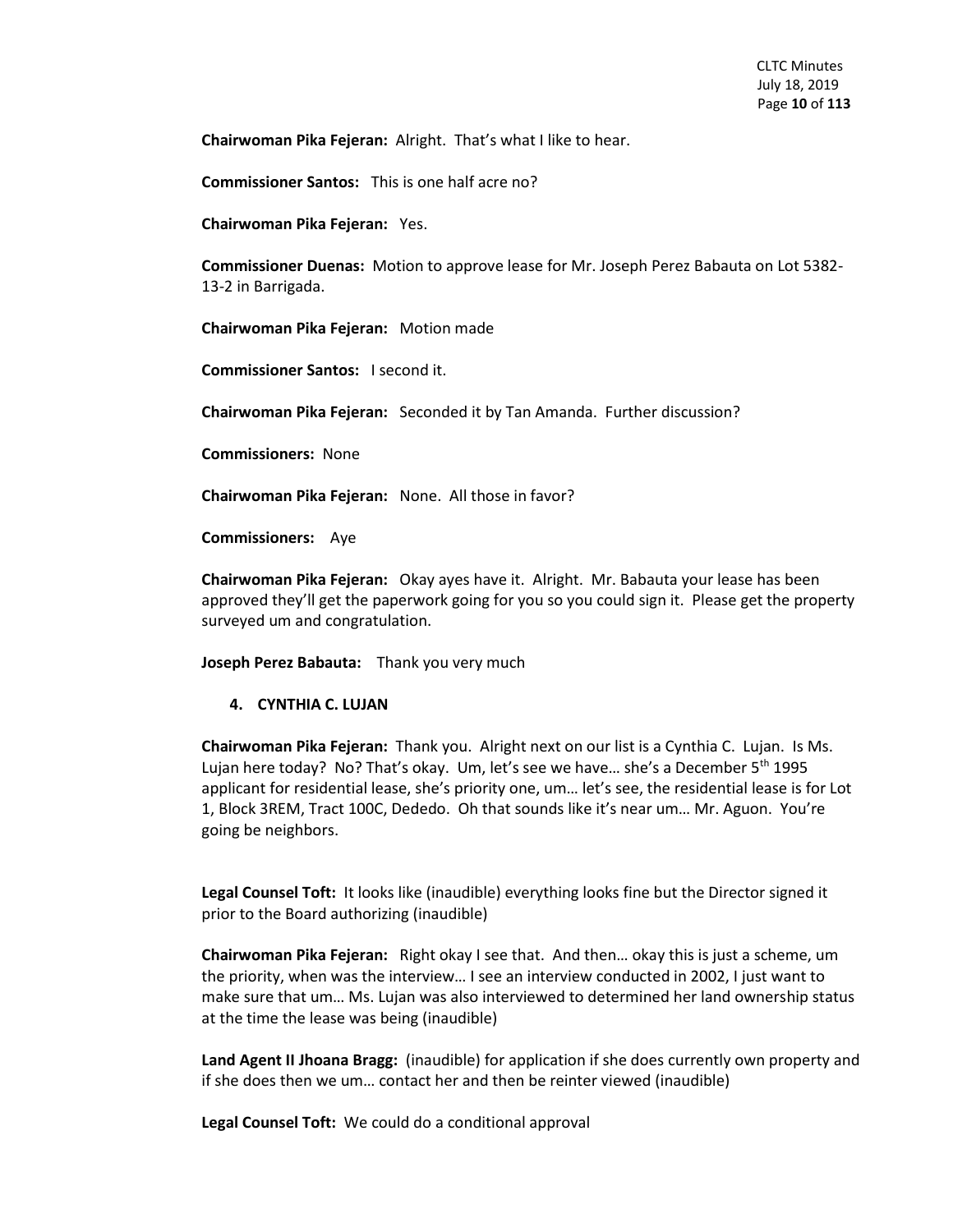**Chairwoman Pika Fejeran:** Alright. That's what I like to hear.

**Commissioner Santos:** This is one half acre no?

**Chairwoman Pika Fejeran:** Yes.

**Commissioner Duenas:** Motion to approve lease for Mr. Joseph Perez Babauta on Lot 5382-13-2 in Barrigada.

**Chairwoman Pika Fejeran:** Motion made

**Commissioner Santos:** I second it.

**Chairwoman Pika Fejeran:** Seconded it by Tan Amanda. Further discussion?

**Commissioners:** None

**Chairwoman Pika Fejeran:** None. All those in favor?

**Commissioners:** Aye

**Chairwoman Pika Fejeran:** Okay ayes have it. Alright. Mr. Babauta your lease has been approved they'll get the paperwork going for you so you could sign it. Please get the property surveyed um and congratulation.

**Joseph Perez Babauta:** Thank you very much

### 4. CYNTHIA C. LUJAN

**Chairwoman Pika Fejeran:** Thank you. Alright next on our list is a Cynthia C. Lujan. Is Ms. Lujan here today? No? That's okay. Um, let's see we have… she's a December 5th 1995 applicant for residential lease, she's priority one, um… let's see, the residential lease is for Lot 1, Block 3REM, Tract 100C, Dededo. Oh that sounds like it's near um… Mr. Aguon. You're going be neighbors.

**Legal Counsel Toft:** It looks like (inaudible) everything looks fine but the Director signed it prior to the Board authorizing (inaudible)

**Chairwoman Pika Fejeran:** Right okay I see that. And then… okay this is just a scheme, um the priority, when was the interview… I see an interview conducted in 2002, I just want to make sure that um… Ms. Lujan was also interviewed to determined her land ownership status at the time the lease was being (inaudible)

**Land Agent II Jhoana Bragg:** (inaudible) for application if she does currently own property and if she does then we um… contact her and then be reinter viewed (inaudible)

**Legal Counsel Toft:** We could do a conditional approval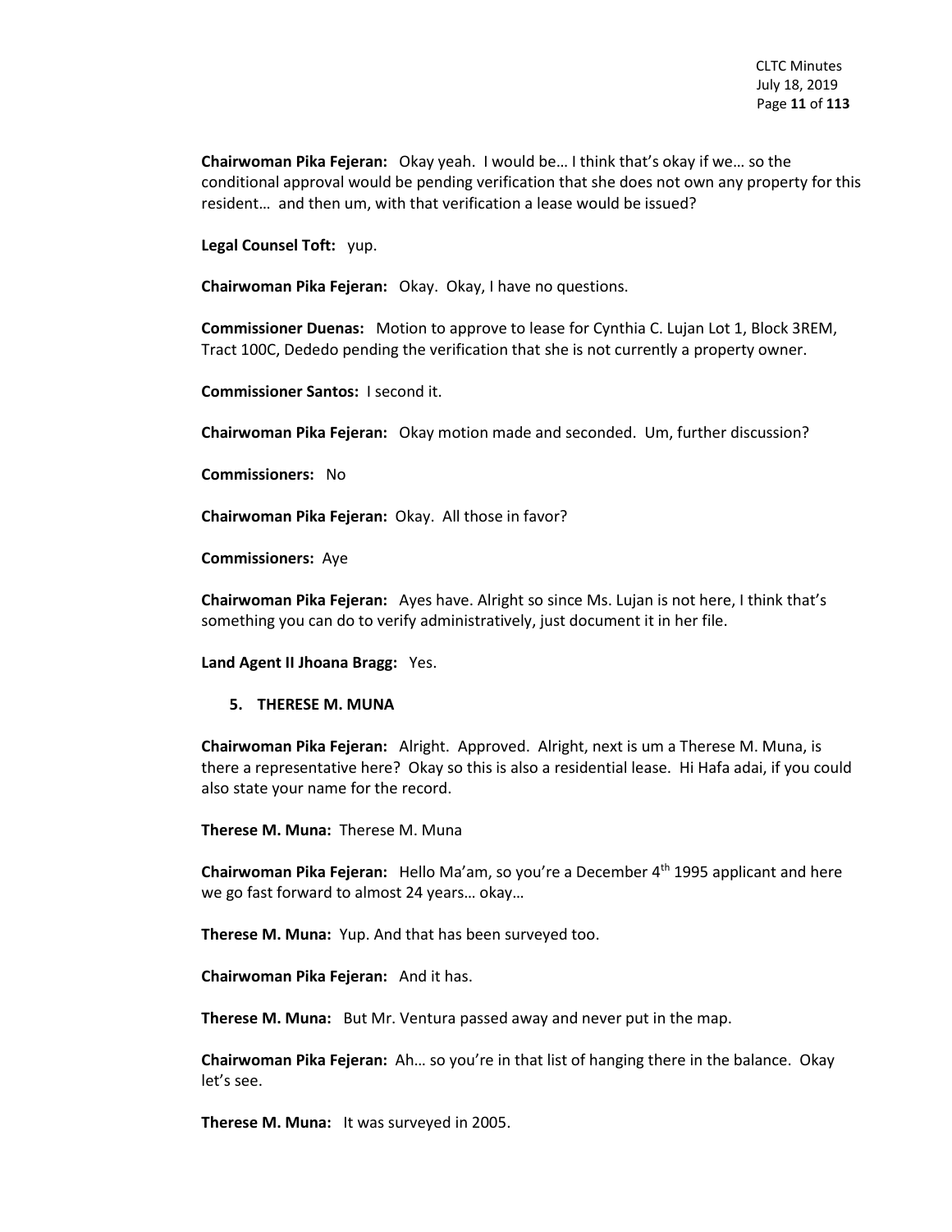**Chairwoman Pika Fejeran:** Okay yeah. I would be… I think that's okay if we… so the conditional approval would be pending verification that she does not own any property for this resident… and then um, with that verification a lease would be issued?

**Legal Counsel Toft:** yup.

**Chairwoman Pika Fejeran:** Okay. Okay, I have no questions.

**Commissioner Duenas:** Motion to approve to lease for Cynthia C. Lujan Lot 1, Block 3REM, Tract 100C, Dededo pending the verification that she is not currently a property owner.

**Commissioner Santos:** I second it.

**Chairwoman Pika Fejeran:** Okay motion made and seconded. Um, further discussion?

**Commissioners:** No

**Chairwoman Pika Fejeran:** Okay. All those in favor?

**Commissioners:** Aye

**Chairwoman Pika Fejeran:** Ayes have. Alright so since Ms. Lujan is not here, I think that's something you can do to verify administratively, just document it in her file.

**Land Agent II Jhoana Bragg:** Yes.

5. **THERESE M. MUNA**

**Chairwoman Pika Fejeran:** Alright. Approved. Alright, next is um a Therese M. Muna, is there a representative here? Okay so this is also a residential lease. Hi Hafa adai, if you could also state your name for the record.

**Therese M. Muna:** Therese M. Muna

**Chairwoman Pika Fejeran:** Hello Ma'am, so you're a December 4th 1995 applicant and here we go fast forward to almost 24 years… okay…

**Therese M. Muna:** Yup. And that has been surveyed too.

**Chairwoman Pika Fejeran:** And it has.

**Therese M. Muna:** But Mr. Ventura passed away and never put in the map.

**Chairwoman Pika Fejeran:** Ah… so you're in that list of hanging there in the balance. Okay let's see.

**Therese M. Muna:** It was surveyed in 2005.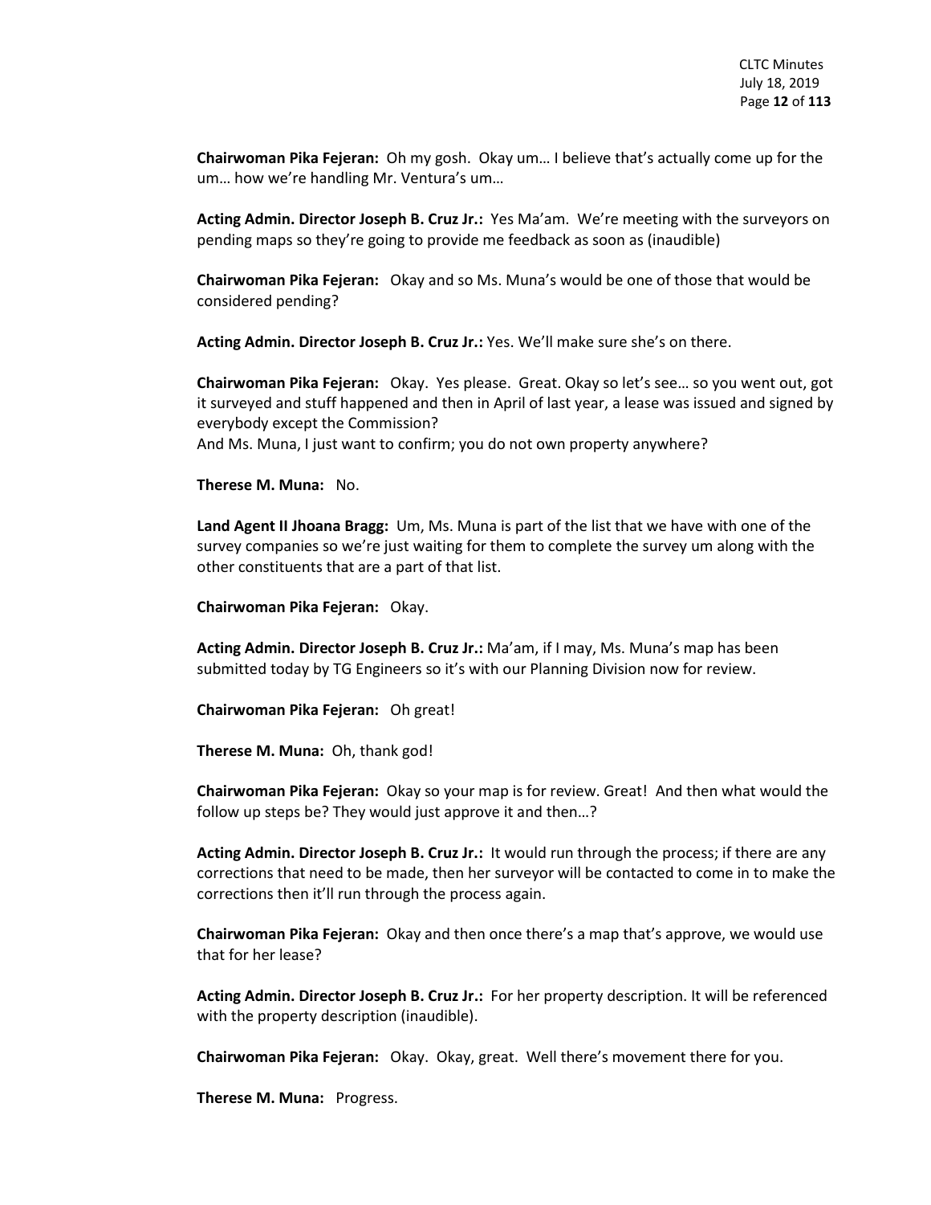**Chairwoman Pika Fejeran:** Oh my gosh. Okay um… I believe that's actually come up for the um… how we're handling Mr. Ventura's um…

**Acting Admin. Director Joseph B. Cruz Jr.:** Yes Ma'am. We're meeting with the surveyors on pending maps so they're going to provide me feedback as soon as (inaudible)

**Chairwoman Pika Fejeran:** Okay and so Ms. Muna's would be one of those that would be considered pending?

**Acting Admin. Director Joseph B. Cruz Jr.:** Yes. We'll make sure she's on there.

**Chairwoman Pika Fejeran:** Okay. Yes please. Great. Okay so let's see… so you went out, got it surveyed and stuff happened and then in April of last year, a lease was issued and signed by everybody except the Commission?
And Ms. Muna, I just want to confirm; you do not own property anywhere?

**Therese M. Muna:** No.

**Land Agent II Jhoana Bragg:** Um, Ms. Muna is part of the list that we have with one of the survey companies so we're just waiting for them to complete the survey um along with the other constituents that are a part of that list.

**Chairwoman Pika Fejeran:** Okay.

**Acting Admin. Director Joseph B. Cruz Jr.:** Ma'am, if I may, Ms. Muna's map has been submitted today by TG Engineers so it's with our Planning Division now for review.

**Chairwoman Pika Fejeran:** Oh great!

**Therese M. Muna:** Oh, thank god!

**Chairwoman Pika Fejeran:** Okay so your map is for review. Great! And then what would the follow up steps be? They would just approve it and then…?

**Acting Admin. Director Joseph B. Cruz Jr.:** It would run through the process; if there are any corrections that need to be made, then her surveyor will be contacted to come in to make the corrections then it'll run through the process again.

**Chairwoman Pika Fejeran:** Okay and then once there's a map that's approve, we would use that for her lease?

**Acting Admin. Director Joseph B. Cruz Jr.:** For her property description. It will be referenced with the property description (inaudible).

**Chairwoman Pika Fejeran:** Okay. Okay, great. Well there's movement there for you.

**Therese M. Muna:** Progress.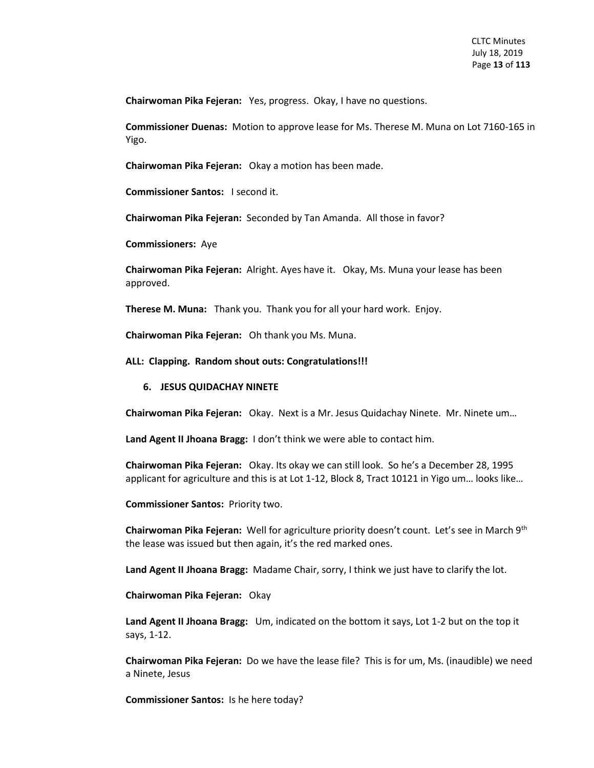**Chairwoman Pika Fejeran:** Yes, progress. Okay, I have no questions.

**Commissioner Duenas:** Motion to approve lease for Ms. Therese M. Muna on Lot 7160-165 in Yigo.

**Chairwoman Pika Fejeran:** Okay a motion has been made.

**Commissioner Santos:** I second it.

**Chairwoman Pika Fejeran:** Seconded by Tan Amanda. All those in favor?

**Commissioners:** Aye

**Chairwoman Pika Fejeran:** Alright. Ayes have it. Okay, Ms. Muna your lease has been approved.

**Therese M. Muna:** Thank you. Thank you for all your hard work. Enjoy.

**Chairwoman Pika Fejeran:** Oh thank you Ms. Muna.

**ALL: Clapping. Random shout outs: Congratulations!!!**

6. **JESUS QUIDACHAY NINETE**

**Chairwoman Pika Fejeran:** Okay. Next is a Mr. Jesus Quidachay Ninete. Mr. Ninete um…

**Land Agent II Jhoana Bragg:** I don't think we were able to contact him.

**Chairwoman Pika Fejeran:** Okay. Its okay we can still look. So he's a December 28, 1995 applicant for agriculture and this is at Lot 1-12, Block 8, Tract 10121 in Yigo um… looks like…

**Commissioner Santos:** Priority two.

**Chairwoman Pika Fejeran:** Well for agriculture priority doesn't count. Let's see in March 9th the lease was issued but then again, it's the red marked ones.

**Land Agent II Jhoana Bragg:** Madame Chair, sorry, I think we just have to clarify the lot.

**Chairwoman Pika Fejeran:** Okay

**Land Agent II Jhoana Bragg:** Um, indicated on the bottom it says, Lot 1-2 but on the top it says, 1-12.

**Chairwoman Pika Fejeran:** Do we have the lease file? This is for um, Ms. (inaudible) we need a Ninete, Jesus

**Commissioner Santos:** Is he here today?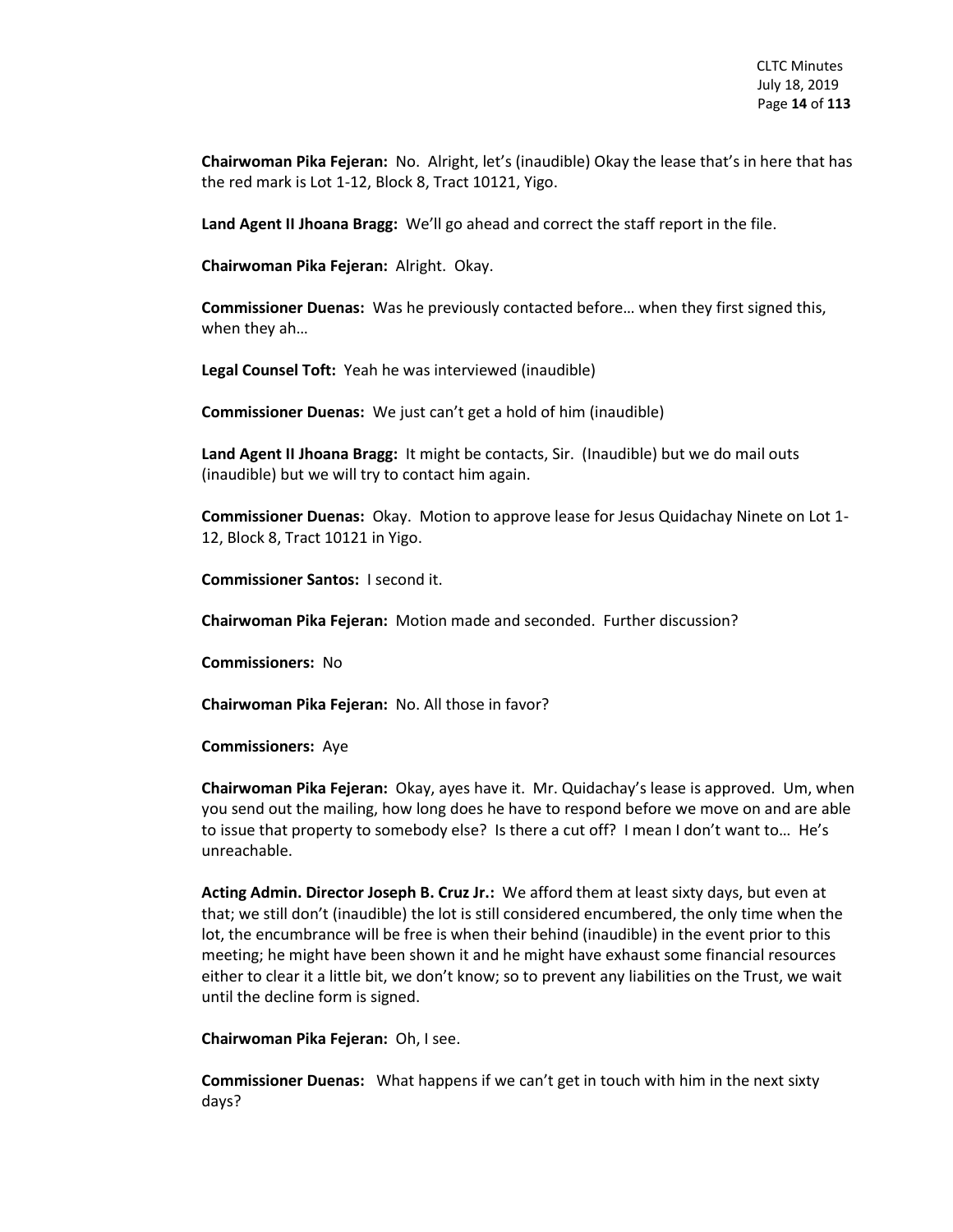**Chairwoman Pika Fejeran:** No. Alright, let's (inaudible) Okay the lease that's in here that has the red mark is Lot 1-12, Block 8, Tract 10121, Yigo.

**Land Agent II Jhoana Bragg:** We'll go ahead and correct the staff report in the file.

**Chairwoman Pika Fejeran:** Alright. Okay.

**Commissioner Duenas:** Was he previously contacted before… when they first signed this, when they ah…

**Legal Counsel Toft:** Yeah he was interviewed (inaudible)

**Commissioner Duenas:** We just can't get a hold of him (inaudible)

**Land Agent II Jhoana Bragg:** It might be contacts, Sir. (Inaudible) but we do mail outs (inaudible) but we will try to contact him again.

**Commissioner Duenas:** Okay. Motion to approve lease for Jesus Quidachay Ninete on Lot 1-12, Block 8, Tract 10121 in Yigo.

**Commissioner Santos:** I second it.

**Chairwoman Pika Fejeran:** Motion made and seconded. Further discussion?

**Commissioners:** No

**Chairwoman Pika Fejeran:** No. All those in favor?

**Commissioners:** Aye

**Chairwoman Pika Fejeran:** Okay, ayes have it. Mr. Quidachay's lease is approved. Um, when you send out the mailing, how long does he have to respond before we move on and are able to issue that property to somebody else? Is there a cut off? I mean I don't want to… He's unreachable.

**Acting Admin. Director Joseph B. Cruz Jr.:** We afford them at least sixty days, but even at that; we still don't (inaudible) the lot is still considered encumbered, the only time when the lot, the encumbrance will be free is when their behind (inaudible) in the event prior to this meeting; he might have been shown it and he might have exhaust some financial resources either to clear it a little bit, we don't know; so to prevent any liabilities on the Trust, we wait until the decline form is signed.

**Chairwoman Pika Fejeran:** Oh, I see.

**Commissioner Duenas:** What happens if we can't get in touch with him in the next sixty days?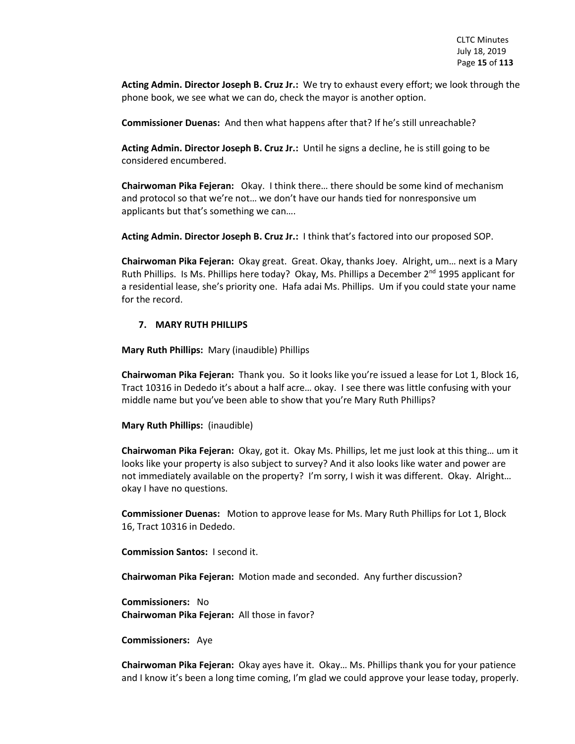**Acting Admin. Director Joseph B. Cruz Jr.:** We try to exhaust every effort; we look through the phone book, we see what we can do, check the mayor is another option.

**Commissioner Duenas:** And then what happens after that? If he's still unreachable?

**Acting Admin. Director Joseph B. Cruz Jr.:** Until he signs a decline, he is still going to be considered encumbered.

**Chairwoman Pika Fejeran:** Okay. I think there… there should be some kind of mechanism and protocol so that we're not… we don't have our hands tied for nonresponsive um applicants but that's something we can….

**Acting Admin. Director Joseph B. Cruz Jr.:** I think that's factored into our proposed SOP.

**Chairwoman Pika Fejeran:** Okay great. Great. Okay, thanks Joey. Alright, um… next is a Mary Ruth Phillips. Is Ms. Phillips here today? Okay, Ms. Phillips a December 2nd 1995 applicant for a residential lease, she's priority one. Hafa adai Ms. Phillips. Um if you could state your name for the record.

**7. MARY RUTH PHILLIPS**

**Mary Ruth Phillips:** Mary (inaudible) Phillips

**Chairwoman Pika Fejeran:** Thank you. So it looks like you're issued a lease for Lot 1, Block 16, Tract 10316 in Dededo it's about a half acre… okay. I see there was little confusing with your middle name but you've been able to show that you're Mary Ruth Phillips?

**Mary Ruth Phillips:** (inaudible)

**Chairwoman Pika Fejeran:** Okay, got it. Okay Ms. Phillips, let me just look at this thing… um it looks like your property is also subject to survey? And it also looks like water and power are not immediately available on the property? I'm sorry, I wish it was different. Okay. Alright… okay I have no questions.

**Commissioner Duenas:** Motion to approve lease for Ms. Mary Ruth Phillips for Lot 1, Block 16, Tract 10316 in Dededo.

**Commission Santos:** I second it.

**Chairwoman Pika Fejeran:** Motion made and seconded. Any further discussion?

**Commissioners:** No

**Chairwoman Pika Fejeran:** All those in favor?

**Commissioners:** Aye

**Chairwoman Pika Fejeran:** Okay ayes have it. Okay… Ms. Phillips thank you for your patience and I know it's been a long time coming, I'm glad we could approve your lease today, properly.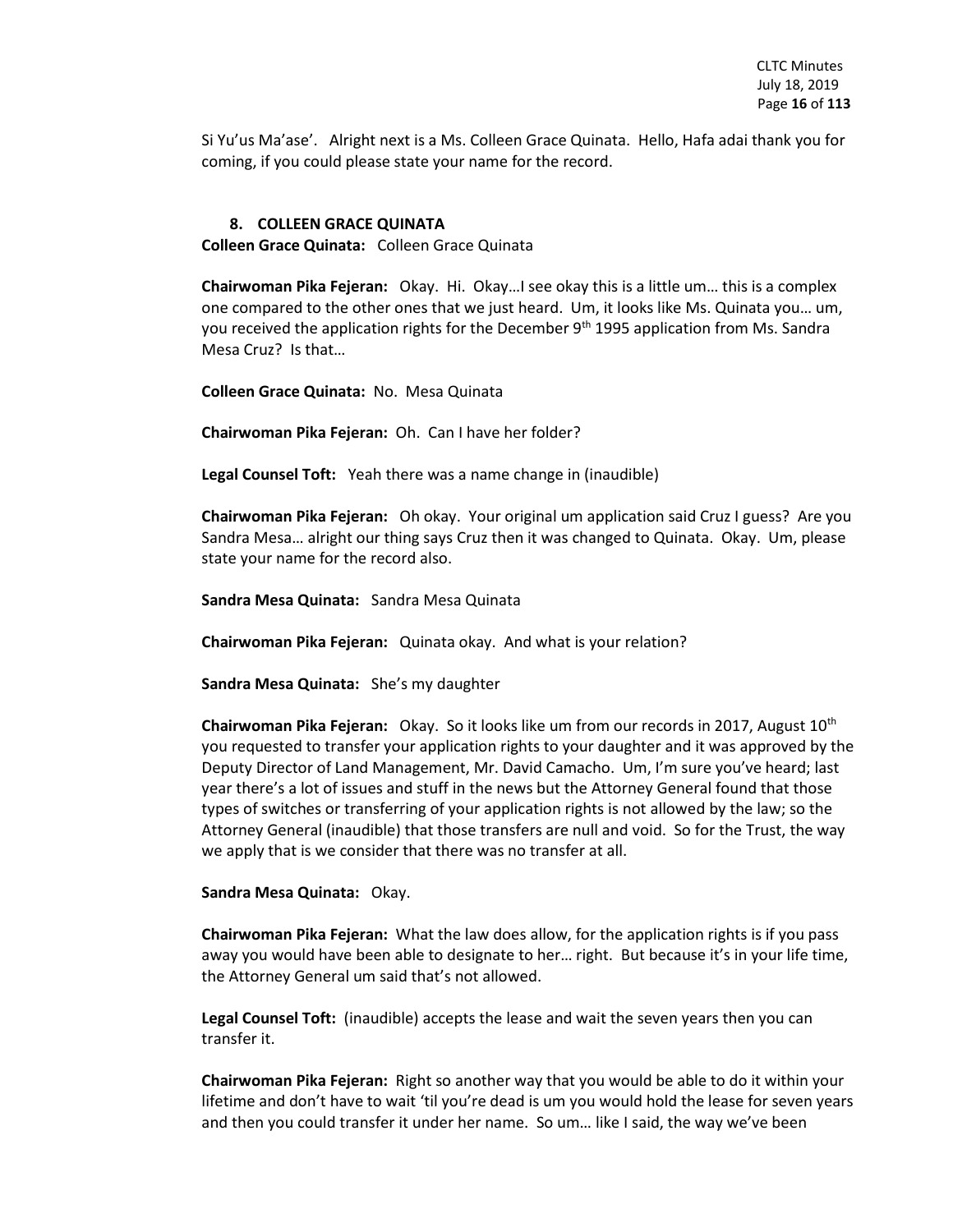Si Yu'us Ma'ase'. Alright next is a Ms. Colleen Grace Quinata. Hello, Hafa adai thank you for coming, if you could please state your name for the record.

8. **COLLEEN GRACE QUINATA**

**Colleen Grace Quinata:** Colleen Grace Quinata

**Chairwoman Pika Fejeran:** Okay. Hi. Okay…I see okay this is a little um… this is a complex one compared to the other ones that we just heard. Um, it looks like Ms. Quinata you… um, you received the application rights for the December 9th 1995 application from Ms. Sandra Mesa Cruz? Is that…

**Colleen Grace Quinata:** No. Mesa Quinata

**Chairwoman Pika Fejeran:** Oh. Can I have her folder?

**Legal Counsel Toft:** Yeah there was a name change in (inaudible)

**Chairwoman Pika Fejeran:** Oh okay. Your original um application said Cruz I guess? Are you Sandra Mesa… alright our thing says Cruz then it was changed to Quinata. Okay. Um, please state your name for the record also.

**Sandra Mesa Quinata:** Sandra Mesa Quinata

**Chairwoman Pika Fejeran:** Quinata okay. And what is your relation?

**Sandra Mesa Quinata:** She's my daughter

**Chairwoman Pika Fejeran:** Okay. So it looks like um from our records in 2017, August 10th you requested to transfer your application rights to your daughter and it was approved by the Deputy Director of Land Management, Mr. David Camacho. Um, I'm sure you've heard; last year there's a lot of issues and stuff in the news but the Attorney General found that those types of switches or transferring of your application rights is not allowed by the law; so the Attorney General (inaudible) that those transfers are null and void. So for the Trust, the way we apply that is we consider that there was no transfer at all.

**Sandra Mesa Quinata:** Okay.

**Chairwoman Pika Fejeran:** What the law does allow, for the application rights is if you pass away you would have been able to designate to her… right. But because it's in your life time, the Attorney General um said that's not allowed.

**Legal Counsel Toft:** (inaudible) accepts the lease and wait the seven years then you can transfer it.

**Chairwoman Pika Fejeran:** Right so another way that you would be able to do it within your lifetime and don't have to wait 'til you're dead is um you would hold the lease for seven years and then you could transfer it under her name. So um… like I said, the way we've been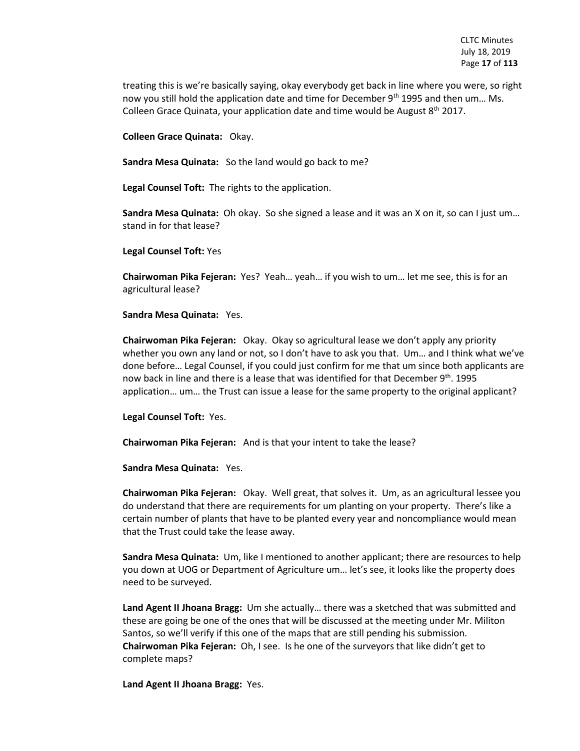treating this is we're basically saying, okay everybody get back in line where you were, so right now you still hold the application date and time for December 9th 1995 and then um… Ms. Colleen Grace Quinata, your application date and time would be August 8th 2017.

**Colleen Grace Quinata:** Okay.

**Sandra Mesa Quinata:** So the land would go back to me?

**Legal Counsel Toft:** The rights to the application.

**Sandra Mesa Quinata:** Oh okay. So she signed a lease and it was an X on it, so can I just um… stand in for that lease?

**Legal Counsel Toft:** Yes

**Chairwoman Pika Fejeran:** Yes? Yeah… yeah… if you wish to um… let me see, this is for an agricultural lease?

**Sandra Mesa Quinata:** Yes.

**Chairwoman Pika Fejeran:** Okay. Okay so agricultural lease we don't apply any priority whether you own any land or not, so I don't have to ask you that. Um… and I think what we've done before… Legal Counsel, if you could just confirm for me that um since both applicants are now back in line and there is a lease that was identified for that December 9th. 1995 application… um… the Trust can issue a lease for the same property to the original applicant?

**Legal Counsel Toft:** Yes.

**Chairwoman Pika Fejeran:** And is that your intent to take the lease?

**Sandra Mesa Quinata:** Yes.

**Chairwoman Pika Fejeran:** Okay. Well great, that solves it. Um, as an agricultural lessee you do understand that there are requirements for um planting on your property. There's like a certain number of plants that have to be planted every year and noncompliance would mean that the Trust could take the lease away.

**Sandra Mesa Quinata:** Um, like I mentioned to another applicant; there are resources to help you down at UOG or Department of Agriculture um… let's see, it looks like the property does need to be surveyed.

**Land Agent II Jhoana Bragg:** Um she actually… there was a sketched that was submitted and these are going be one of the ones that will be discussed at the meeting under Mr. Militon Santos, so we'll verify if this one of the maps that are still pending his submission.

**Chairwoman Pika Fejeran:** Oh, I see. Is he one of the surveyors that like didn't get to complete maps?

**Land Agent II Jhoana Bragg:** Yes.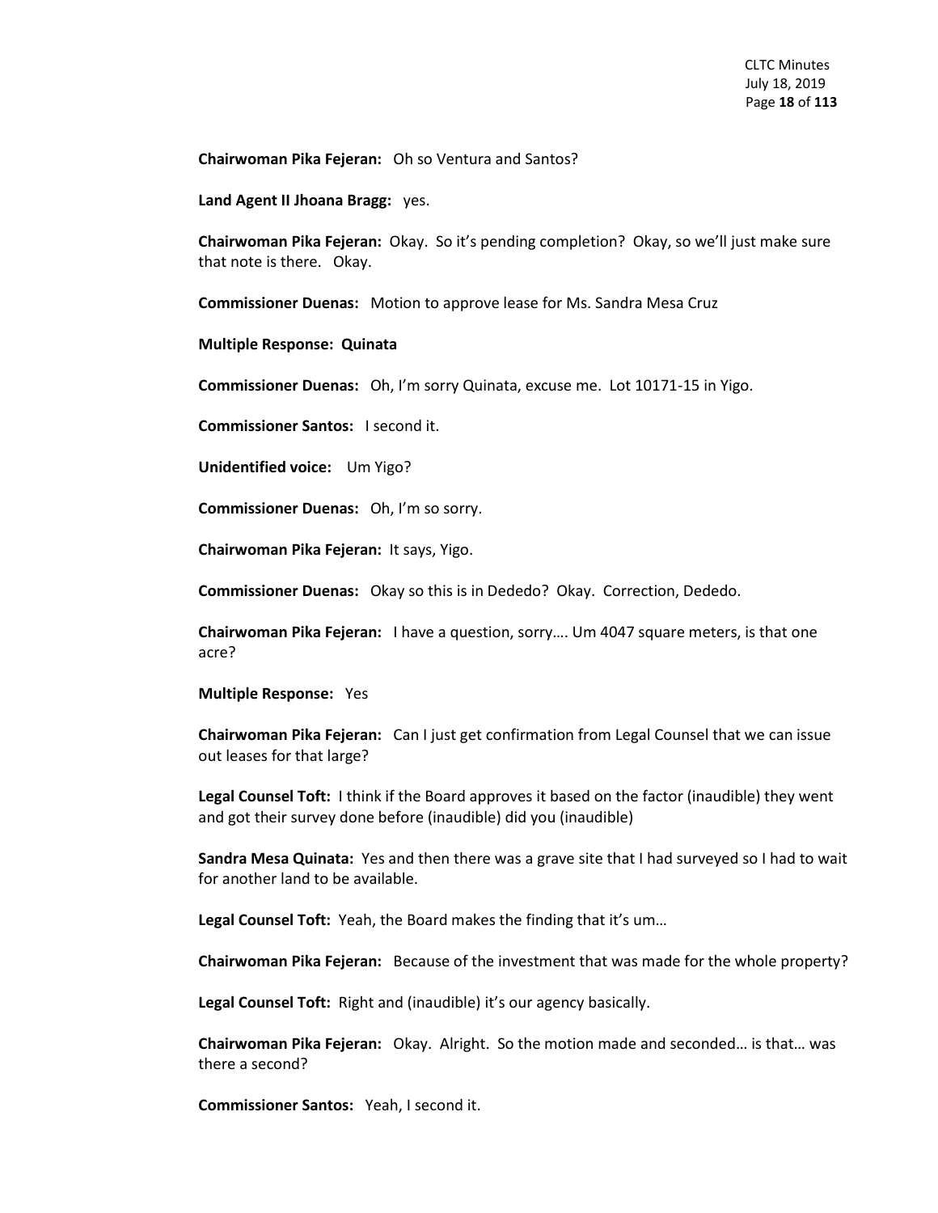**Chairwoman Pika Fejeran:** Oh so Ventura and Santos?

**Land Agent II Jhoana Bragg:** yes.

**Chairwoman Pika Fejeran:** Okay. So it's pending completion? Okay, so we'll just make sure that note is there. Okay.

**Commissioner Duenas:** Motion to approve lease for Ms. Sandra Mesa Cruz

**Multiple Response: Quinata**

**Commissioner Duenas:** Oh, I'm sorry Quinata, excuse me. Lot 10171-15 in Yigo.

**Commissioner Santos:** I second it.

**Unidentified voice:** Um Yigo?

**Commissioner Duenas:** Oh, I'm so sorry.

**Chairwoman Pika Fejeran:** It says, Yigo.

**Commissioner Duenas:** Okay so this is in Dededo? Okay. Correction, Dededo.

**Chairwoman Pika Fejeran:** I have a question, sorry…. Um 4047 square meters, is that one acre?

**Multiple Response:** Yes

**Chairwoman Pika Fejeran:** Can I just get confirmation from Legal Counsel that we can issue out leases for that large?

**Legal Counsel Toft:** I think if the Board approves it based on the factor (inaudible) they went and got their survey done before (inaudible) did you (inaudible)

**Sandra Mesa Quinata:** Yes and then there was a grave site that I had surveyed so I had to wait for another land to be available.

**Legal Counsel Toft:** Yeah, the Board makes the finding that it's um…

**Chairwoman Pika Fejeran:** Because of the investment that was made for the whole property?

**Legal Counsel Toft:** Right and (inaudible) it's our agency basically.

**Chairwoman Pika Fejeran:** Okay. Alright. So the motion made and seconded… is that… was there a second?

**Commissioner Santos:** Yeah, I second it.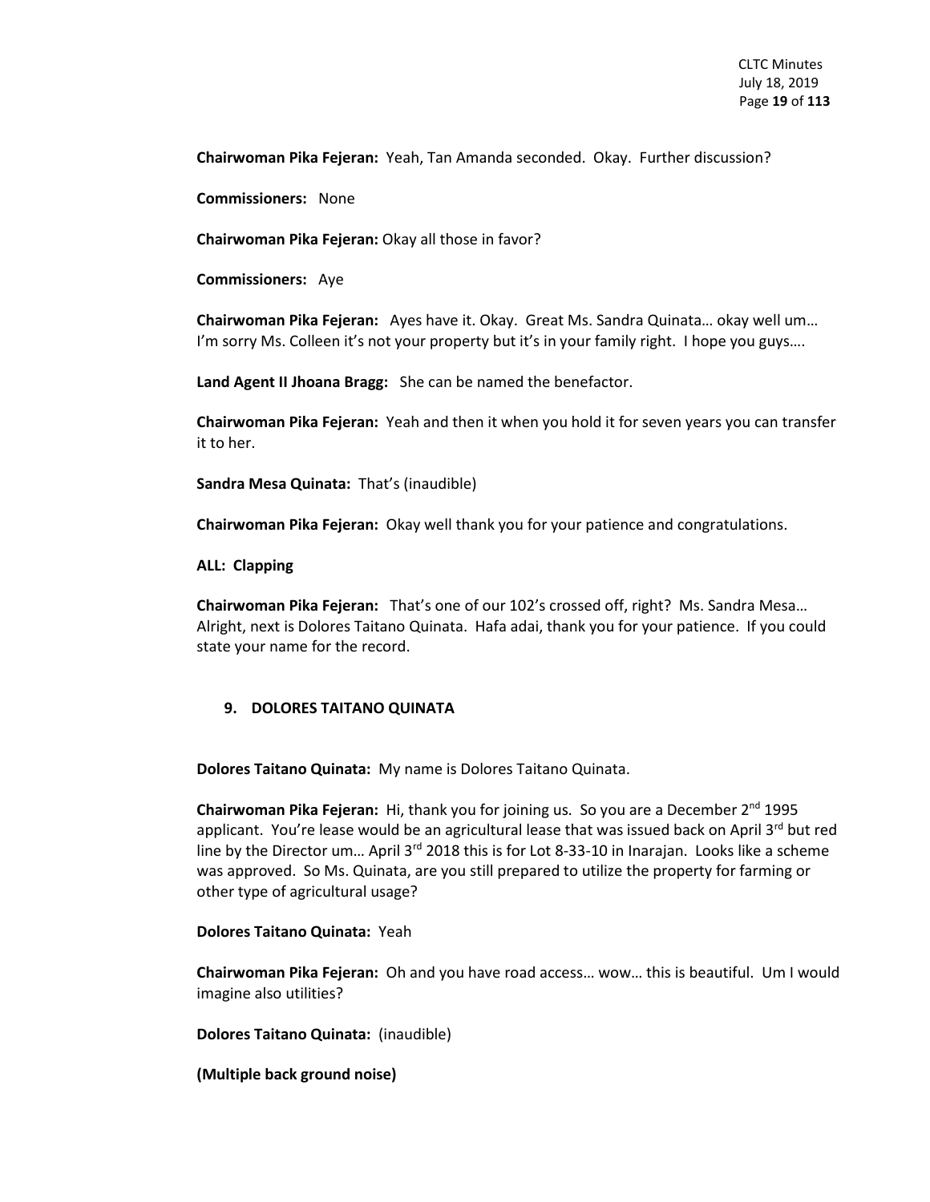**Chairwoman Pika Fejeran:** Yeah, Tan Amanda seconded. Okay. Further discussion?

**Commissioners:** None

**Chairwoman Pika Fejeran:** Okay all those in favor?

**Commissioners:** Aye

**Chairwoman Pika Fejeran:** Ayes have it. Okay. Great Ms. Sandra Quinata… okay well um… I'm sorry Ms. Colleen it's not your property but it's in your family right. I hope you guys….

**Land Agent II Jhoana Bragg:** She can be named the benefactor.

**Chairwoman Pika Fejeran:** Yeah and then it when you hold it for seven years you can transfer it to her.

**Sandra Mesa Quinata:** That's (inaudible)

**Chairwoman Pika Fejeran:** Okay well thank you for your patience and congratulations.

**ALL: Clapping**

**Chairwoman Pika Fejeran:** That's one of our 102's crossed off, right? Ms. Sandra Mesa… Alright, next is Dolores Taitano Quinata. Hafa adai, thank you for your patience. If you could state your name for the record.

**9. DOLORES TAITANO QUINATA**

**Dolores Taitano Quinata:** My name is Dolores Taitano Quinata.

**Chairwoman Pika Fejeran:** Hi, thank you for joining us. So you are a December 2nd 1995 applicant. You're lease would be an agricultural lease that was issued back on April 3rd but red line by the Director um… April 3rd 2018 this is for Lot 8-33-10 in Inarajan. Looks like a scheme was approved. So Ms. Quinata, are you still prepared to utilize the property for farming or other type of agricultural usage?

**Dolores Taitano Quinata:** Yeah

**Chairwoman Pika Fejeran:** Oh and you have road access… wow… this is beautiful. Um I would imagine also utilities?

**Dolores Taitano Quinata:** (inaudible)

**(Multiple back ground noise)**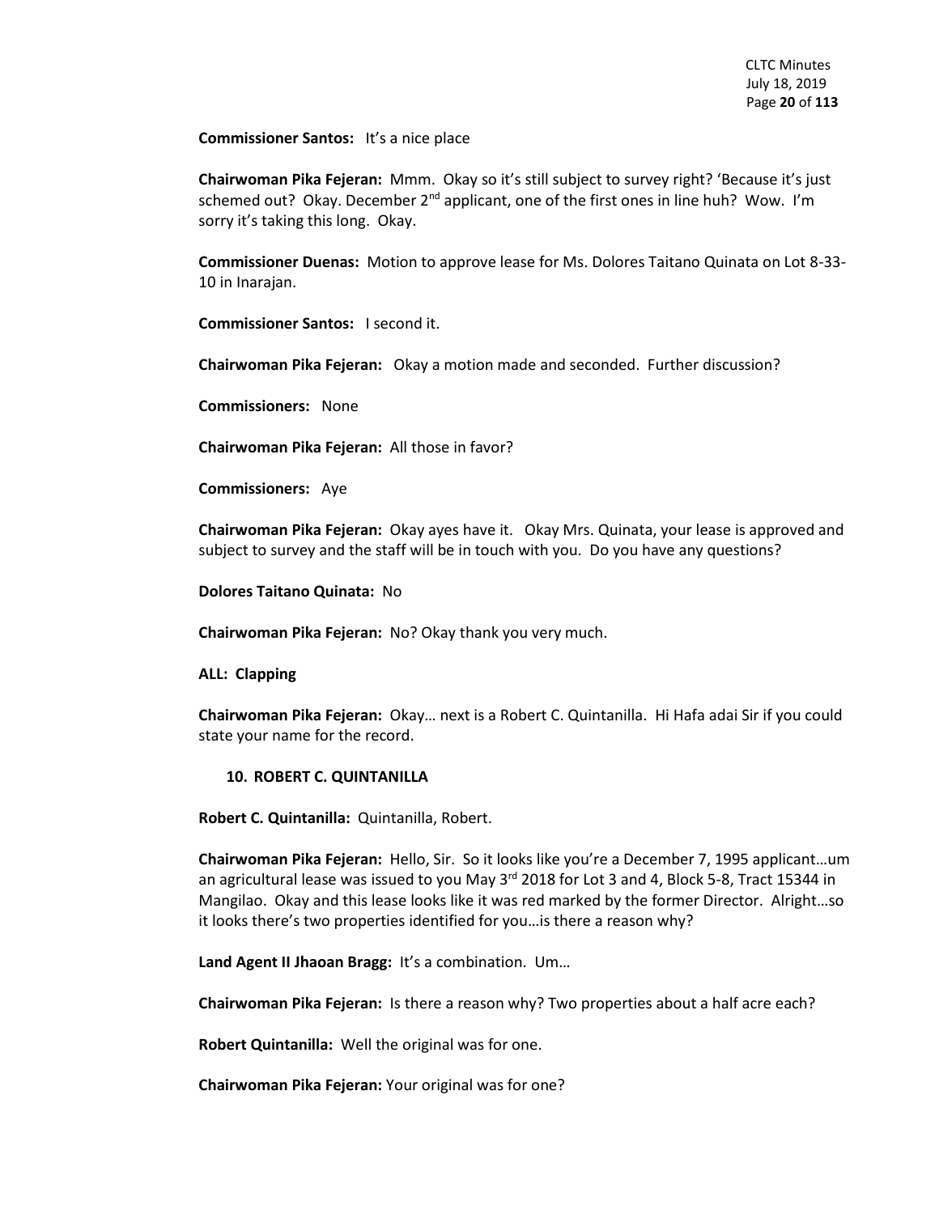**Commissioner Santos:** It's a nice place

**Chairwoman Pika Fejeran:** Mmm. Okay so it's still subject to survey right? 'Because it's just schemed out? Okay. December 2nd applicant, one of the first ones in line huh? Wow. I'm sorry it's taking this long. Okay.

**Commissioner Duenas:** Motion to approve lease for Ms. Dolores Taitano Quinata on Lot 8-33-10 in Inarajan.

**Commissioner Santos:** I second it.

**Chairwoman Pika Fejeran:** Okay a motion made and seconded. Further discussion?

**Commissioners:** None

**Chairwoman Pika Fejeran:** All those in favor?

**Commissioners:** Aye

**Chairwoman Pika Fejeran:** Okay ayes have it. Okay Mrs. Quinata, your lease is approved and subject to survey and the staff will be in touch with you. Do you have any questions?

**Dolores Taitano Quinata:** No

**Chairwoman Pika Fejeran:** No? Okay thank you very much.

**ALL: Clapping**

**Chairwoman Pika Fejeran:** Okay… next is a Robert C. Quintanilla. Hi Hafa adai Sir if you could state your name for the record.

**10. ROBERT C. QUINTANILLA**

**Robert C. Quintanilla:** Quintanilla, Robert.

**Chairwoman Pika Fejeran:** Hello, Sir. So it looks like you're a December 7, 1995 applicant…um an agricultural lease was issued to you May 3rd 2018 for Lot 3 and 4, Block 5-8, Tract 15344 in Mangilao. Okay and this lease looks like it was red marked by the former Director. Alright…so it looks there's two properties identified for you…is there a reason why?

**Land Agent II Jhaoan Bragg:** It's a combination. Um…

**Chairwoman Pika Fejeran:** Is there a reason why? Two properties about a half acre each?

**Robert Quintanilla:** Well the original was for one.

**Chairwoman Pika Fejeran:** Your original was for one?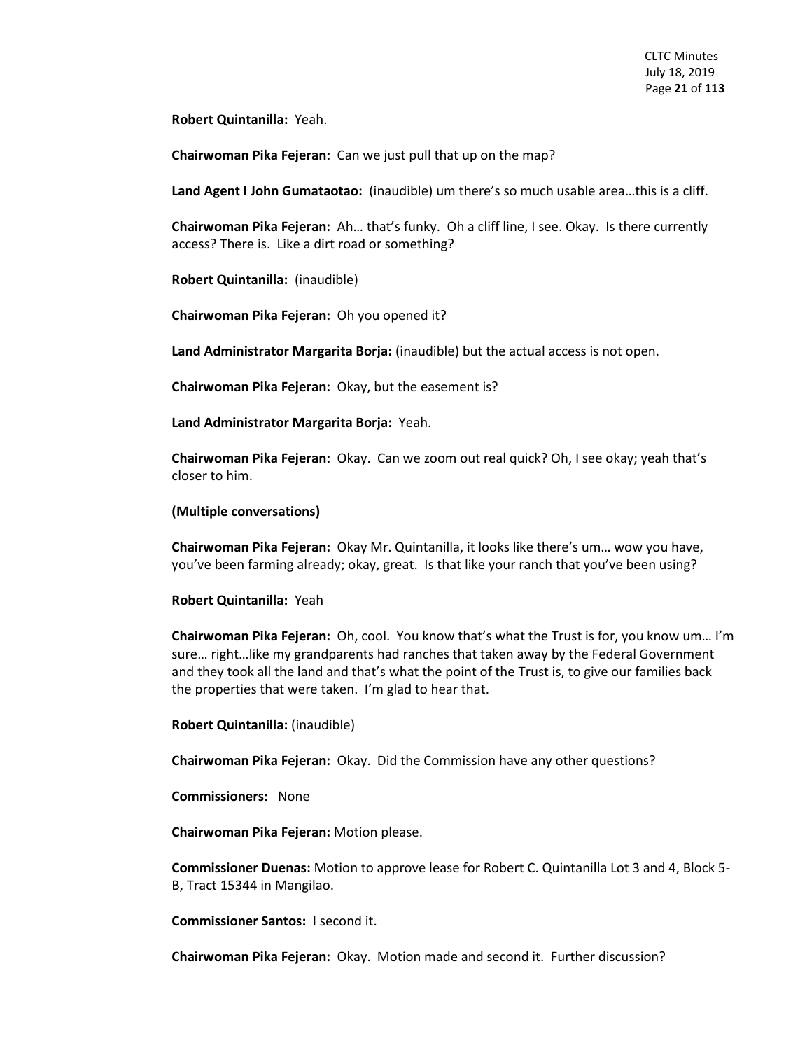**Robert Quintanilla:** Yeah.

**Chairwoman Pika Fejeran:** Can we just pull that up on the map?

**Land Agent I John Gumataotao:** (inaudible) um there's so much usable area…this is a cliff.

**Chairwoman Pika Fejeran:** Ah… that's funky. Oh a cliff line, I see. Okay. Is there currently access? There is. Like a dirt road or something?

**Robert Quintanilla:** (inaudible)

**Chairwoman Pika Fejeran:** Oh you opened it?

**Land Administrator Margarita Borja:** (inaudible) but the actual access is not open.

**Chairwoman Pika Fejeran:** Okay, but the easement is?

**Land Administrator Margarita Borja:** Yeah.

**Chairwoman Pika Fejeran:** Okay. Can we zoom out real quick? Oh, I see okay; yeah that's closer to him.

**(Multiple conversations)**

**Chairwoman Pika Fejeran:** Okay Mr. Quintanilla, it looks like there's um… wow you have, you've been farming already; okay, great. Is that like your ranch that you've been using?

**Robert Quintanilla:** Yeah

**Chairwoman Pika Fejeran:** Oh, cool. You know that's what the Trust is for, you know um… I'm sure… right…like my grandparents had ranches that taken away by the Federal Government and they took all the land and that's what the point of the Trust is, to give our families back the properties that were taken. I'm glad to hear that.

**Robert Quintanilla:** (inaudible)

**Chairwoman Pika Fejeran:** Okay. Did the Commission have any other questions?

**Commissioners:** None

**Chairwoman Pika Fejeran:** Motion please.

**Commissioner Duenas:** Motion to approve lease for Robert C. Quintanilla Lot 3 and 4, Block 5-B, Tract 15344 in Mangilao.

**Commissioner Santos:** I second it.

**Chairwoman Pika Fejeran:** Okay. Motion made and second it. Further discussion?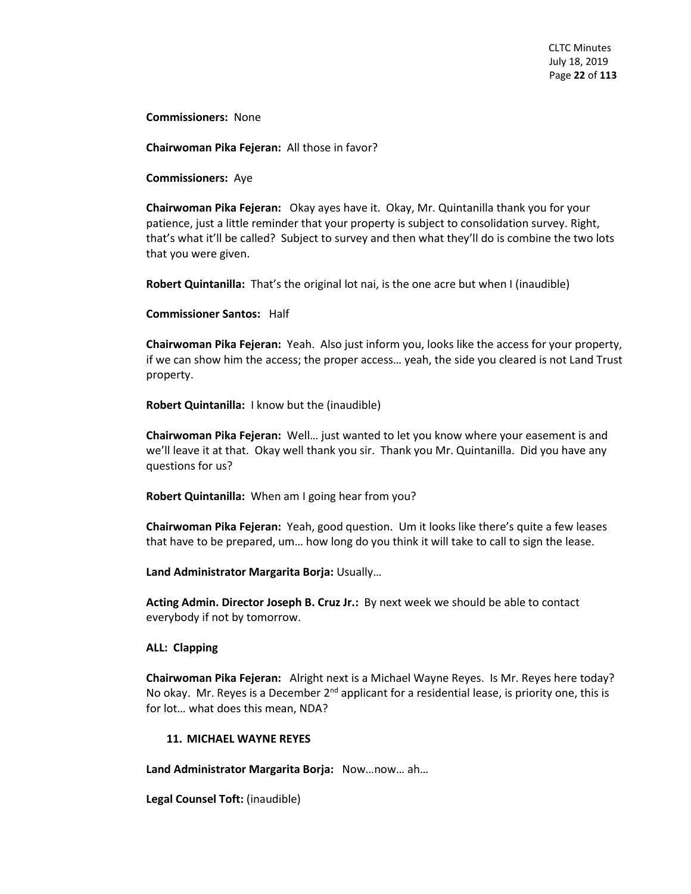**Commissioners:** None

**Chairwoman Pika Fejeran:** All those in favor?

**Commissioners:** Aye

**Chairwoman Pika Fejeran:** Okay ayes have it. Okay, Mr. Quintanilla thank you for your patience, just a little reminder that your property is subject to consolidation survey. Right, that's what it'll be called? Subject to survey and then what they'll do is combine the two lots that you were given.

**Robert Quintanilla:** That's the original lot nai, is the one acre but when I (inaudible)

**Commissioner Santos:** Half

**Chairwoman Pika Fejeran:** Yeah. Also just inform you, looks like the access for your property, if we can show him the access; the proper access… yeah, the side you cleared is not Land Trust property.

**Robert Quintanilla:** I know but the (inaudible)

**Chairwoman Pika Fejeran:** Well… just wanted to let you know where your easement is and we'll leave it at that. Okay well thank you sir. Thank you Mr. Quintanilla. Did you have any questions for us?

**Robert Quintanilla:** When am I going hear from you?

**Chairwoman Pika Fejeran:** Yeah, good question. Um it looks like there's quite a few leases that have to be prepared, um… how long do you think it will take to call to sign the lease.

**Land Administrator Margarita Borja:** Usually…

**Acting Admin. Director Joseph B. Cruz Jr.:** By next week we should be able to contact everybody if not by tomorrow.

**ALL: Clapping**

**Chairwoman Pika Fejeran:** Alright next is a Michael Wayne Reyes. Is Mr. Reyes here today? No okay. Mr. Reyes is a December 2nd applicant for a residential lease, is priority one, this is for lot… what does this mean, NDA?

**11. MICHAEL WAYNE REYES**

**Land Administrator Margarita Borja:** Now…now… ah…

**Legal Counsel Toft:** (inaudible)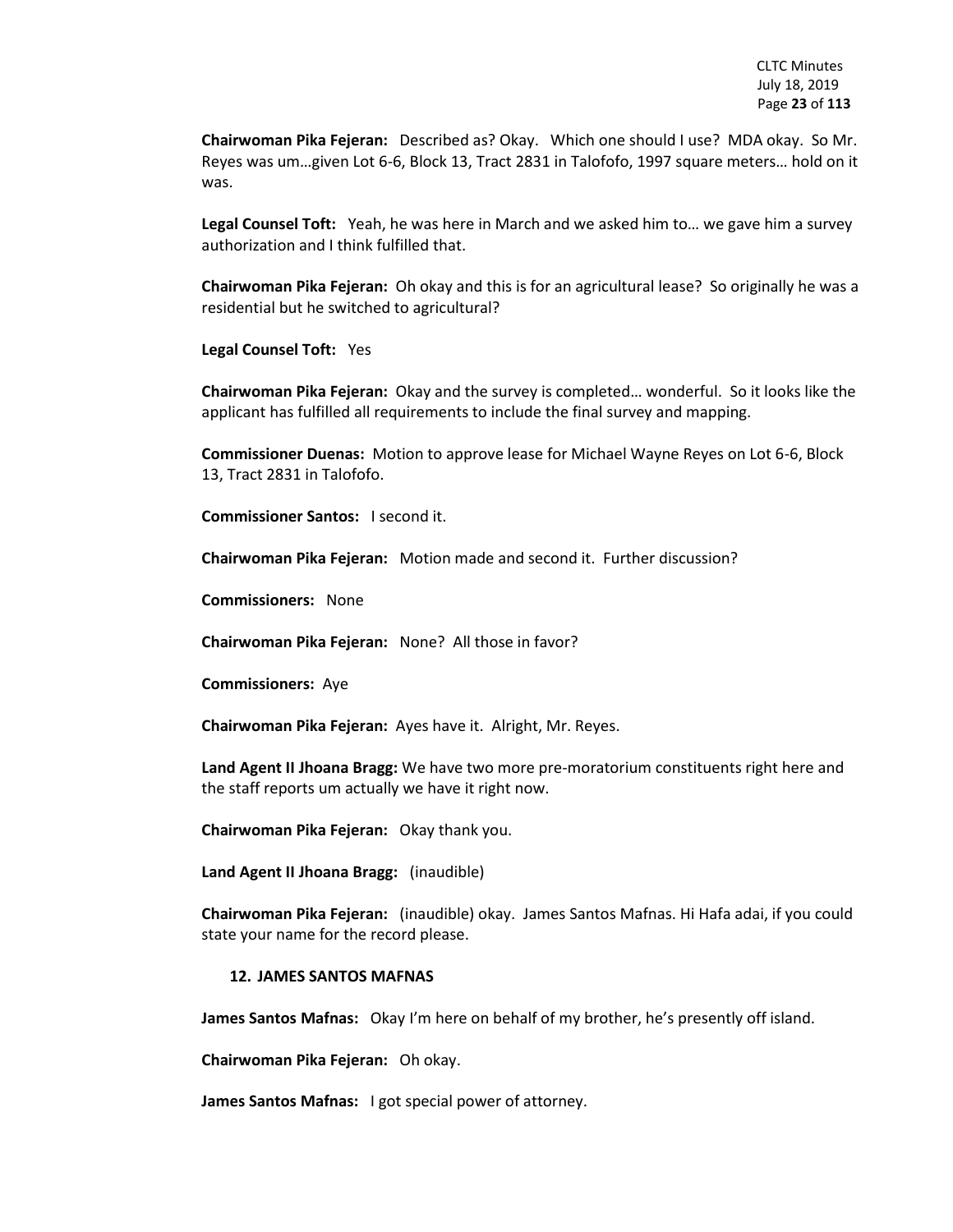**Chairwoman Pika Fejeran:** Described as? Okay. Which one should I use? MDA okay. So Mr. Reyes was um…given Lot 6-6, Block 13, Tract 2831 in Talofofo, 1997 square meters… hold on it was.

**Legal Counsel Toft:** Yeah, he was here in March and we asked him to… we gave him a survey authorization and I think fulfilled that.

**Chairwoman Pika Fejeran:** Oh okay and this is for an agricultural lease? So originally he was a residential but he switched to agricultural?

**Legal Counsel Toft:** Yes

**Chairwoman Pika Fejeran:** Okay and the survey is completed… wonderful. So it looks like the applicant has fulfilled all requirements to include the final survey and mapping.

**Commissioner Duenas:** Motion to approve lease for Michael Wayne Reyes on Lot 6-6, Block 13, Tract 2831 in Talofofo.

**Commissioner Santos:** I second it.

**Chairwoman Pika Fejeran:** Motion made and second it. Further discussion?

**Commissioners:** None

**Chairwoman Pika Fejeran:** None? All those in favor?

**Commissioners:** Aye

**Chairwoman Pika Fejeran:** Ayes have it. Alright, Mr. Reyes.

**Land Agent II Jhoana Bragg:** We have two more pre-moratorium constituents right here and the staff reports um actually we have it right now.

**Chairwoman Pika Fejeran:** Okay thank you.

**Land Agent II Jhoana Bragg:** (inaudible)

**Chairwoman Pika Fejeran:** (inaudible) okay. James Santos Mafnas. Hi Hafa adai, if you could state your name for the record please.

### 12. JAMES SANTOS MAFNAS

**James Santos Mafnas:** Okay I'm here on behalf of my brother, he's presently off island.

**Chairwoman Pika Fejeran:** Oh okay.

**James Santos Mafnas:** I got special power of attorney.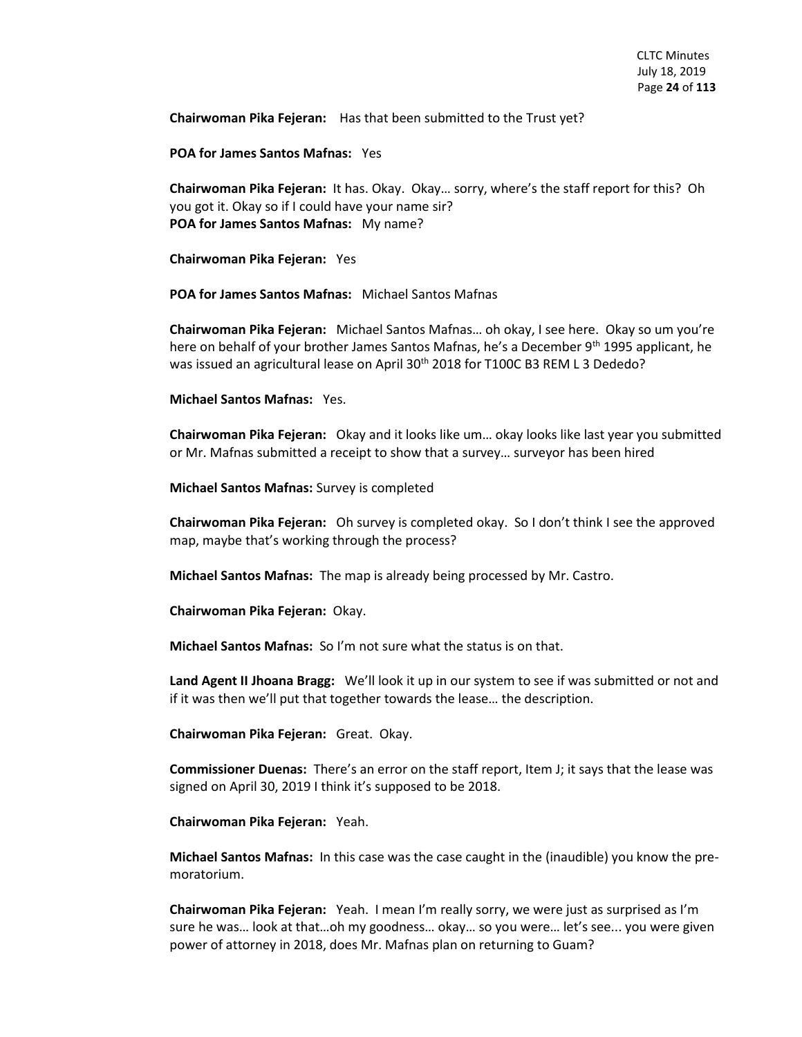**Chairwoman Pika Fejeran:** Has that been submitted to the Trust yet?

**POA for James Santos Mafnas:** Yes

**Chairwoman Pika Fejeran:** It has. Okay. Okay… sorry, where's the staff report for this? Oh you got it. Okay so if I could have your name sir?
**POA for James Santos Mafnas:** My name?

**Chairwoman Pika Fejeran:** Yes

**POA for James Santos Mafnas:** Michael Santos Mafnas

**Chairwoman Pika Fejeran:** Michael Santos Mafnas… oh okay, I see here. Okay so um you're here on behalf of your brother James Santos Mafnas, he's a December 9th 1995 applicant, he was issued an agricultural lease on April 30th 2018 for T100C B3 REM L 3 Dededo?

**Michael Santos Mafnas:** Yes.

**Chairwoman Pika Fejeran:** Okay and it looks like um… okay looks like last year you submitted or Mr. Mafnas submitted a receipt to show that a survey… surveyor has been hired

**Michael Santos Mafnas:** Survey is completed

**Chairwoman Pika Fejeran:** Oh survey is completed okay. So I don't think I see the approved map, maybe that's working through the process?

**Michael Santos Mafnas:** The map is already being processed by Mr. Castro.

**Chairwoman Pika Fejeran:** Okay.

**Michael Santos Mafnas:** So I'm not sure what the status is on that.

**Land Agent II Jhoana Bragg:** We'll look it up in our system to see if was submitted or not and if it was then we'll put that together towards the lease… the description.

**Chairwoman Pika Fejeran:** Great. Okay.

**Commissioner Duenas:** There's an error on the staff report, Item J; it says that the lease was signed on April 30, 2019 I think it's supposed to be 2018.

**Chairwoman Pika Fejeran:** Yeah.

**Michael Santos Mafnas:** In this case was the case caught in the (inaudible) you know the pre-moratorium.

**Chairwoman Pika Fejeran:** Yeah. I mean I'm really sorry, we were just as surprised as I'm sure he was… look at that…oh my goodness… okay… so you were… let's see... you were given power of attorney in 2018, does Mr. Mafnas plan on returning to Guam?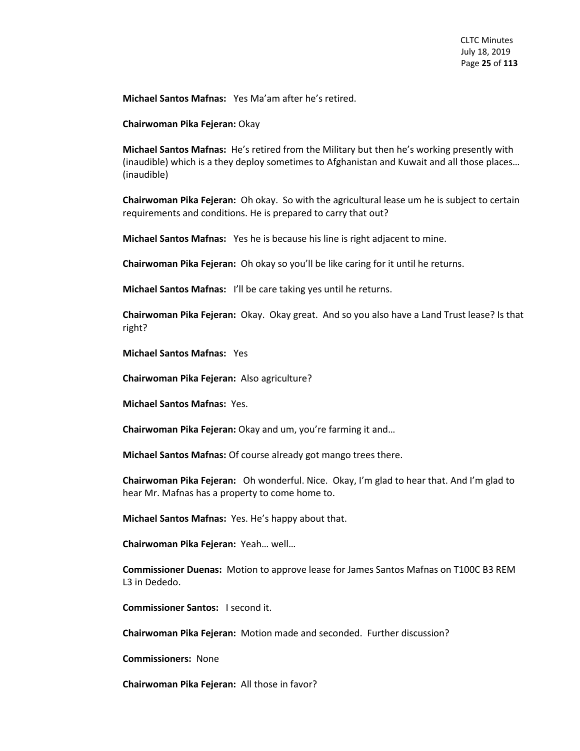**Michael Santos Mafnas:** Yes Ma'am after he's retired.

**Chairwoman Pika Fejeran:** Okay

**Michael Santos Mafnas:** He's retired from the Military but then he's working presently with (inaudible) which is a they deploy sometimes to Afghanistan and Kuwait and all those places… (inaudible)

**Chairwoman Pika Fejeran:** Oh okay. So with the agricultural lease um he is subject to certain requirements and conditions. He is prepared to carry that out?

**Michael Santos Mafnas:** Yes he is because his line is right adjacent to mine.

**Chairwoman Pika Fejeran:** Oh okay so you'll be like caring for it until he returns.

**Michael Santos Mafnas:** I'll be care taking yes until he returns.

**Chairwoman Pika Fejeran:** Okay. Okay great. And so you also have a Land Trust lease? Is that right?

**Michael Santos Mafnas:** Yes

**Chairwoman Pika Fejeran:** Also agriculture?

**Michael Santos Mafnas:** Yes.

**Chairwoman Pika Fejeran:** Okay and um, you're farming it and…

**Michael Santos Mafnas:** Of course already got mango trees there.

**Chairwoman Pika Fejeran:** Oh wonderful. Nice. Okay, I'm glad to hear that. And I'm glad to hear Mr. Mafnas has a property to come home to.

**Michael Santos Mafnas:** Yes. He's happy about that.

**Chairwoman Pika Fejeran:** Yeah… well…

**Commissioner Duenas:** Motion to approve lease for James Santos Mafnas on T100C B3 REM L3 in Dededo.

**Commissioner Santos:** I second it.

**Chairwoman Pika Fejeran:** Motion made and seconded. Further discussion?

**Commissioners:** None

**Chairwoman Pika Fejeran:** All those in favor?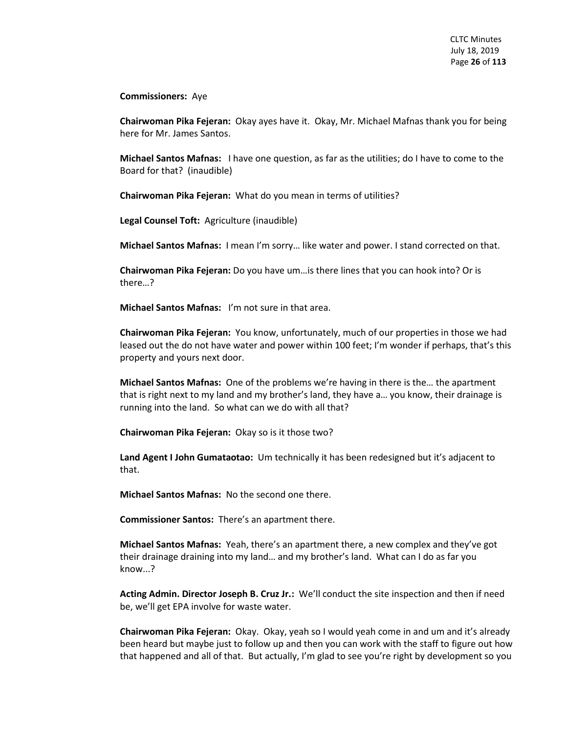**Commissioners:** Aye

**Chairwoman Pika Fejeran:** Okay ayes have it. Okay, Mr. Michael Mafnas thank you for being here for Mr. James Santos.

**Michael Santos Mafnas:** I have one question, as far as the utilities; do I have to come to the Board for that? (inaudible)

**Chairwoman Pika Fejeran:** What do you mean in terms of utilities?

**Legal Counsel Toft:** Agriculture (inaudible)

**Michael Santos Mafnas:** I mean I'm sorry… like water and power. I stand corrected on that.

**Chairwoman Pika Fejeran:** Do you have um…is there lines that you can hook into? Or is there…?

**Michael Santos Mafnas:** I'm not sure in that area.

**Chairwoman Pika Fejeran:** You know, unfortunately, much of our properties in those we had leased out the do not have water and power within 100 feet; I'm wonder if perhaps, that's this property and yours next door.

**Michael Santos Mafnas:** One of the problems we're having in there is the… the apartment that is right next to my land and my brother's land, they have a… you know, their drainage is running into the land. So what can we do with all that?

**Chairwoman Pika Fejeran:** Okay so is it those two?

**Land Agent I John Gumataotao:** Um technically it has been redesigned but it's adjacent to that.

**Michael Santos Mafnas:** No the second one there.

**Commissioner Santos:** There's an apartment there.

**Michael Santos Mafnas:** Yeah, there's an apartment there, a new complex and they've got their drainage draining into my land… and my brother's land. What can I do as far you know...?

**Acting Admin. Director Joseph B. Cruz Jr.:** We'll conduct the site inspection and then if need be, we'll get EPA involve for waste water.

**Chairwoman Pika Fejeran:** Okay. Okay, yeah so I would yeah come in and um and it's already been heard but maybe just to follow up and then you can work with the staff to figure out how that happened and all of that. But actually, I'm glad to see you're right by development so you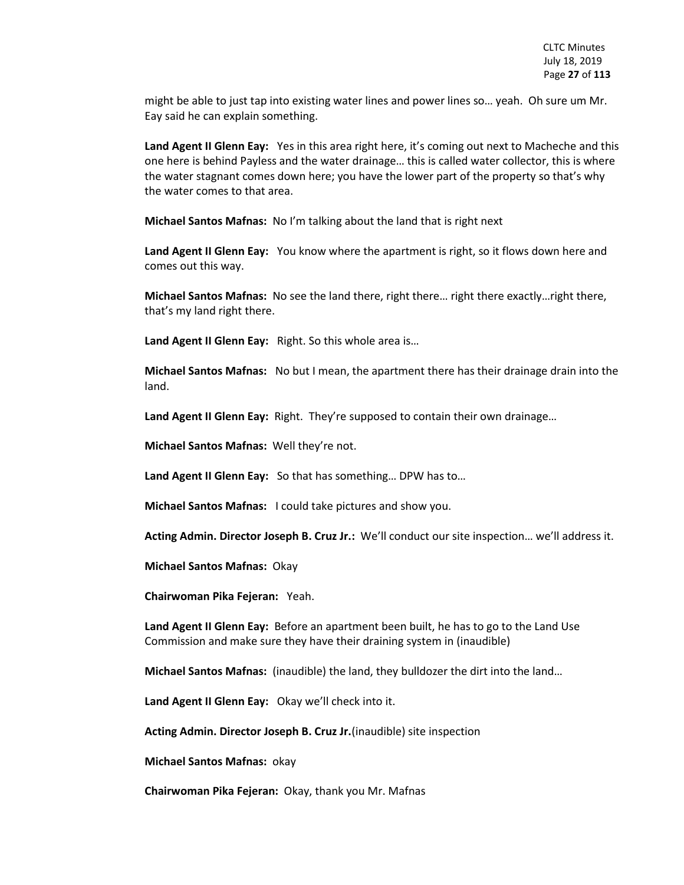might be able to just tap into existing water lines and power lines so… yeah. Oh sure um Mr. Eay said he can explain something.

**Land Agent II Glenn Eay:** Yes in this area right here, it's coming out next to Macheche and this one here is behind Payless and the water drainage… this is called water collector, this is where the water stagnant comes down here; you have the lower part of the property so that's why the water comes to that area.

**Michael Santos Mafnas:** No I'm talking about the land that is right next

**Land Agent II Glenn Eay:** You know where the apartment is right, so it flows down here and comes out this way.

**Michael Santos Mafnas:** No see the land there, right there… right there exactly…right there, that's my land right there.

**Land Agent II Glenn Eay:** Right. So this whole area is…

**Michael Santos Mafnas:** No but I mean, the apartment there has their drainage drain into the land.

**Land Agent II Glenn Eay:** Right. They're supposed to contain their own drainage…

**Michael Santos Mafnas:** Well they're not.

**Land Agent II Glenn Eay:** So that has something… DPW has to…

**Michael Santos Mafnas:** I could take pictures and show you.

**Acting Admin. Director Joseph B. Cruz Jr.:** We'll conduct our site inspection… we'll address it.

**Michael Santos Mafnas:** Okay

**Chairwoman Pika Fejeran:** Yeah.

**Land Agent II Glenn Eay:** Before an apartment been built, he has to go to the Land Use Commission and make sure they have their draining system in (inaudible)

**Michael Santos Mafnas:** (inaudible) the land, they bulldozer the dirt into the land…

**Land Agent II Glenn Eay:** Okay we'll check into it.

**Acting Admin. Director Joseph B. Cruz Jr.**(inaudible) site inspection

**Michael Santos Mafnas:** okay

**Chairwoman Pika Fejeran:** Okay, thank you Mr. Mafnas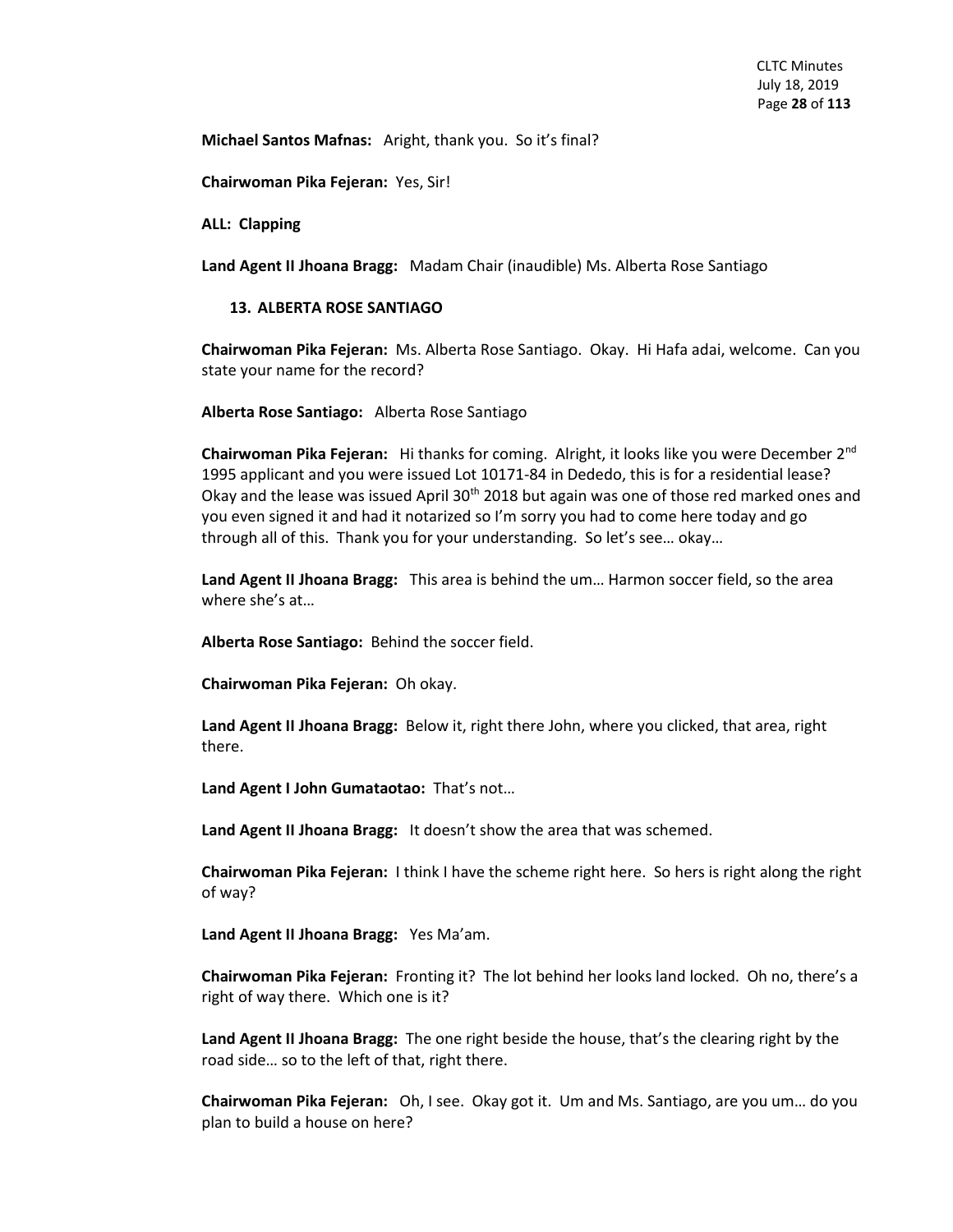**Michael Santos Mafnas:** Aright, thank you. So it's final?

**Chairwoman Pika Fejeran:** Yes, Sir!

**ALL: Clapping**

**Land Agent II Jhoana Bragg:** Madam Chair (inaudible) Ms. Alberta Rose Santiago

**13. ALBERTA ROSE SANTIAGO**

**Chairwoman Pika Fejeran:** Ms. Alberta Rose Santiago. Okay. Hi Hafa adai, welcome. Can you state your name for the record?

**Alberta Rose Santiago:** Alberta Rose Santiago

**Chairwoman Pika Fejeran:** Hi thanks for coming. Alright, it looks like you were December 2nd 1995 applicant and you were issued Lot 10171-84 in Dededo, this is for a residential lease? Okay and the lease was issued April 30th 2018 but again was one of those red marked ones and you even signed it and had it notarized so I'm sorry you had to come here today and go through all of this. Thank you for your understanding. So let's see… okay…

**Land Agent II Jhoana Bragg:** This area is behind the um… Harmon soccer field, so the area where she's at…

**Alberta Rose Santiago:** Behind the soccer field.

**Chairwoman Pika Fejeran:** Oh okay.

**Land Agent II Jhoana Bragg:** Below it, right there John, where you clicked, that area, right there.

**Land Agent I John Gumataotao:** That's not…

**Land Agent II Jhoana Bragg:** It doesn't show the area that was schemed.

**Chairwoman Pika Fejeran:** I think I have the scheme right here. So hers is right along the right of way?

**Land Agent II Jhoana Bragg:** Yes Ma'am.

**Chairwoman Pika Fejeran:** Fronting it? The lot behind her looks land locked. Oh no, there's a right of way there. Which one is it?

**Land Agent II Jhoana Bragg:** The one right beside the house, that's the clearing right by the road side… so to the left of that, right there.

**Chairwoman Pika Fejeran:** Oh, I see. Okay got it. Um and Ms. Santiago, are you um… do you plan to build a house on here?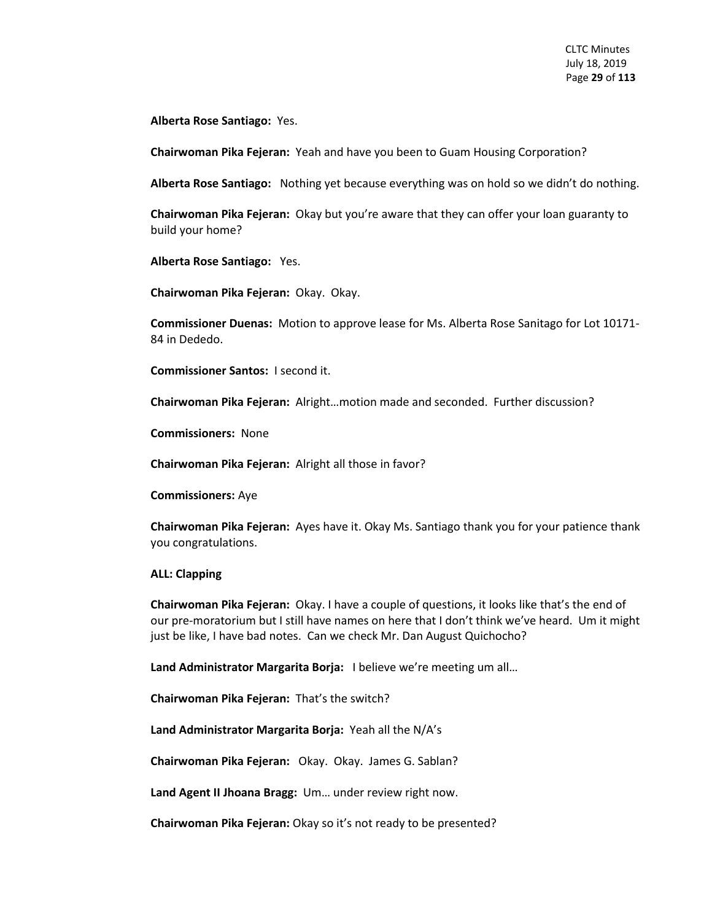**Alberta Rose Santiago:** Yes.

**Chairwoman Pika Fejeran:** Yeah and have you been to Guam Housing Corporation?

**Alberta Rose Santiago:** Nothing yet because everything was on hold so we didn't do nothing.

**Chairwoman Pika Fejeran:** Okay but you're aware that they can offer your loan guaranty to build your home?

**Alberta Rose Santiago:** Yes.

**Chairwoman Pika Fejeran:** Okay. Okay.

**Commissioner Duenas:** Motion to approve lease for Ms. Alberta Rose Sanitago for Lot 10171-84 in Dededo.

**Commissioner Santos:** I second it.

**Chairwoman Pika Fejeran:** Alright…motion made and seconded. Further discussion?

**Commissioners:** None

**Chairwoman Pika Fejeran:** Alright all those in favor?

**Commissioners:** Aye

**Chairwoman Pika Fejeran:** Ayes have it. Okay Ms. Santiago thank you for your patience thank you congratulations.

**ALL: Clapping**

**Chairwoman Pika Fejeran:** Okay. I have a couple of questions, it looks like that's the end of our pre-moratorium but I still have names on here that I don't think we've heard. Um it might just be like, I have bad notes. Can we check Mr. Dan August Quichocho?

**Land Administrator Margarita Borja:** I believe we're meeting um all…

**Chairwoman Pika Fejeran:** That's the switch?

**Land Administrator Margarita Borja:** Yeah all the N/A's

**Chairwoman Pika Fejeran:** Okay. Okay. James G. Sablan?

**Land Agent II Jhoana Bragg:** Um… under review right now.

**Chairwoman Pika Fejeran:** Okay so it's not ready to be presented?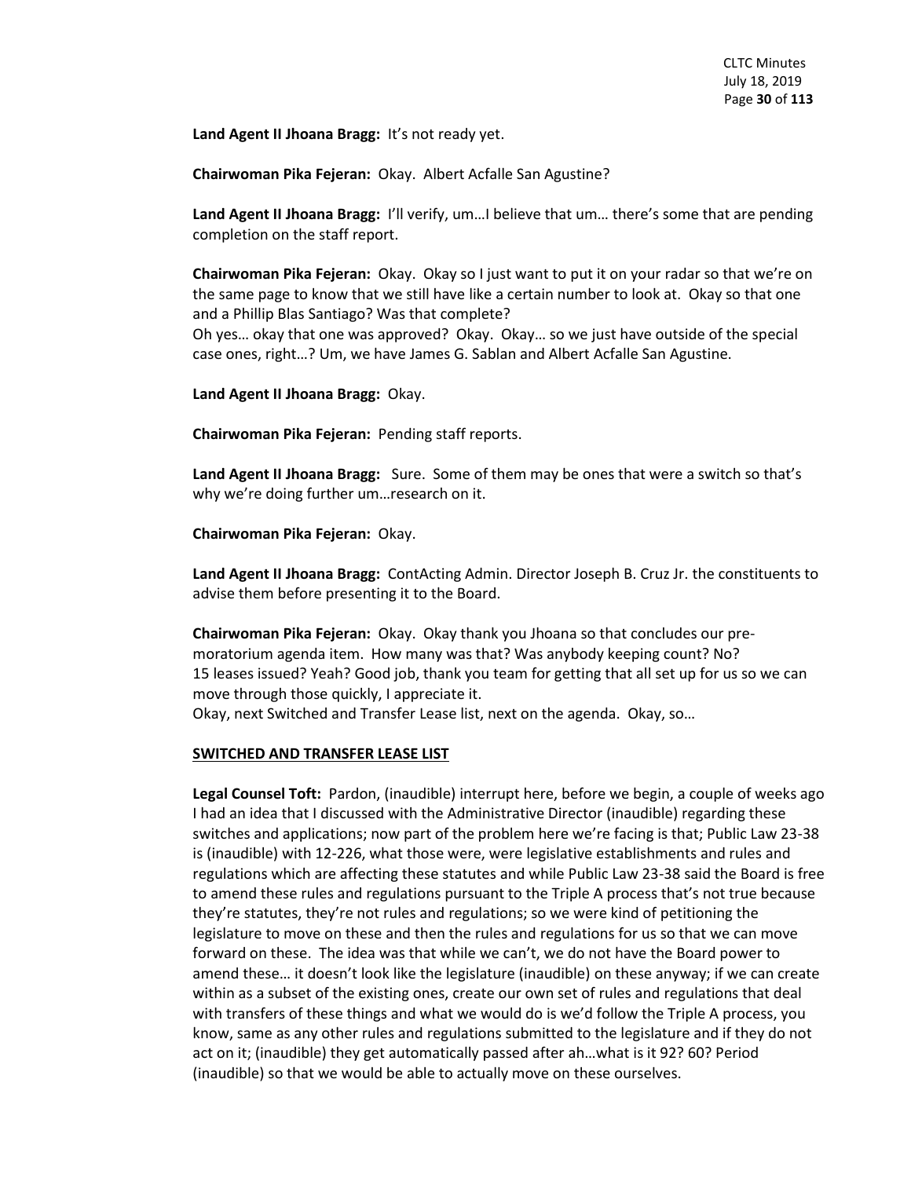**Land Agent II Jhoana Bragg:** It's not ready yet.

**Chairwoman Pika Fejeran:** Okay. Albert Acfalle San Agustine?

**Land Agent II Jhoana Bragg:** I'll verify, um…I believe that um… there's some that are pending completion on the staff report.

**Chairwoman Pika Fejeran:** Okay. Okay so I just want to put it on your radar so that we're on the same page to know that we still have like a certain number to look at. Okay so that one and a Phillip Blas Santiago? Was that complete?
Oh yes… okay that one was approved? Okay. Okay… so we just have outside of the special case ones, right…? Um, we have James G. Sablan and Albert Acfalle San Agustine.

**Land Agent II Jhoana Bragg:** Okay.

**Chairwoman Pika Fejeran:** Pending staff reports.

**Land Agent II Jhoana Bragg:** Sure. Some of them may be ones that were a switch so that's why we're doing further um…research on it.

**Chairwoman Pika Fejeran:** Okay.

**Land Agent II Jhoana Bragg:** ContActing Admin. Director Joseph B. Cruz Jr. the constituents to advise them before presenting it to the Board.

**Chairwoman Pika Fejeran:** Okay. Okay thank you Jhoana so that concludes our pre-moratorium agenda item. How many was that? Was anybody keeping count? No?
15 leases issued? Yeah? Good job, thank you team for getting that all set up for us so we can move through those quickly, I appreciate it.
Okay, next Switched and Transfer Lease list, next on the agenda. Okay, so…

**SWITCHED AND TRANSFER LEASE LIST**

**Legal Counsel Toft:** Pardon, (inaudible) interrupt here, before we begin, a couple of weeks ago I had an idea that I discussed with the Administrative Director (inaudible) regarding these switches and applications; now part of the problem here we're facing is that; Public Law 23-38 is (inaudible) with 12-226, what those were, were legislative establishments and rules and regulations which are affecting these statutes and while Public Law 23-38 said the Board is free to amend these rules and regulations pursuant to the Triple A process that's not true because they're statutes, they're not rules and regulations; so we were kind of petitioning the legislature to move on these and then the rules and regulations for us so that we can move forward on these. The idea was that while we can't, we do not have the Board power to amend these… it doesn't look like the legislature (inaudible) on these anyway; if we can create within as a subset of the existing ones, create our own set of rules and regulations that deal with transfers of these things and what we would do is we'd follow the Triple A process, you know, same as any other rules and regulations submitted to the legislature and if they do not act on it; (inaudible) they get automatically passed after ah…what is it 92? 60? Period (inaudible) so that we would be able to actually move on these ourselves.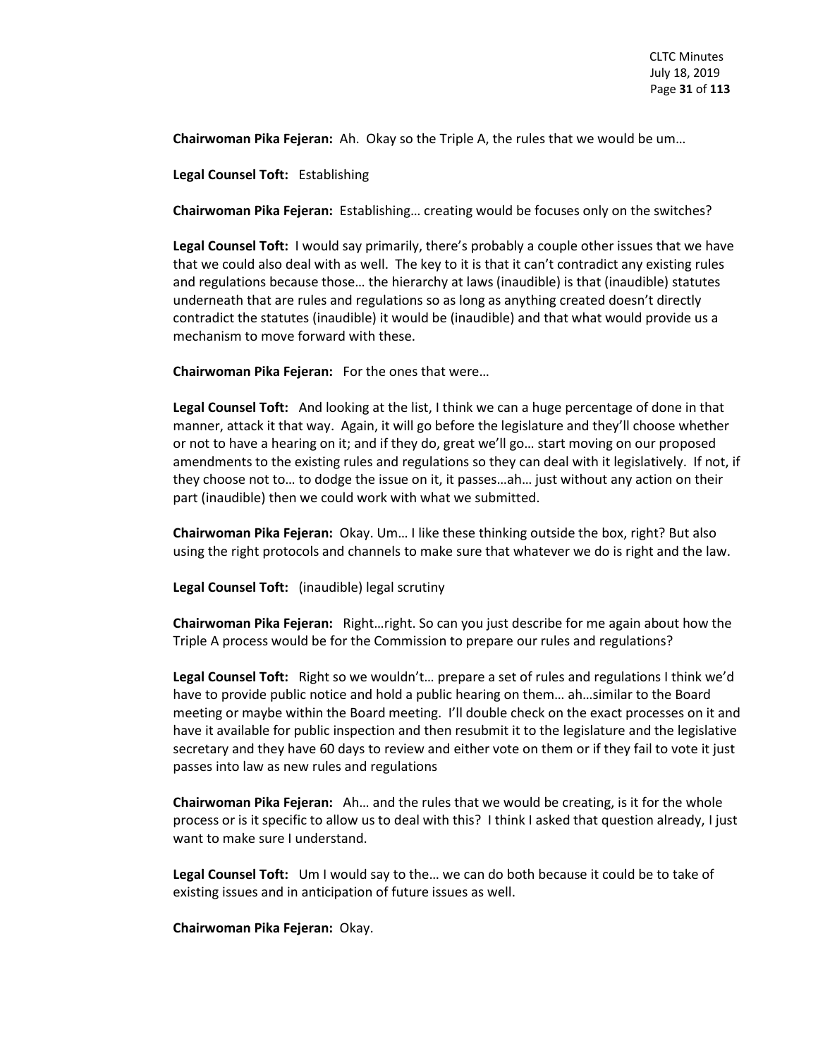**Chairwoman Pika Fejeran:** Ah. Okay so the Triple A, the rules that we would be um…

**Legal Counsel Toft:** Establishing

**Chairwoman Pika Fejeran:** Establishing… creating would be focuses only on the switches?

**Legal Counsel Toft:** I would say primarily, there's probably a couple other issues that we have that we could also deal with as well. The key to it is that it can't contradict any existing rules and regulations because those… the hierarchy at laws (inaudible) is that (inaudible) statutes underneath that are rules and regulations so as long as anything created doesn't directly contradict the statutes (inaudible) it would be (inaudible) and that what would provide us a mechanism to move forward with these.

**Chairwoman Pika Fejeran:** For the ones that were…

**Legal Counsel Toft:** And looking at the list, I think we can a huge percentage of done in that manner, attack it that way. Again, it will go before the legislature and they'll choose whether or not to have a hearing on it; and if they do, great we'll go… start moving on our proposed amendments to the existing rules and regulations so they can deal with it legislatively. If not, if they choose not to… to dodge the issue on it, it passes…ah… just without any action on their part (inaudible) then we could work with what we submitted.

**Chairwoman Pika Fejeran:** Okay. Um… I like these thinking outside the box, right? But also using the right protocols and channels to make sure that whatever we do is right and the law.

**Legal Counsel Toft:** (inaudible) legal scrutiny

**Chairwoman Pika Fejeran:** Right…right. So can you just describe for me again about how the Triple A process would be for the Commission to prepare our rules and regulations?

**Legal Counsel Toft:** Right so we wouldn't… prepare a set of rules and regulations I think we'd have to provide public notice and hold a public hearing on them… ah…similar to the Board meeting or maybe within the Board meeting. I'll double check on the exact processes on it and have it available for public inspection and then resubmit it to the legislature and the legislative secretary and they have 60 days to review and either vote on them or if they fail to vote it just passes into law as new rules and regulations

**Chairwoman Pika Fejeran:** Ah… and the rules that we would be creating, is it for the whole process or is it specific to allow us to deal with this? I think I asked that question already, I just want to make sure I understand.

**Legal Counsel Toft:** Um I would say to the… we can do both because it could be to take of existing issues and in anticipation of future issues as well.

**Chairwoman Pika Fejeran:** Okay.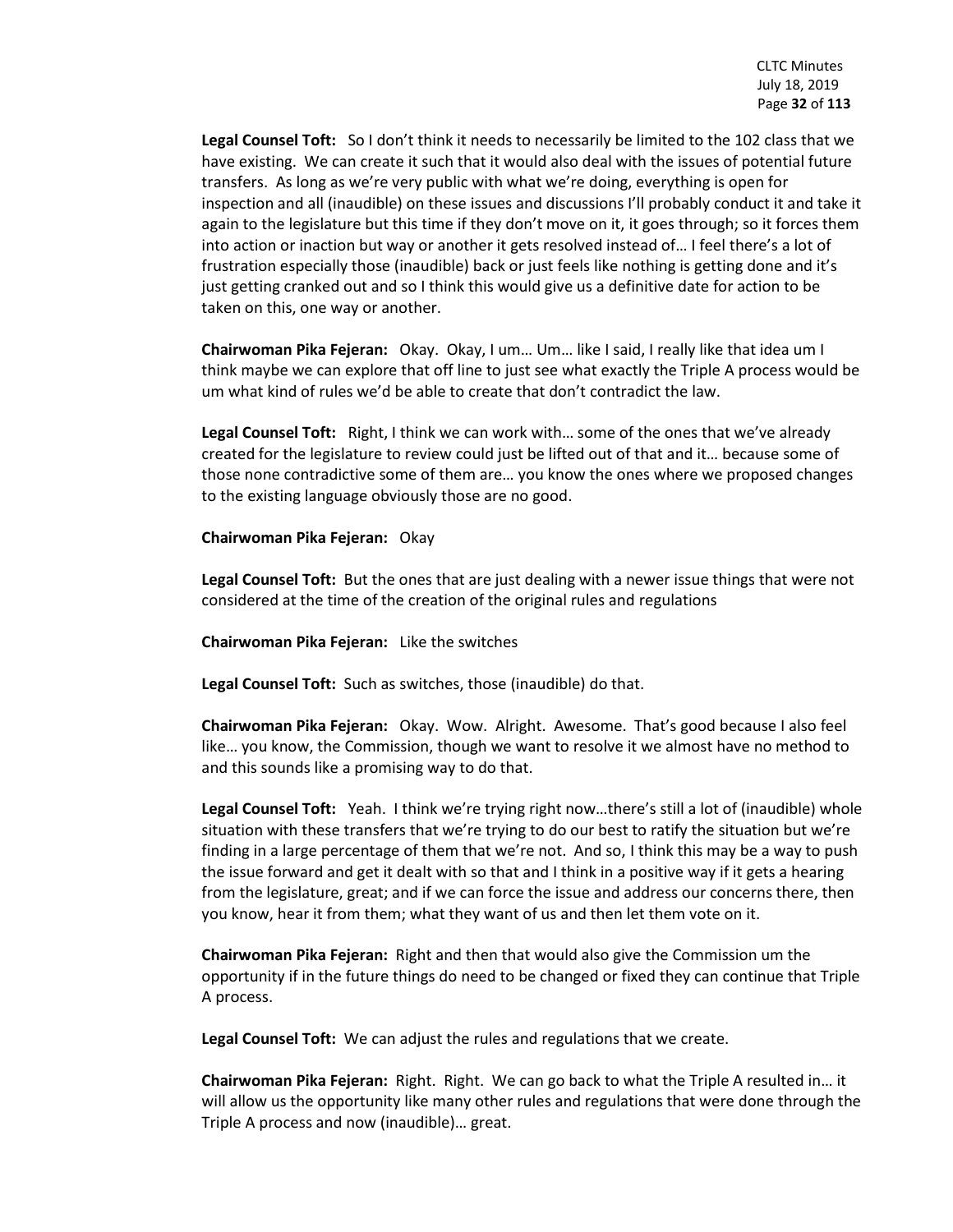**Legal Counsel Toft:** So I don't think it needs to necessarily be limited to the 102 class that we have existing. We can create it such that it would also deal with the issues of potential future transfers. As long as we're very public with what we're doing, everything is open for inspection and all (inaudible) on these issues and discussions I'll probably conduct it and take it again to the legislature but this time if they don't move on it, it goes through; so it forces them into action or inaction but way or another it gets resolved instead of… I feel there's a lot of frustration especially those (inaudible) back or just feels like nothing is getting done and it's just getting cranked out and so I think this would give us a definitive date for action to be taken on this, one way or another.

**Chairwoman Pika Fejeran:** Okay. Okay, I um… Um… like I said, I really like that idea um I think maybe we can explore that off line to just see what exactly the Triple A process would be um what kind of rules we'd be able to create that don't contradict the law.

**Legal Counsel Toft:** Right, I think we can work with… some of the ones that we've already created for the legislature to review could just be lifted out of that and it… because some of those none contradictive some of them are… you know the ones where we proposed changes to the existing language obviously those are no good.

**Chairwoman Pika Fejeran:** Okay

**Legal Counsel Toft:** But the ones that are just dealing with a newer issue things that were not considered at the time of the creation of the original rules and regulations

**Chairwoman Pika Fejeran:** Like the switches

**Legal Counsel Toft:** Such as switches, those (inaudible) do that.

**Chairwoman Pika Fejeran:** Okay. Wow. Alright. Awesome. That's good because I also feel like… you know, the Commission, though we want to resolve it we almost have no method to and this sounds like a promising way to do that.

**Legal Counsel Toft:** Yeah. I think we're trying right now…there's still a lot of (inaudible) whole situation with these transfers that we're trying to do our best to ratify the situation but we're finding in a large percentage of them that we're not. And so, I think this may be a way to push the issue forward and get it dealt with so that and I think in a positive way if it gets a hearing from the legislature, great; and if we can force the issue and address our concerns there, then you know, hear it from them; what they want of us and then let them vote on it.

**Chairwoman Pika Fejeran:** Right and then that would also give the Commission um the opportunity if in the future things do need to be changed or fixed they can continue that Triple A process.

**Legal Counsel Toft:** We can adjust the rules and regulations that we create.

**Chairwoman Pika Fejeran:** Right. Right. We can go back to what the Triple A resulted in… it will allow us the opportunity like many other rules and regulations that were done through the Triple A process and now (inaudible)… great.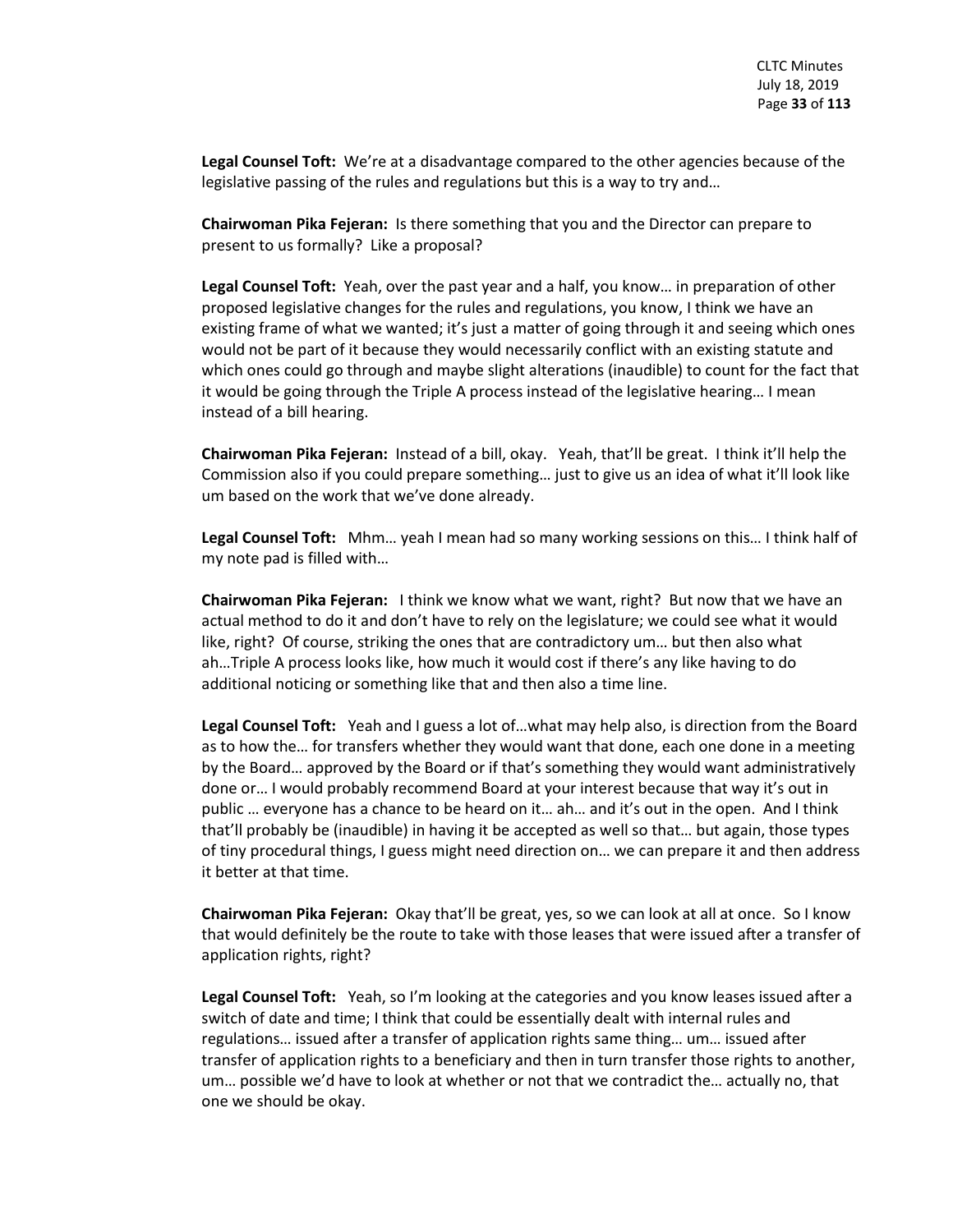**Legal Counsel Toft:** We're at a disadvantage compared to the other agencies because of the legislative passing of the rules and regulations but this is a way to try and…

**Chairwoman Pika Fejeran:** Is there something that you and the Director can prepare to present to us formally? Like a proposal?

**Legal Counsel Toft:** Yeah, over the past year and a half, you know… in preparation of other proposed legislative changes for the rules and regulations, you know, I think we have an existing frame of what we wanted; it's just a matter of going through it and seeing which ones would not be part of it because they would necessarily conflict with an existing statute and which ones could go through and maybe slight alterations (inaudible) to count for the fact that it would be going through the Triple A process instead of the legislative hearing… I mean instead of a bill hearing.

**Chairwoman Pika Fejeran:** Instead of a bill, okay. Yeah, that'll be great. I think it'll help the Commission also if you could prepare something… just to give us an idea of what it'll look like um based on the work that we've done already.

**Legal Counsel Toft:** Mhm… yeah I mean had so many working sessions on this… I think half of my note pad is filled with…

**Chairwoman Pika Fejeran:** I think we know what we want, right? But now that we have an actual method to do it and don't have to rely on the legislature; we could see what it would like, right? Of course, striking the ones that are contradictory um… but then also what ah…Triple A process looks like, how much it would cost if there's any like having to do additional noticing or something like that and then also a time line.

**Legal Counsel Toft:** Yeah and I guess a lot of…what may help also, is direction from the Board as to how the… for transfers whether they would want that done, each one done in a meeting by the Board… approved by the Board or if that's something they would want administratively done or… I would probably recommend Board at your interest because that way it's out in public … everyone has a chance to be heard on it… ah… and it's out in the open. And I think that'll probably be (inaudible) in having it be accepted as well so that… but again, those types of tiny procedural things, I guess might need direction on… we can prepare it and then address it better at that time.

**Chairwoman Pika Fejeran:** Okay that'll be great, yes, so we can look at all at once. So I know that would definitely be the route to take with those leases that were issued after a transfer of application rights, right?

**Legal Counsel Toft:** Yeah, so I'm looking at the categories and you know leases issued after a switch of date and time; I think that could be essentially dealt with internal rules and regulations… issued after a transfer of application rights same thing… um… issued after transfer of application rights to a beneficiary and then in turn transfer those rights to another, um… possible we'd have to look at whether or not that we contradict the… actually no, that one we should be okay.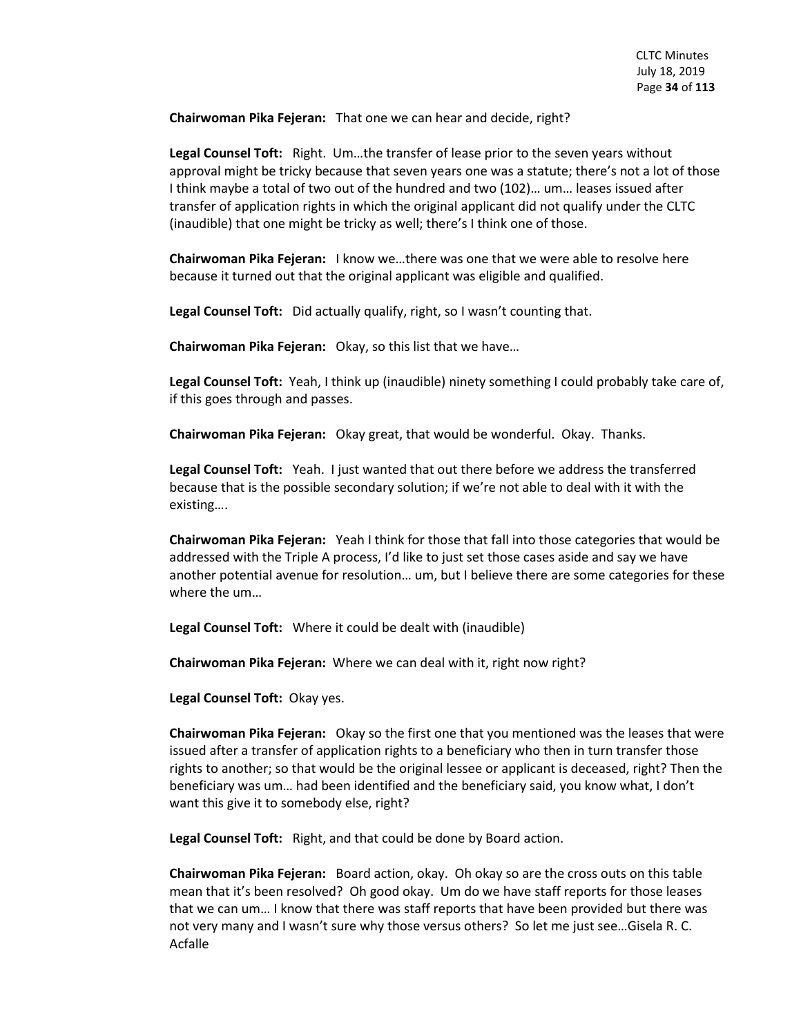**Chairwoman Pika Fejeran:** That one we can hear and decide, right?

**Legal Counsel Toft:** Right. Um…the transfer of lease prior to the seven years without approval might be tricky because that seven years one was a statute; there's not a lot of those I think maybe a total of two out of the hundred and two (102)… um… leases issued after transfer of application rights in which the original applicant did not qualify under the CLTC (inaudible) that one might be tricky as well; there's I think one of those.

**Chairwoman Pika Fejeran:** I know we…there was one that we were able to resolve here because it turned out that the original applicant was eligible and qualified.

**Legal Counsel Toft:** Did actually qualify, right, so I wasn't counting that.

**Chairwoman Pika Fejeran:** Okay, so this list that we have…

**Legal Counsel Toft:** Yeah, I think up (inaudible) ninety something I could probably take care of, if this goes through and passes.

**Chairwoman Pika Fejeran:** Okay great, that would be wonderful. Okay. Thanks.

**Legal Counsel Toft:** Yeah. I just wanted that out there before we address the transferred because that is the possible secondary solution; if we're not able to deal with it with the existing….

**Chairwoman Pika Fejeran:** Yeah I think for those that fall into those categories that would be addressed with the Triple A process, I'd like to just set those cases aside and say we have another potential avenue for resolution… um, but I believe there are some categories for these where the um…

**Legal Counsel Toft:** Where it could be dealt with (inaudible)

**Chairwoman Pika Fejeran:** Where we can deal with it, right now right?

**Legal Counsel Toft:** Okay yes.

**Chairwoman Pika Fejeran:** Okay so the first one that you mentioned was the leases that were issued after a transfer of application rights to a beneficiary who then in turn transfer those rights to another; so that would be the original lessee or applicant is deceased, right? Then the beneficiary was um… had been identified and the beneficiary said, you know what, I don't want this give it to somebody else, right?

**Legal Counsel Toft:** Right, and that could be done by Board action.

**Chairwoman Pika Fejeran:** Board action, okay. Oh okay so are the cross outs on this table mean that it's been resolved? Oh good okay. Um do we have staff reports for those leases that we can um… I know that there was staff reports that have been provided but there was not very many and I wasn't sure why those versus others? So let me just see…Gisela R. C. Acfalle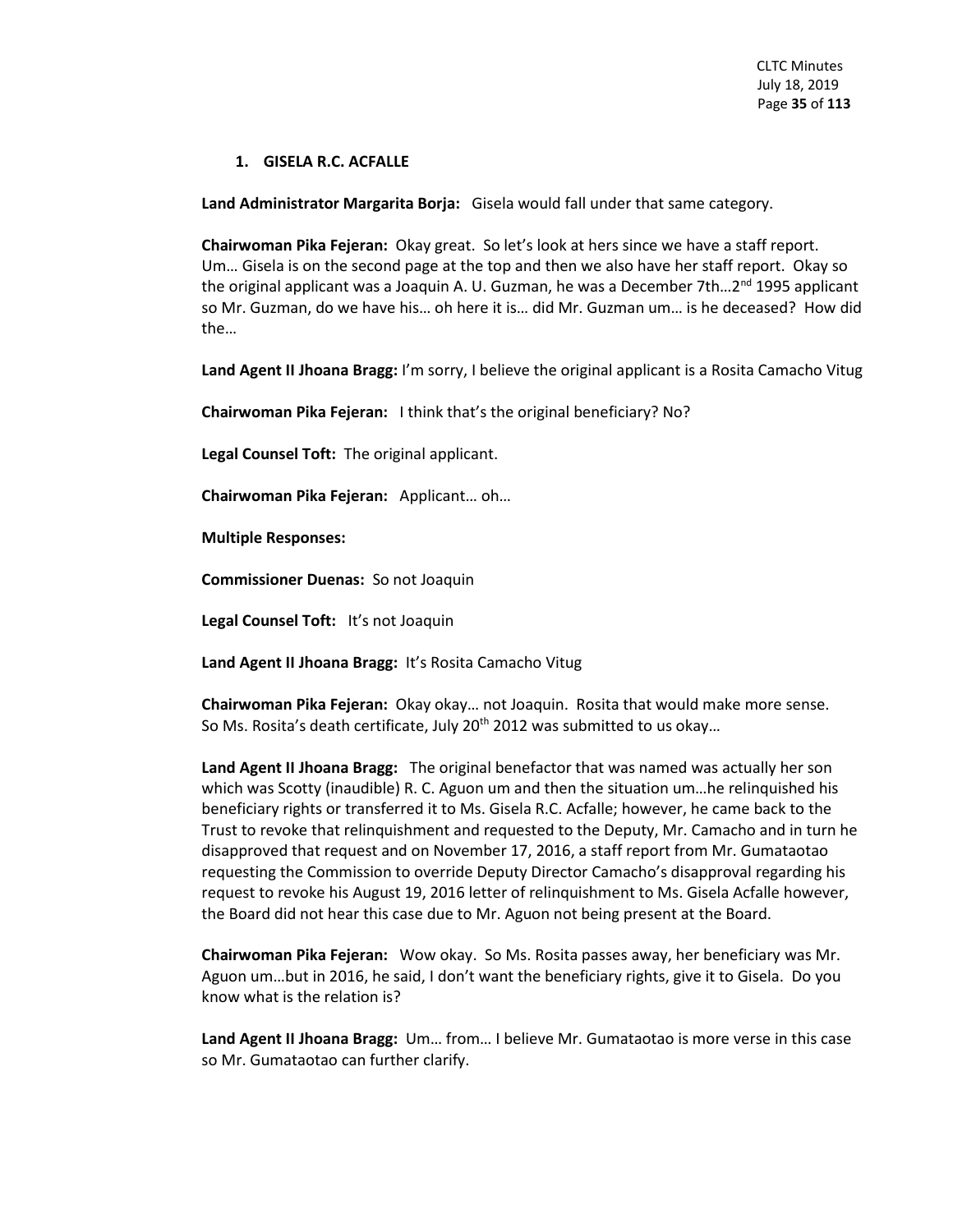1. **GISELA R.C. ACFALLE**

**Land Administrator Margarita Borja:** Gisela would fall under that same category.

**Chairwoman Pika Fejeran:** Okay great. So let's look at hers since we have a staff report. Um… Gisela is on the second page at the top and then we also have her staff report. Okay so the original applicant was a Joaquin A. U. Guzman, he was a December 7th…2nd 1995 applicant so Mr. Guzman, do we have his… oh here it is… did Mr. Guzman um… is he deceased? How did the…

**Land Agent II Jhoana Bragg:** I'm sorry, I believe the original applicant is a Rosita Camacho Vitug

**Chairwoman Pika Fejeran:** I think that's the original beneficiary? No?

**Legal Counsel Toft:** The original applicant.

**Chairwoman Pika Fejeran:** Applicant… oh…

**Multiple Responses:**

**Commissioner Duenas:** So not Joaquin

**Legal Counsel Toft:** It's not Joaquin

**Land Agent II Jhoana Bragg:** It's Rosita Camacho Vitug

**Chairwoman Pika Fejeran:** Okay okay… not Joaquin. Rosita that would make more sense. So Ms. Rosita's death certificate, July 20th 2012 was submitted to us okay…

**Land Agent II Jhoana Bragg:** The original benefactor that was named was actually her son which was Scotty (inaudible) R. C. Aguon um and then the situation um…he relinquished his beneficiary rights or transferred it to Ms. Gisela R.C. Acfalle; however, he came back to the Trust to revoke that relinquishment and requested to the Deputy, Mr. Camacho and in turn he disapproved that request and on November 17, 2016, a staff report from Mr. Gumataotao requesting the Commission to override Deputy Director Camacho's disapproval regarding his request to revoke his August 19, 2016 letter of relinquishment to Ms. Gisela Acfalle however, the Board did not hear this case due to Mr. Aguon not being present at the Board.

**Chairwoman Pika Fejeran:** Wow okay. So Ms. Rosita passes away, her beneficiary was Mr. Aguon um…but in 2016, he said, I don't want the beneficiary rights, give it to Gisela. Do you know what is the relation is?

**Land Agent II Jhoana Bragg:** Um… from… I believe Mr. Gumataotao is more verse in this case so Mr. Gumataotao can further clarify.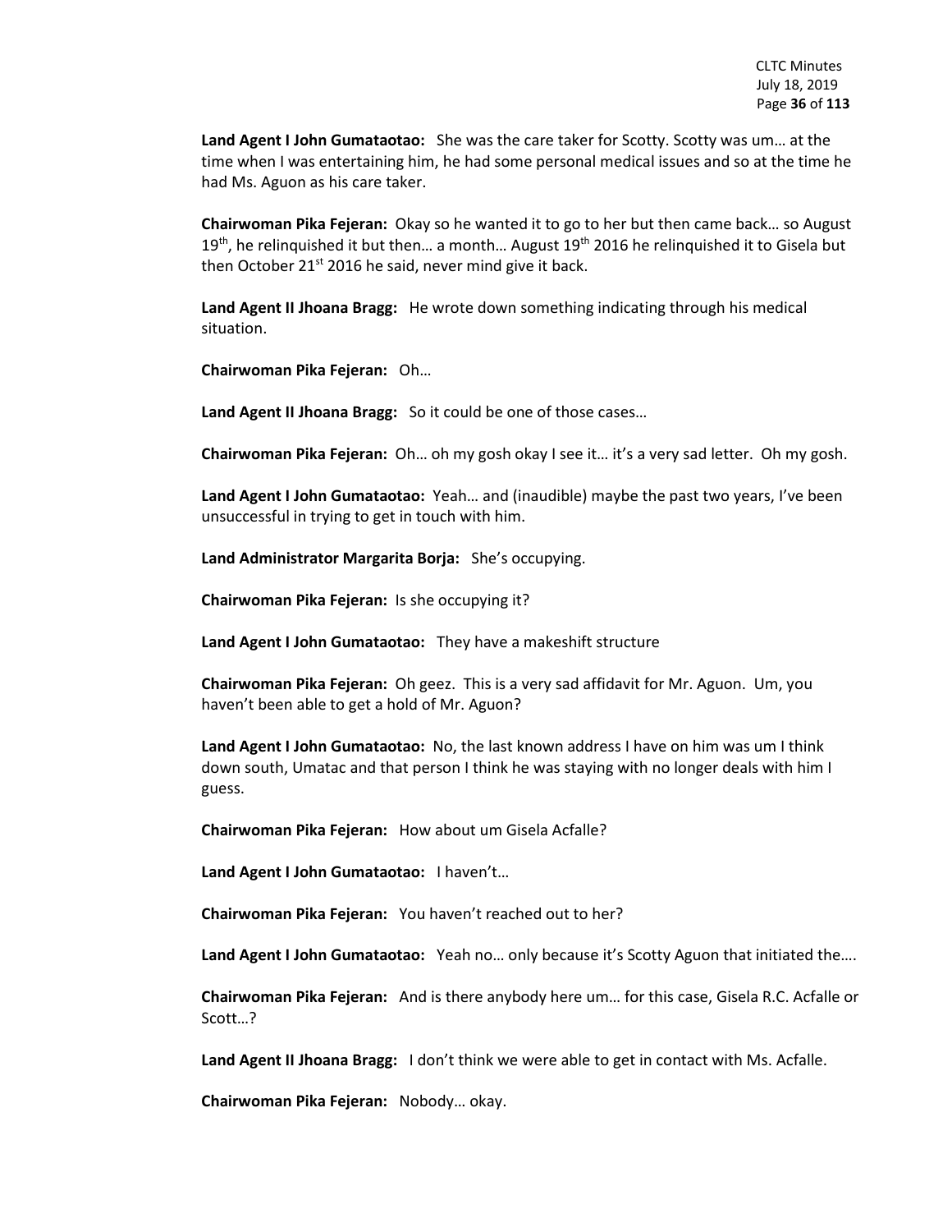**Land Agent I John Gumataotao:** She was the care taker for Scotty. Scotty was um… at the time when I was entertaining him, he had some personal medical issues and so at the time he had Ms. Aguon as his care taker.

**Chairwoman Pika Fejeran:** Okay so he wanted it to go to her but then came back… so August 19th, he relinquished it but then… a month… August 19th 2016 he relinquished it to Gisela but then October 21st 2016 he said, never mind give it back.

**Land Agent II Jhoana Bragg:** He wrote down something indicating through his medical situation.

**Chairwoman Pika Fejeran:** Oh…

**Land Agent II Jhoana Bragg:** So it could be one of those cases…

**Chairwoman Pika Fejeran:** Oh… oh my gosh okay I see it… it's a very sad letter. Oh my gosh.

**Land Agent I John Gumataotao:** Yeah… and (inaudible) maybe the past two years, I've been unsuccessful in trying to get in touch with him.

**Land Administrator Margarita Borja:** She's occupying.

**Chairwoman Pika Fejeran:** Is she occupying it?

**Land Agent I John Gumataotao:** They have a makeshift structure

**Chairwoman Pika Fejeran:** Oh geez. This is a very sad affidavit for Mr. Aguon. Um, you haven't been able to get a hold of Mr. Aguon?

**Land Agent I John Gumataotao:** No, the last known address I have on him was um I think down south, Umatac and that person I think he was staying with no longer deals with him I guess.

**Chairwoman Pika Fejeran:** How about um Gisela Acfalle?

**Land Agent I John Gumataotao:** I haven't…

**Chairwoman Pika Fejeran:** You haven't reached out to her?

**Land Agent I John Gumataotao:** Yeah no… only because it's Scotty Aguon that initiated the….

**Chairwoman Pika Fejeran:** And is there anybody here um… for this case, Gisela R.C. Acfalle or Scott…?

**Land Agent II Jhoana Bragg:** I don't think we were able to get in contact with Ms. Acfalle.

**Chairwoman Pika Fejeran:** Nobody… okay.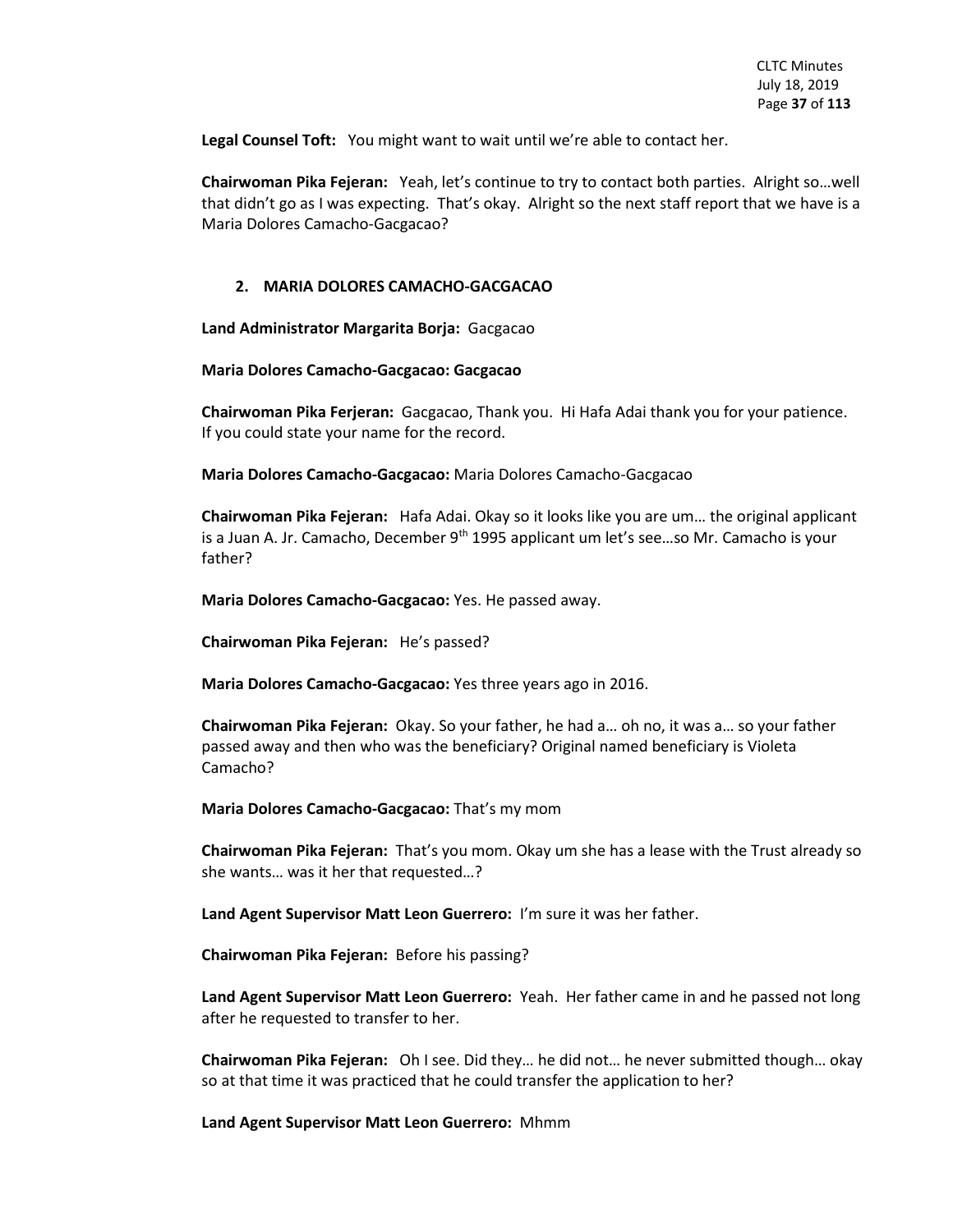**Legal Counsel Toft:** You might want to wait until we're able to contact her.

**Chairwoman Pika Fejeran:** Yeah, let's continue to try to contact both parties. Alright so…well that didn't go as I was expecting. That's okay. Alright so the next staff report that we have is a Maria Dolores Camacho-Gacgacao?

## 2. MARIA DOLORES CAMACHO-GACGACAO

**Land Administrator Margarita Borja:** Gacgacao

**Maria Dolores Camacho-Gacgacao: Gacgacao**

**Chairwoman Pika Ferjeran:** Gacgacao, Thank you. Hi Hafa Adai thank you for your patience. If you could state your name for the record.

**Maria Dolores Camacho-Gacgacao:** Maria Dolores Camacho-Gacgacao

**Chairwoman Pika Fejeran:** Hafa Adai. Okay so it looks like you are um… the original applicant is a Juan A. Jr. Camacho, December 9th 1995 applicant um let's see…so Mr. Camacho is your father?

**Maria Dolores Camacho-Gacgacao:** Yes. He passed away.

**Chairwoman Pika Fejeran:** He's passed?

**Maria Dolores Camacho-Gacgacao:** Yes three years ago in 2016.

**Chairwoman Pika Fejeran:** Okay. So your father, he had a… oh no, it was a… so your father passed away and then who was the beneficiary? Original named beneficiary is Violeta Camacho?

**Maria Dolores Camacho-Gacgacao:** That's my mom

**Chairwoman Pika Fejeran:** That's you mom. Okay um she has a lease with the Trust already so she wants… was it her that requested…?

**Land Agent Supervisor Matt Leon Guerrero:** I'm sure it was her father.

**Chairwoman Pika Fejeran:** Before his passing?

**Land Agent Supervisor Matt Leon Guerrero:** Yeah. Her father came in and he passed not long after he requested to transfer to her.

**Chairwoman Pika Fejeran:** Oh I see. Did they… he did not… he never submitted though… okay so at that time it was practiced that he could transfer the application to her?

**Land Agent Supervisor Matt Leon Guerrero:** Mhmm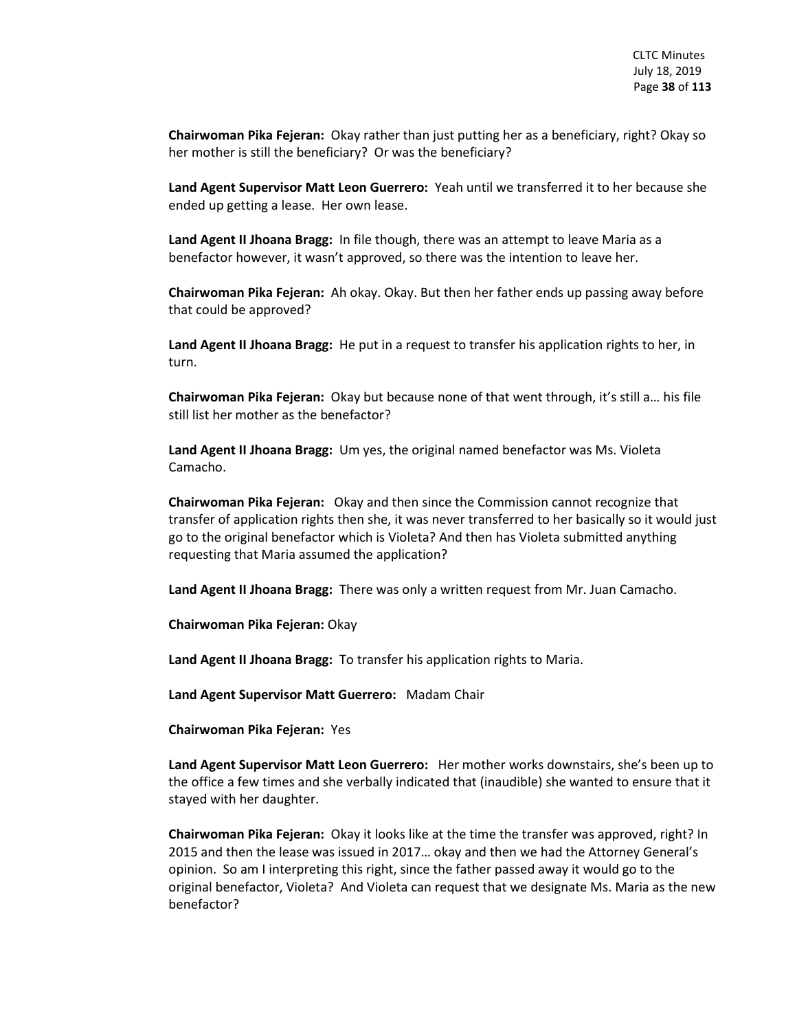**Chairwoman Pika Fejeran:** Okay rather than just putting her as a beneficiary, right? Okay so her mother is still the beneficiary? Or was the beneficiary?

**Land Agent Supervisor Matt Leon Guerrero:** Yeah until we transferred it to her because she ended up getting a lease. Her own lease.

**Land Agent II Jhoana Bragg:** In file though, there was an attempt to leave Maria as a benefactor however, it wasn't approved, so there was the intention to leave her.

**Chairwoman Pika Fejeran:** Ah okay. Okay. But then her father ends up passing away before that could be approved?

**Land Agent II Jhoana Bragg:** He put in a request to transfer his application rights to her, in turn.

**Chairwoman Pika Fejeran:** Okay but because none of that went through, it's still a… his file still list her mother as the benefactor?

**Land Agent II Jhoana Bragg:** Um yes, the original named benefactor was Ms. Violeta Camacho.

**Chairwoman Pika Fejeran:** Okay and then since the Commission cannot recognize that transfer of application rights then she, it was never transferred to her basically so it would just go to the original benefactor which is Violeta? And then has Violeta submitted anything requesting that Maria assumed the application?

**Land Agent II Jhoana Bragg:** There was only a written request from Mr. Juan Camacho.

**Chairwoman Pika Fejeran:** Okay

**Land Agent II Jhoana Bragg:** To transfer his application rights to Maria.

**Land Agent Supervisor Matt Guerrero:** Madam Chair

**Chairwoman Pika Fejeran:** Yes

**Land Agent Supervisor Matt Leon Guerrero:** Her mother works downstairs, she's been up to the office a few times and she verbally indicated that (inaudible) she wanted to ensure that it stayed with her daughter.

**Chairwoman Pika Fejeran:** Okay it looks like at the time the transfer was approved, right? In 2015 and then the lease was issued in 2017… okay and then we had the Attorney General's opinion. So am I interpreting this right, since the father passed away it would go to the original benefactor, Violeta? And Violeta can request that we designate Ms. Maria as the new benefactor?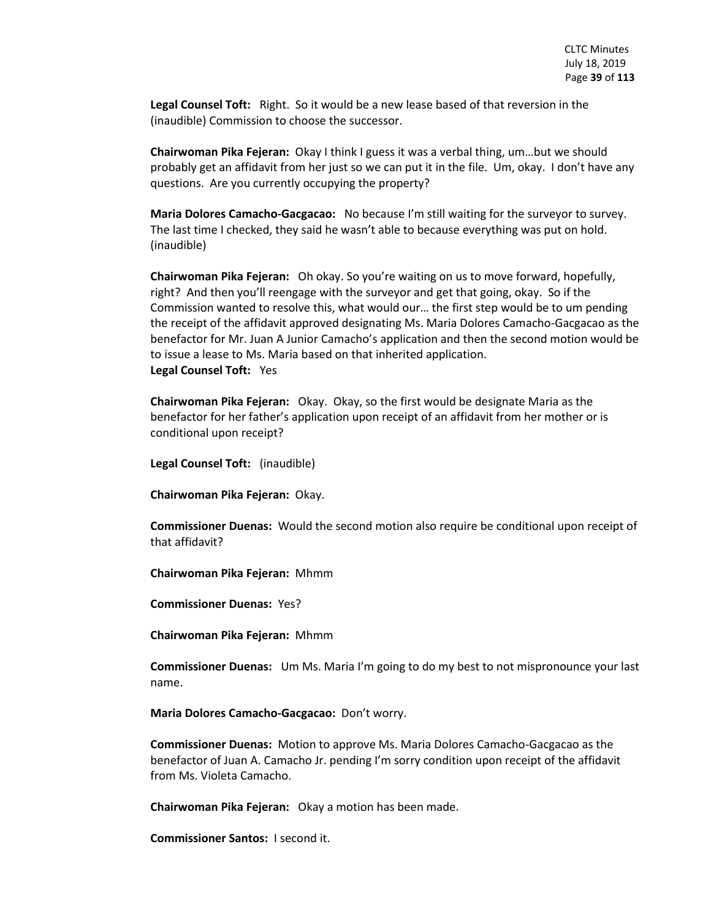**Legal Counsel Toft:** Right. So it would be a new lease based of that reversion in the (inaudible) Commission to choose the successor.

**Chairwoman Pika Fejeran:** Okay I think I guess it was a verbal thing, um…but we should probably get an affidavit from her just so we can put it in the file. Um, okay. I don't have any questions. Are you currently occupying the property?

**Maria Dolores Camacho-Gacgacao:** No because I'm still waiting for the surveyor to survey. The last time I checked, they said he wasn't able to because everything was put on hold. (inaudible)

**Chairwoman Pika Fejeran:** Oh okay. So you're waiting on us to move forward, hopefully, right? And then you'll reengage with the surveyor and get that going, okay. So if the Commission wanted to resolve this, what would our… the first step would be to um pending the receipt of the affidavit approved designating Ms. Maria Dolores Camacho-Gacgacao as the benefactor for Mr. Juan A Junior Camacho's application and then the second motion would be to issue a lease to Ms. Maria based on that inherited application.

**Legal Counsel Toft:** Yes

**Chairwoman Pika Fejeran:** Okay. Okay, so the first would be designate Maria as the benefactor for her father's application upon receipt of an affidavit from her mother or is conditional upon receipt?

**Legal Counsel Toft:** (inaudible)

**Chairwoman Pika Fejeran:** Okay.

**Commissioner Duenas:** Would the second motion also require be conditional upon receipt of that affidavit?

**Chairwoman Pika Fejeran:** Mhmm

**Commissioner Duenas:** Yes?

**Chairwoman Pika Fejeran:** Mhmm

**Commissioner Duenas:** Um Ms. Maria I'm going to do my best to not mispronounce your last name.

**Maria Dolores Camacho-Gacgacao:** Don't worry.

**Commissioner Duenas:** Motion to approve Ms. Maria Dolores Camacho-Gacgacao as the benefactor of Juan A. Camacho Jr. pending I'm sorry condition upon receipt of the affidavit from Ms. Violeta Camacho.

**Chairwoman Pika Fejeran:** Okay a motion has been made.

**Commissioner Santos:** I second it.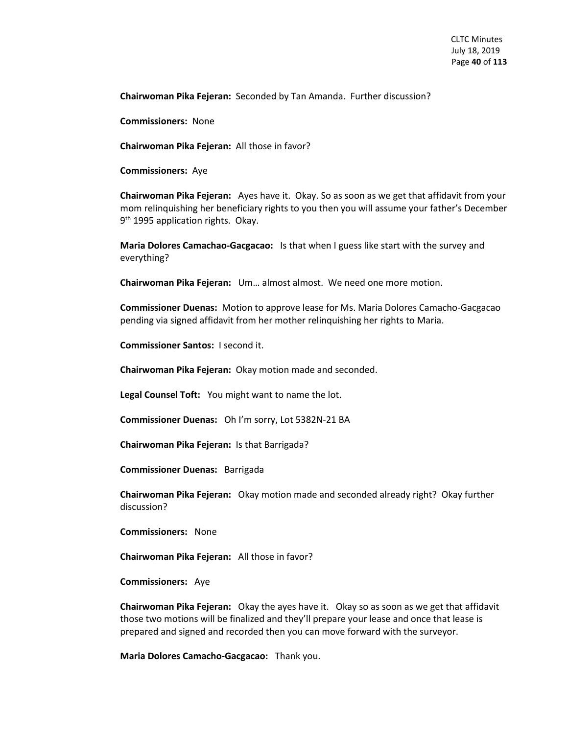**Chairwoman Pika Fejeran:** Seconded by Tan Amanda. Further discussion?

**Commissioners:** None

**Chairwoman Pika Fejeran:** All those in favor?

**Commissioners:** Aye

**Chairwoman Pika Fejeran:** Ayes have it. Okay. So as soon as we get that affidavit from your mom relinquishing her beneficiary rights to you then you will assume your father's December 9th 1995 application rights. Okay.

**Maria Dolores Camachao-Gacgacao:** Is that when I guess like start with the survey and everything?

**Chairwoman Pika Fejeran:** Um… almost almost. We need one more motion.

**Commissioner Duenas:** Motion to approve lease for Ms. Maria Dolores Camacho-Gacgacao pending via signed affidavit from her mother relinquishing her rights to Maria.

**Commissioner Santos:** I second it.

**Chairwoman Pika Fejeran:** Okay motion made and seconded.

**Legal Counsel Toft:** You might want to name the lot.

**Commissioner Duenas:** Oh I'm sorry, Lot 5382N-21 BA

**Chairwoman Pika Fejeran:** Is that Barrigada?

**Commissioner Duenas:** Barrigada

**Chairwoman Pika Fejeran:** Okay motion made and seconded already right? Okay further discussion?

**Commissioners:** None

**Chairwoman Pika Fejeran:** All those in favor?

**Commissioners:** Aye

**Chairwoman Pika Fejeran:** Okay the ayes have it. Okay so as soon as we get that affidavit those two motions will be finalized and they'll prepare your lease and once that lease is prepared and signed and recorded then you can move forward with the surveyor.

**Maria Dolores Camacho-Gacgacao:** Thank you.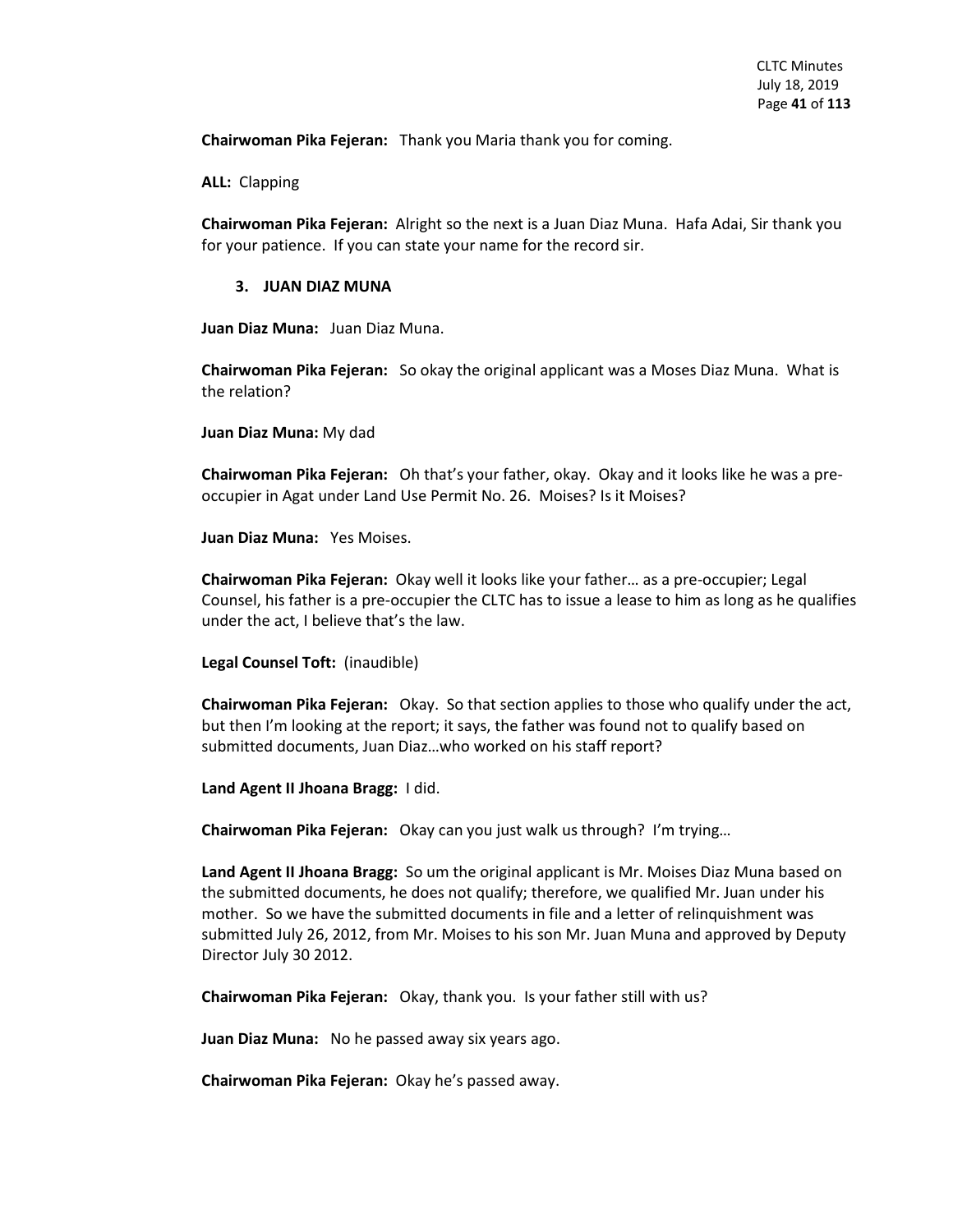**Chairwoman Pika Fejeran:** Thank you Maria thank you for coming.

**ALL:** Clapping

**Chairwoman Pika Fejeran:** Alright so the next is a Juan Diaz Muna. Hafa Adai, Sir thank you for your patience. If you can state your name for the record sir.

**3. JUAN DIAZ MUNA**

**Juan Diaz Muna:** Juan Diaz Muna.

**Chairwoman Pika Fejeran:** So okay the original applicant was a Moses Diaz Muna. What is the relation?

**Juan Diaz Muna:** My dad

**Chairwoman Pika Fejeran:** Oh that's your father, okay. Okay and it looks like he was a pre-occupier in Agat under Land Use Permit No. 26. Moises? Is it Moises?

**Juan Diaz Muna:** Yes Moises.

**Chairwoman Pika Fejeran:** Okay well it looks like your father… as a pre-occupier; Legal Counsel, his father is a pre-occupier the CLTC has to issue a lease to him as long as he qualifies under the act, I believe that's the law.

**Legal Counsel Toft:** (inaudible)

**Chairwoman Pika Fejeran:** Okay. So that section applies to those who qualify under the act, but then I'm looking at the report; it says, the father was found not to qualify based on submitted documents, Juan Diaz…who worked on his staff report?

**Land Agent II Jhoana Bragg:** I did.

**Chairwoman Pika Fejeran:** Okay can you just walk us through? I'm trying…

**Land Agent II Jhoana Bragg:** So um the original applicant is Mr. Moises Diaz Muna based on the submitted documents, he does not qualify; therefore, we qualified Mr. Juan under his mother. So we have the submitted documents in file and a letter of relinquishment was submitted July 26, 2012, from Mr. Moises to his son Mr. Juan Muna and approved by Deputy Director July 30 2012.

**Chairwoman Pika Fejeran:** Okay, thank you. Is your father still with us?

**Juan Diaz Muna:** No he passed away six years ago.

**Chairwoman Pika Fejeran:** Okay he's passed away.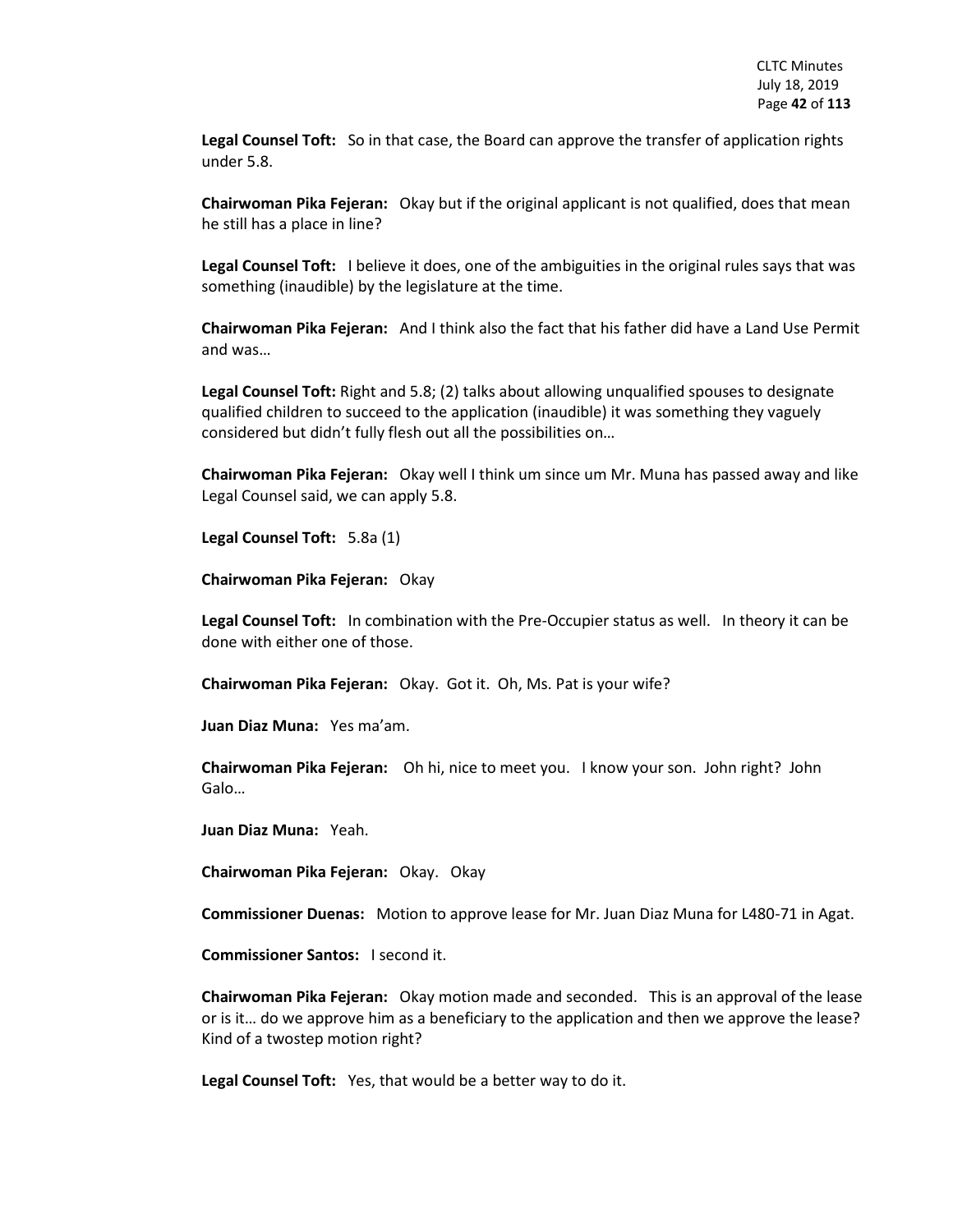**Legal Counsel Toft:** So in that case, the Board can approve the transfer of application rights under 5.8.

**Chairwoman Pika Fejeran:** Okay but if the original applicant is not qualified, does that mean he still has a place in line?

**Legal Counsel Toft:** I believe it does, one of the ambiguities in the original rules says that was something (inaudible) by the legislature at the time.

**Chairwoman Pika Fejeran:** And I think also the fact that his father did have a Land Use Permit and was…

**Legal Counsel Toft:** Right and 5.8; (2) talks about allowing unqualified spouses to designate qualified children to succeed to the application (inaudible) it was something they vaguely considered but didn't fully flesh out all the possibilities on…

**Chairwoman Pika Fejeran:** Okay well I think um since um Mr. Muna has passed away and like Legal Counsel said, we can apply 5.8.

**Legal Counsel Toft:** 5.8a (1)

**Chairwoman Pika Fejeran:** Okay

**Legal Counsel Toft:** In combination with the Pre-Occupier status as well. In theory it can be done with either one of those.

**Chairwoman Pika Fejeran:** Okay. Got it. Oh, Ms. Pat is your wife?

**Juan Diaz Muna:** Yes ma'am.

**Chairwoman Pika Fejeran:** Oh hi, nice to meet you. I know your son. John right? John Galo…

**Juan Diaz Muna:** Yeah.

**Chairwoman Pika Fejeran:** Okay. Okay

**Commissioner Duenas:** Motion to approve lease for Mr. Juan Diaz Muna for L480-71 in Agat.

**Commissioner Santos:** I second it.

**Chairwoman Pika Fejeran:** Okay motion made and seconded. This is an approval of the lease or is it… do we approve him as a beneficiary to the application and then we approve the lease? Kind of a twostep motion right?

**Legal Counsel Toft:** Yes, that would be a better way to do it.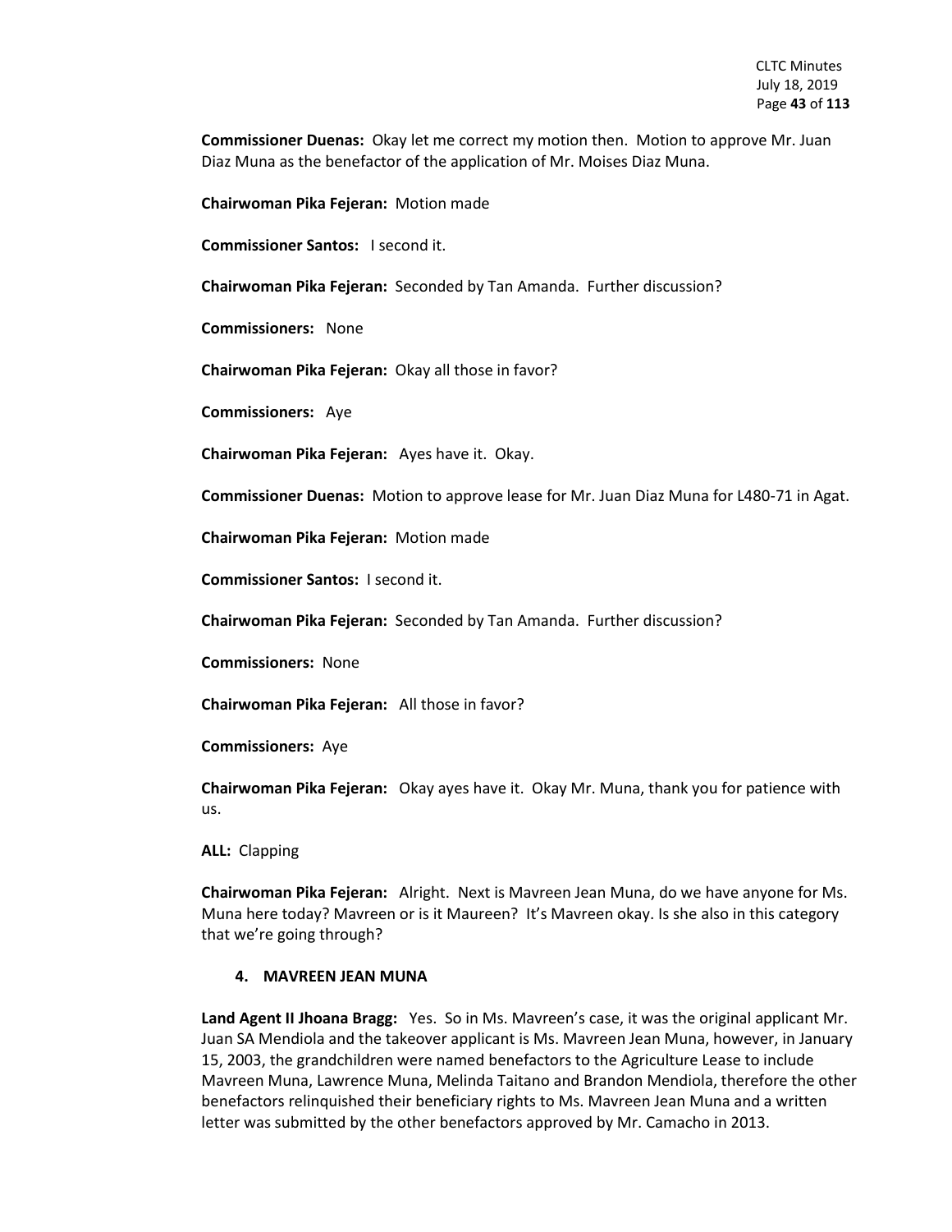**Commissioner Duenas:** Okay let me correct my motion then. Motion to approve Mr. Juan Diaz Muna as the benefactor of the application of Mr. Moises Diaz Muna.

**Chairwoman Pika Fejeran:** Motion made

**Commissioner Santos:** I second it.

**Chairwoman Pika Fejeran:** Seconded by Tan Amanda. Further discussion?

**Commissioners:** None

**Chairwoman Pika Fejeran:** Okay all those in favor?

**Commissioners:** Aye

**Chairwoman Pika Fejeran:** Ayes have it. Okay.

**Commissioner Duenas:** Motion to approve lease for Mr. Juan Diaz Muna for L480-71 in Agat.

**Chairwoman Pika Fejeran:** Motion made

**Commissioner Santos:** I second it.

**Chairwoman Pika Fejeran:** Seconded by Tan Amanda. Further discussion?

**Commissioners:** None

**Chairwoman Pika Fejeran:** All those in favor?

**Commissioners:** Aye

**Chairwoman Pika Fejeran:** Okay ayes have it. Okay Mr. Muna, thank you for patience with us.

**ALL:** Clapping

**Chairwoman Pika Fejeran:** Alright. Next is Mavreen Jean Muna, do we have anyone for Ms. Muna here today? Mavreen or is it Maureen? It's Mavreen okay. Is she also in this category that we're going through?

**4. MAVREEN JEAN MUNA**

**Land Agent II Jhoana Bragg:** Yes. So in Ms. Mavreen's case, it was the original applicant Mr. Juan SA Mendiola and the takeover applicant is Ms. Mavreen Jean Muna, however, in January 15, 2003, the grandchildren were named benefactors to the Agriculture Lease to include Mavreen Muna, Lawrence Muna, Melinda Taitano and Brandon Mendiola, therefore the other benefactors relinquished their beneficiary rights to Ms. Mavreen Jean Muna and a written letter was submitted by the other benefactors approved by Mr. Camacho in 2013.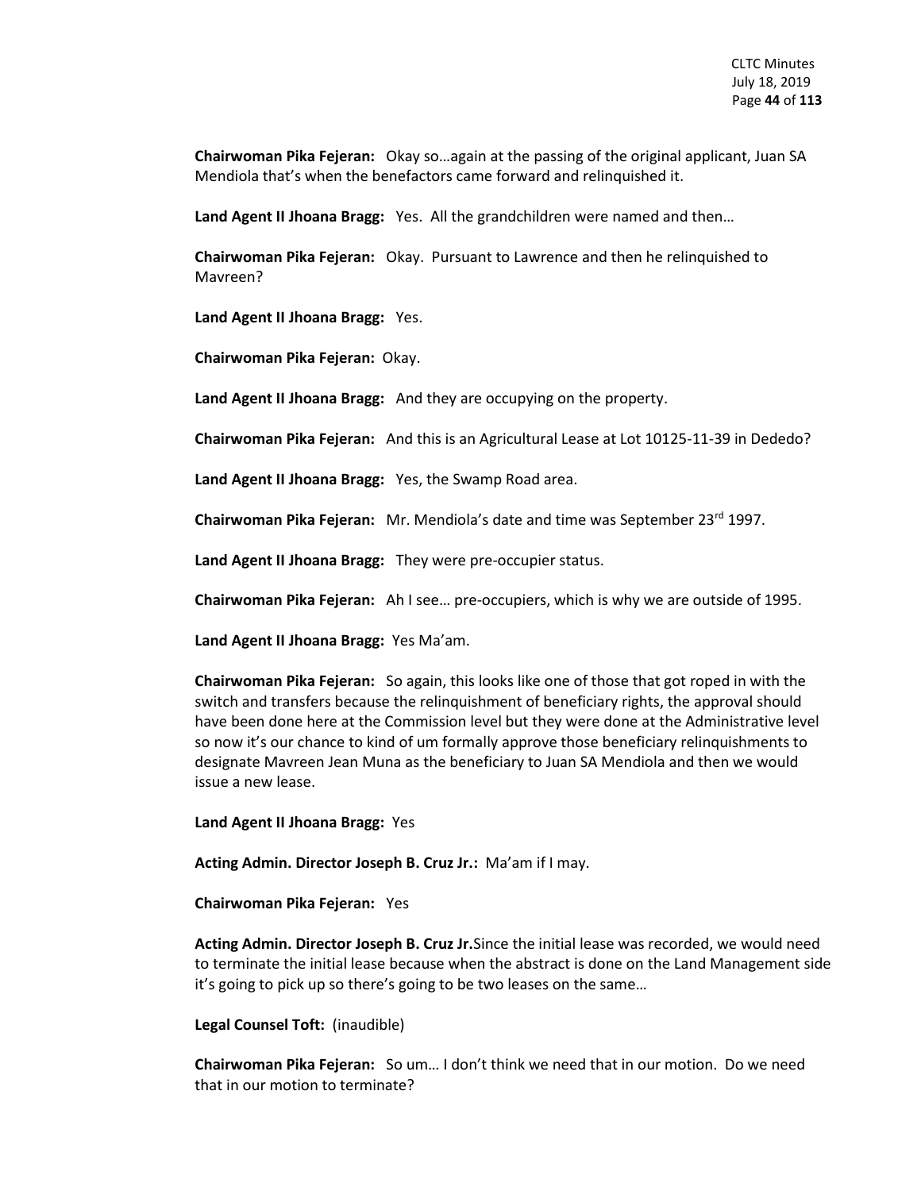**Chairwoman Pika Fejeran:** Okay so…again at the passing of the original applicant, Juan SA Mendiola that's when the benefactors came forward and relinquished it.

**Land Agent II Jhoana Bragg:** Yes. All the grandchildren were named and then…

**Chairwoman Pika Fejeran:** Okay. Pursuant to Lawrence and then he relinquished to Mavreen?

**Land Agent II Jhoana Bragg:** Yes.

**Chairwoman Pika Fejeran:** Okay.

**Land Agent II Jhoana Bragg:** And they are occupying on the property.

**Chairwoman Pika Fejeran:** And this is an Agricultural Lease at Lot 10125-11-39 in Dededo?

**Land Agent II Jhoana Bragg:** Yes, the Swamp Road area.

**Chairwoman Pika Fejeran:** Mr. Mendiola's date and time was September 23rd 1997.

**Land Agent II Jhoana Bragg:** They were pre-occupier status.

**Chairwoman Pika Fejeran:** Ah I see… pre-occupiers, which is why we are outside of 1995.

**Land Agent II Jhoana Bragg:** Yes Ma'am.

**Chairwoman Pika Fejeran:** So again, this looks like one of those that got roped in with the switch and transfers because the relinquishment of beneficiary rights, the approval should have been done here at the Commission level but they were done at the Administrative level so now it's our chance to kind of um formally approve those beneficiary relinquishments to designate Mavreen Jean Muna as the beneficiary to Juan SA Mendiola and then we would issue a new lease.

**Land Agent II Jhoana Bragg:** Yes

**Acting Admin. Director Joseph B. Cruz Jr.:** Ma'am if I may.

**Chairwoman Pika Fejeran:** Yes

**Acting Admin. Director Joseph B. Cruz Jr.**Since the initial lease was recorded, we would need to terminate the initial lease because when the abstract is done on the Land Management side it's going to pick up so there's going to be two leases on the same…

**Legal Counsel Toft:** (inaudible)

**Chairwoman Pika Fejeran:** So um… I don't think we need that in our motion. Do we need that in our motion to terminate?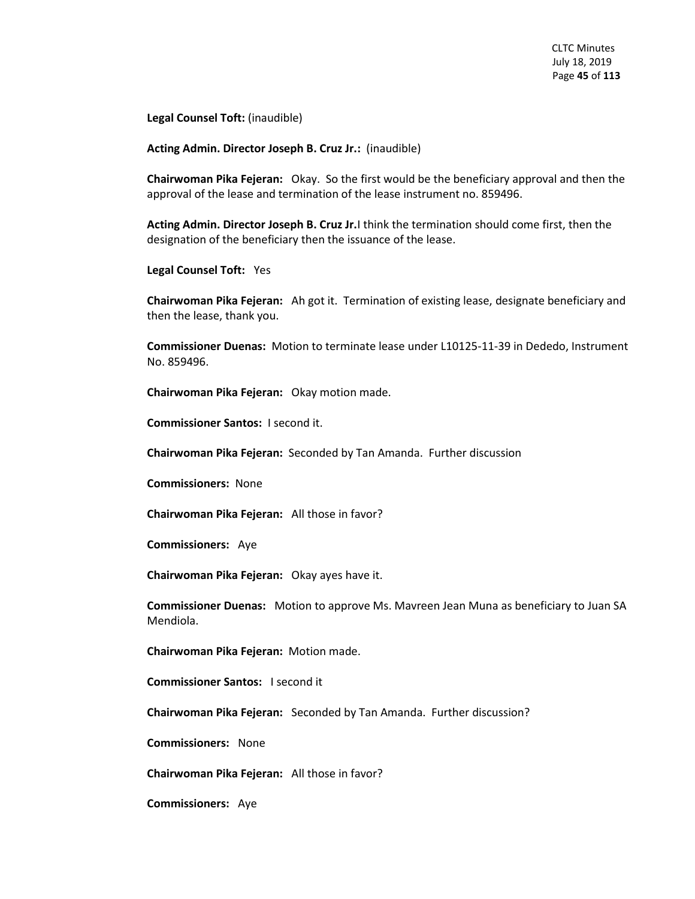**Legal Counsel Toft:** (inaudible)

**Acting Admin. Director Joseph B. Cruz Jr.:** (inaudible)

**Chairwoman Pika Fejeran:** Okay. So the first would be the beneficiary approval and then the approval of the lease and termination of the lease instrument no. 859496.

**Acting Admin. Director Joseph B. Cruz Jr.**I think the termination should come first, then the designation of the beneficiary then the issuance of the lease.

**Legal Counsel Toft:** Yes

**Chairwoman Pika Fejeran:** Ah got it. Termination of existing lease, designate beneficiary and then the lease, thank you.

**Commissioner Duenas:** Motion to terminate lease under L10125-11-39 in Dededo, Instrument No. 859496.

**Chairwoman Pika Fejeran:** Okay motion made.

**Commissioner Santos:** I second it.

**Chairwoman Pika Fejeran:** Seconded by Tan Amanda. Further discussion

**Commissioners:** None

**Chairwoman Pika Fejeran:** All those in favor?

**Commissioners:** Aye

**Chairwoman Pika Fejeran:** Okay ayes have it.

**Commissioner Duenas:** Motion to approve Ms. Mavreen Jean Muna as beneficiary to Juan SA Mendiola.

**Chairwoman Pika Fejeran:** Motion made.

**Commissioner Santos:** I second it

**Chairwoman Pika Fejeran:** Seconded by Tan Amanda. Further discussion?

**Commissioners:** None

**Chairwoman Pika Fejeran:** All those in favor?

**Commissioners:** Aye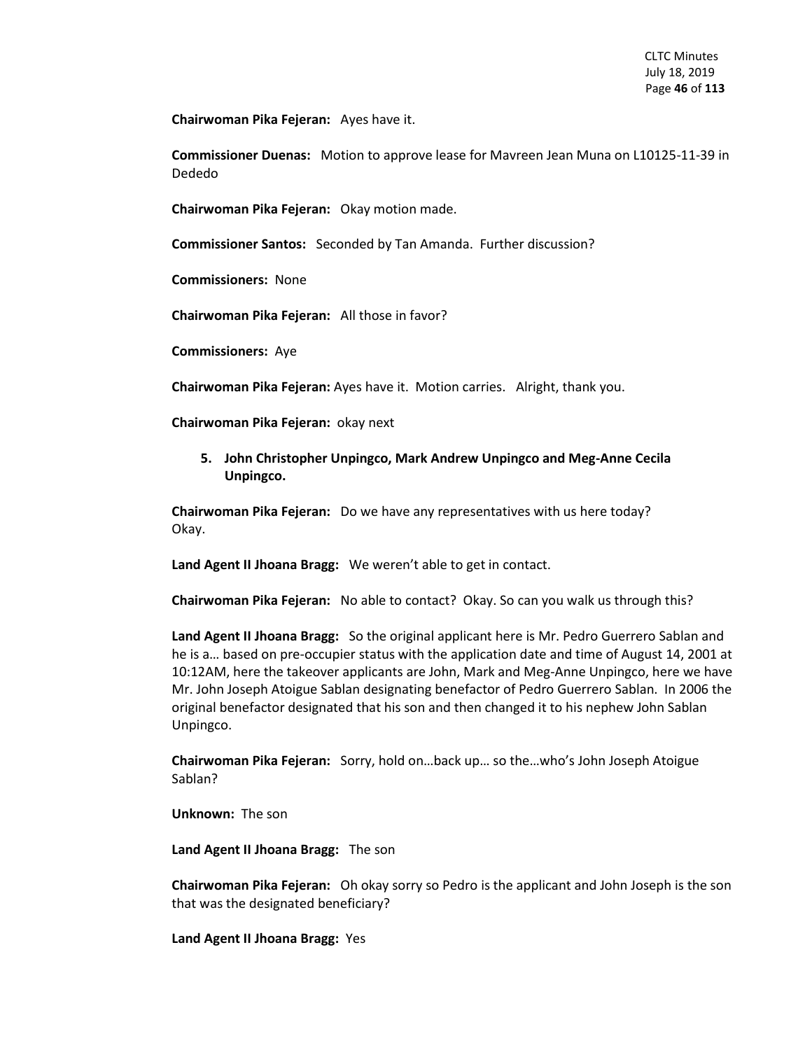**Chairwoman Pika Fejeran:** Ayes have it.

**Commissioner Duenas:** Motion to approve lease for Mavreen Jean Muna on L10125-11-39 in Dededo

**Chairwoman Pika Fejeran:** Okay motion made.

**Commissioner Santos:** Seconded by Tan Amanda. Further discussion?

**Commissioners:** None

**Chairwoman Pika Fejeran:** All those in favor?

**Commissioners:** Aye

**Chairwoman Pika Fejeran:** Ayes have it. Motion carries. Alright, thank you.

**Chairwoman Pika Fejeran:** okay next

5. **John Christopher Unpingco, Mark Andrew Unpingco and Meg-Anne Cecila Unpingco.**

**Chairwoman Pika Fejeran:** Do we have any representatives with us here today? Okay.

**Land Agent II Jhoana Bragg:** We weren't able to get in contact.

**Chairwoman Pika Fejeran:** No able to contact? Okay. So can you walk us through this?

**Land Agent II Jhoana Bragg:** So the original applicant here is Mr. Pedro Guerrero Sablan and he is a… based on pre-occupier status with the application date and time of August 14, 2001 at 10:12AM, here the takeover applicants are John, Mark and Meg-Anne Unpingco, here we have Mr. John Joseph Atoigue Sablan designating benefactor of Pedro Guerrero Sablan. In 2006 the original benefactor designated that his son and then changed it to his nephew John Sablan Unpingco.

**Chairwoman Pika Fejeran:** Sorry, hold on…back up… so the…who's John Joseph Atoigue Sablan?

**Unknown:** The son

**Land Agent II Jhoana Bragg:** The son

**Chairwoman Pika Fejeran:** Oh okay sorry so Pedro is the applicant and John Joseph is the son that was the designated beneficiary?

**Land Agent II Jhoana Bragg:** Yes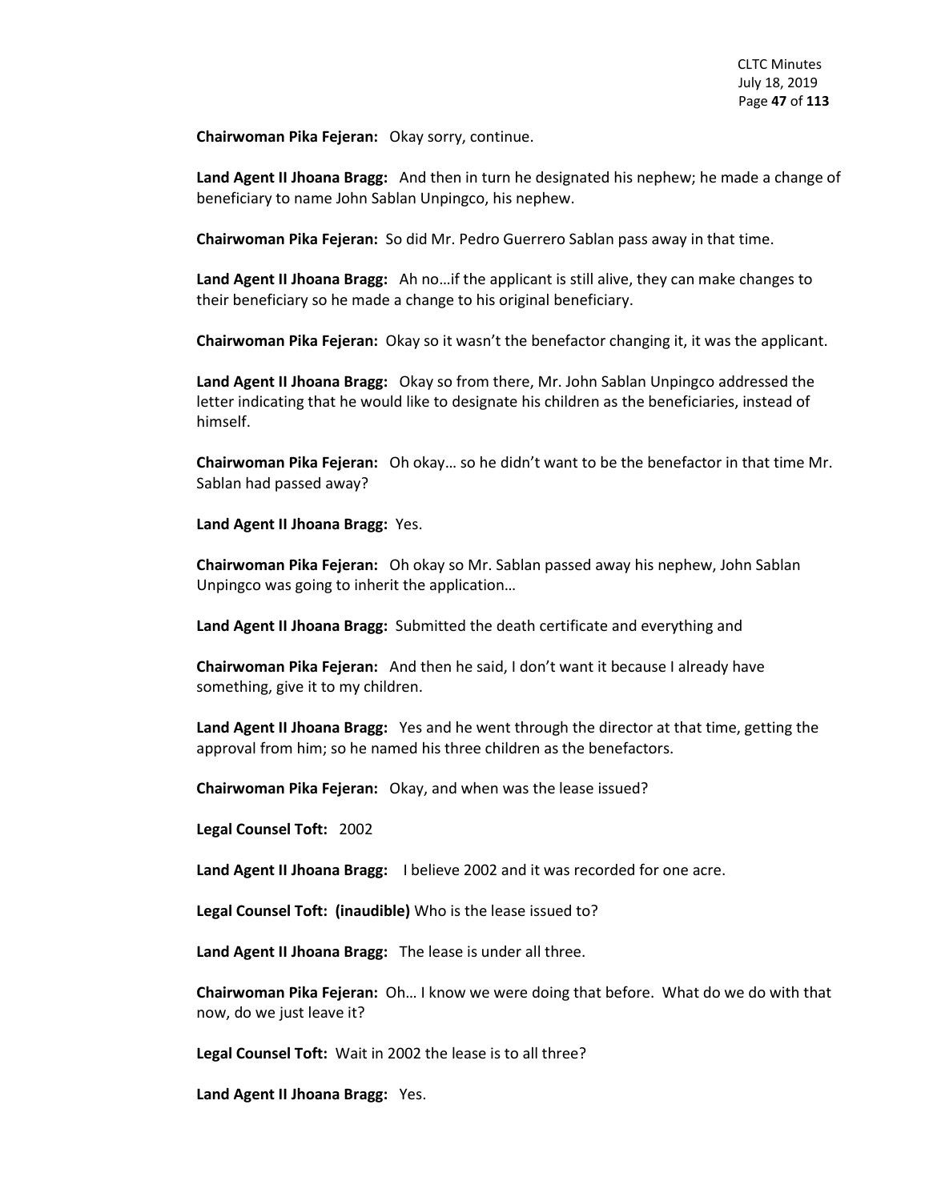**Chairwoman Pika Fejeran:** Okay sorry, continue.

**Land Agent II Jhoana Bragg:** And then in turn he designated his nephew; he made a change of beneficiary to name John Sablan Unpingco, his nephew.

**Chairwoman Pika Fejeran:** So did Mr. Pedro Guerrero Sablan pass away in that time.

**Land Agent II Jhoana Bragg:** Ah no…if the applicant is still alive, they can make changes to their beneficiary so he made a change to his original beneficiary.

**Chairwoman Pika Fejeran:** Okay so it wasn't the benefactor changing it, it was the applicant.

**Land Agent II Jhoana Bragg:** Okay so from there, Mr. John Sablan Unpingco addressed the letter indicating that he would like to designate his children as the beneficiaries, instead of himself.

**Chairwoman Pika Fejeran:** Oh okay… so he didn't want to be the benefactor in that time Mr. Sablan had passed away?

**Land Agent II Jhoana Bragg:** Yes.

**Chairwoman Pika Fejeran:** Oh okay so Mr. Sablan passed away his nephew, John Sablan Unpingco was going to inherit the application…

**Land Agent II Jhoana Bragg:** Submitted the death certificate and everything and

**Chairwoman Pika Fejeran:** And then he said, I don't want it because I already have something, give it to my children.

**Land Agent II Jhoana Bragg:** Yes and he went through the director at that time, getting the approval from him; so he named his three children as the benefactors.

**Chairwoman Pika Fejeran:** Okay, and when was the lease issued?

**Legal Counsel Toft:** 2002

**Land Agent II Jhoana Bragg:** I believe 2002 and it was recorded for one acre.

**Legal Counsel Toft: (inaudible)** Who is the lease issued to?

**Land Agent II Jhoana Bragg:** The lease is under all three.

**Chairwoman Pika Fejeran:** Oh… I know we were doing that before. What do we do with that now, do we just leave it?

**Legal Counsel Toft:** Wait in 2002 the lease is to all three?

**Land Agent II Jhoana Bragg:** Yes.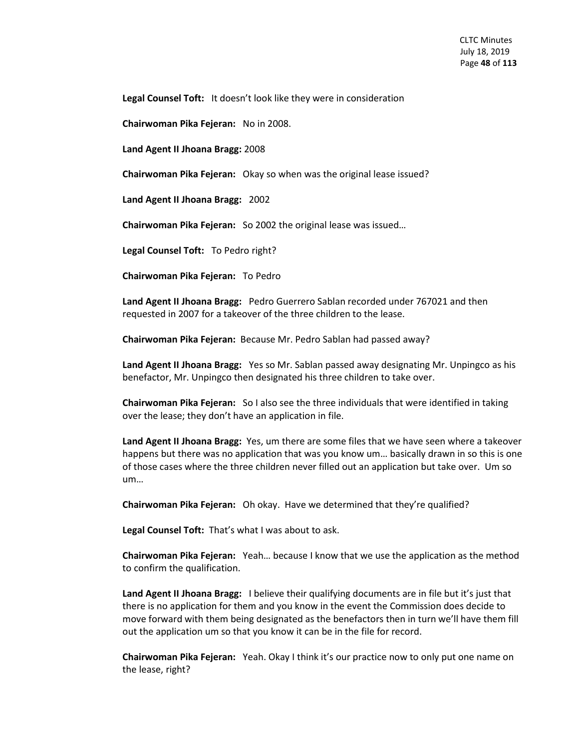**Legal Counsel Toft:** It doesn't look like they were in consideration

**Chairwoman Pika Fejeran:** No in 2008.

**Land Agent II Jhoana Bragg:** 2008

**Chairwoman Pika Fejeran:** Okay so when was the original lease issued?

**Land Agent II Jhoana Bragg:** 2002

**Chairwoman Pika Fejeran:** So 2002 the original lease was issued…

**Legal Counsel Toft:** To Pedro right?

**Chairwoman Pika Fejeran:** To Pedro

**Land Agent II Jhoana Bragg:** Pedro Guerrero Sablan recorded under 767021 and then requested in 2007 for a takeover of the three children to the lease.

**Chairwoman Pika Fejeran:** Because Mr. Pedro Sablan had passed away?

**Land Agent II Jhoana Bragg:** Yes so Mr. Sablan passed away designating Mr. Unpingco as his benefactor, Mr. Unpingco then designated his three children to take over.

**Chairwoman Pika Fejeran:** So I also see the three individuals that were identified in taking over the lease; they don't have an application in file.

**Land Agent II Jhoana Bragg:** Yes, um there are some files that we have seen where a takeover happens but there was no application that was you know um… basically drawn in so this is one of those cases where the three children never filled out an application but take over. Um so um…

**Chairwoman Pika Fejeran:** Oh okay. Have we determined that they're qualified?

**Legal Counsel Toft:** That's what I was about to ask.

**Chairwoman Pika Fejeran:** Yeah… because I know that we use the application as the method to confirm the qualification.

**Land Agent II Jhoana Bragg:** I believe their qualifying documents are in file but it's just that there is no application for them and you know in the event the Commission does decide to move forward with them being designated as the benefactors then in turn we'll have them fill out the application um so that you know it can be in the file for record.

**Chairwoman Pika Fejeran:** Yeah. Okay I think it's our practice now to only put one name on the lease, right?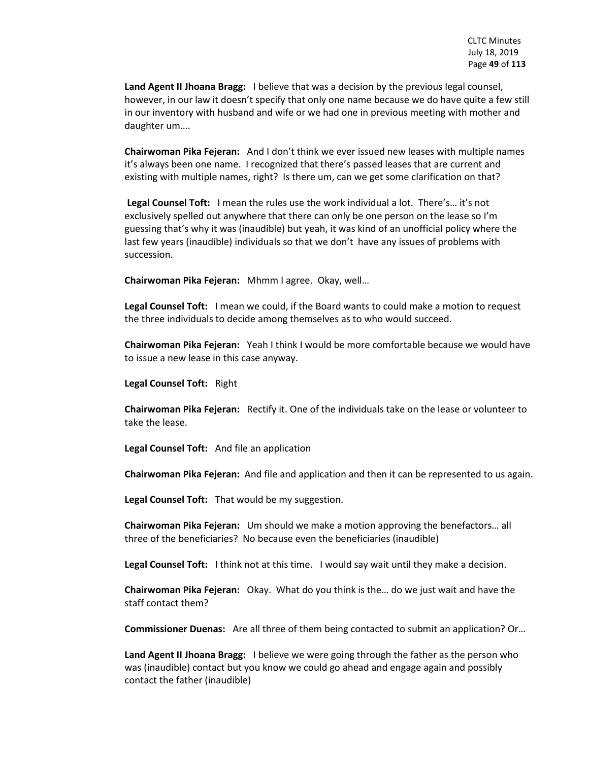**Land Agent II Jhoana Bragg:** I believe that was a decision by the previous legal counsel, however, in our law it doesn't specify that only one name because we do have quite a few still in our inventory with husband and wife or we had one in previous meeting with mother and daughter um….

**Chairwoman Pika Fejeran:** And I don't think we ever issued new leases with multiple names it's always been one name. I recognized that there's passed leases that are current and existing with multiple names, right? Is there um, can we get some clarification on that?

**Legal Counsel Toft:** I mean the rules use the work individual a lot. There's… it's not exclusively spelled out anywhere that there can only be one person on the lease so I'm guessing that's why it was (inaudible) but yeah, it was kind of an unofficial policy where the last few years (inaudible) individuals so that we don't have any issues of problems with succession.

**Chairwoman Pika Fejeran:** Mhmm I agree. Okay, well…

**Legal Counsel Toft:** I mean we could, if the Board wants to could make a motion to request the three individuals to decide among themselves as to who would succeed.

**Chairwoman Pika Fejeran:** Yeah I think I would be more comfortable because we would have to issue a new lease in this case anyway.

**Legal Counsel Toft:** Right

**Chairwoman Pika Fejeran:** Rectify it. One of the individuals take on the lease or volunteer to take the lease.

**Legal Counsel Toft:** And file an application

**Chairwoman Pika Fejeran:** And file and application and then it can be represented to us again.

**Legal Counsel Toft:** That would be my suggestion.

**Chairwoman Pika Fejeran:** Um should we make a motion approving the benefactors… all three of the beneficiaries? No because even the beneficiaries (inaudible)

**Legal Counsel Toft:** I think not at this time. I would say wait until they make a decision.

**Chairwoman Pika Fejeran:** Okay. What do you think is the… do we just wait and have the staff contact them?

**Commissioner Duenas:** Are all three of them being contacted to submit an application? Or…

**Land Agent II Jhoana Bragg:** I believe we were going through the father as the person who was (inaudible) contact but you know we could go ahead and engage again and possibly contact the father (inaudible)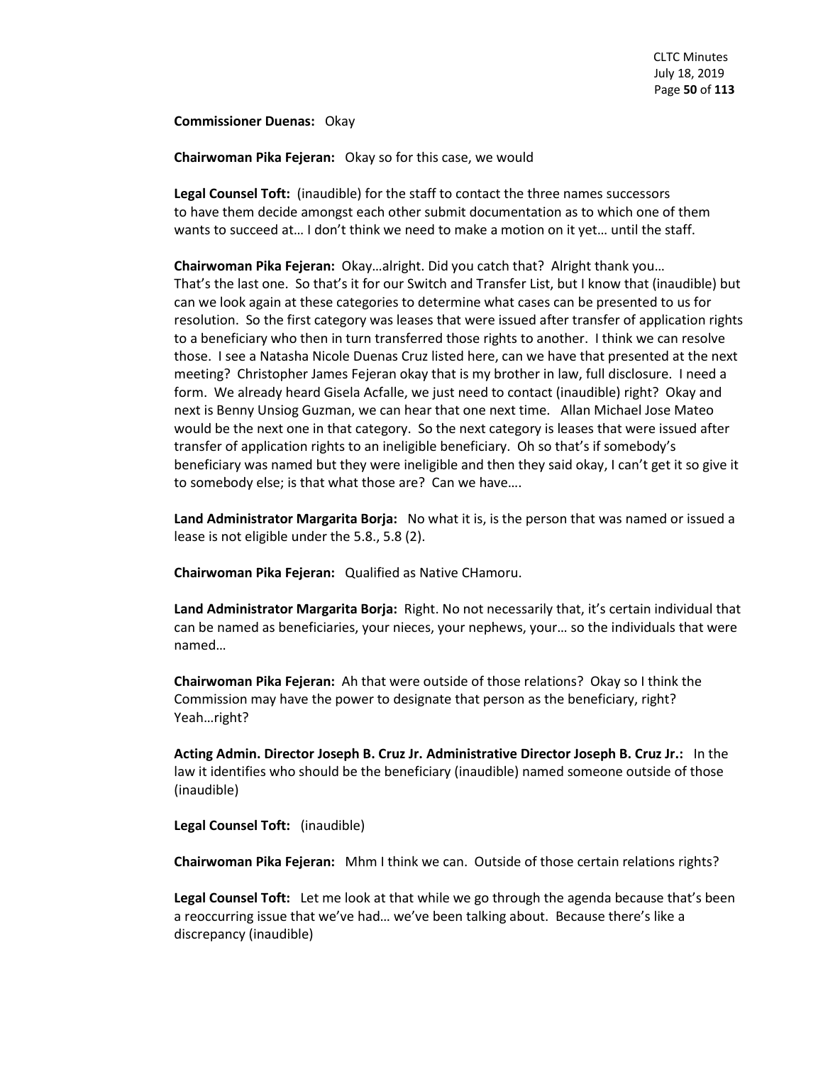**Commissioner Duenas:** Okay

**Chairwoman Pika Fejeran:** Okay so for this case, we would

**Legal Counsel Toft:** (inaudible) for the staff to contact the three names successors to have them decide amongst each other submit documentation as to which one of them wants to succeed at… I don't think we need to make a motion on it yet… until the staff.

**Chairwoman Pika Fejeran:** Okay…alright. Did you catch that? Alright thank you… That's the last one. So that's it for our Switch and Transfer List, but I know that (inaudible) but can we look again at these categories to determine what cases can be presented to us for resolution. So the first category was leases that were issued after transfer of application rights to a beneficiary who then in turn transferred those rights to another. I think we can resolve those. I see a Natasha Nicole Duenas Cruz listed here, can we have that presented at the next meeting? Christopher James Fejeran okay that is my brother in law, full disclosure. I need a form. We already heard Gisela Acfalle, we just need to contact (inaudible) right? Okay and next is Benny Unsiog Guzman, we can hear that one next time. Allan Michael Jose Mateo would be the next one in that category. So the next category is leases that were issued after transfer of application rights to an ineligible beneficiary. Oh so that's if somebody's beneficiary was named but they were ineligible and then they said okay, I can't get it so give it to somebody else; is that what those are? Can we have….

**Land Administrator Margarita Borja:** No what it is, is the person that was named or issued a lease is not eligible under the 5.8., 5.8 (2).

**Chairwoman Pika Fejeran:** Qualified as Native CHamoru.

**Land Administrator Margarita Borja:** Right. No not necessarily that, it's certain individual that can be named as beneficiaries, your nieces, your nephews, your… so the individuals that were named…

**Chairwoman Pika Fejeran:** Ah that were outside of those relations? Okay so I think the Commission may have the power to designate that person as the beneficiary, right? Yeah…right?

**Acting Admin. Director Joseph B. Cruz Jr. Administrative Director Joseph B. Cruz Jr.:** In the law it identifies who should be the beneficiary (inaudible) named someone outside of those (inaudible)

**Legal Counsel Toft:** (inaudible)

**Chairwoman Pika Fejeran:** Mhm I think we can. Outside of those certain relations rights?

**Legal Counsel Toft:** Let me look at that while we go through the agenda because that's been a reoccurring issue that we've had… we've been talking about. Because there's like a discrepancy (inaudible)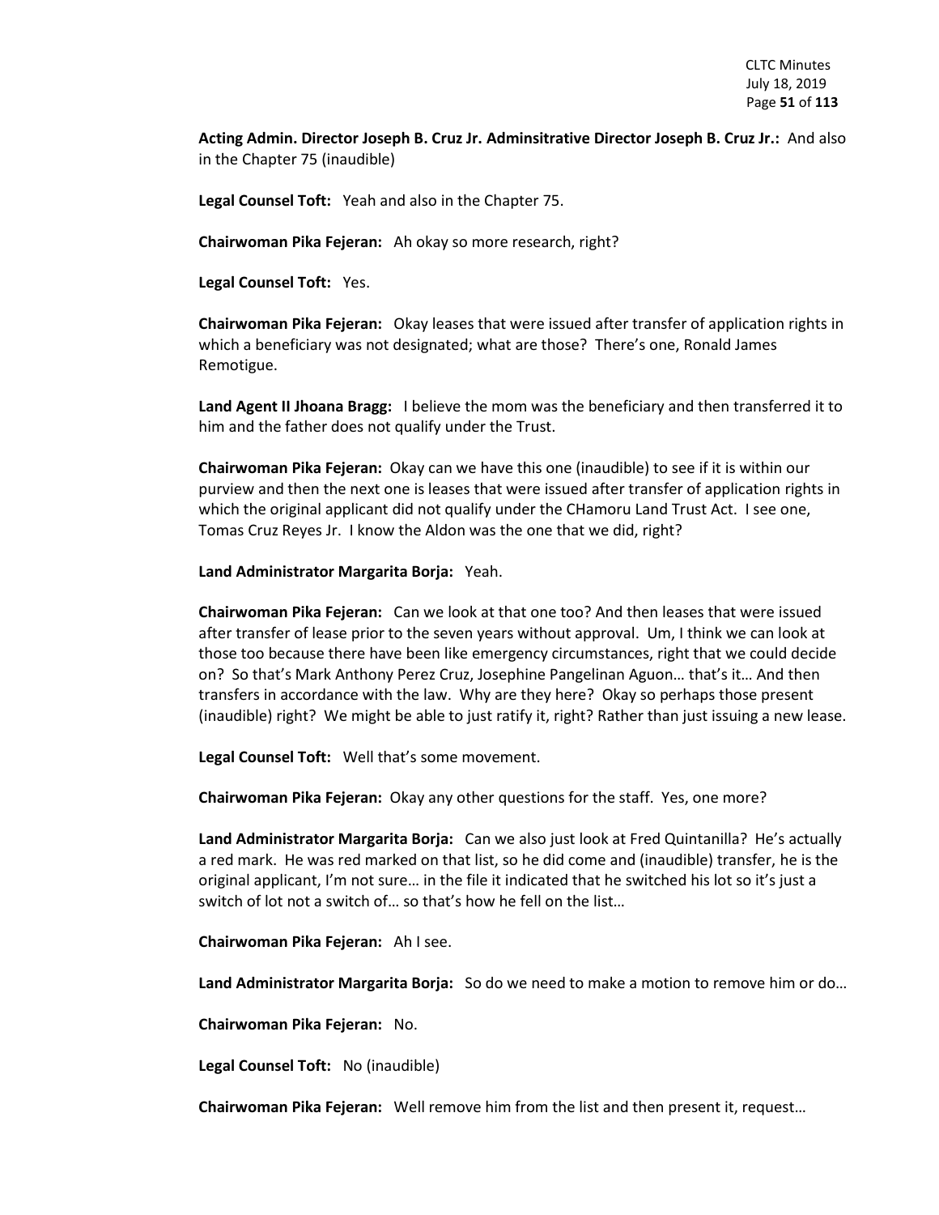**Acting Admin. Director Joseph B. Cruz Jr. Adminsitrative Director Joseph B. Cruz Jr.:** And also in the Chapter 75 (inaudible)

**Legal Counsel Toft:** Yeah and also in the Chapter 75.

**Chairwoman Pika Fejeran:** Ah okay so more research, right?

**Legal Counsel Toft:** Yes.

**Chairwoman Pika Fejeran:** Okay leases that were issued after transfer of application rights in which a beneficiary was not designated; what are those? There's one, Ronald James Remotigue.

**Land Agent II Jhoana Bragg:** I believe the mom was the beneficiary and then transferred it to him and the father does not qualify under the Trust.

**Chairwoman Pika Fejeran:** Okay can we have this one (inaudible) to see if it is within our purview and then the next one is leases that were issued after transfer of application rights in which the original applicant did not qualify under the CHamoru Land Trust Act. I see one, Tomas Cruz Reyes Jr. I know the Aldon was the one that we did, right?

**Land Administrator Margarita Borja:** Yeah.

**Chairwoman Pika Fejeran:** Can we look at that one too? And then leases that were issued after transfer of lease prior to the seven years without approval. Um, I think we can look at those too because there have been like emergency circumstances, right that we could decide on? So that's Mark Anthony Perez Cruz, Josephine Pangelinan Aguon… that's it… And then transfers in accordance with the law. Why are they here? Okay so perhaps those present (inaudible) right? We might be able to just ratify it, right? Rather than just issuing a new lease.

**Legal Counsel Toft:** Well that's some movement.

**Chairwoman Pika Fejeran:** Okay any other questions for the staff. Yes, one more?

**Land Administrator Margarita Borja:** Can we also just look at Fred Quintanilla? He's actually a red mark. He was red marked on that list, so he did come and (inaudible) transfer, he is the original applicant, I'm not sure… in the file it indicated that he switched his lot so it's just a switch of lot not a switch of… so that's how he fell on the list…

**Chairwoman Pika Fejeran:** Ah I see.

**Land Administrator Margarita Borja:** So do we need to make a motion to remove him or do…

**Chairwoman Pika Fejeran:** No.

**Legal Counsel Toft:** No (inaudible)

**Chairwoman Pika Fejeran:** Well remove him from the list and then present it, request…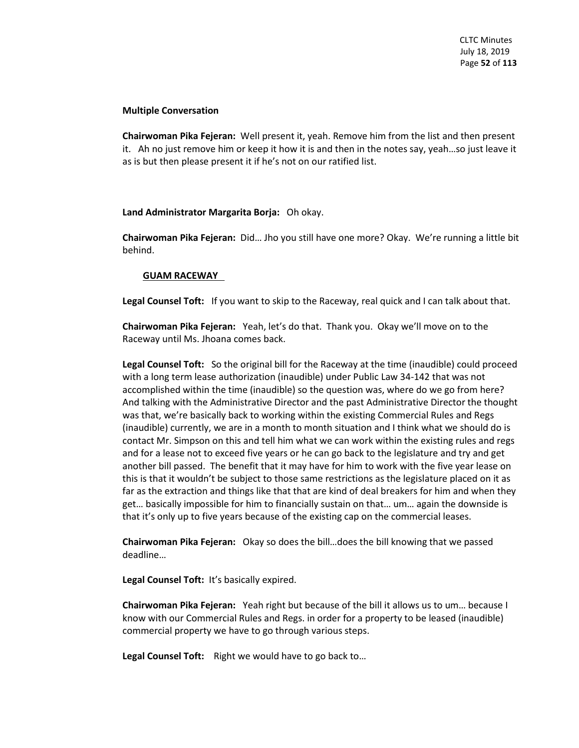**Multiple Conversation**

**Chairwoman Pika Fejeran:** Well present it, yeah. Remove him from the list and then present it. Ah no just remove him or keep it how it is and then in the notes say, yeah…so just leave it as is but then please present it if he's not on our ratified list.

**Land Administrator Margarita Borja:** Oh okay.

**Chairwoman Pika Fejeran:** Did… Jho you still have one more? Okay. We're running a little bit behind.

**GUAM RACEWAY**

**Legal Counsel Toft:** If you want to skip to the Raceway, real quick and I can talk about that.

**Chairwoman Pika Fejeran:** Yeah, let's do that. Thank you. Okay we'll move on to the Raceway until Ms. Jhoana comes back.

**Legal Counsel Toft:** So the original bill for the Raceway at the time (inaudible) could proceed with a long term lease authorization (inaudible) under Public Law 34-142 that was not accomplished within the time (inaudible) so the question was, where do we go from here? And talking with the Administrative Director and the past Administrative Director the thought was that, we're basically back to working within the existing Commercial Rules and Regs (inaudible) currently, we are in a month to month situation and I think what we should do is contact Mr. Simpson on this and tell him what we can work within the existing rules and regs and for a lease not to exceed five years or he can go back to the legislature and try and get another bill passed. The benefit that it may have for him to work with the five year lease on this is that it wouldn't be subject to those same restrictions as the legislature placed on it as far as the extraction and things like that that are kind of deal breakers for him and when they get… basically impossible for him to financially sustain on that… um… again the downside is that it's only up to five years because of the existing cap on the commercial leases.

**Chairwoman Pika Fejeran:** Okay so does the bill…does the bill knowing that we passed deadline…

**Legal Counsel Toft:** It's basically expired.

**Chairwoman Pika Fejeran:** Yeah right but because of the bill it allows us to um… because I know with our Commercial Rules and Regs. in order for a property to be leased (inaudible) commercial property we have to go through various steps.

**Legal Counsel Toft:** Right we would have to go back to…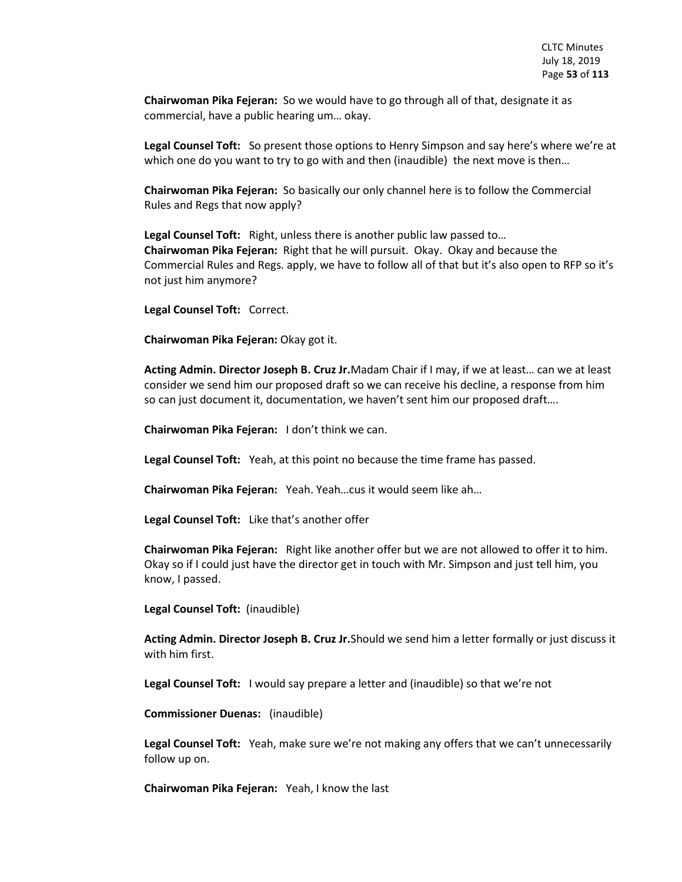**Chairwoman Pika Fejeran:** So we would have to go through all of that, designate it as commercial, have a public hearing um… okay.

**Legal Counsel Toft:** So present those options to Henry Simpson and say here's where we're at which one do you want to try to go with and then (inaudible) the next move is then…

**Chairwoman Pika Fejeran:** So basically our only channel here is to follow the Commercial Rules and Regs that now apply?

**Legal Counsel Toft:** Right, unless there is another public law passed to…
**Chairwoman Pika Fejeran:** Right that he will pursuit. Okay. Okay and because the Commercial Rules and Regs. apply, we have to follow all of that but it's also open to RFP so it's not just him anymore?

**Legal Counsel Toft:** Correct.

**Chairwoman Pika Fejeran:** Okay got it.

**Acting Admin. Director Joseph B. Cruz Jr.**Madam Chair if I may, if we at least… can we at least consider we send him our proposed draft so we can receive his decline, a response from him so can just document it, documentation, we haven't sent him our proposed draft….

**Chairwoman Pika Fejeran:** I don't think we can.

**Legal Counsel Toft:** Yeah, at this point no because the time frame has passed.

**Chairwoman Pika Fejeran:** Yeah. Yeah…cus it would seem like ah…

**Legal Counsel Toft:** Like that's another offer

**Chairwoman Pika Fejeran:** Right like another offer but we are not allowed to offer it to him. Okay so if I could just have the director get in touch with Mr. Simpson and just tell him, you know, I passed.

**Legal Counsel Toft:** (inaudible)

**Acting Admin. Director Joseph B. Cruz Jr.**Should we send him a letter formally or just discuss it with him first.

**Legal Counsel Toft:** I would say prepare a letter and (inaudible) so that we're not

**Commissioner Duenas:** (inaudible)

**Legal Counsel Toft:** Yeah, make sure we're not making any offers that we can't unnecessarily follow up on.

**Chairwoman Pika Fejeran:** Yeah, I know the last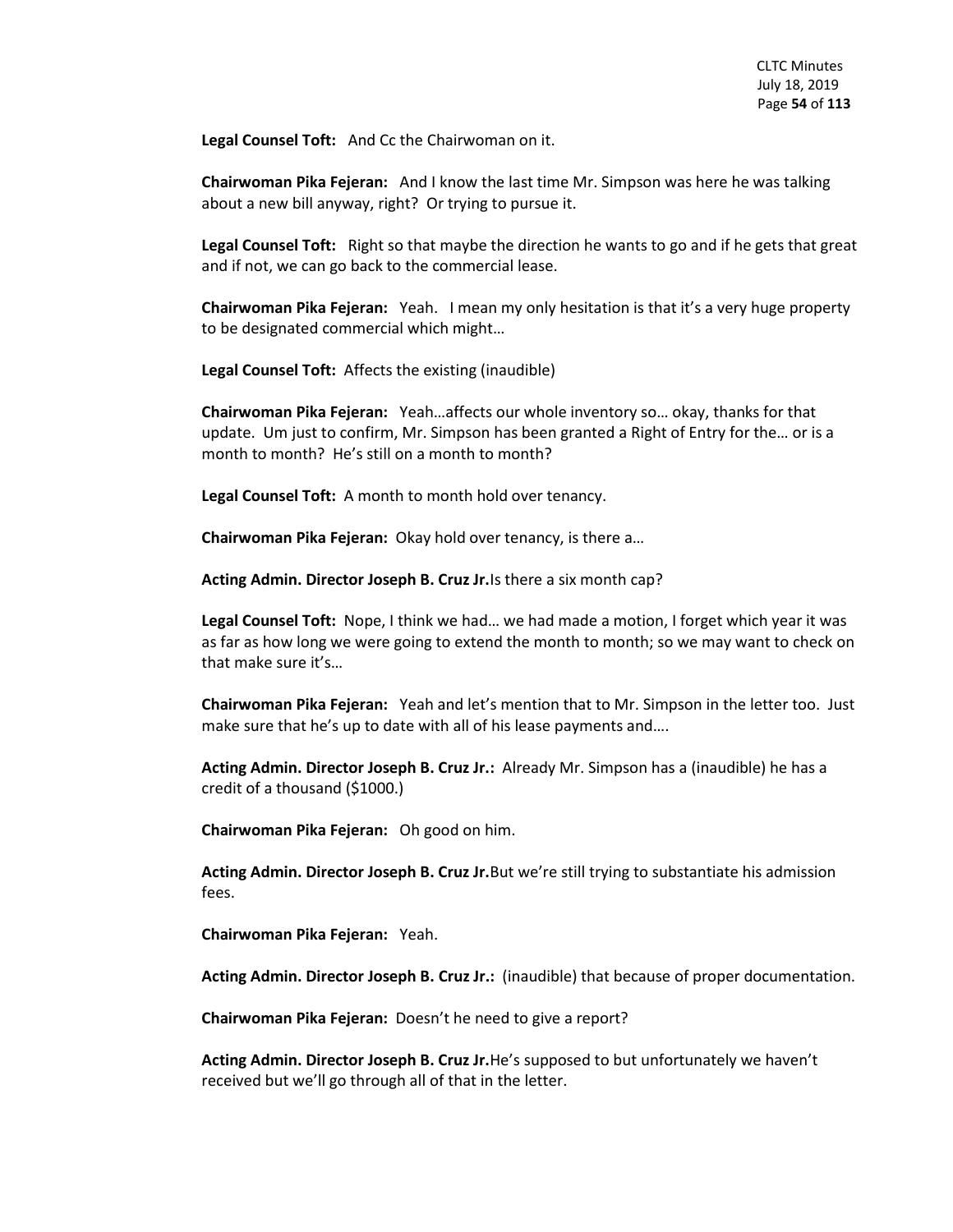**Legal Counsel Toft:** And Cc the Chairwoman on it.

**Chairwoman Pika Fejeran:** And I know the last time Mr. Simpson was here he was talking about a new bill anyway, right? Or trying to pursue it.

**Legal Counsel Toft:** Right so that maybe the direction he wants to go and if he gets that great and if not, we can go back to the commercial lease.

**Chairwoman Pika Fejeran:** Yeah. I mean my only hesitation is that it's a very huge property to be designated commercial which might…

**Legal Counsel Toft:** Affects the existing (inaudible)

**Chairwoman Pika Fejeran:** Yeah…affects our whole inventory so… okay, thanks for that update. Um just to confirm, Mr. Simpson has been granted a Right of Entry for the… or is a month to month? He's still on a month to month?

**Legal Counsel Toft:** A month to month hold over tenancy.

**Chairwoman Pika Fejeran:** Okay hold over tenancy, is there a…

**Acting Admin. Director Joseph B. Cruz Jr.**Is there a six month cap?

**Legal Counsel Toft:** Nope, I think we had… we had made a motion, I forget which year it was as far as how long we were going to extend the month to month; so we may want to check on that make sure it's…

**Chairwoman Pika Fejeran:** Yeah and let's mention that to Mr. Simpson in the letter too. Just make sure that he's up to date with all of his lease payments and….

**Acting Admin. Director Joseph B. Cruz Jr.:** Already Mr. Simpson has a (inaudible) he has a credit of a thousand ($1000.)

**Chairwoman Pika Fejeran:** Oh good on him.

**Acting Admin. Director Joseph B. Cruz Jr.**But we're still trying to substantiate his admission fees.

**Chairwoman Pika Fejeran:** Yeah.

**Acting Admin. Director Joseph B. Cruz Jr.:** (inaudible) that because of proper documentation.

**Chairwoman Pika Fejeran:** Doesn't he need to give a report?

**Acting Admin. Director Joseph B. Cruz Jr.**He's supposed to but unfortunately we haven't received but we'll go through all of that in the letter.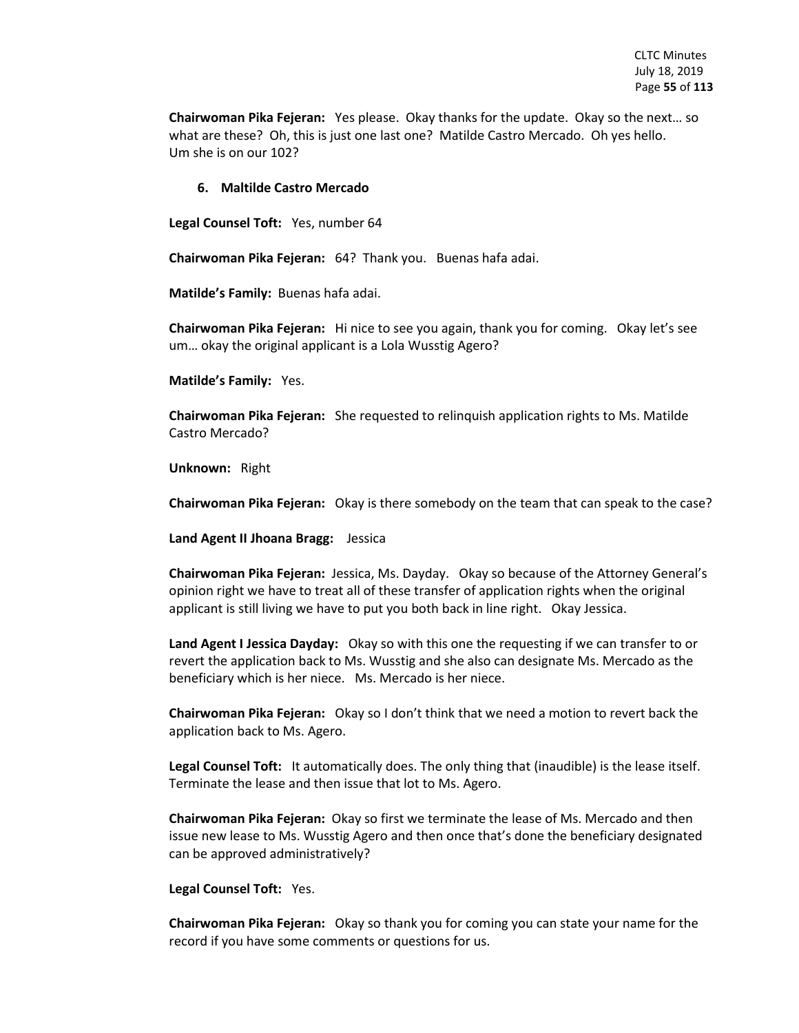**Chairwoman Pika Fejeran:** Yes please. Okay thanks for the update. Okay so the next… so what are these? Oh, this is just one last one? Matilde Castro Mercado. Oh yes hello. Um she is on our 102?

**6. Maltilde Castro Mercado**

**Legal Counsel Toft:** Yes, number 64

**Chairwoman Pika Fejeran:** 64? Thank you. Buenas hafa adai.

**Matilde's Family:** Buenas hafa adai.

**Chairwoman Pika Fejeran:** Hi nice to see you again, thank you for coming. Okay let's see um… okay the original applicant is a Lola Wusstig Agero?

**Matilde's Family:** Yes.

**Chairwoman Pika Fejeran:** She requested to relinquish application rights to Ms. Matilde Castro Mercado?

**Unknown:** Right

**Chairwoman Pika Fejeran:** Okay is there somebody on the team that can speak to the case?

**Land Agent II Jhoana Bragg:** Jessica

**Chairwoman Pika Fejeran:** Jessica, Ms. Dayday. Okay so because of the Attorney General's opinion right we have to treat all of these transfer of application rights when the original applicant is still living we have to put you both back in line right. Okay Jessica.

**Land Agent I Jessica Dayday:** Okay so with this one the requesting if we can transfer to or revert the application back to Ms. Wusstig and she also can designate Ms. Mercado as the beneficiary which is her niece. Ms. Mercado is her niece.

**Chairwoman Pika Fejeran:** Okay so I don't think that we need a motion to revert back the application back to Ms. Agero.

**Legal Counsel Toft:** It automatically does. The only thing that (inaudible) is the lease itself. Terminate the lease and then issue that lot to Ms. Agero.

**Chairwoman Pika Fejeran:** Okay so first we terminate the lease of Ms. Mercado and then issue new lease to Ms. Wusstig Agero and then once that's done the beneficiary designated can be approved administratively?

**Legal Counsel Toft:** Yes.

**Chairwoman Pika Fejeran:** Okay so thank you for coming you can state your name for the record if you have some comments or questions for us.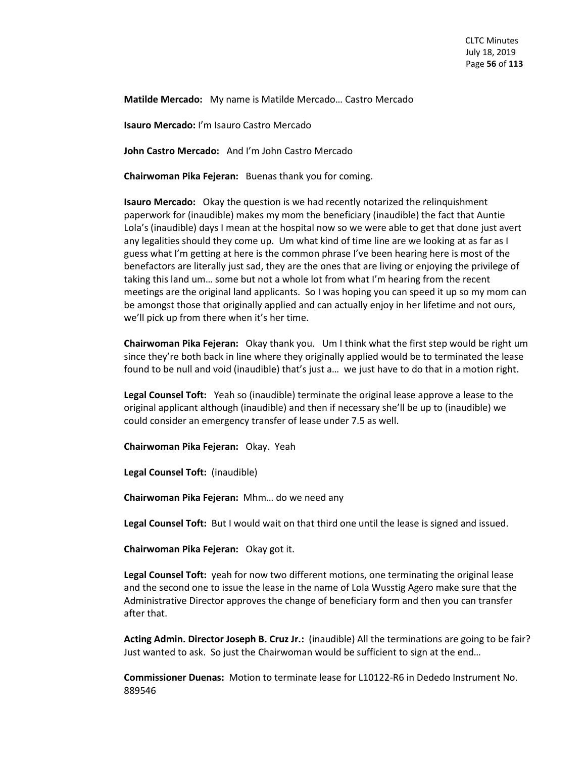**Matilde Mercado:** My name is Matilde Mercado… Castro Mercado

**Isauro Mercado:** I'm Isauro Castro Mercado

**John Castro Mercado:** And I'm John Castro Mercado

**Chairwoman Pika Fejeran:** Buenas thank you for coming.

**Isauro Mercado:** Okay the question is we had recently notarized the relinquishment paperwork for (inaudible) makes my mom the beneficiary (inaudible) the fact that Auntie Lola's (inaudible) days I mean at the hospital now so we were able to get that done just avert any legalities should they come up. Um what kind of time line are we looking at as far as I guess what I'm getting at here is the common phrase I've been hearing here is most of the benefactors are literally just sad, they are the ones that are living or enjoying the privilege of taking this land um… some but not a whole lot from what I'm hearing from the recent meetings are the original land applicants. So I was hoping you can speed it up so my mom can be amongst those that originally applied and can actually enjoy in her lifetime and not ours, we'll pick up from there when it's her time.

**Chairwoman Pika Fejeran:** Okay thank you. Um I think what the first step would be right um since they're both back in line where they originally applied would be to terminated the lease found to be null and void (inaudible) that's just a… we just have to do that in a motion right.

**Legal Counsel Toft:** Yeah so (inaudible) terminate the original lease approve a lease to the original applicant although (inaudible) and then if necessary she'll be up to (inaudible) we could consider an emergency transfer of lease under 7.5 as well.

**Chairwoman Pika Fejeran:** Okay. Yeah

**Legal Counsel Toft:** (inaudible)

**Chairwoman Pika Fejeran:** Mhm… do we need any

**Legal Counsel Toft:** But I would wait on that third one until the lease is signed and issued.

**Chairwoman Pika Fejeran:** Okay got it.

**Legal Counsel Toft:** yeah for now two different motions, one terminating the original lease and the second one to issue the lease in the name of Lola Wusstig Agero make sure that the Administrative Director approves the change of beneficiary form and then you can transfer after that.

**Acting Admin. Director Joseph B. Cruz Jr.:** (inaudible) All the terminations are going to be fair? Just wanted to ask. So just the Chairwoman would be sufficient to sign at the end…

**Commissioner Duenas:** Motion to terminate lease for L10122-R6 in Dededo Instrument No. 889546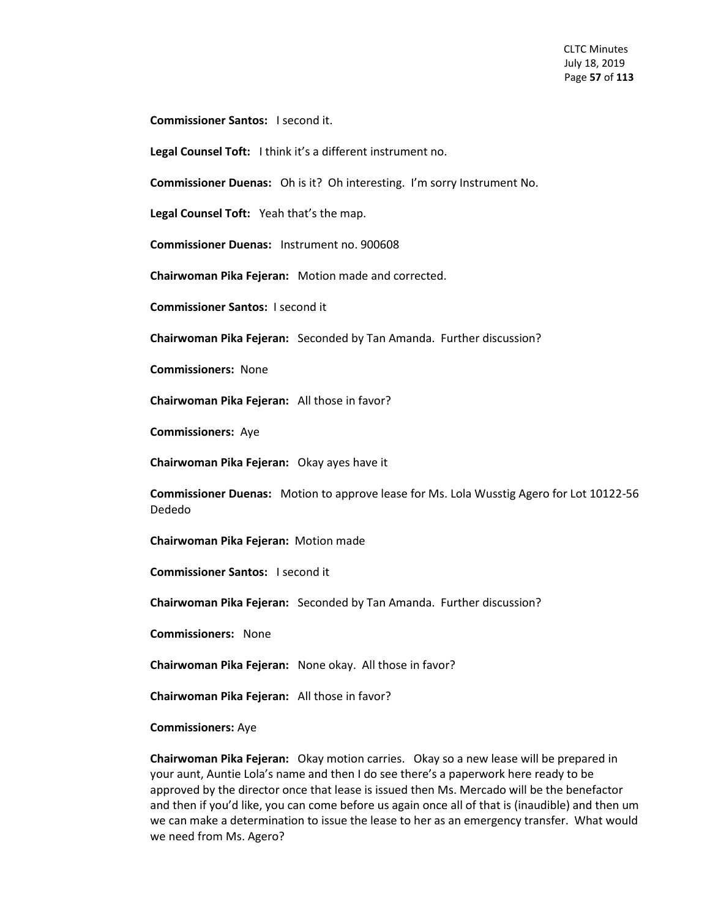**Commissioner Santos:** I second it.

**Legal Counsel Toft:** I think it's a different instrument no.

**Commissioner Duenas:** Oh is it? Oh interesting. I'm sorry Instrument No.

**Legal Counsel Toft:** Yeah that's the map.

**Commissioner Duenas:** Instrument no. 900608

**Chairwoman Pika Fejeran:** Motion made and corrected.

**Commissioner Santos:** I second it

**Chairwoman Pika Fejeran:** Seconded by Tan Amanda. Further discussion?

**Commissioners:** None

**Chairwoman Pika Fejeran:** All those in favor?

**Commissioners:** Aye

**Chairwoman Pika Fejeran:** Okay ayes have it

**Commissioner Duenas:** Motion to approve lease for Ms. Lola Wusstig Agero for Lot 10122-56 Dededo

**Chairwoman Pika Fejeran:** Motion made

**Commissioner Santos:** I second it

**Chairwoman Pika Fejeran:** Seconded by Tan Amanda. Further discussion?

**Commissioners:** None

**Chairwoman Pika Fejeran:** None okay. All those in favor?

**Chairwoman Pika Fejeran:** All those in favor?

**Commissioners:** Aye

**Chairwoman Pika Fejeran:** Okay motion carries. Okay so a new lease will be prepared in your aunt, Auntie Lola's name and then I do see there's a paperwork here ready to be approved by the director once that lease is issued then Ms. Mercado will be the benefactor and then if you'd like, you can come before us again once all of that is (inaudible) and then um we can make a determination to issue the lease to her as an emergency transfer. What would we need from Ms. Agero?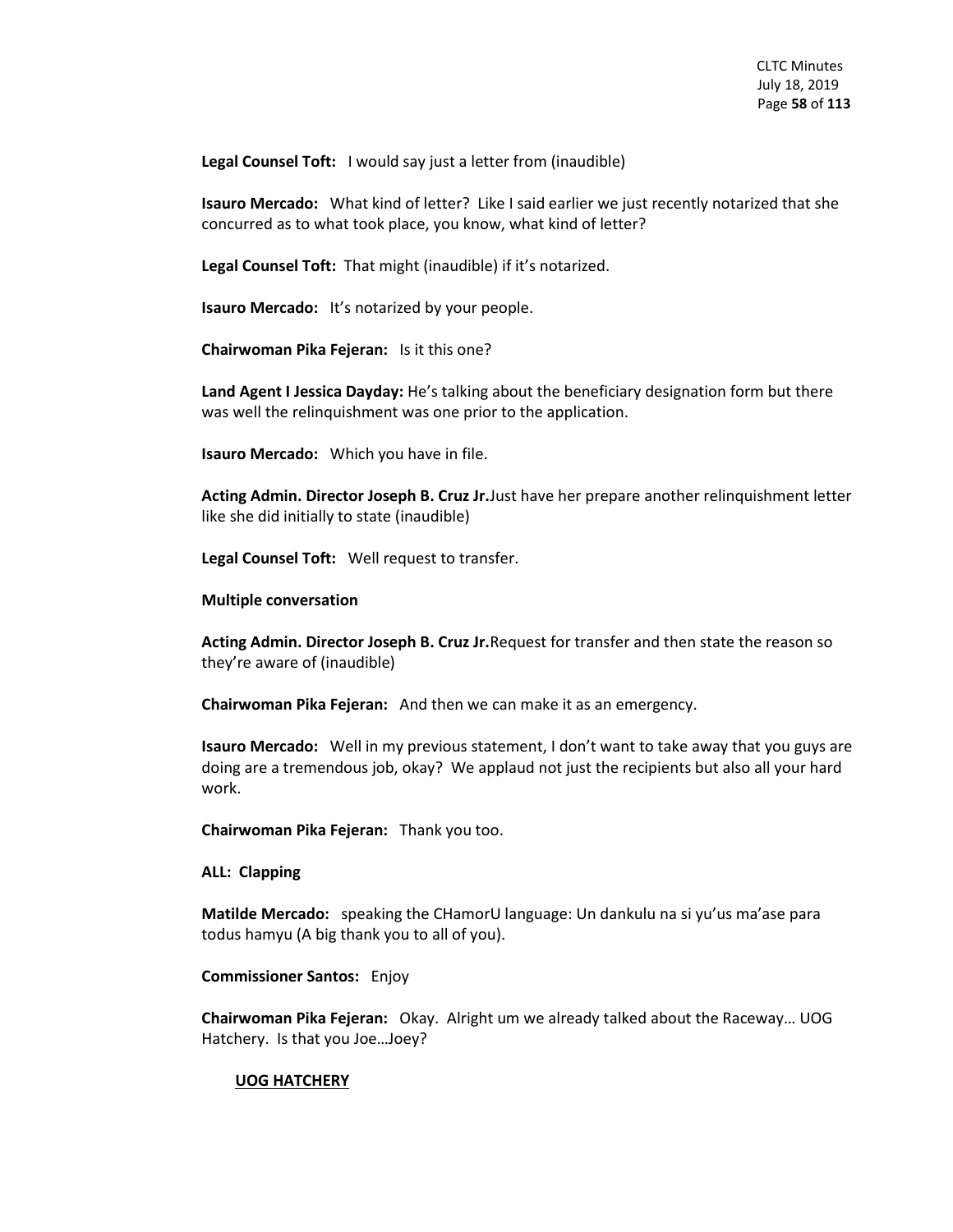**Legal Counsel Toft:** I would say just a letter from (inaudible)

**Isauro Mercado:** What kind of letter? Like I said earlier we just recently notarized that she concurred as to what took place, you know, what kind of letter?

**Legal Counsel Toft:** That might (inaudible) if it's notarized.

**Isauro Mercado:** It's notarized by your people.

**Chairwoman Pika Fejeran:** Is it this one?

**Land Agent I Jessica Dayday:** He's talking about the beneficiary designation form but there was well the relinquishment was one prior to the application.

**Isauro Mercado:** Which you have in file.

**Acting Admin. Director Joseph B. Cruz Jr.**Just have her prepare another relinquishment letter like she did initially to state (inaudible)

**Legal Counsel Toft:** Well request to transfer.

**Multiple conversation**

**Acting Admin. Director Joseph B. Cruz Jr.**Request for transfer and then state the reason so they're aware of (inaudible)

**Chairwoman Pika Fejeran:** And then we can make it as an emergency.

**Isauro Mercado:** Well in my previous statement, I don't want to take away that you guys are doing are a tremendous job, okay? We applaud not just the recipients but also all your hard work.

**Chairwoman Pika Fejeran:** Thank you too.

**ALL: Clapping**

**Matilde Mercado:** speaking the CHamorU language: Un dankulu na si yu'us ma'ase para todus hamyu (A big thank you to all of you).

**Commissioner Santos:** Enjoy

**Chairwoman Pika Fejeran:** Okay. Alright um we already talked about the Raceway… UOG Hatchery. Is that you Joe…Joey?

**UOG HATCHERY**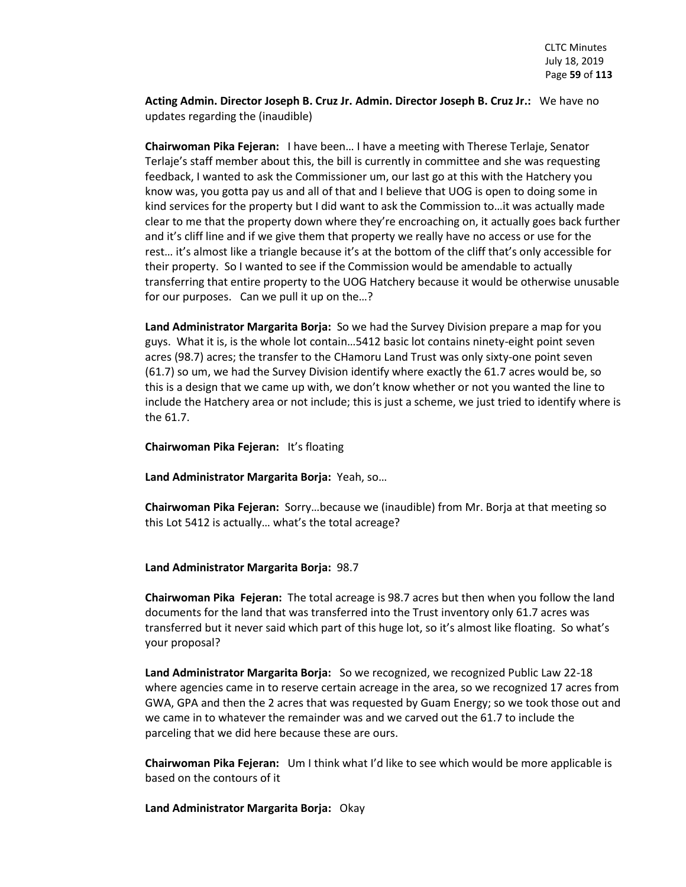**Acting Admin. Director Joseph B. Cruz Jr. Admin. Director Joseph B. Cruz Jr.:** We have no updates regarding the (inaudible)

**Chairwoman Pika Fejeran:** I have been… I have a meeting with Therese Terlaje, Senator Terlaje's staff member about this, the bill is currently in committee and she was requesting feedback, I wanted to ask the Commissioner um, our last go at this with the Hatchery you know was, you gotta pay us and all of that and I believe that UOG is open to doing some in kind services for the property but I did want to ask the Commission to…it was actually made clear to me that the property down where they're encroaching on, it actually goes back further and it's cliff line and if we give them that property we really have no access or use for the rest… it's almost like a triangle because it's at the bottom of the cliff that's only accessible for their property. So I wanted to see if the Commission would be amendable to actually transferring that entire property to the UOG Hatchery because it would be otherwise unusable for our purposes. Can we pull it up on the…?

**Land Administrator Margarita Borja:** So we had the Survey Division prepare a map for you guys. What it is, is the whole lot contain…5412 basic lot contains ninety-eight point seven acres (98.7) acres; the transfer to the CHamoru Land Trust was only sixty-one point seven (61.7) so um, we had the Survey Division identify where exactly the 61.7 acres would be, so this is a design that we came up with, we don't know whether or not you wanted the line to include the Hatchery area or not include; this is just a scheme, we just tried to identify where is the 61.7.

**Chairwoman Pika Fejeran:** It's floating

**Land Administrator Margarita Borja:** Yeah, so…

**Chairwoman Pika Fejeran:** Sorry…because we (inaudible) from Mr. Borja at that meeting so this Lot 5412 is actually… what's the total acreage?

**Land Administrator Margarita Borja:** 98.7

**Chairwoman Pika Fejeran:** The total acreage is 98.7 acres but then when you follow the land documents for the land that was transferred into the Trust inventory only 61.7 acres was transferred but it never said which part of this huge lot, so it's almost like floating. So what's your proposal?

**Land Administrator Margarita Borja:** So we recognized, we recognized Public Law 22-18 where agencies came in to reserve certain acreage in the area, so we recognized 17 acres from GWA, GPA and then the 2 acres that was requested by Guam Energy; so we took those out and we came in to whatever the remainder was and we carved out the 61.7 to include the parceling that we did here because these are ours.

**Chairwoman Pika Fejeran:** Um I think what I'd like to see which would be more applicable is based on the contours of it

**Land Administrator Margarita Borja:** Okay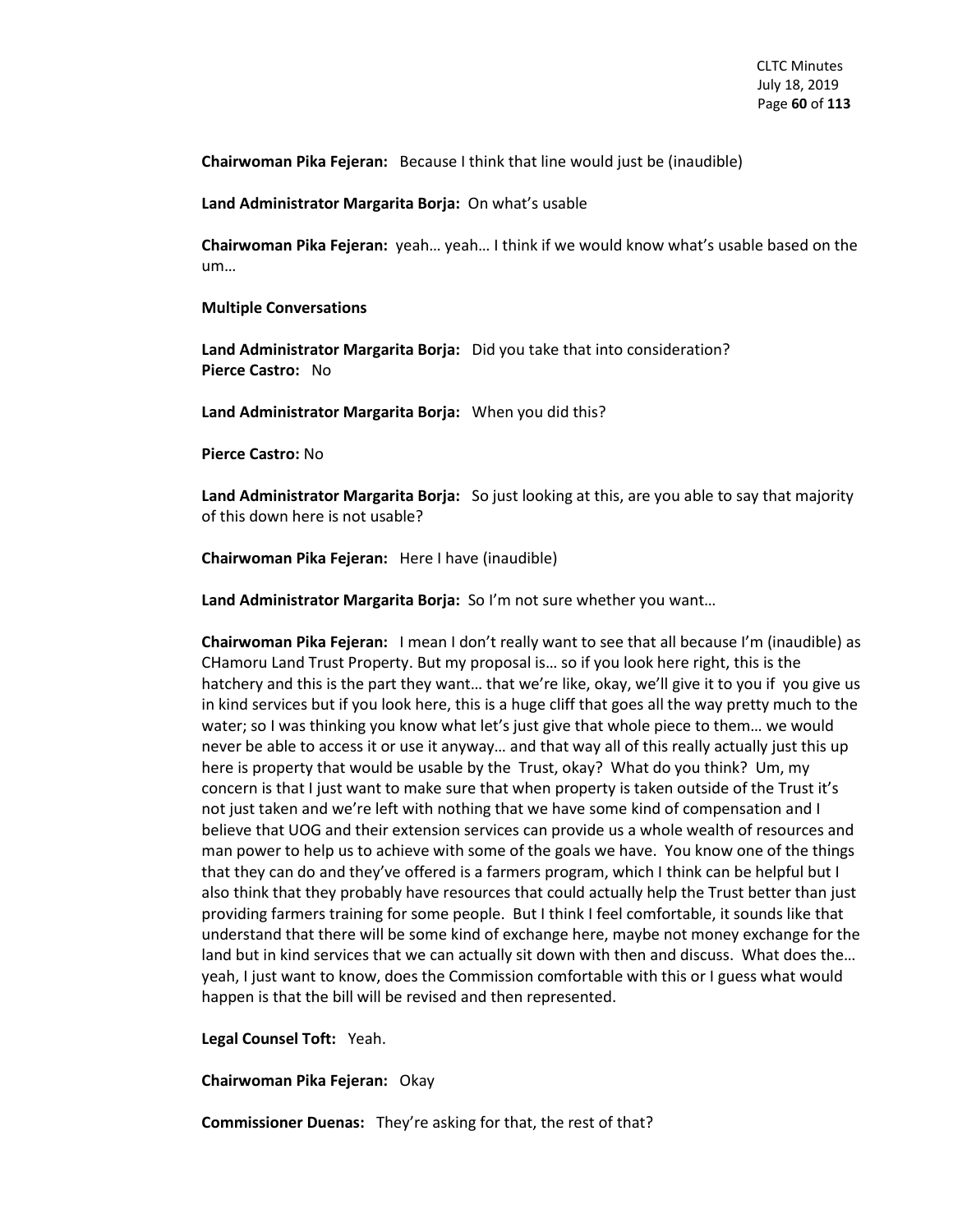**Chairwoman Pika Fejeran:** Because I think that line would just be (inaudible)

**Land Administrator Margarita Borja:** On what's usable

**Chairwoman Pika Fejeran:** yeah… yeah… I think if we would know what's usable based on the um…

**Multiple Conversations**

**Land Administrator Margarita Borja:** Did you take that into consideration?
**Pierce Castro:** No

**Land Administrator Margarita Borja:** When you did this?

**Pierce Castro:** No

**Land Administrator Margarita Borja:** So just looking at this, are you able to say that majority of this down here is not usable?

**Chairwoman Pika Fejeran:** Here I have (inaudible)

**Land Administrator Margarita Borja:** So I'm not sure whether you want…

**Chairwoman Pika Fejeran:** I mean I don't really want to see that all because I'm (inaudible) as CHamoru Land Trust Property. But my proposal is… so if you look here right, this is the hatchery and this is the part they want… that we're like, okay, we'll give it to you if you give us in kind services but if you look here, this is a huge cliff that goes all the way pretty much to the water; so I was thinking you know what let's just give that whole piece to them… we would never be able to access it or use it anyway… and that way all of this really actually just this up here is property that would be usable by the Trust, okay? What do you think? Um, my concern is that I just want to make sure that when property is taken outside of the Trust it's not just taken and we're left with nothing that we have some kind of compensation and I believe that UOG and their extension services can provide us a whole wealth of resources and man power to help us to achieve with some of the goals we have. You know one of the things that they can do and they've offered is a farmers program, which I think can be helpful but I also think that they probably have resources that could actually help the Trust better than just providing farmers training for some people. But I think I feel comfortable, it sounds like that understand that there will be some kind of exchange here, maybe not money exchange for the land but in kind services that we can actually sit down with then and discuss. What does the… yeah, I just want to know, does the Commission comfortable with this or I guess what would happen is that the bill will be revised and then represented.

**Legal Counsel Toft:** Yeah.

**Chairwoman Pika Fejeran:** Okay

**Commissioner Duenas:** They're asking for that, the rest of that?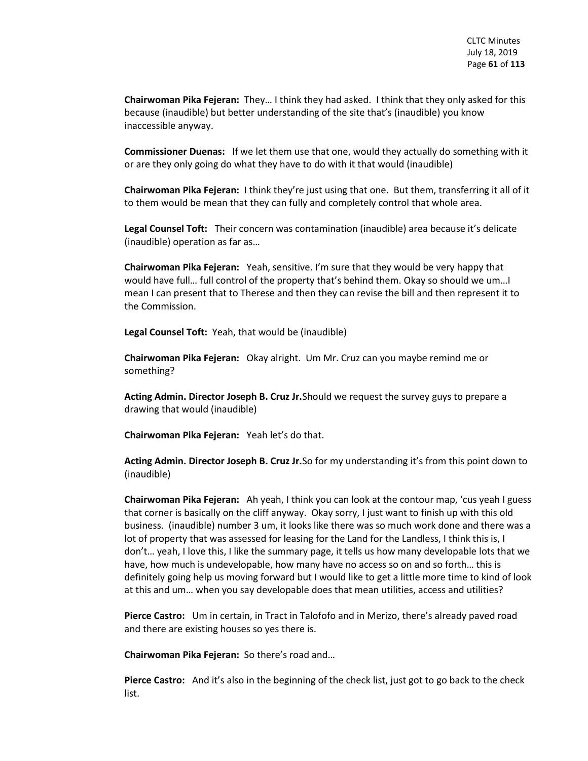**Chairwoman Pika Fejeran:** They… I think they had asked. I think that they only asked for this because (inaudible) but better understanding of the site that's (inaudible) you know inaccessible anyway.

**Commissioner Duenas:** If we let them use that one, would they actually do something with it or are they only going do what they have to do with it that would (inaudible)

**Chairwoman Pika Fejeran:** I think they're just using that one. But them, transferring it all of it to them would be mean that they can fully and completely control that whole area.

**Legal Counsel Toft:** Their concern was contamination (inaudible) area because it's delicate (inaudible) operation as far as…

**Chairwoman Pika Fejeran:** Yeah, sensitive. I'm sure that they would be very happy that would have full… full control of the property that's behind them. Okay so should we um…I mean I can present that to Therese and then they can revise the bill and then represent it to the Commission.

**Legal Counsel Toft:** Yeah, that would be (inaudible)

**Chairwoman Pika Fejeran:** Okay alright. Um Mr. Cruz can you maybe remind me or something?

**Acting Admin. Director Joseph B. Cruz Jr.**Should we request the survey guys to prepare a drawing that would (inaudible)

**Chairwoman Pika Fejeran:** Yeah let's do that.

**Acting Admin. Director Joseph B. Cruz Jr.**So for my understanding it's from this point down to (inaudible)

**Chairwoman Pika Fejeran:** Ah yeah, I think you can look at the contour map, 'cus yeah I guess that corner is basically on the cliff anyway. Okay sorry, I just want to finish up with this old business. (inaudible) number 3 um, it looks like there was so much work done and there was a lot of property that was assessed for leasing for the Land for the Landless, I think this is, I don't… yeah, I love this, I like the summary page, it tells us how many developable lots that we have, how much is undevelopable, how many have no access so on and so forth… this is definitely going help us moving forward but I would like to get a little more time to kind of look at this and um… when you say developable does that mean utilities, access and utilities?

**Pierce Castro:** Um in certain, in Tract in Talofofo and in Merizo, there's already paved road and there are existing houses so yes there is.

**Chairwoman Pika Fejeran:** So there's road and…

**Pierce Castro:** And it's also in the beginning of the check list, just got to go back to the check list.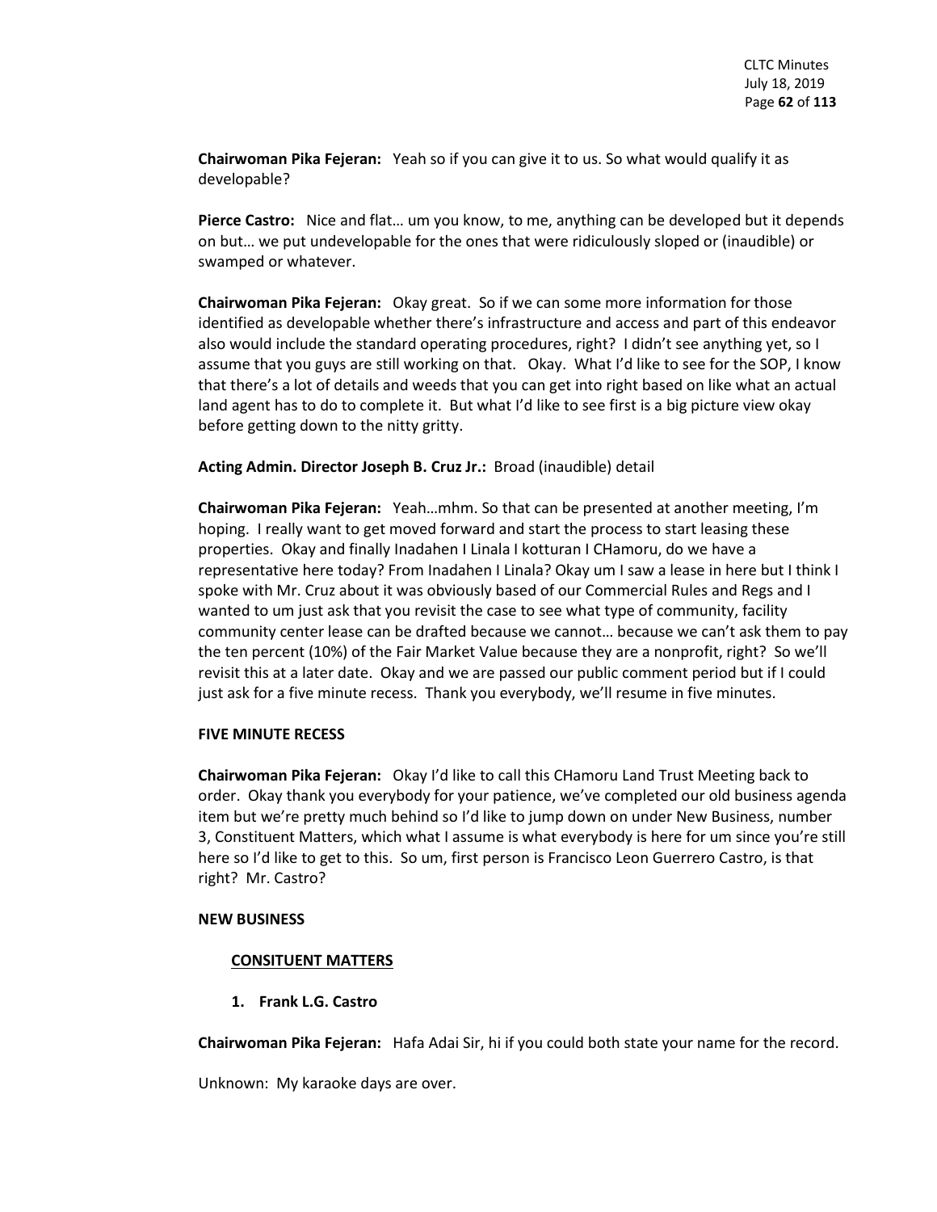**Chairwoman Pika Fejeran:** Yeah so if you can give it to us. So what would qualify it as developable?

**Pierce Castro:** Nice and flat… um you know, to me, anything can be developed but it depends on but… we put undevelopable for the ones that were ridiculously sloped or (inaudible) or swamped or whatever.

**Chairwoman Pika Fejeran:** Okay great. So if we can some more information for those identified as developable whether there's infrastructure and access and part of this endeavor also would include the standard operating procedures, right? I didn't see anything yet, so I assume that you guys are still working on that. Okay. What I'd like to see for the SOP, I know that there's a lot of details and weeds that you can get into right based on like what an actual land agent has to do to complete it. But what I'd like to see first is a big picture view okay before getting down to the nitty gritty.

**Acting Admin. Director Joseph B. Cruz Jr.:** Broad (inaudible) detail

**Chairwoman Pika Fejeran:** Yeah…mhm. So that can be presented at another meeting, I'm hoping. I really want to get moved forward and start the process to start leasing these properties. Okay and finally Inadahen I Linala I kotturan I CHamoru, do we have a representative here today? From Inadahen I Linala? Okay um I saw a lease in here but I think I spoke with Mr. Cruz about it was obviously based of our Commercial Rules and Regs and I wanted to um just ask that you revisit the case to see what type of community, facility community center lease can be drafted because we cannot… because we can't ask them to pay the ten percent (10%) of the Fair Market Value because they are a nonprofit, right? So we'll revisit this at a later date. Okay and we are passed our public comment period but if I could just ask for a five minute recess. Thank you everybody, we'll resume in five minutes.

**FIVE MINUTE RECESS**

**Chairwoman Pika Fejeran:** Okay I'd like to call this CHamoru Land Trust Meeting back to order. Okay thank you everybody for your patience, we've completed our old business agenda item but we're pretty much behind so I'd like to jump down on under New Business, number 3, Constituent Matters, which what I assume is what everybody is here for um since you're still here so I'd like to get to this. So um, first person is Francisco Leon Guerrero Castro, is that right? Mr. Castro?

**NEW BUSINESS**

**CONSITUENT MATTERS**

1. **Frank L.G. Castro**

**Chairwoman Pika Fejeran:** Hafa Adai Sir, hi if you could both state your name for the record.

Unknown: My karaoke days are over.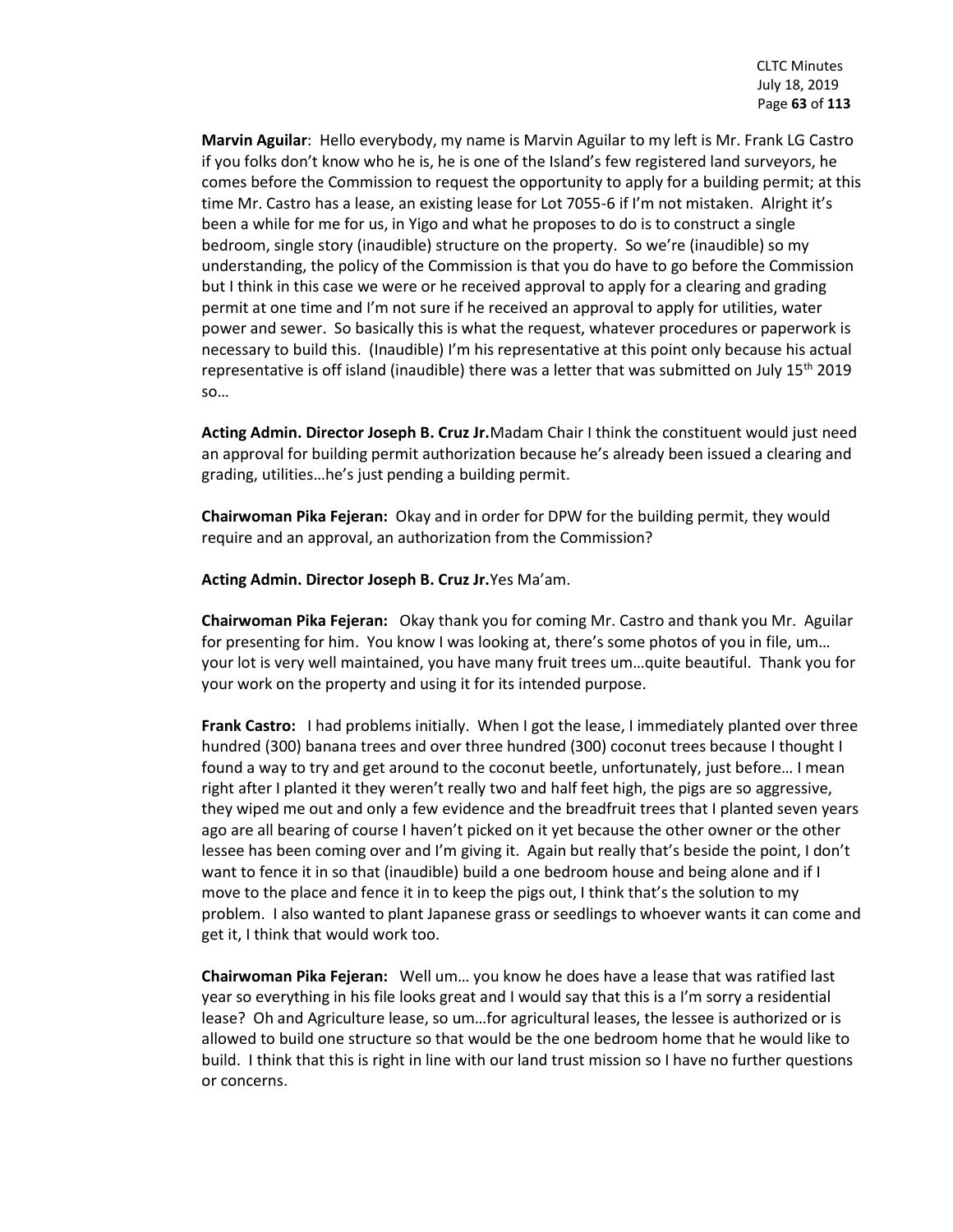**Marvin Aguilar**: Hello everybody, my name is Marvin Aguilar to my left is Mr. Frank LG Castro if you folks don't know who he is, he is one of the Island's few registered land surveyors, he comes before the Commission to request the opportunity to apply for a building permit; at this time Mr. Castro has a lease, an existing lease for Lot 7055-6 if I'm not mistaken. Alright it's been a while for me for us, in Yigo and what he proposes to do is to construct a single bedroom, single story (inaudible) structure on the property. So we're (inaudible) so my understanding, the policy of the Commission is that you do have to go before the Commission but I think in this case we were or he received approval to apply for a clearing and grading permit at one time and I'm not sure if he received an approval to apply for utilities, water power and sewer. So basically this is what the request, whatever procedures or paperwork is necessary to build this. (Inaudible) I'm his representative at this point only because his actual representative is off island (inaudible) there was a letter that was submitted on July 15th 2019 so…

**Acting Admin. Director Joseph B. Cruz Jr.** Madam Chair I think the constituent would just need an approval for building permit authorization because he's already been issued a clearing and grading, utilities…he's just pending a building permit.

**Chairwoman Pika Fejeran:** Okay and in order for DPW for the building permit, they would require and an approval, an authorization from the Commission?

**Acting Admin. Director Joseph B. Cruz Jr.** Yes Ma'am.

**Chairwoman Pika Fejeran:** Okay thank you for coming Mr. Castro and thank you Mr. Aguilar for presenting for him. You know I was looking at, there's some photos of you in file, um… your lot is very well maintained, you have many fruit trees um…quite beautiful. Thank you for your work on the property and using it for its intended purpose.

**Frank Castro:** I had problems initially. When I got the lease, I immediately planted over three hundred (300) banana trees and over three hundred (300) coconut trees because I thought I found a way to try and get around to the coconut beetle, unfortunately, just before… I mean right after I planted it they weren't really two and half feet high, the pigs are so aggressive, they wiped me out and only a few evidence and the breadfruit trees that I planted seven years ago are all bearing of course I haven't picked on it yet because the other owner or the other lessee has been coming over and I'm giving it. Again but really that's beside the point, I don't want to fence it in so that (inaudible) build a one bedroom house and being alone and if I move to the place and fence it in to keep the pigs out, I think that's the solution to my problem. I also wanted to plant Japanese grass or seedlings to whoever wants it can come and get it, I think that would work too.

**Chairwoman Pika Fejeran:** Well um… you know he does have a lease that was ratified last year so everything in his file looks great and I would say that this is a I'm sorry a residential lease? Oh and Agriculture lease, so um…for agricultural leases, the lessee is authorized or is allowed to build one structure so that would be the one bedroom home that he would like to build. I think that this is right in line with our land trust mission so I have no further questions or concerns.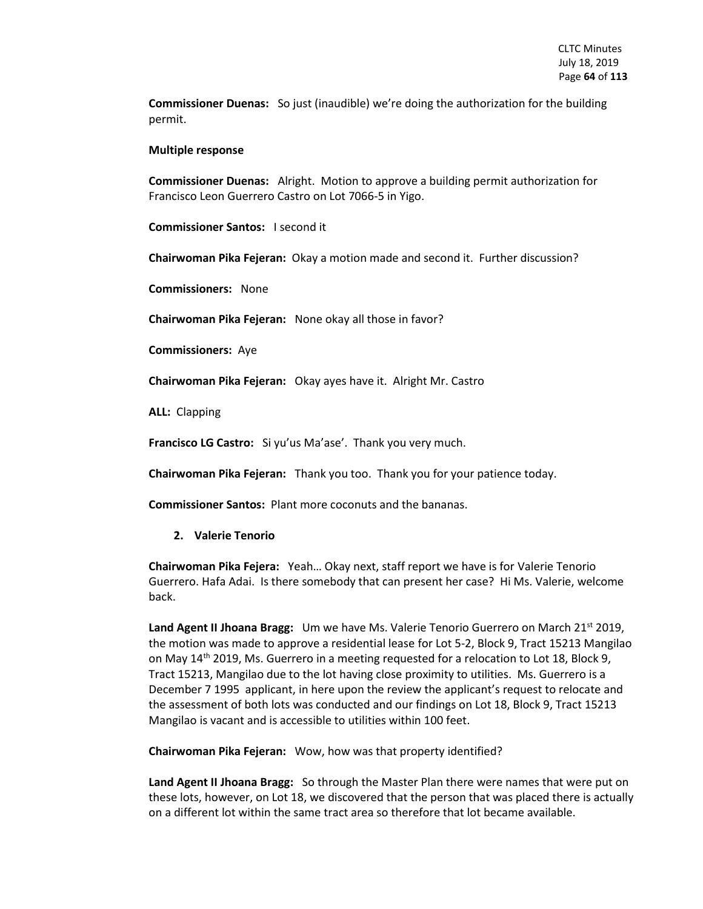**Commissioner Duenas:** So just (inaudible) we're doing the authorization for the building permit.

**Multiple response**

**Commissioner Duenas:** Alright. Motion to approve a building permit authorization for Francisco Leon Guerrero Castro on Lot 7066-5 in Yigo.

**Commissioner Santos:** I second it

**Chairwoman Pika Fejeran:** Okay a motion made and second it. Further discussion?

**Commissioners:** None

**Chairwoman Pika Fejeran:** None okay all those in favor?

**Commissioners:** Aye

**Chairwoman Pika Fejeran:** Okay ayes have it. Alright Mr. Castro

**ALL:** Clapping

**Francisco LG Castro:** Si yu'us Ma'ase'. Thank you very much.

**Chairwoman Pika Fejeran:** Thank you too. Thank you for your patience today.

**Commissioner Santos:** Plant more coconuts and the bananas.

2. **Valerie Tenorio**

**Chairwoman Pika Fejera:** Yeah… Okay next, staff report we have is for Valerie Tenorio Guerrero. Hafa Adai. Is there somebody that can present her case? Hi Ms. Valerie, welcome back.

**Land Agent II Jhoana Bragg:** Um we have Ms. Valerie Tenorio Guerrero on March 21st 2019, the motion was made to approve a residential lease for Lot 5-2, Block 9, Tract 15213 Mangilao on May 14th 2019, Ms. Guerrero in a meeting requested for a relocation to Lot 18, Block 9, Tract 15213, Mangilao due to the lot having close proximity to utilities. Ms. Guerrero is a December 7 1995 applicant, in here upon the review the applicant's request to relocate and the assessment of both lots was conducted and our findings on Lot 18, Block 9, Tract 15213 Mangilao is vacant and is accessible to utilities within 100 feet.

**Chairwoman Pika Fejeran:** Wow, how was that property identified?

**Land Agent II Jhoana Bragg:** So through the Master Plan there were names that were put on these lots, however, on Lot 18, we discovered that the person that was placed there is actually on a different lot within the same tract area so therefore that lot became available.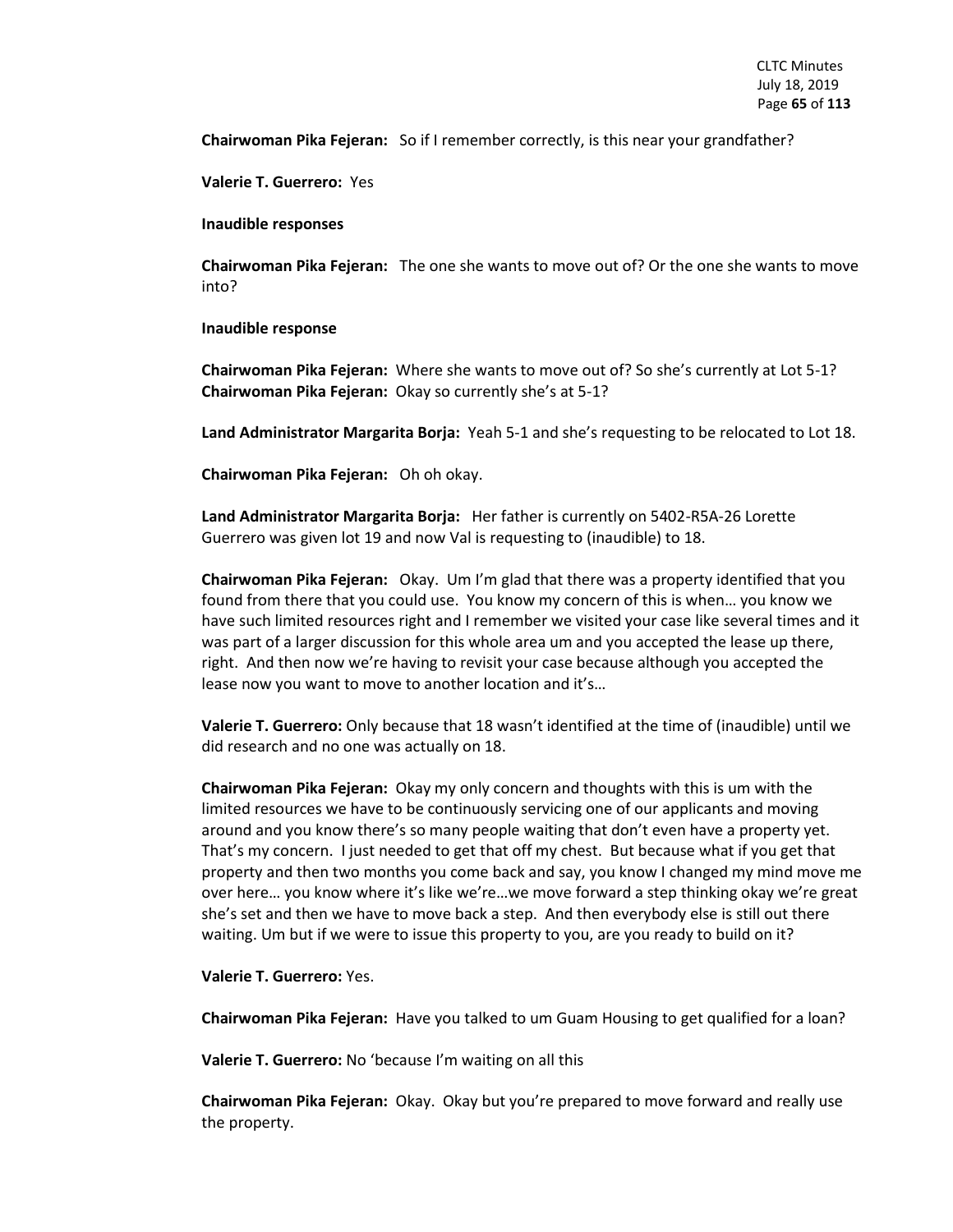**Chairwoman Pika Fejeran:** So if I remember correctly, is this near your grandfather?

**Valerie T. Guerrero:** Yes

**Inaudible responses**

**Chairwoman Pika Fejeran:** The one she wants to move out of? Or the one she wants to move into?

**Inaudible response**

**Chairwoman Pika Fejeran:** Where she wants to move out of? So she's currently at Lot 5-1?
**Chairwoman Pika Fejeran:** Okay so currently she's at 5-1?

**Land Administrator Margarita Borja:** Yeah 5-1 and she's requesting to be relocated to Lot 18.

**Chairwoman Pika Fejeran:** Oh oh okay.

**Land Administrator Margarita Borja:** Her father is currently on 5402-R5A-26 Lorette Guerrero was given lot 19 and now Val is requesting to (inaudible) to 18.

**Chairwoman Pika Fejeran:** Okay. Um I'm glad that there was a property identified that you found from there that you could use. You know my concern of this is when… you know we have such limited resources right and I remember we visited your case like several times and it was part of a larger discussion for this whole area um and you accepted the lease up there, right. And then now we're having to revisit your case because although you accepted the lease now you want to move to another location and it's…

**Valerie T. Guerrero:** Only because that 18 wasn't identified at the time of (inaudible) until we did research and no one was actually on 18.

**Chairwoman Pika Fejeran:** Okay my only concern and thoughts with this is um with the limited resources we have to be continuously servicing one of our applicants and moving around and you know there's so many people waiting that don't even have a property yet. That's my concern. I just needed to get that off my chest. But because what if you get that property and then two months you come back and say, you know I changed my mind move me over here… you know where it's like we're…we move forward a step thinking okay we're great she's set and then we have to move back a step. And then everybody else is still out there waiting. Um but if we were to issue this property to you, are you ready to build on it?

**Valerie T. Guerrero:** Yes.

**Chairwoman Pika Fejeran:** Have you talked to um Guam Housing to get qualified for a loan?

**Valerie T. Guerrero:** No 'because I'm waiting on all this

**Chairwoman Pika Fejeran:** Okay. Okay but you're prepared to move forward and really use the property.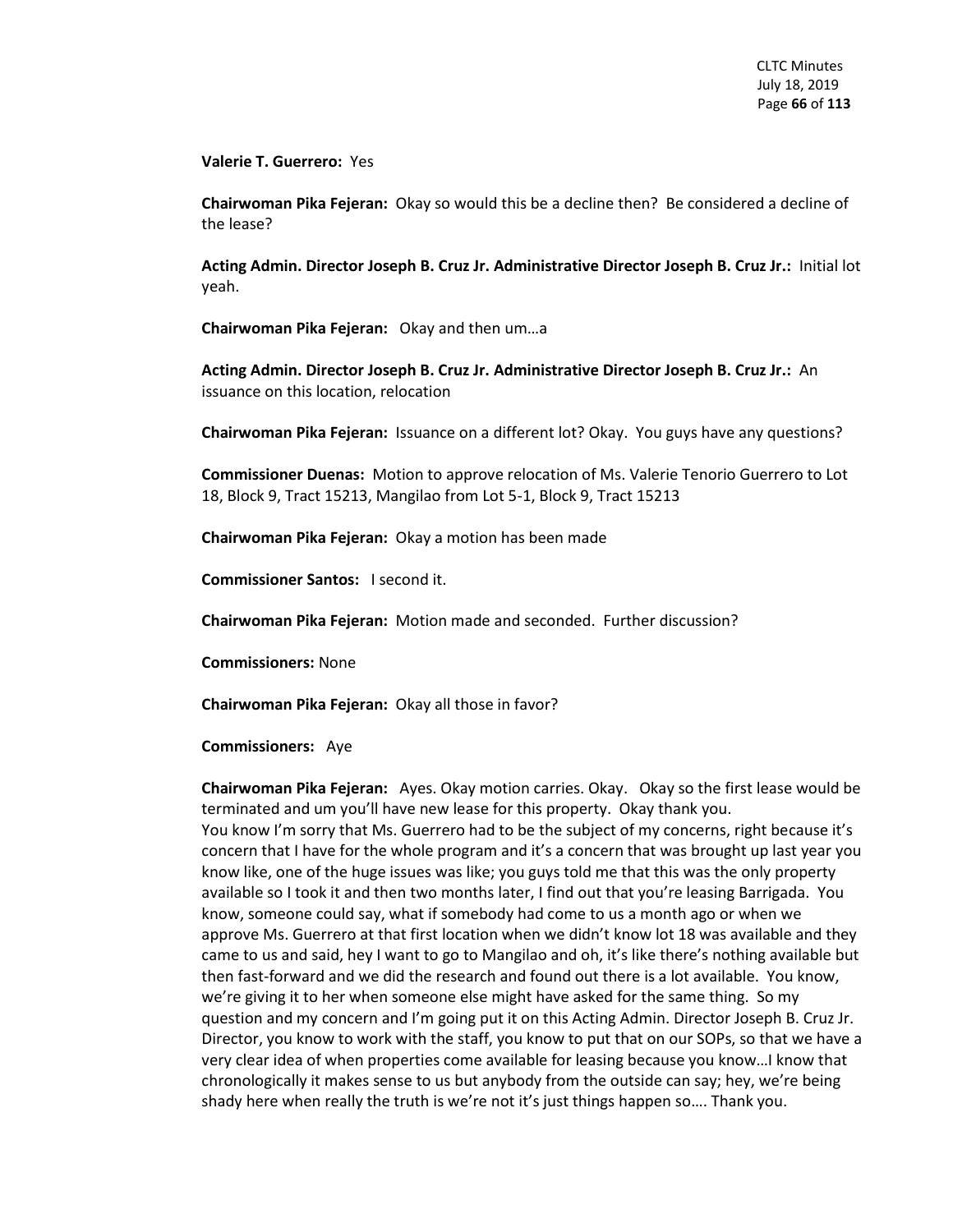**Valerie T. Guerrero:** Yes

**Chairwoman Pika Fejeran:** Okay so would this be a decline then? Be considered a decline of the lease?

**Acting Admin. Director Joseph B. Cruz Jr. Administrative Director Joseph B. Cruz Jr.:** Initial lot yeah.

**Chairwoman Pika Fejeran:** Okay and then um…a

**Acting Admin. Director Joseph B. Cruz Jr. Administrative Director Joseph B. Cruz Jr.:** An issuance on this location, relocation

**Chairwoman Pika Fejeran:** Issuance on a different lot? Okay. You guys have any questions?

**Commissioner Duenas:** Motion to approve relocation of Ms. Valerie Tenorio Guerrero to Lot 18, Block 9, Tract 15213, Mangilao from Lot 5-1, Block 9, Tract 15213

**Chairwoman Pika Fejeran:** Okay a motion has been made

**Commissioner Santos:** I second it.

**Chairwoman Pika Fejeran:** Motion made and seconded. Further discussion?

**Commissioners:** None

**Chairwoman Pika Fejeran:** Okay all those in favor?

**Commissioners:** Aye

**Chairwoman Pika Fejeran:** Ayes. Okay motion carries. Okay. Okay so the first lease would be terminated and um you'll have new lease for this property. Okay thank you.
You know I'm sorry that Ms. Guerrero had to be the subject of my concerns, right because it's concern that I have for the whole program and it's a concern that was brought up last year you know like, one of the huge issues was like; you guys told me that this was the only property available so I took it and then two months later, I find out that you're leasing Barrigada. You know, someone could say, what if somebody had come to us a month ago or when we approve Ms. Guerrero at that first location when we didn't know lot 18 was available and they came to us and said, hey I want to go to Mangilao and oh, it's like there's nothing available but then fast-forward and we did the research and found out there is a lot available. You know, we're giving it to her when someone else might have asked for the same thing. So my question and my concern and I'm going put it on this Acting Admin. Director Joseph B. Cruz Jr. Director, you know to work with the staff, you know to put that on our SOPs, so that we have a very clear idea of when properties come available for leasing because you know…I know that chronologically it makes sense to us but anybody from the outside can say; hey, we're being shady here when really the truth is we're not it's just things happen so…. Thank you.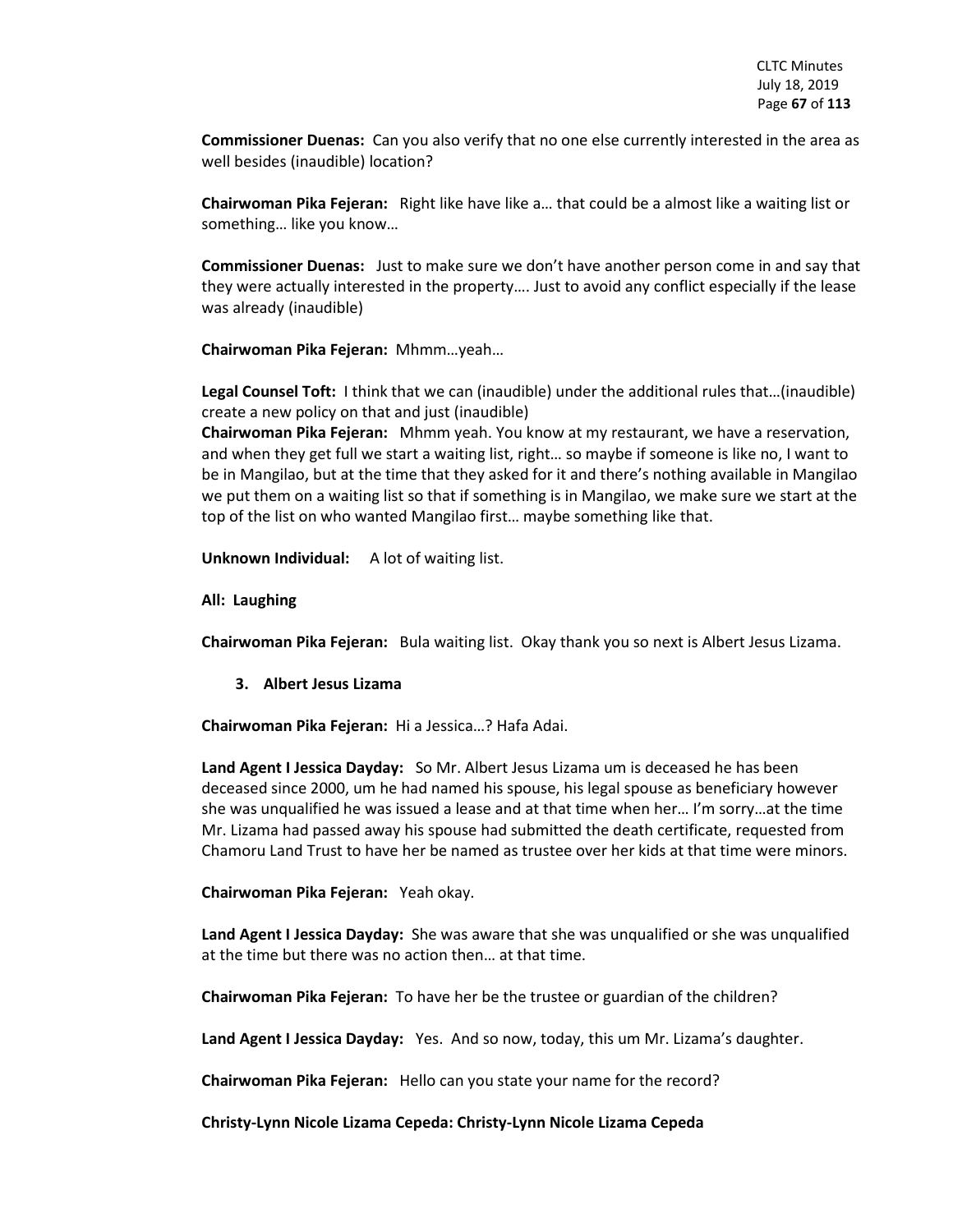**Commissioner Duenas:** Can you also verify that no one else currently interested in the area as well besides (inaudible) location?

**Chairwoman Pika Fejeran:** Right like have like a… that could be a almost like a waiting list or something… like you know…

**Commissioner Duenas:** Just to make sure we don't have another person come in and say that they were actually interested in the property…. Just to avoid any conflict especially if the lease was already (inaudible)

**Chairwoman Pika Fejeran:** Mhmm…yeah…

**Legal Counsel Toft:** I think that we can (inaudible) under the additional rules that…(inaudible) create a new policy on that and just (inaudible)

**Chairwoman Pika Fejeran:** Mhmm yeah. You know at my restaurant, we have a reservation, and when they get full we start a waiting list, right… so maybe if someone is like no, I want to be in Mangilao, but at the time that they asked for it and there's nothing available in Mangilao we put them on a waiting list so that if something is in Mangilao, we make sure we start at the top of the list on who wanted Mangilao first… maybe something like that.

**Unknown Individual:** A lot of waiting list.

**All: Laughing**

**Chairwoman Pika Fejeran:** Bula waiting list. Okay thank you so next is Albert Jesus Lizama.

### 3. Albert Jesus Lizama

**Chairwoman Pika Fejeran:** Hi a Jessica…? Hafa Adai.

**Land Agent I Jessica Dayday:** So Mr. Albert Jesus Lizama um is deceased he has been deceased since 2000, um he had named his spouse, his legal spouse as beneficiary however she was unqualified he was issued a lease and at that time when her… I'm sorry…at the time Mr. Lizama had passed away his spouse had submitted the death certificate, requested from Chamoru Land Trust to have her be named as trustee over her kids at that time were minors.

**Chairwoman Pika Fejeran:** Yeah okay.

**Land Agent I Jessica Dayday:** She was aware that she was unqualified or she was unqualified at the time but there was no action then… at that time.

**Chairwoman Pika Fejeran:** To have her be the trustee or guardian of the children?

**Land Agent I Jessica Dayday:** Yes. And so now, today, this um Mr. Lizama's daughter.

**Chairwoman Pika Fejeran:** Hello can you state your name for the record?

**Christy-Lynn Nicole Lizama Cepeda: Christy-Lynn Nicole Lizama Cepeda**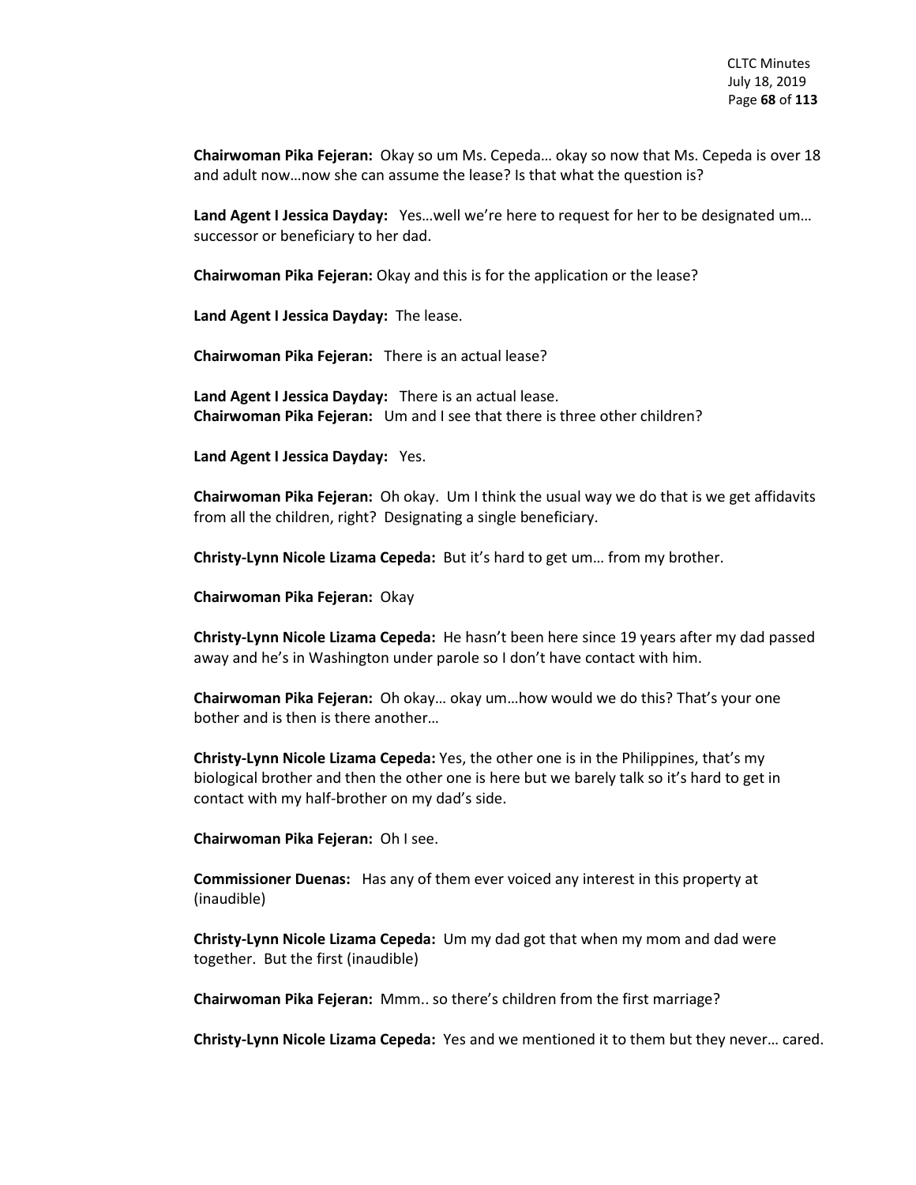**Chairwoman Pika Fejeran:** Okay so um Ms. Cepeda… okay so now that Ms. Cepeda is over 18 and adult now…now she can assume the lease? Is that what the question is?

**Land Agent I Jessica Dayday:** Yes…well we're here to request for her to be designated um… successor or beneficiary to her dad.

**Chairwoman Pika Fejeran:** Okay and this is for the application or the lease?

**Land Agent I Jessica Dayday:** The lease.

**Chairwoman Pika Fejeran:** There is an actual lease?

**Land Agent I Jessica Dayday:** There is an actual lease.

**Chairwoman Pika Fejeran:** Um and I see that there is three other children?

**Land Agent I Jessica Dayday:** Yes.

**Chairwoman Pika Fejeran:** Oh okay. Um I think the usual way we do that is we get affidavits from all the children, right? Designating a single beneficiary.

**Christy-Lynn Nicole Lizama Cepeda:** But it's hard to get um… from my brother.

**Chairwoman Pika Fejeran:** Okay

**Christy-Lynn Nicole Lizama Cepeda:** He hasn't been here since 19 years after my dad passed away and he's in Washington under parole so I don't have contact with him.

**Chairwoman Pika Fejeran:** Oh okay… okay um…how would we do this? That's your one bother and is then is there another…

**Christy-Lynn Nicole Lizama Cepeda:** Yes, the other one is in the Philippines, that's my biological brother and then the other one is here but we barely talk so it's hard to get in contact with my half-brother on my dad's side.

**Chairwoman Pika Fejeran:** Oh I see.

**Commissioner Duenas:** Has any of them ever voiced any interest in this property at (inaudible)

**Christy-Lynn Nicole Lizama Cepeda:** Um my dad got that when my mom and dad were together. But the first (inaudible)

**Chairwoman Pika Fejeran:** Mmm.. so there's children from the first marriage?

**Christy-Lynn Nicole Lizama Cepeda:** Yes and we mentioned it to them but they never… cared.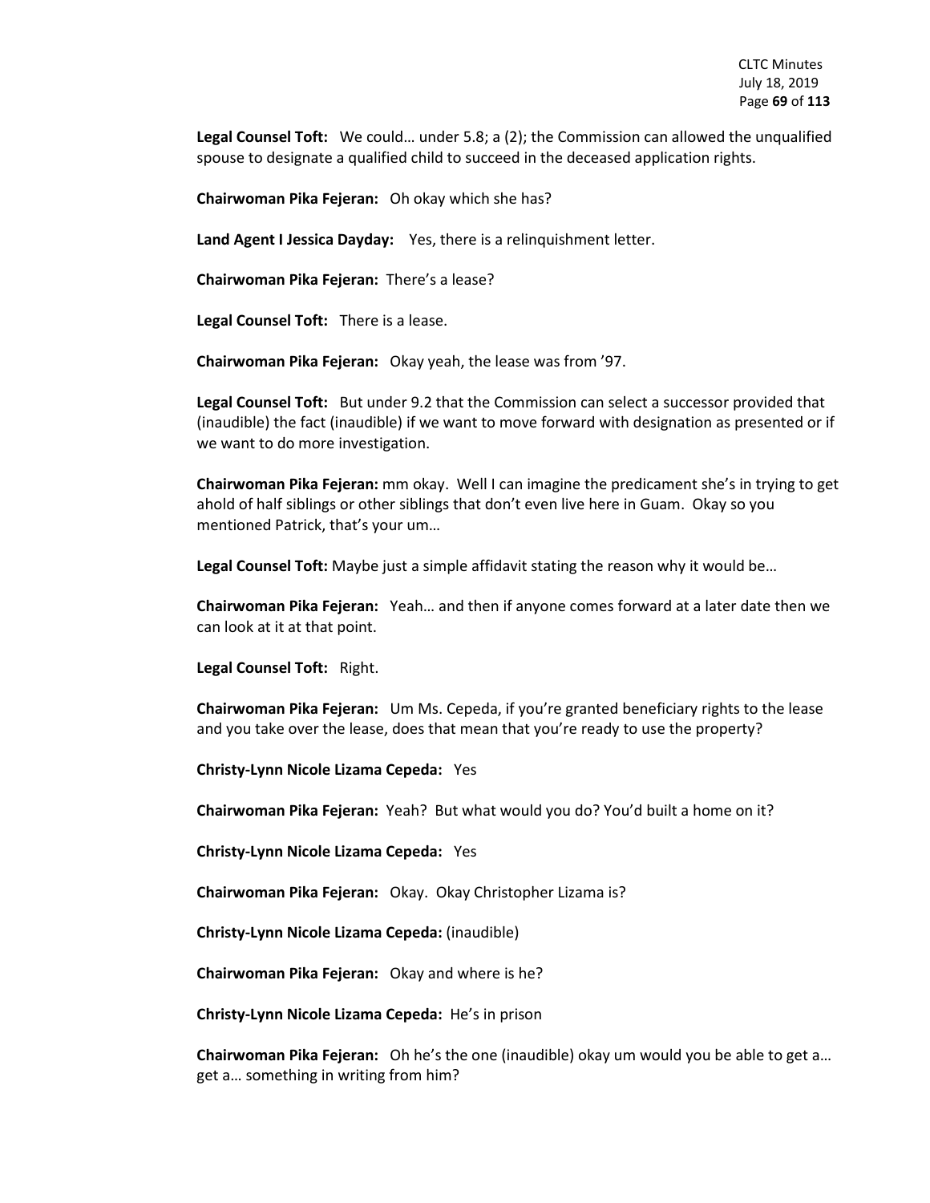**Legal Counsel Toft:** We could… under 5.8; a (2); the Commission can allowed the unqualified spouse to designate a qualified child to succeed in the deceased application rights.

**Chairwoman Pika Fejeran:** Oh okay which she has?

**Land Agent I Jessica Dayday:** Yes, there is a relinquishment letter.

**Chairwoman Pika Fejeran:** There's a lease?

**Legal Counsel Toft:** There is a lease.

**Chairwoman Pika Fejeran:** Okay yeah, the lease was from '97.

**Legal Counsel Toft:** But under 9.2 that the Commission can select a successor provided that (inaudible) the fact (inaudible) if we want to move forward with designation as presented or if we want to do more investigation.

**Chairwoman Pika Fejeran:** mm okay. Well I can imagine the predicament she's in trying to get ahold of half siblings or other siblings that don't even live here in Guam. Okay so you mentioned Patrick, that's your um…

**Legal Counsel Toft:** Maybe just a simple affidavit stating the reason why it would be…

**Chairwoman Pika Fejeran:** Yeah… and then if anyone comes forward at a later date then we can look at it at that point.

**Legal Counsel Toft:** Right.

**Chairwoman Pika Fejeran:** Um Ms. Cepeda, if you're granted beneficiary rights to the lease and you take over the lease, does that mean that you're ready to use the property?

**Christy-Lynn Nicole Lizama Cepeda:** Yes

**Chairwoman Pika Fejeran:** Yeah? But what would you do? You'd built a home on it?

**Christy-Lynn Nicole Lizama Cepeda:** Yes

**Chairwoman Pika Fejeran:** Okay. Okay Christopher Lizama is?

**Christy-Lynn Nicole Lizama Cepeda:** (inaudible)

**Chairwoman Pika Fejeran:** Okay and where is he?

**Christy-Lynn Nicole Lizama Cepeda:** He's in prison

**Chairwoman Pika Fejeran:** Oh he's the one (inaudible) okay um would you be able to get a… get a… something in writing from him?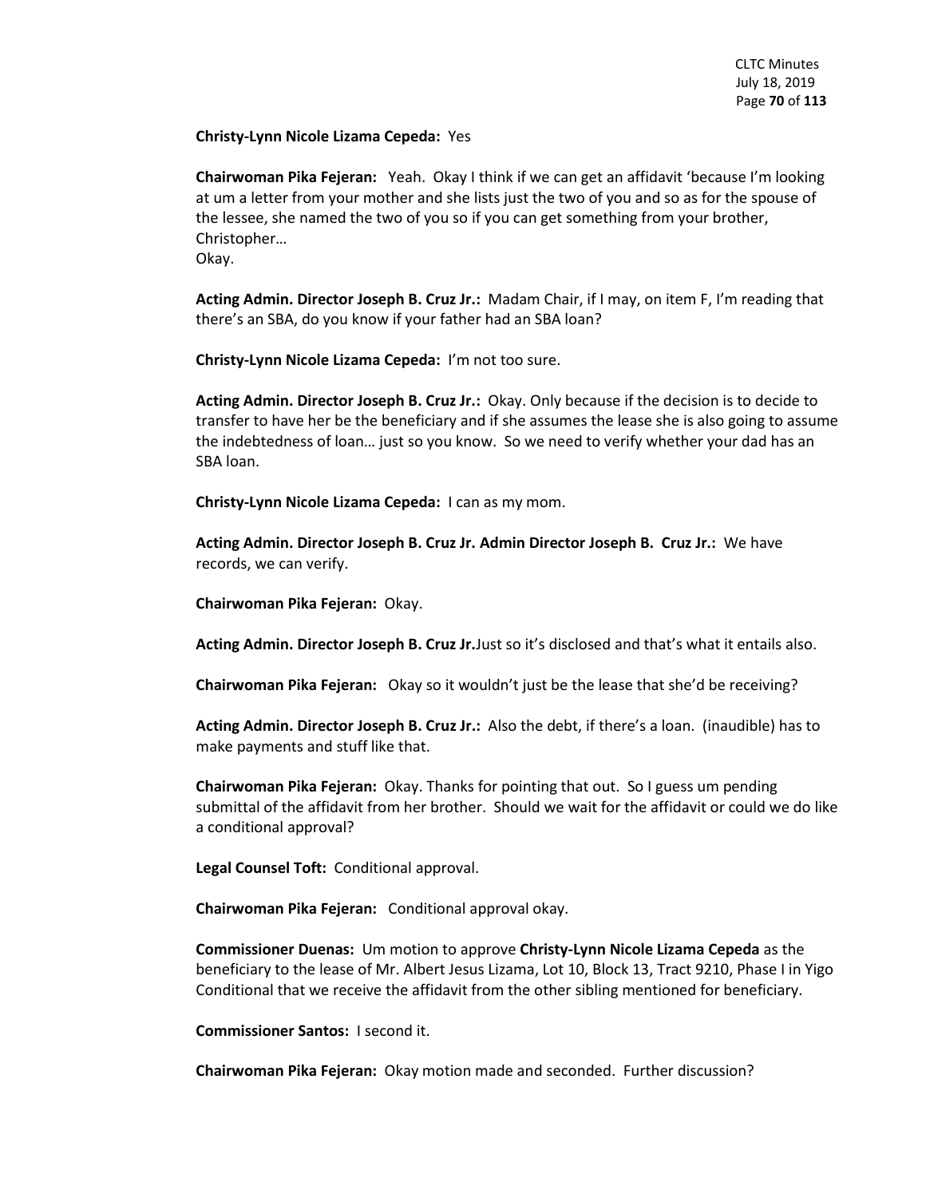**Christy-Lynn Nicole Lizama Cepeda:** Yes

**Chairwoman Pika Fejeran:** Yeah. Okay I think if we can get an affidavit 'because I'm looking at um a letter from your mother and she lists just the two of you and so as for the spouse of the lessee, she named the two of you so if you can get something from your brother, Christopher…
Okay.

**Acting Admin. Director Joseph B. Cruz Jr.:** Madam Chair, if I may, on item F, I'm reading that there's an SBA, do you know if your father had an SBA loan?

**Christy-Lynn Nicole Lizama Cepeda:** I'm not too sure.

**Acting Admin. Director Joseph B. Cruz Jr.:** Okay. Only because if the decision is to decide to transfer to have her be the beneficiary and if she assumes the lease she is also going to assume the indebtedness of loan… just so you know. So we need to verify whether your dad has an SBA loan.

**Christy-Lynn Nicole Lizama Cepeda:** I can as my mom.

**Acting Admin. Director Joseph B. Cruz Jr. Admin Director Joseph B. Cruz Jr.:** We have records, we can verify.

**Chairwoman Pika Fejeran:** Okay.

**Acting Admin. Director Joseph B. Cruz Jr.**Just so it's disclosed and that's what it entails also.

**Chairwoman Pika Fejeran:** Okay so it wouldn't just be the lease that she'd be receiving?

**Acting Admin. Director Joseph B. Cruz Jr.:** Also the debt, if there's a loan. (inaudible) has to make payments and stuff like that.

**Chairwoman Pika Fejeran:** Okay. Thanks for pointing that out. So I guess um pending submittal of the affidavit from her brother. Should we wait for the affidavit or could we do like a conditional approval?

**Legal Counsel Toft:** Conditional approval.

**Chairwoman Pika Fejeran:** Conditional approval okay.

**Commissioner Duenas:** Um motion to approve **Christy-Lynn Nicole Lizama Cepeda** as the beneficiary to the lease of Mr. Albert Jesus Lizama, Lot 10, Block 13, Tract 9210, Phase I in Yigo Conditional that we receive the affidavit from the other sibling mentioned for beneficiary.

**Commissioner Santos:** I second it.

**Chairwoman Pika Fejeran:** Okay motion made and seconded. Further discussion?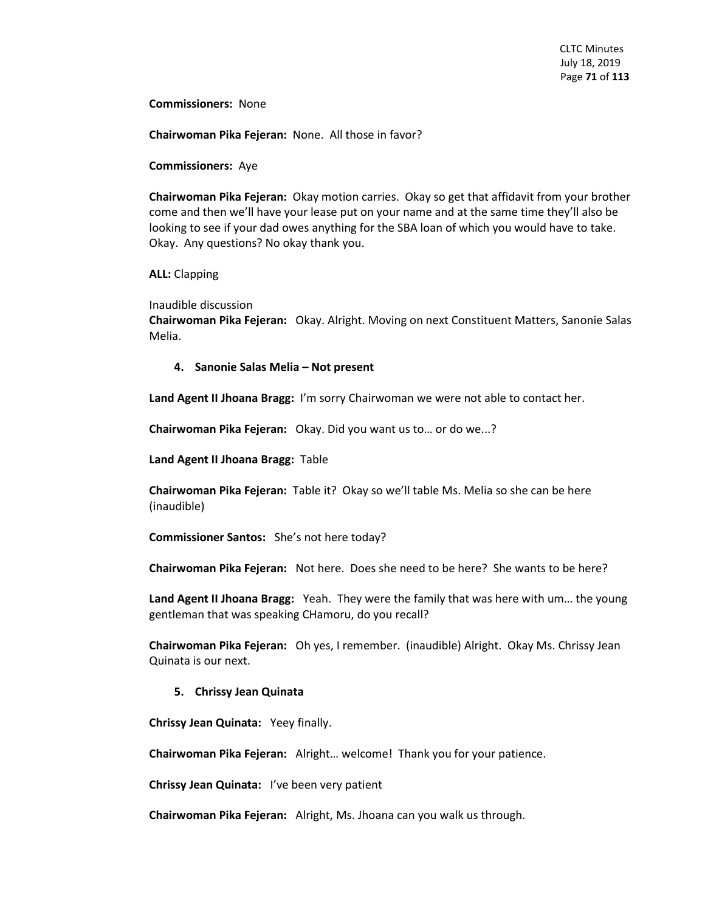**Commissioners:** None

**Chairwoman Pika Fejeran:** None. All those in favor?

**Commissioners:** Aye

**Chairwoman Pika Fejeran:** Okay motion carries. Okay so get that affidavit from your brother come and then we'll have your lease put on your name and at the same time they'll also be looking to see if your dad owes anything for the SBA loan of which you would have to take. Okay. Any questions? No okay thank you.

**ALL:** Clapping

Inaudible discussion

**Chairwoman Pika Fejeran:** Okay. Alright. Moving on next Constituent Matters, Sanonie Salas Melia.

4. **Sanonie Salas Melia – Not present**

**Land Agent II Jhoana Bragg:** I'm sorry Chairwoman we were not able to contact her.

**Chairwoman Pika Fejeran:** Okay. Did you want us to… or do we...?

**Land Agent II Jhoana Bragg:** Table

**Chairwoman Pika Fejeran:** Table it? Okay so we'll table Ms. Melia so she can be here (inaudible)

**Commissioner Santos:** She's not here today?

**Chairwoman Pika Fejeran:** Not here. Does she need to be here? She wants to be here?

**Land Agent II Jhoana Bragg:** Yeah. They were the family that was here with um… the young gentleman that was speaking CHamoru, do you recall?

**Chairwoman Pika Fejeran:** Oh yes, I remember. (inaudible) Alright. Okay Ms. Chrissy Jean Quinata is our next.

5. **Chrissy Jean Quinata**

**Chrissy Jean Quinata:** Yeey finally.

**Chairwoman Pika Fejeran:** Alright… welcome! Thank you for your patience.

**Chrissy Jean Quinata:** I've been very patient

**Chairwoman Pika Fejeran:** Alright, Ms. Jhoana can you walk us through.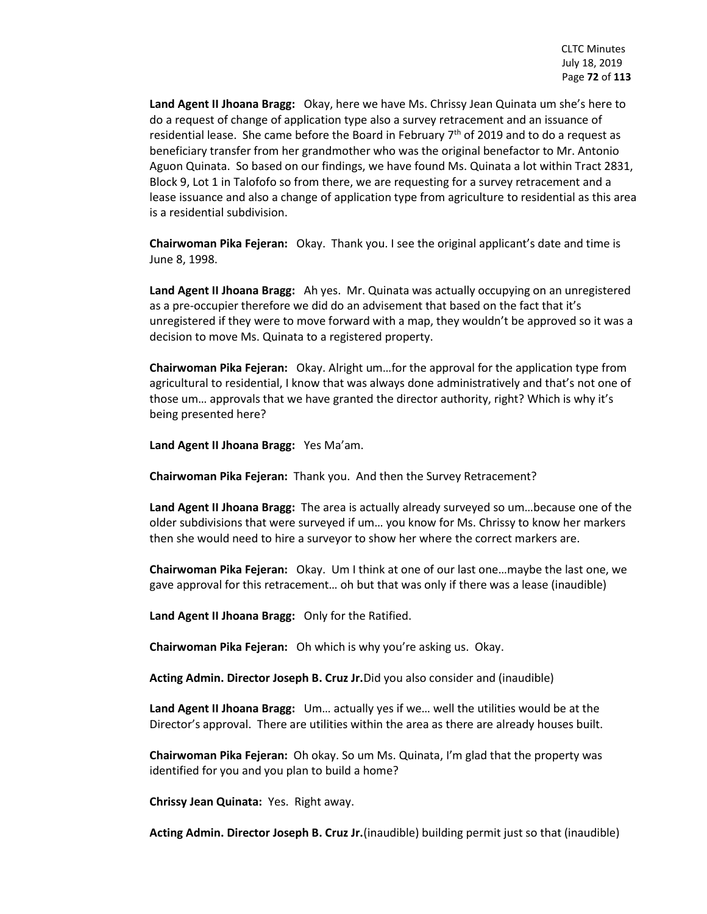**Land Agent II Jhoana Bragg:** Okay, here we have Ms. Chrissy Jean Quinata um she's here to do a request of change of application type also a survey retracement and an issuance of residential lease. She came before the Board in February 7th of 2019 and to do a request as beneficiary transfer from her grandmother who was the original benefactor to Mr. Antonio Aguon Quinata. So based on our findings, we have found Ms. Quinata a lot within Tract 2831, Block 9, Lot 1 in Talofofo so from there, we are requesting for a survey retracement and a lease issuance and also a change of application type from agriculture to residential as this area is a residential subdivision.

**Chairwoman Pika Fejeran:** Okay. Thank you. I see the original applicant's date and time is June 8, 1998.

**Land Agent II Jhoana Bragg:** Ah yes. Mr. Quinata was actually occupying on an unregistered as a pre-occupier therefore we did do an advisement that based on the fact that it's unregistered if they were to move forward with a map, they wouldn't be approved so it was a decision to move Ms. Quinata to a registered property.

**Chairwoman Pika Fejeran:** Okay. Alright um…for the approval for the application type from agricultural to residential, I know that was always done administratively and that's not one of those um… approvals that we have granted the director authority, right? Which is why it's being presented here?

**Land Agent II Jhoana Bragg:** Yes Ma'am.

**Chairwoman Pika Fejeran:** Thank you. And then the Survey Retracement?

**Land Agent II Jhoana Bragg:** The area is actually already surveyed so um…because one of the older subdivisions that were surveyed if um… you know for Ms. Chrissy to know her markers then she would need to hire a surveyor to show her where the correct markers are.

**Chairwoman Pika Fejeran:** Okay. Um I think at one of our last one…maybe the last one, we gave approval for this retracement… oh but that was only if there was a lease (inaudible)

**Land Agent II Jhoana Bragg:** Only for the Ratified.

**Chairwoman Pika Fejeran:** Oh which is why you're asking us. Okay.

**Acting Admin. Director Joseph B. Cruz Jr.** Did you also consider and (inaudible)

**Land Agent II Jhoana Bragg:** Um… actually yes if we… well the utilities would be at the Director's approval. There are utilities within the area as there are already houses built.

**Chairwoman Pika Fejeran:** Oh okay. So um Ms. Quinata, I'm glad that the property was identified for you and you plan to build a home?

**Chrissy Jean Quinata:** Yes. Right away.

**Acting Admin. Director Joseph B. Cruz Jr.** (inaudible) building permit just so that (inaudible)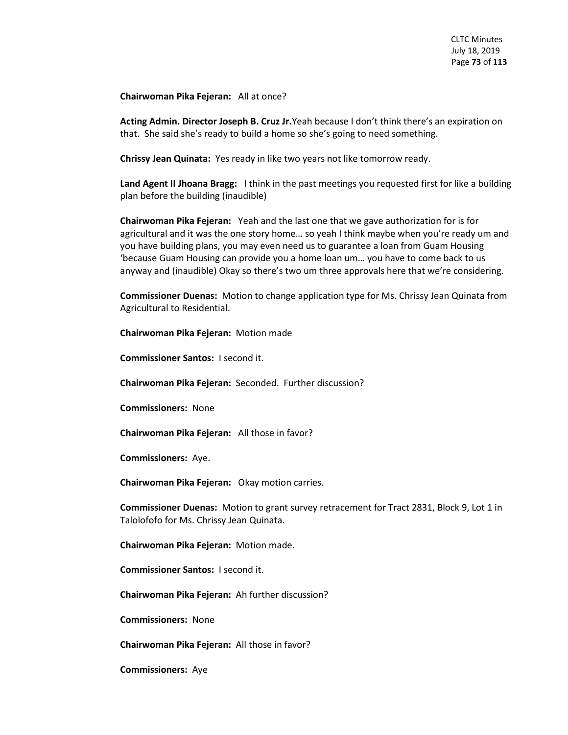**Chairwoman Pika Fejeran:** All at once?

**Acting Admin. Director Joseph B. Cruz Jr.**Yeah because I don't think there's an expiration on that. She said she's ready to build a home so she's going to need something.

**Chrissy Jean Quinata:** Yes ready in like two years not like tomorrow ready.

**Land Agent II Jhoana Bragg:** I think in the past meetings you requested first for like a building plan before the building (inaudible)

**Chairwoman Pika Fejeran:** Yeah and the last one that we gave authorization for is for agricultural and it was the one story home… so yeah I think maybe when you're ready um and you have building plans, you may even need us to guarantee a loan from Guam Housing 'because Guam Housing can provide you a home loan um… you have to come back to us anyway and (inaudible) Okay so there's two um three approvals here that we're considering.

**Commissioner Duenas:** Motion to change application type for Ms. Chrissy Jean Quinata from Agricultural to Residential.

**Chairwoman Pika Fejeran:** Motion made

**Commissioner Santos:** I second it.

**Chairwoman Pika Fejeran:** Seconded. Further discussion?

**Commissioners:** None

**Chairwoman Pika Fejeran:** All those in favor?

**Commissioners:** Aye.

**Chairwoman Pika Fejeran:** Okay motion carries.

**Commissioner Duenas:** Motion to grant survey retracement for Tract 2831, Block 9, Lot 1 in Talolofofo for Ms. Chrissy Jean Quinata.

**Chairwoman Pika Fejeran:** Motion made.

**Commissioner Santos:** I second it.

**Chairwoman Pika Fejeran:** Ah further discussion?

**Commissioners:** None

**Chairwoman Pika Fejeran:** All those in favor?

**Commissioners:** Aye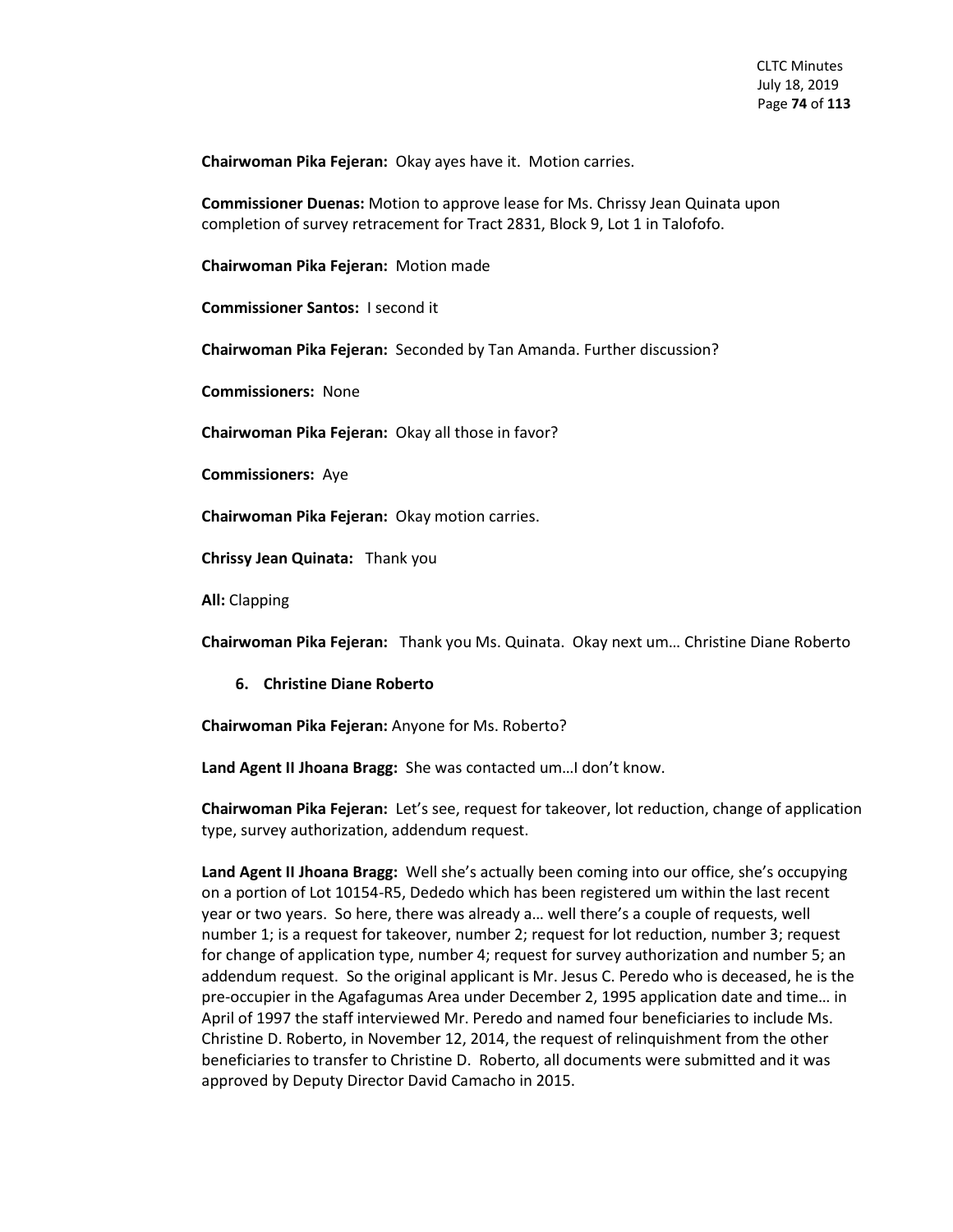**Chairwoman Pika Fejeran:** Okay ayes have it. Motion carries.

**Commissioner Duenas:** Motion to approve lease for Ms. Chrissy Jean Quinata upon completion of survey retracement for Tract 2831, Block 9, Lot 1 in Talofofo.

**Chairwoman Pika Fejeran:** Motion made

**Commissioner Santos:** I second it

**Chairwoman Pika Fejeran:** Seconded by Tan Amanda. Further discussion?

**Commissioners:** None

**Chairwoman Pika Fejeran:** Okay all those in favor?

**Commissioners:** Aye

**Chairwoman Pika Fejeran:** Okay motion carries.

**Chrissy Jean Quinata:** Thank you

**All:** Clapping

**Chairwoman Pika Fejeran:** Thank you Ms. Quinata. Okay next um… Christine Diane Roberto

6. **Christine Diane Roberto**

**Chairwoman Pika Fejeran:** Anyone for Ms. Roberto?

**Land Agent II Jhoana Bragg:** She was contacted um…I don't know.

**Chairwoman Pika Fejeran:** Let's see, request for takeover, lot reduction, change of application type, survey authorization, addendum request.

**Land Agent II Jhoana Bragg:** Well she's actually been coming into our office, she's occupying on a portion of Lot 10154-R5, Dededo which has been registered um within the last recent year or two years. So here, there was already a… well there's a couple of requests, well number 1; is a request for takeover, number 2; request for lot reduction, number 3; request for change of application type, number 4; request for survey authorization and number 5; an addendum request. So the original applicant is Mr. Jesus C. Peredo who is deceased, he is the pre-occupier in the Agafagumas Area under December 2, 1995 application date and time… in April of 1997 the staff interviewed Mr. Peredo and named four beneficiaries to include Ms. Christine D. Roberto, in November 12, 2014, the request of relinquishment from the other beneficiaries to transfer to Christine D. Roberto, all documents were submitted and it was approved by Deputy Director David Camacho in 2015.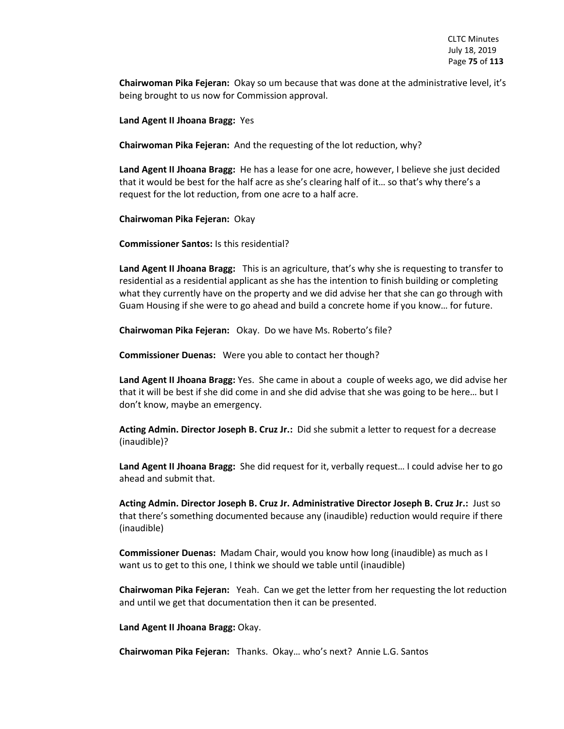**Chairwoman Pika Fejeran:** Okay so um because that was done at the administrative level, it's being brought to us now for Commission approval.

**Land Agent II Jhoana Bragg:** Yes

**Chairwoman Pika Fejeran:** And the requesting of the lot reduction, why?

**Land Agent II Jhoana Bragg:** He has a lease for one acre, however, I believe she just decided that it would be best for the half acre as she's clearing half of it… so that's why there's a request for the lot reduction, from one acre to a half acre.

**Chairwoman Pika Fejeran:** Okay

**Commissioner Santos:** Is this residential?

**Land Agent II Jhoana Bragg:** This is an agriculture, that's why she is requesting to transfer to residential as a residential applicant as she has the intention to finish building or completing what they currently have on the property and we did advise her that she can go through with Guam Housing if she were to go ahead and build a concrete home if you know… for future.

**Chairwoman Pika Fejeran:** Okay. Do we have Ms. Roberto's file?

**Commissioner Duenas:** Were you able to contact her though?

**Land Agent II Jhoana Bragg:** Yes. She came in about a couple of weeks ago, we did advise her that it will be best if she did come in and she did advise that she was going to be here… but I don't know, maybe an emergency.

**Acting Admin. Director Joseph B. Cruz Jr.:** Did she submit a letter to request for a decrease (inaudible)?

**Land Agent II Jhoana Bragg:** She did request for it, verbally request… I could advise her to go ahead and submit that.

**Acting Admin. Director Joseph B. Cruz Jr. Administrative Director Joseph B. Cruz Jr.:** Just so that there's something documented because any (inaudible) reduction would require if there (inaudible)

**Commissioner Duenas:** Madam Chair, would you know how long (inaudible) as much as I want us to get to this one, I think we should we table until (inaudible)

**Chairwoman Pika Fejeran:** Yeah. Can we get the letter from her requesting the lot reduction and until we get that documentation then it can be presented.

**Land Agent II Jhoana Bragg:** Okay.

**Chairwoman Pika Fejeran:** Thanks. Okay… who's next? Annie L.G. Santos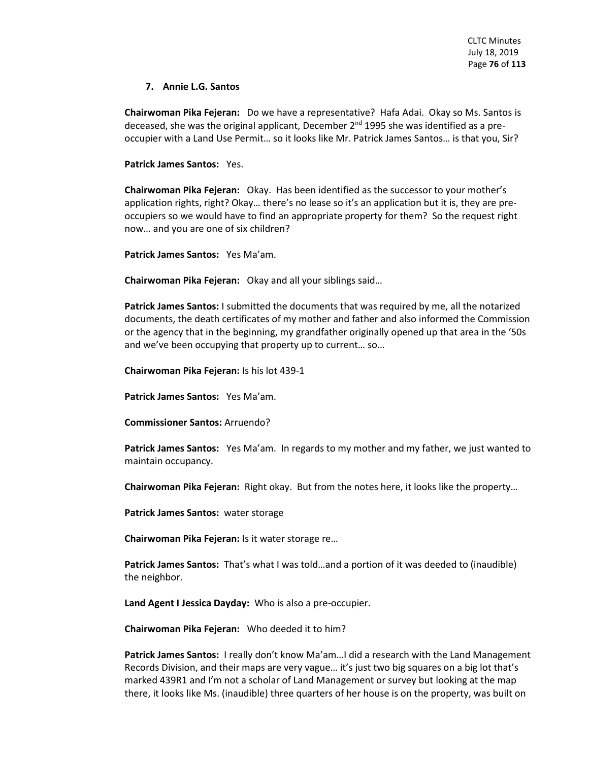### 7. Annie L.G. Santos

**Chairwoman Pika Fejeran:** Do we have a representative? Hafa Adai. Okay so Ms. Santos is deceased, she was the original applicant, December 2nd 1995 she was identified as a pre-occupier with a Land Use Permit… so it looks like Mr. Patrick James Santos… is that you, Sir?

**Patrick James Santos:** Yes.

**Chairwoman Pika Fejeran:** Okay. Has been identified as the successor to your mother's application rights, right? Okay… there's no lease so it's an application but it is, they are pre-occupiers so we would have to find an appropriate property for them? So the request right now… and you are one of six children?

**Patrick James Santos:** Yes Ma'am.

**Chairwoman Pika Fejeran:** Okay and all your siblings said…

**Patrick James Santos:** I submitted the documents that was required by me, all the notarized documents, the death certificates of my mother and father and also informed the Commission or the agency that in the beginning, my grandfather originally opened up that area in the '50s and we've been occupying that property up to current… so…

**Chairwoman Pika Fejeran:** Is his lot 439-1

**Patrick James Santos:** Yes Ma'am.

**Commissioner Santos:** Arruendo?

**Patrick James Santos:** Yes Ma'am. In regards to my mother and my father, we just wanted to maintain occupancy.

**Chairwoman Pika Fejeran:** Right okay. But from the notes here, it looks like the property…

**Patrick James Santos:** water storage

**Chairwoman Pika Fejeran:** Is it water storage re…

**Patrick James Santos:** That's what I was told…and a portion of it was deeded to (inaudible) the neighbor.

**Land Agent I Jessica Dayday:** Who is also a pre-occupier.

**Chairwoman Pika Fejeran:** Who deeded it to him?

**Patrick James Santos:** I really don't know Ma'am…I did a research with the Land Management Records Division, and their maps are very vague… it's just two big squares on a big lot that's marked 439R1 and I'm not a scholar of Land Management or survey but looking at the map there, it looks like Ms. (inaudible) three quarters of her house is on the property, was built on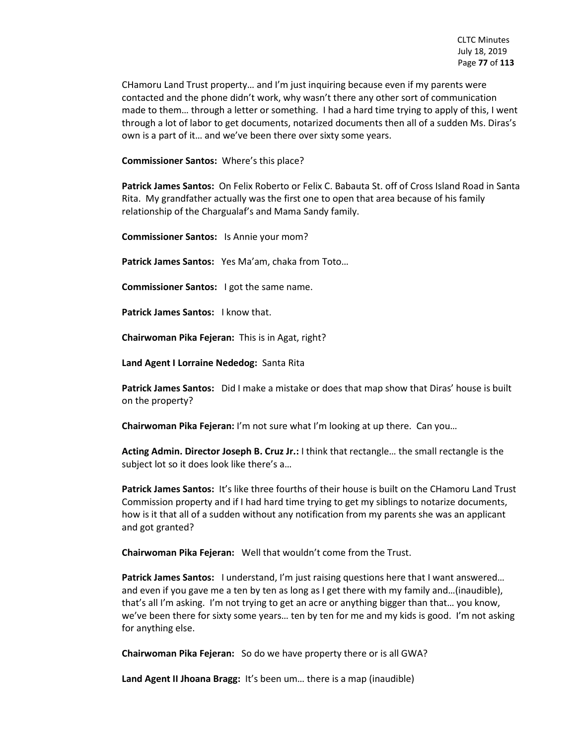CHamoru Land Trust property… and I'm just inquiring because even if my parents were contacted and the phone didn't work, why wasn't there any other sort of communication made to them… through a letter or something. I had a hard time trying to apply of this, I went through a lot of labor to get documents, notarized documents then all of a sudden Ms. Diras's own is a part of it… and we've been there over sixty some years.

**Commissioner Santos:** Where's this place?

**Patrick James Santos:** On Felix Roberto or Felix C. Babauta St. off of Cross Island Road in Santa Rita. My grandfather actually was the first one to open that area because of his family relationship of the Chargualaf's and Mama Sandy family.

**Commissioner Santos:** Is Annie your mom?

**Patrick James Santos:** Yes Ma'am, chaka from Toto…

**Commissioner Santos:** I got the same name.

**Patrick James Santos:** I know that.

**Chairwoman Pika Fejeran:** This is in Agat, right?

**Land Agent I Lorraine Nededog:** Santa Rita

**Patrick James Santos:** Did I make a mistake or does that map show that Diras' house is built on the property?

**Chairwoman Pika Fejeran:** I'm not sure what I'm looking at up there. Can you…

**Acting Admin. Director Joseph B. Cruz Jr.:** I think that rectangle… the small rectangle is the subject lot so it does look like there's a…

**Patrick James Santos:** It's like three fourths of their house is built on the CHamoru Land Trust Commission property and if I had hard time trying to get my siblings to notarize documents, how is it that all of a sudden without any notification from my parents she was an applicant and got granted?

**Chairwoman Pika Fejeran:** Well that wouldn't come from the Trust.

**Patrick James Santos:** I understand, I'm just raising questions here that I want answered… and even if you gave me a ten by ten as long as I get there with my family and…(inaudible), that's all I'm asking. I'm not trying to get an acre or anything bigger than that… you know, we've been there for sixty some years… ten by ten for me and my kids is good. I'm not asking for anything else.

**Chairwoman Pika Fejeran:** So do we have property there or is all GWA?

**Land Agent II Jhoana Bragg:** It's been um… there is a map (inaudible)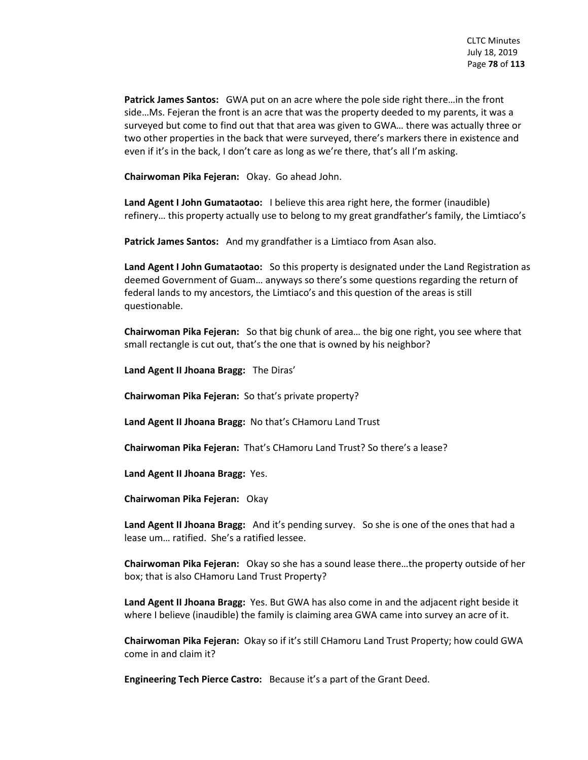**Patrick James Santos:** GWA put on an acre where the pole side right there…in the front side…Ms. Fejeran the front is an acre that was the property deeded to my parents, it was a surveyed but come to find out that that area was given to GWA… there was actually three or two other properties in the back that were surveyed, there's markers there in existence and even if it's in the back, I don't care as long as we're there, that's all I'm asking.

**Chairwoman Pika Fejeran:** Okay. Go ahead John.

**Land Agent I John Gumataotao:** I believe this area right here, the former (inaudible) refinery… this property actually use to belong to my great grandfather's family, the Limtiaco's

**Patrick James Santos:** And my grandfather is a Limtiaco from Asan also.

**Land Agent I John Gumataotao:** So this property is designated under the Land Registration as deemed Government of Guam… anyways so there's some questions regarding the return of federal lands to my ancestors, the Limtiaco's and this question of the areas is still questionable.

**Chairwoman Pika Fejeran:** So that big chunk of area… the big one right, you see where that small rectangle is cut out, that's the one that is owned by his neighbor?

**Land Agent II Jhoana Bragg:** The Diras'

**Chairwoman Pika Fejeran:** So that's private property?

**Land Agent II Jhoana Bragg:** No that's CHamoru Land Trust

**Chairwoman Pika Fejeran:** That's CHamoru Land Trust? So there's a lease?

**Land Agent II Jhoana Bragg:** Yes.

**Chairwoman Pika Fejeran:** Okay

**Land Agent II Jhoana Bragg:** And it's pending survey. So she is one of the ones that had a lease um… ratified. She's a ratified lessee.

**Chairwoman Pika Fejeran:** Okay so she has a sound lease there…the property outside of her box; that is also CHamoru Land Trust Property?

**Land Agent II Jhoana Bragg:** Yes. But GWA has also come in and the adjacent right beside it where I believe (inaudible) the family is claiming area GWA came into survey an acre of it.

**Chairwoman Pika Fejeran:** Okay so if it's still CHamoru Land Trust Property; how could GWA come in and claim it?

**Engineering Tech Pierce Castro:** Because it's a part of the Grant Deed.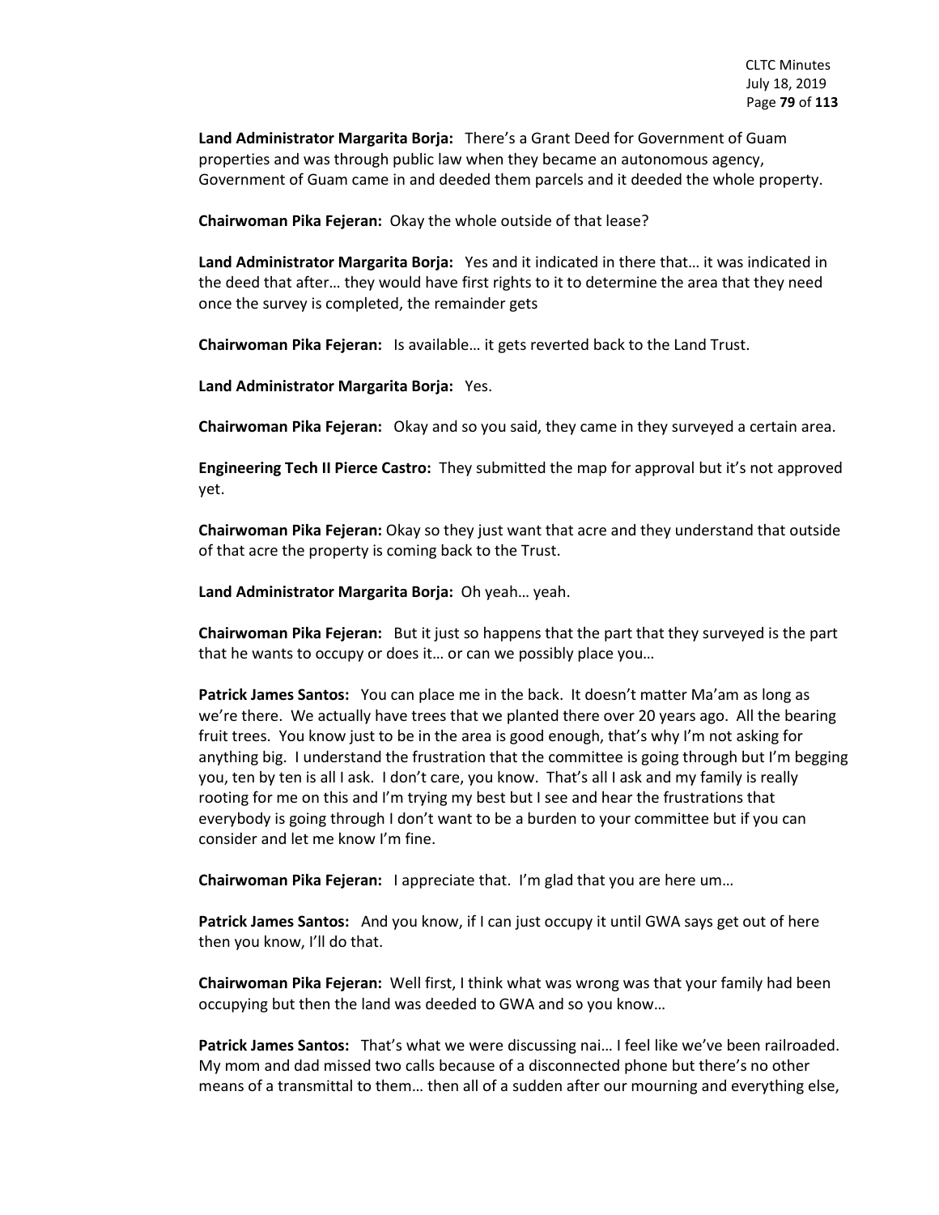**Land Administrator Margarita Borja:** There's a Grant Deed for Government of Guam properties and was through public law when they became an autonomous agency, Government of Guam came in and deeded them parcels and it deeded the whole property.

**Chairwoman Pika Fejeran:** Okay the whole outside of that lease?

**Land Administrator Margarita Borja:** Yes and it indicated in there that… it was indicated in the deed that after… they would have first rights to it to determine the area that they need once the survey is completed, the remainder gets

**Chairwoman Pika Fejeran:** Is available… it gets reverted back to the Land Trust.

**Land Administrator Margarita Borja:** Yes.

**Chairwoman Pika Fejeran:** Okay and so you said, they came in they surveyed a certain area.

**Engineering Tech II Pierce Castro:** They submitted the map for approval but it's not approved yet.

**Chairwoman Pika Fejeran:** Okay so they just want that acre and they understand that outside of that acre the property is coming back to the Trust.

**Land Administrator Margarita Borja:** Oh yeah… yeah.

**Chairwoman Pika Fejeran:** But it just so happens that the part that they surveyed is the part that he wants to occupy or does it… or can we possibly place you…

**Patrick James Santos:** You can place me in the back. It doesn't matter Ma'am as long as we're there. We actually have trees that we planted there over 20 years ago. All the bearing fruit trees. You know just to be in the area is good enough, that's why I'm not asking for anything big. I understand the frustration that the committee is going through but I'm begging you, ten by ten is all I ask. I don't care, you know. That's all I ask and my family is really rooting for me on this and I'm trying my best but I see and hear the frustrations that everybody is going through I don't want to be a burden to your committee but if you can consider and let me know I'm fine.

**Chairwoman Pika Fejeran:** I appreciate that. I'm glad that you are here um…

**Patrick James Santos:** And you know, if I can just occupy it until GWA says get out of here then you know, I'll do that.

**Chairwoman Pika Fejeran:** Well first, I think what was wrong was that your family had been occupying but then the land was deeded to GWA and so you know…

**Patrick James Santos:** That's what we were discussing nai… I feel like we've been railroaded. My mom and dad missed two calls because of a disconnected phone but there's no other means of a transmittal to them… then all of a sudden after our mourning and everything else,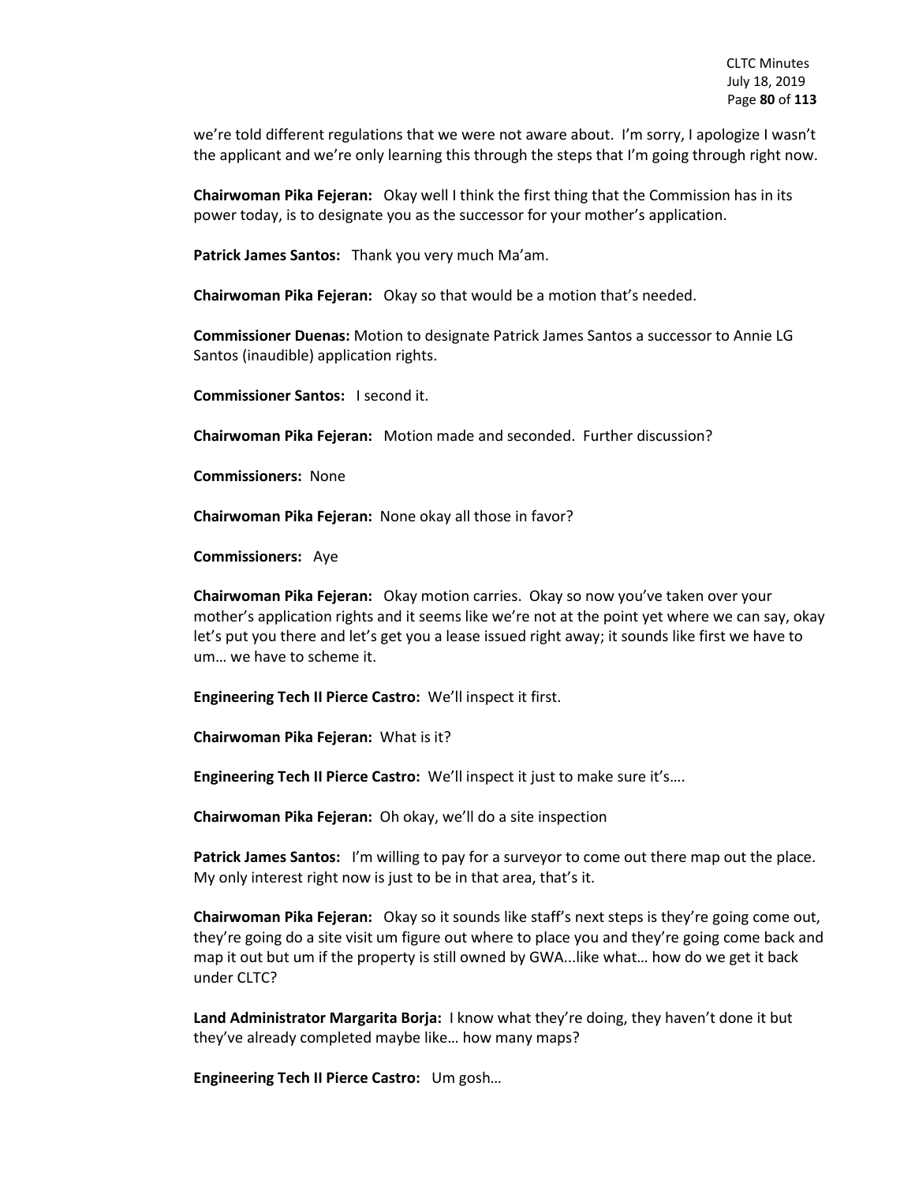we're told different regulations that we were not aware about. I'm sorry, I apologize I wasn't the applicant and we're only learning this through the steps that I'm going through right now.

**Chairwoman Pika Fejeran:** Okay well I think the first thing that the Commission has in its power today, is to designate you as the successor for your mother's application.

**Patrick James Santos:** Thank you very much Ma'am.

**Chairwoman Pika Fejeran:** Okay so that would be a motion that's needed.

**Commissioner Duenas:** Motion to designate Patrick James Santos a successor to Annie LG Santos (inaudible) application rights.

**Commissioner Santos:** I second it.

**Chairwoman Pika Fejeran:** Motion made and seconded. Further discussion?

**Commissioners:** None

**Chairwoman Pika Fejeran:** None okay all those in favor?

**Commissioners:** Aye

**Chairwoman Pika Fejeran:** Okay motion carries. Okay so now you've taken over your mother's application rights and it seems like we're not at the point yet where we can say, okay let's put you there and let's get you a lease issued right away; it sounds like first we have to um… we have to scheme it.

**Engineering Tech II Pierce Castro:** We'll inspect it first.

**Chairwoman Pika Fejeran:** What is it?

**Engineering Tech II Pierce Castro:** We'll inspect it just to make sure it's….

**Chairwoman Pika Fejeran:** Oh okay, we'll do a site inspection

**Patrick James Santos:** I'm willing to pay for a surveyor to come out there map out the place. My only interest right now is just to be in that area, that's it.

**Chairwoman Pika Fejeran:** Okay so it sounds like staff's next steps is they're going come out, they're going do a site visit um figure out where to place you and they're going come back and map it out but um if the property is still owned by GWA...like what… how do we get it back under CLTC?

**Land Administrator Margarita Borja:** I know what they're doing, they haven't done it but they've already completed maybe like… how many maps?

**Engineering Tech II Pierce Castro:** Um gosh…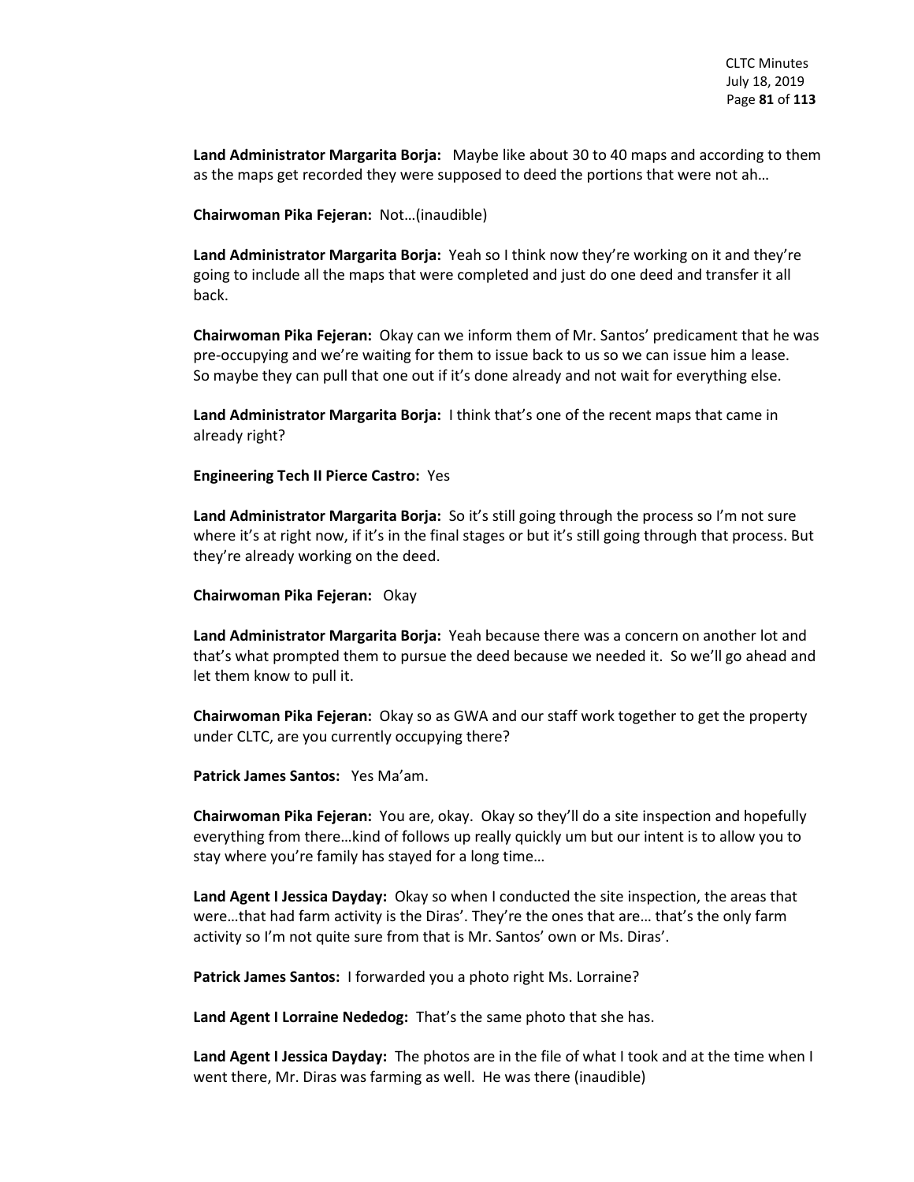**Land Administrator Margarita Borja:** Maybe like about 30 to 40 maps and according to them as the maps get recorded they were supposed to deed the portions that were not ah…

**Chairwoman Pika Fejeran:** Not…(inaudible)

**Land Administrator Margarita Borja:** Yeah so I think now they're working on it and they're going to include all the maps that were completed and just do one deed and transfer it all back.

**Chairwoman Pika Fejeran:** Okay can we inform them of Mr. Santos' predicament that he was pre-occupying and we're waiting for them to issue back to us so we can issue him a lease. So maybe they can pull that one out if it's done already and not wait for everything else.

**Land Administrator Margarita Borja:** I think that's one of the recent maps that came in already right?

**Engineering Tech II Pierce Castro:** Yes

**Land Administrator Margarita Borja:** So it's still going through the process so I'm not sure where it's at right now, if it's in the final stages or but it's still going through that process. But they're already working on the deed.

**Chairwoman Pika Fejeran:** Okay

**Land Administrator Margarita Borja:** Yeah because there was a concern on another lot and that's what prompted them to pursue the deed because we needed it. So we'll go ahead and let them know to pull it.

**Chairwoman Pika Fejeran:** Okay so as GWA and our staff work together to get the property under CLTC, are you currently occupying there?

**Patrick James Santos:** Yes Ma'am.

**Chairwoman Pika Fejeran:** You are, okay. Okay so they'll do a site inspection and hopefully everything from there…kind of follows up really quickly um but our intent is to allow you to stay where you're family has stayed for a long time…

**Land Agent I Jessica Dayday:** Okay so when I conducted the site inspection, the areas that were…that had farm activity is the Diras'. They're the ones that are… that's the only farm activity so I'm not quite sure from that is Mr. Santos' own or Ms. Diras'.

**Patrick James Santos:** I forwarded you a photo right Ms. Lorraine?

**Land Agent I Lorraine Nededog:** That's the same photo that she has.

**Land Agent I Jessica Dayday:** The photos are in the file of what I took and at the time when I went there, Mr. Diras was farming as well. He was there (inaudible)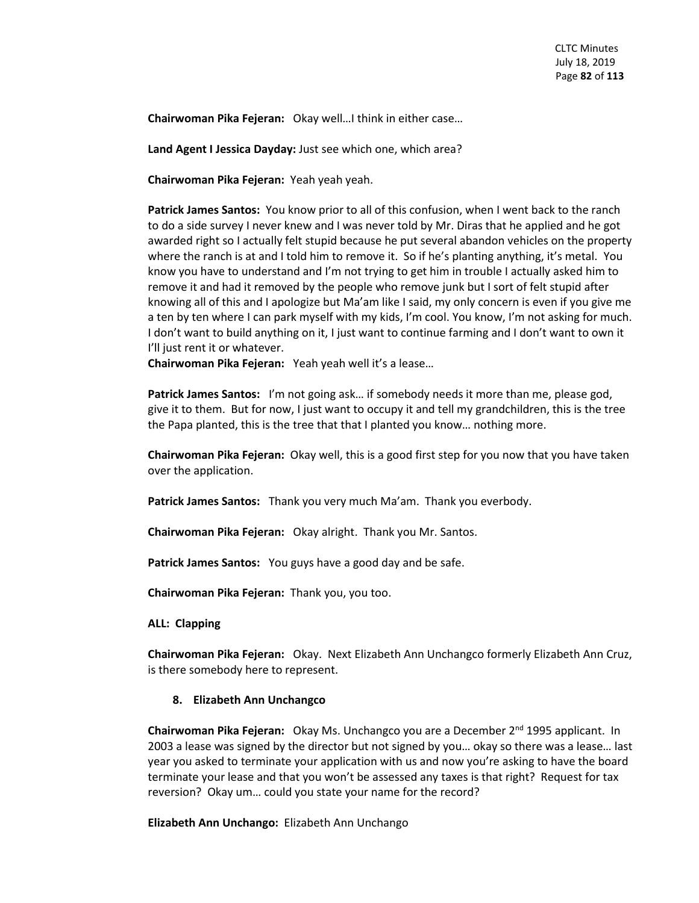**Chairwoman Pika Fejeran:** Okay well…I think in either case…

**Land Agent I Jessica Dayday:** Just see which one, which area?

**Chairwoman Pika Fejeran:** Yeah yeah yeah.

**Patrick James Santos:** You know prior to all of this confusion, when I went back to the ranch to do a side survey I never knew and I was never told by Mr. Diras that he applied and he got awarded right so I actually felt stupid because he put several abandon vehicles on the property where the ranch is at and I told him to remove it. So if he's planting anything, it's metal. You know you have to understand and I'm not trying to get him in trouble I actually asked him to remove it and had it removed by the people who remove junk but I sort of felt stupid after knowing all of this and I apologize but Ma'am like I said, my only concern is even if you give me a ten by ten where I can park myself with my kids, I'm cool. You know, I'm not asking for much. I don't want to build anything on it, I just want to continue farming and I don't want to own it I'll just rent it or whatever.

**Chairwoman Pika Fejeran:** Yeah yeah well it's a lease…

**Patrick James Santos:** I'm not going ask… if somebody needs it more than me, please god, give it to them. But for now, I just want to occupy it and tell my grandchildren, this is the tree the Papa planted, this is the tree that that I planted you know… nothing more.

**Chairwoman Pika Fejeran:** Okay well, this is a good first step for you now that you have taken over the application.

**Patrick James Santos:** Thank you very much Ma'am. Thank you everbody.

**Chairwoman Pika Fejeran:** Okay alright. Thank you Mr. Santos.

**Patrick James Santos:** You guys have a good day and be safe.

**Chairwoman Pika Fejeran:** Thank you, you too.

**ALL: Clapping**

**Chairwoman Pika Fejeran:** Okay. Next Elizabeth Ann Unchangco formerly Elizabeth Ann Cruz, is there somebody here to represent.

**8. Elizabeth Ann Unchangco**

**Chairwoman Pika Fejeran:** Okay Ms. Unchangco you are a December 2nd 1995 applicant. In 2003 a lease was signed by the director but not signed by you… okay so there was a lease… last year you asked to terminate your application with us and now you're asking to have the board terminate your lease and that you won't be assessed any taxes is that right? Request for tax reversion? Okay um… could you state your name for the record?

**Elizabeth Ann Unchango:** Elizabeth Ann Unchango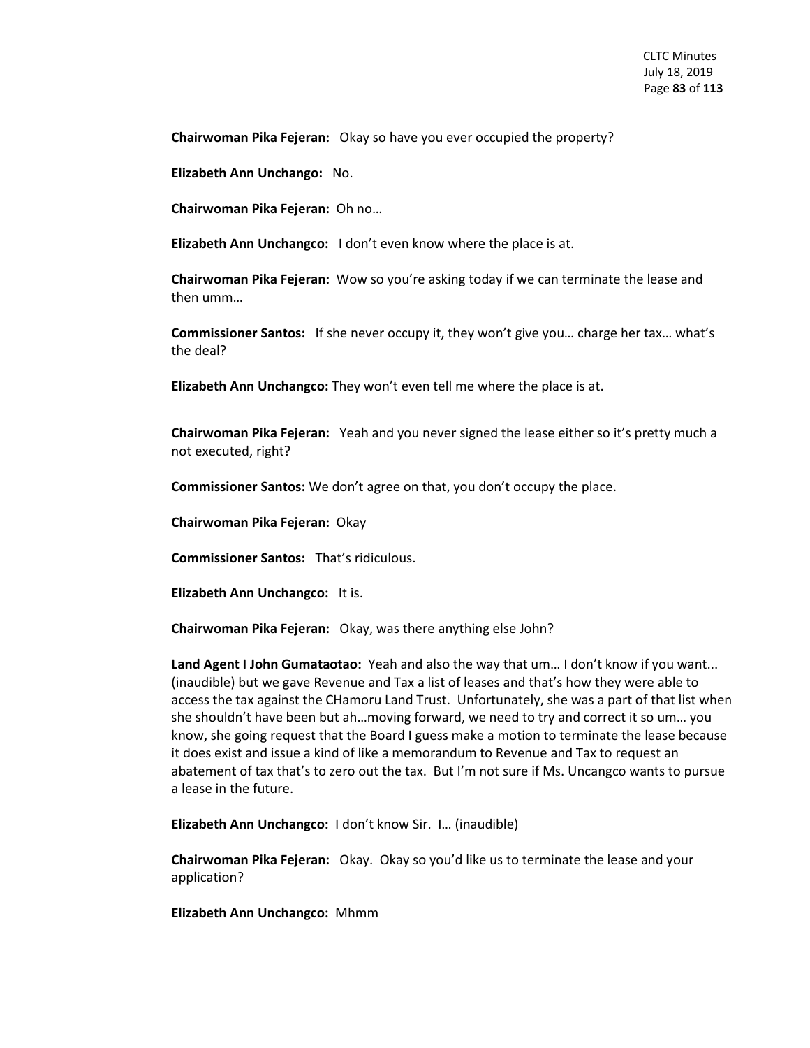**Chairwoman Pika Fejeran:** Okay so have you ever occupied the property?

**Elizabeth Ann Unchango:** No.

**Chairwoman Pika Fejeran:** Oh no…

**Elizabeth Ann Unchangco:** I don't even know where the place is at.

**Chairwoman Pika Fejeran:** Wow so you're asking today if we can terminate the lease and then umm…

**Commissioner Santos:** If she never occupy it, they won't give you… charge her tax… what's the deal?

**Elizabeth Ann Unchangco:** They won't even tell me where the place is at.

**Chairwoman Pika Fejeran:** Yeah and you never signed the lease either so it's pretty much a not executed, right?

**Commissioner Santos:** We don't agree on that, you don't occupy the place.

**Chairwoman Pika Fejeran:** Okay

**Commissioner Santos:** That's ridiculous.

**Elizabeth Ann Unchangco:** It is.

**Chairwoman Pika Fejeran:** Okay, was there anything else John?

**Land Agent I John Gumataotao:** Yeah and also the way that um… I don't know if you want... (inaudible) but we gave Revenue and Tax a list of leases and that's how they were able to access the tax against the CHamoru Land Trust. Unfortunately, she was a part of that list when she shouldn't have been but ah…moving forward, we need to try and correct it so um… you know, she going request that the Board I guess make a motion to terminate the lease because it does exist and issue a kind of like a memorandum to Revenue and Tax to request an abatement of tax that's to zero out the tax. But I'm not sure if Ms. Uncangco wants to pursue a lease in the future.

**Elizabeth Ann Unchangco:** I don't know Sir. I… (inaudible)

**Chairwoman Pika Fejeran:** Okay. Okay so you'd like us to terminate the lease and your application?

**Elizabeth Ann Unchangco:** Mhmm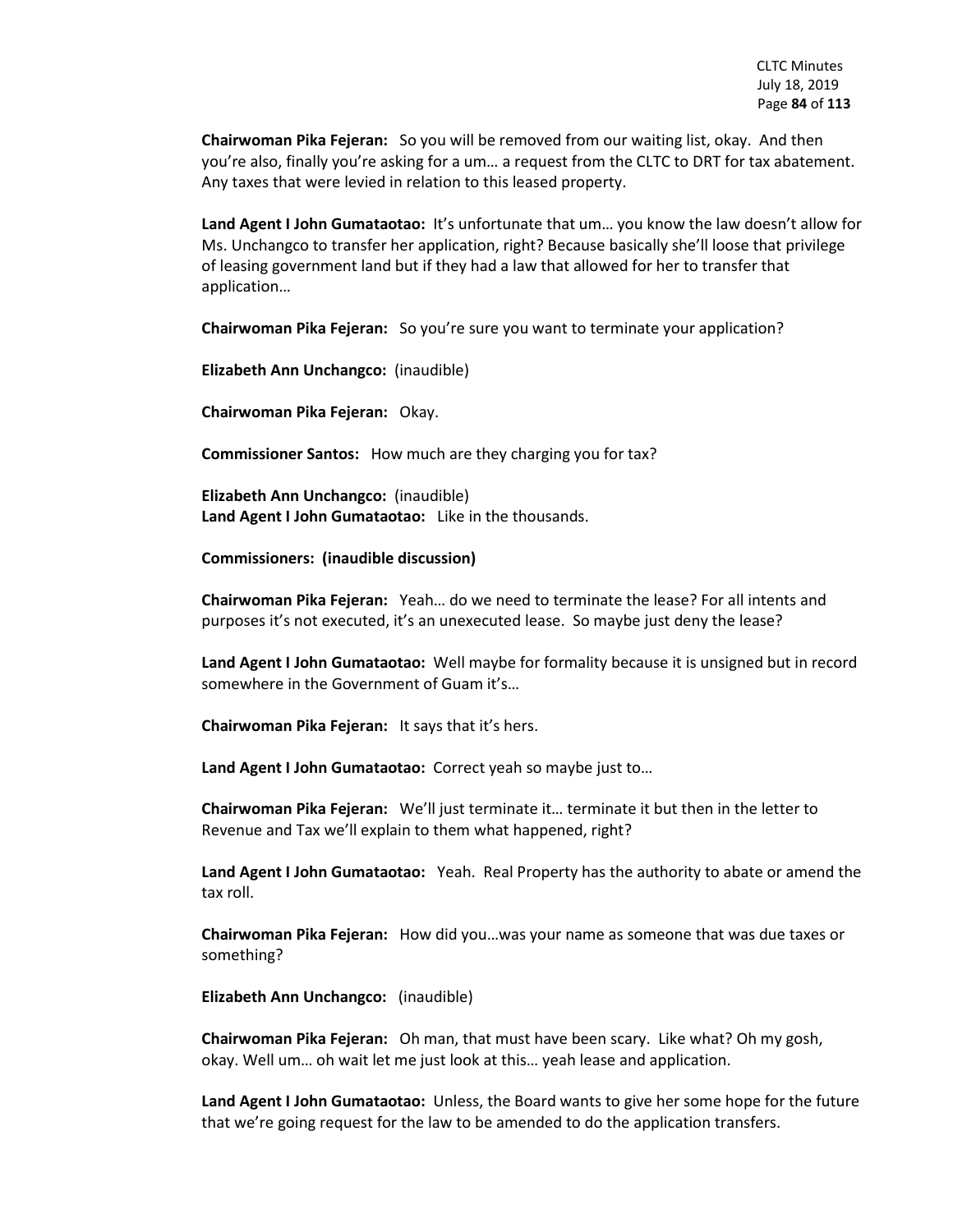**Chairwoman Pika Fejeran:** So you will be removed from our waiting list, okay. And then you're also, finally you're asking for a um… a request from the CLTC to DRT for tax abatement. Any taxes that were levied in relation to this leased property.

**Land Agent I John Gumataotao:** It's unfortunate that um… you know the law doesn't allow for Ms. Unchangco to transfer her application, right? Because basically she'll loose that privilege of leasing government land but if they had a law that allowed for her to transfer that application…

**Chairwoman Pika Fejeran:** So you're sure you want to terminate your application?

**Elizabeth Ann Unchangco:** (inaudible)

**Chairwoman Pika Fejeran:** Okay.

**Commissioner Santos:** How much are they charging you for tax?

**Elizabeth Ann Unchangco:** (inaudible)
**Land Agent I John Gumataotao:** Like in the thousands.

**Commissioners: (inaudible discussion)**

**Chairwoman Pika Fejeran:** Yeah… do we need to terminate the lease? For all intents and purposes it's not executed, it's an unexecuted lease. So maybe just deny the lease?

**Land Agent I John Gumataotao:** Well maybe for formality because it is unsigned but in record somewhere in the Government of Guam it's…

**Chairwoman Pika Fejeran:** It says that it's hers.

**Land Agent I John Gumataotao:** Correct yeah so maybe just to…

**Chairwoman Pika Fejeran:** We'll just terminate it… terminate it but then in the letter to Revenue and Tax we'll explain to them what happened, right?

**Land Agent I John Gumataotao:** Yeah. Real Property has the authority to abate or amend the tax roll.

**Chairwoman Pika Fejeran:** How did you…was your name as someone that was due taxes or something?

**Elizabeth Ann Unchangco:** (inaudible)

**Chairwoman Pika Fejeran:** Oh man, that must have been scary. Like what? Oh my gosh, okay. Well um… oh wait let me just look at this… yeah lease and application.

**Land Agent I John Gumataotao:** Unless, the Board wants to give her some hope for the future that we're going request for the law to be amended to do the application transfers.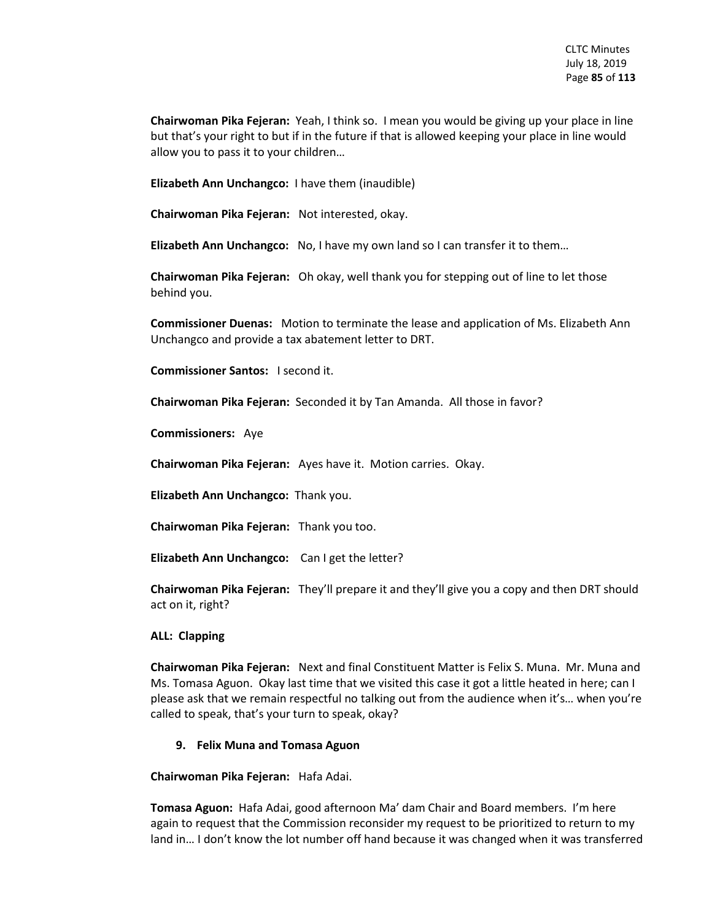**Chairwoman Pika Fejeran:** Yeah, I think so. I mean you would be giving up your place in line but that's your right to but if in the future if that is allowed keeping your place in line would allow you to pass it to your children…

**Elizabeth Ann Unchangco:** I have them (inaudible)

**Chairwoman Pika Fejeran:** Not interested, okay.

**Elizabeth Ann Unchangco:** No, I have my own land so I can transfer it to them…

**Chairwoman Pika Fejeran:** Oh okay, well thank you for stepping out of line to let those behind you.

**Commissioner Duenas:** Motion to terminate the lease and application of Ms. Elizabeth Ann Unchangco and provide a tax abatement letter to DRT.

**Commissioner Santos:** I second it.

**Chairwoman Pika Fejeran:** Seconded it by Tan Amanda. All those in favor?

**Commissioners:** Aye

**Chairwoman Pika Fejeran:** Ayes have it. Motion carries. Okay.

**Elizabeth Ann Unchangco:** Thank you.

**Chairwoman Pika Fejeran:** Thank you too.

**Elizabeth Ann Unchangco:** Can I get the letter?

**Chairwoman Pika Fejeran:** They'll prepare it and they'll give you a copy and then DRT should act on it, right?

**ALL: Clapping**

**Chairwoman Pika Fejeran:** Next and final Constituent Matter is Felix S. Muna. Mr. Muna and Ms. Tomasa Aguon. Okay last time that we visited this case it got a little heated in here; can I please ask that we remain respectful no talking out from the audience when it's… when you're called to speak, that's your turn to speak, okay?

**9. Felix Muna and Tomasa Aguon**

**Chairwoman Pika Fejeran:** Hafa Adai.

**Tomasa Aguon:** Hafa Adai, good afternoon Ma' dam Chair and Board members. I'm here again to request that the Commission reconsider my request to be prioritized to return to my land in… I don't know the lot number off hand because it was changed when it was transferred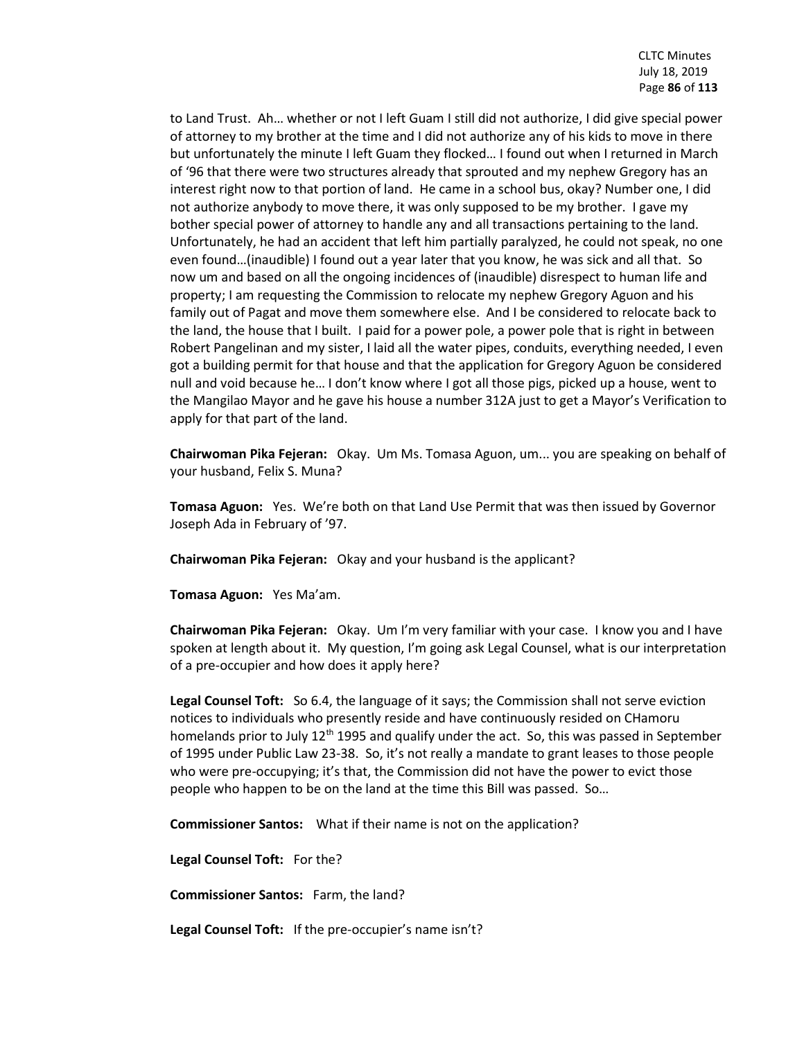to Land Trust. Ah… whether or not I left Guam I still did not authorize, I did give special power of attorney to my brother at the time and I did not authorize any of his kids to move in there but unfortunately the minute I left Guam they flocked… I found out when I returned in March of '96 that there were two structures already that sprouted and my nephew Gregory has an interest right now to that portion of land. He came in a school bus, okay? Number one, I did not authorize anybody to move there, it was only supposed to be my brother. I gave my bother special power of attorney to handle any and all transactions pertaining to the land. Unfortunately, he had an accident that left him partially paralyzed, he could not speak, no one even found…(inaudible) I found out a year later that you know, he was sick and all that. So now um and based on all the ongoing incidences of (inaudible) disrespect to human life and property; I am requesting the Commission to relocate my nephew Gregory Aguon and his family out of Pagat and move them somewhere else. And I be considered to relocate back to the land, the house that I built. I paid for a power pole, a power pole that is right in between Robert Pangelinan and my sister, I laid all the water pipes, conduits, everything needed, I even got a building permit for that house and that the application for Gregory Aguon be considered null and void because he… I don't know where I got all those pigs, picked up a house, went to the Mangilao Mayor and he gave his house a number 312A just to get a Mayor's Verification to apply for that part of the land.

**Chairwoman Pika Fejeran:** Okay. Um Ms. Tomasa Aguon, um... you are speaking on behalf of your husband, Felix S. Muna?

**Tomasa Aguon:** Yes. We're both on that Land Use Permit that was then issued by Governor Joseph Ada in February of '97.

**Chairwoman Pika Fejeran:** Okay and your husband is the applicant?

**Tomasa Aguon:** Yes Ma'am.

**Chairwoman Pika Fejeran:** Okay. Um I'm very familiar with your case. I know you and I have spoken at length about it. My question, I'm going ask Legal Counsel, what is our interpretation of a pre-occupier and how does it apply here?

**Legal Counsel Toft:** So 6.4, the language of it says; the Commission shall not serve eviction notices to individuals who presently reside and have continuously resided on CHamoru homelands prior to July 12th 1995 and qualify under the act. So, this was passed in September of 1995 under Public Law 23-38. So, it's not really a mandate to grant leases to those people who were pre-occupying; it's that, the Commission did not have the power to evict those people who happen to be on the land at the time this Bill was passed. So…

**Commissioner Santos:** What if their name is not on the application?

**Legal Counsel Toft:** For the?

**Commissioner Santos:** Farm, the land?

**Legal Counsel Toft:** If the pre-occupier's name isn't?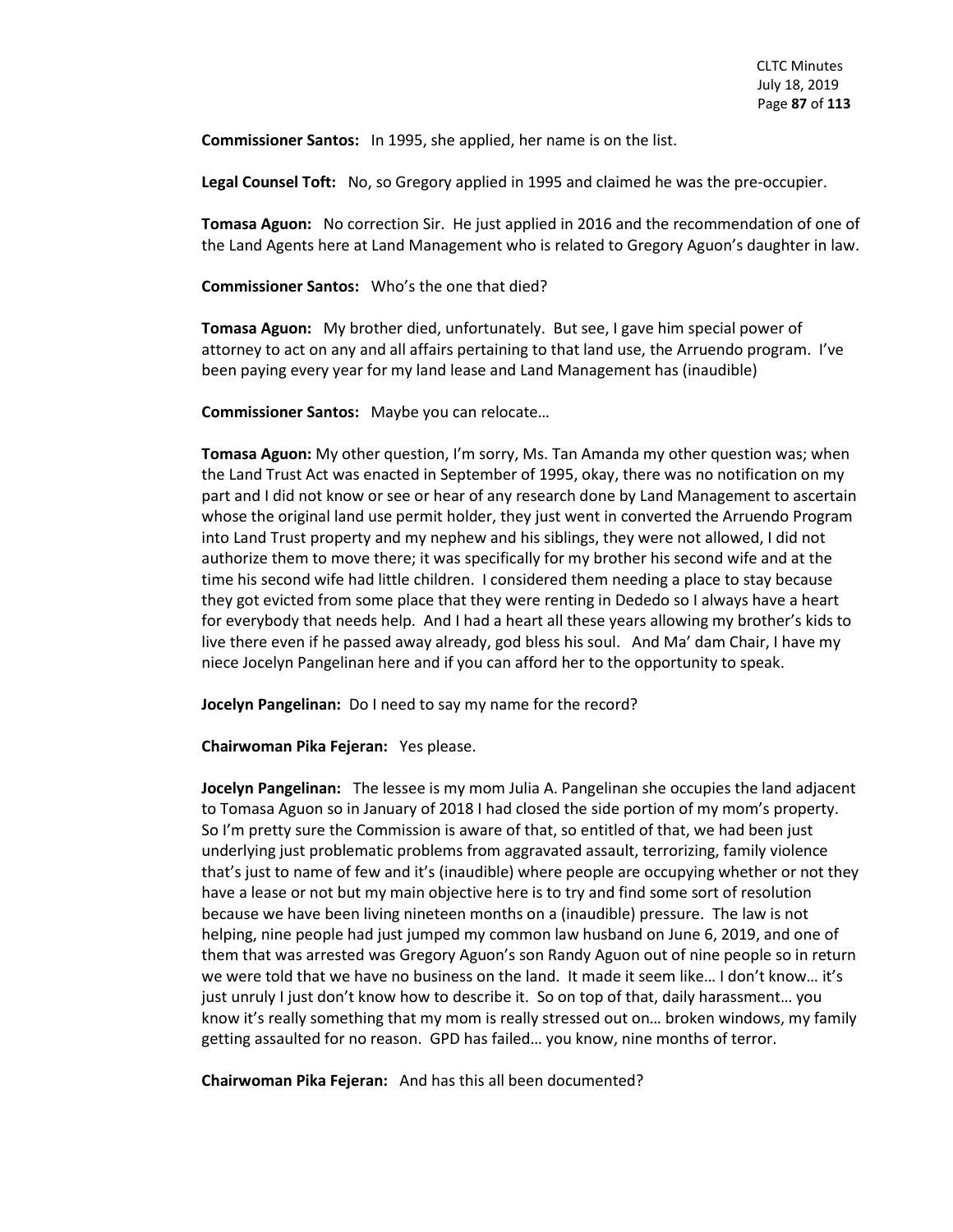**Commissioner Santos:** In 1995, she applied, her name is on the list.

**Legal Counsel Toft:** No, so Gregory applied in 1995 and claimed he was the pre-occupier.

**Tomasa Aguon:** No correction Sir. He just applied in 2016 and the recommendation of one of the Land Agents here at Land Management who is related to Gregory Aguon's daughter in law.

**Commissioner Santos:** Who's the one that died?

**Tomasa Aguon:** My brother died, unfortunately. But see, I gave him special power of attorney to act on any and all affairs pertaining to that land use, the Arruendo program. I've been paying every year for my land lease and Land Management has (inaudible)

**Commissioner Santos:** Maybe you can relocate…

**Tomasa Aguon:** My other question, I'm sorry, Ms. Tan Amanda my other question was; when the Land Trust Act was enacted in September of 1995, okay, there was no notification on my part and I did not know or see or hear of any research done by Land Management to ascertain whose the original land use permit holder, they just went in converted the Arruendo Program into Land Trust property and my nephew and his siblings, they were not allowed, I did not authorize them to move there; it was specifically for my brother his second wife and at the time his second wife had little children. I considered them needing a place to stay because they got evicted from some place that they were renting in Dededo so I always have a heart for everybody that needs help. And I had a heart all these years allowing my brother's kids to live there even if he passed away already, god bless his soul. And Ma' dam Chair, I have my niece Jocelyn Pangelinan here and if you can afford her to the opportunity to speak.

**Jocelyn Pangelinan:** Do I need to say my name for the record?

**Chairwoman Pika Fejeran:** Yes please.

**Jocelyn Pangelinan:** The lessee is my mom Julia A. Pangelinan she occupies the land adjacent to Tomasa Aguon so in January of 2018 I had closed the side portion of my mom's property. So I'm pretty sure the Commission is aware of that, so entitled of that, we had been just underlying just problematic problems from aggravated assault, terrorizing, family violence that's just to name of few and it's (inaudible) where people are occupying whether or not they have a lease or not but my main objective here is to try and find some sort of resolution because we have been living nineteen months on a (inaudible) pressure. The law is not helping, nine people had just jumped my common law husband on June 6, 2019, and one of them that was arrested was Gregory Aguon's son Randy Aguon out of nine people so in return we were told that we have no business on the land. It made it seem like… I don't know… it's just unruly I just don't know how to describe it. So on top of that, daily harassment… you know it's really something that my mom is really stressed out on… broken windows, my family getting assaulted for no reason. GPD has failed… you know, nine months of terror.

**Chairwoman Pika Fejeran:** And has this all been documented?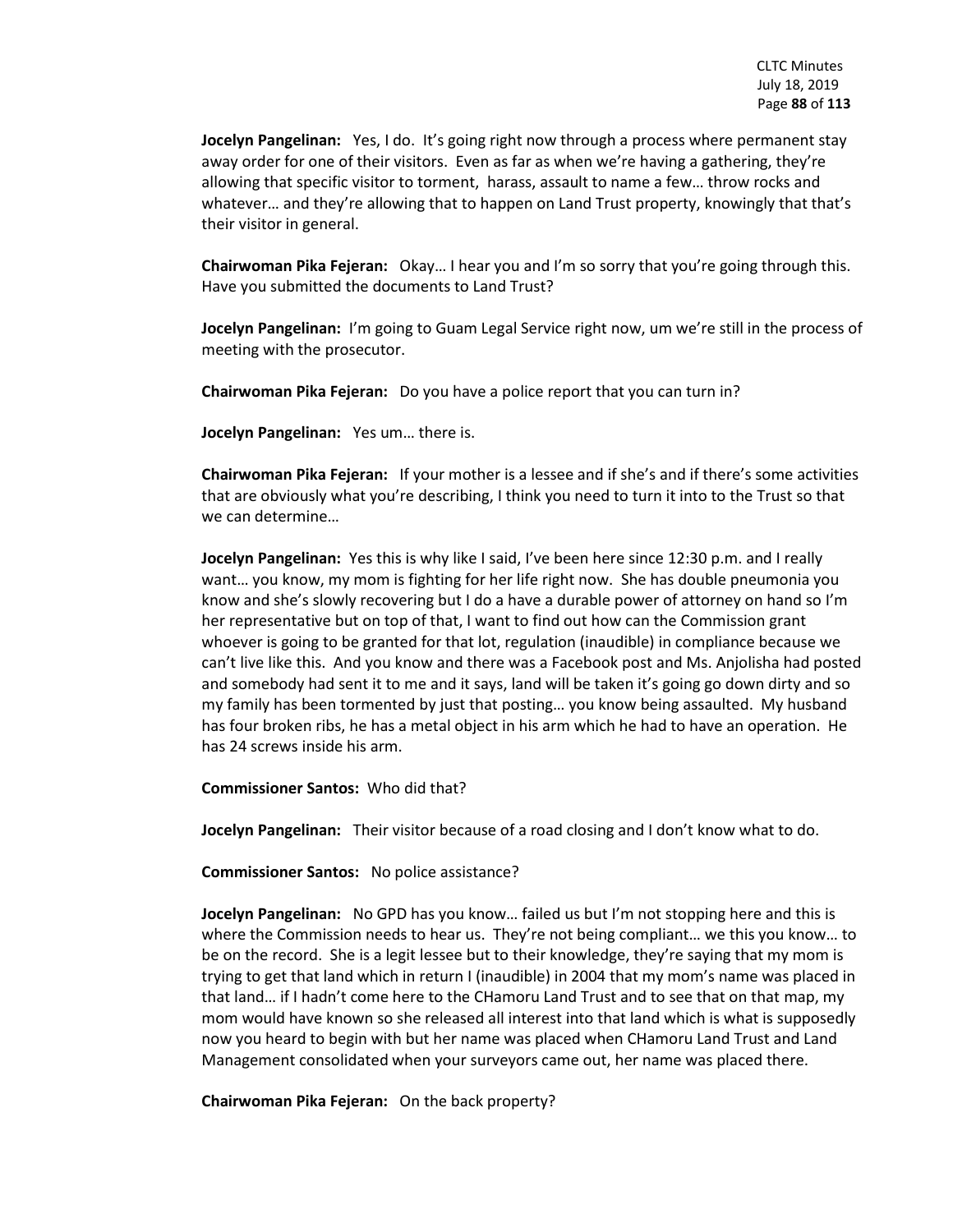**Jocelyn Pangelinan:** Yes, I do. It's going right now through a process where permanent stay away order for one of their visitors. Even as far as when we're having a gathering, they're allowing that specific visitor to torment, harass, assault to name a few… throw rocks and whatever… and they're allowing that to happen on Land Trust property, knowingly that that's their visitor in general.

**Chairwoman Pika Fejeran:** Okay… I hear you and I'm so sorry that you're going through this. Have you submitted the documents to Land Trust?

**Jocelyn Pangelinan:** I'm going to Guam Legal Service right now, um we're still in the process of meeting with the prosecutor.

**Chairwoman Pika Fejeran:** Do you have a police report that you can turn in?

**Jocelyn Pangelinan:** Yes um… there is.

**Chairwoman Pika Fejeran:** If your mother is a lessee and if she's and if there's some activities that are obviously what you're describing, I think you need to turn it into to the Trust so that we can determine…

**Jocelyn Pangelinan:** Yes this is why like I said, I've been here since 12:30 p.m. and I really want… you know, my mom is fighting for her life right now. She has double pneumonia you know and she's slowly recovering but I do a have a durable power of attorney on hand so I'm her representative but on top of that, I want to find out how can the Commission grant whoever is going to be granted for that lot, regulation (inaudible) in compliance because we can't live like this. And you know and there was a Facebook post and Ms. Anjolisha had posted and somebody had sent it to me and it says, land will be taken it's going go down dirty and so my family has been tormented by just that posting… you know being assaulted. My husband has four broken ribs, he has a metal object in his arm which he had to have an operation. He has 24 screws inside his arm.

**Commissioner Santos:** Who did that?

**Jocelyn Pangelinan:** Their visitor because of a road closing and I don't know what to do.

**Commissioner Santos:** No police assistance?

**Jocelyn Pangelinan:** No GPD has you know… failed us but I'm not stopping here and this is where the Commission needs to hear us. They're not being compliant… we this you know… to be on the record. She is a legit lessee but to their knowledge, they're saying that my mom is trying to get that land which in return I (inaudible) in 2004 that my mom's name was placed in that land… if I hadn't come here to the CHamoru Land Trust and to see that on that map, my mom would have known so she released all interest into that land which is what is supposedly now you heard to begin with but her name was placed when CHamoru Land Trust and Land Management consolidated when your surveyors came out, her name was placed there.

**Chairwoman Pika Fejeran:** On the back property?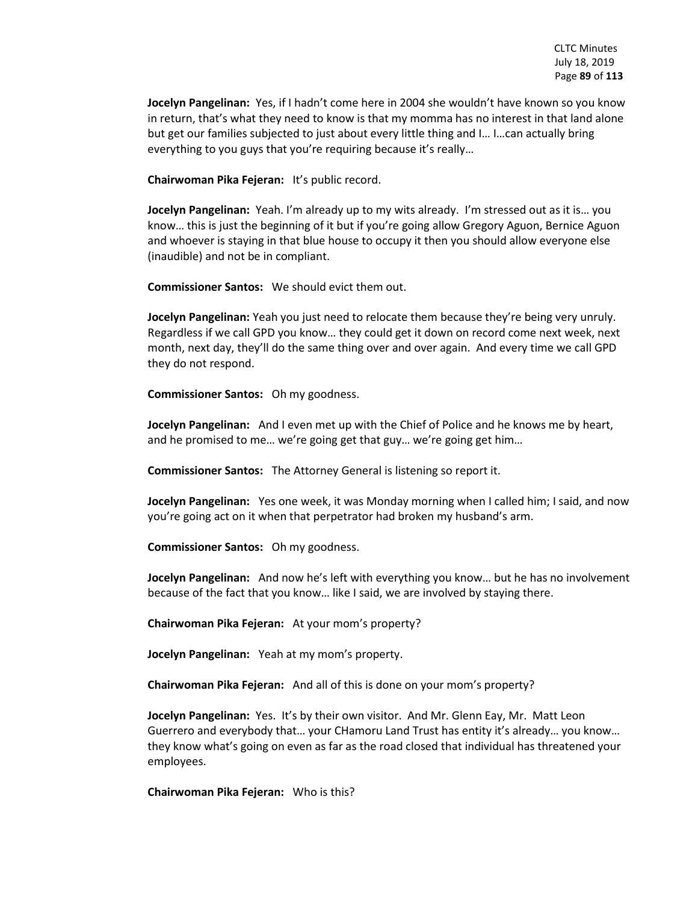**Jocelyn Pangelinan:** Yes, if I hadn't come here in 2004 she wouldn't have known so you know in return, that's what they need to know is that my momma has no interest in that land alone but get our families subjected to just about every little thing and I… I…can actually bring everything to you guys that you're requiring because it's really…

**Chairwoman Pika Fejeran:** It's public record.

**Jocelyn Pangelinan:** Yeah. I'm already up to my wits already. I'm stressed out as it is… you know… this is just the beginning of it but if you're going allow Gregory Aguon, Bernice Aguon and whoever is staying in that blue house to occupy it then you should allow everyone else (inaudible) and not be in compliant.

**Commissioner Santos:** We should evict them out.

**Jocelyn Pangelinan:** Yeah you just need to relocate them because they're being very unruly. Regardless if we call GPD you know… they could get it down on record come next week, next month, next day, they'll do the same thing over and over again. And every time we call GPD they do not respond.

**Commissioner Santos:** Oh my goodness.

**Jocelyn Pangelinan:** And I even met up with the Chief of Police and he knows me by heart, and he promised to me… we're going get that guy… we're going get him…

**Commissioner Santos:** The Attorney General is listening so report it.

**Jocelyn Pangelinan:** Yes one week, it was Monday morning when I called him; I said, and now you're going act on it when that perpetrator had broken my husband's arm.

**Commissioner Santos:** Oh my goodness.

**Jocelyn Pangelinan:** And now he's left with everything you know… but he has no involvement because of the fact that you know… like I said, we are involved by staying there.

**Chairwoman Pika Fejeran:** At your mom's property?

**Jocelyn Pangelinan:** Yeah at my mom's property.

**Chairwoman Pika Fejeran:** And all of this is done on your mom's property?

**Jocelyn Pangelinan:** Yes. It's by their own visitor. And Mr. Glenn Eay, Mr. Matt Leon Guerrero and everybody that… your CHamoru Land Trust has entity it's already… you know… they know what's going on even as far as the road closed that individual has threatened your employees.

**Chairwoman Pika Fejeran:** Who is this?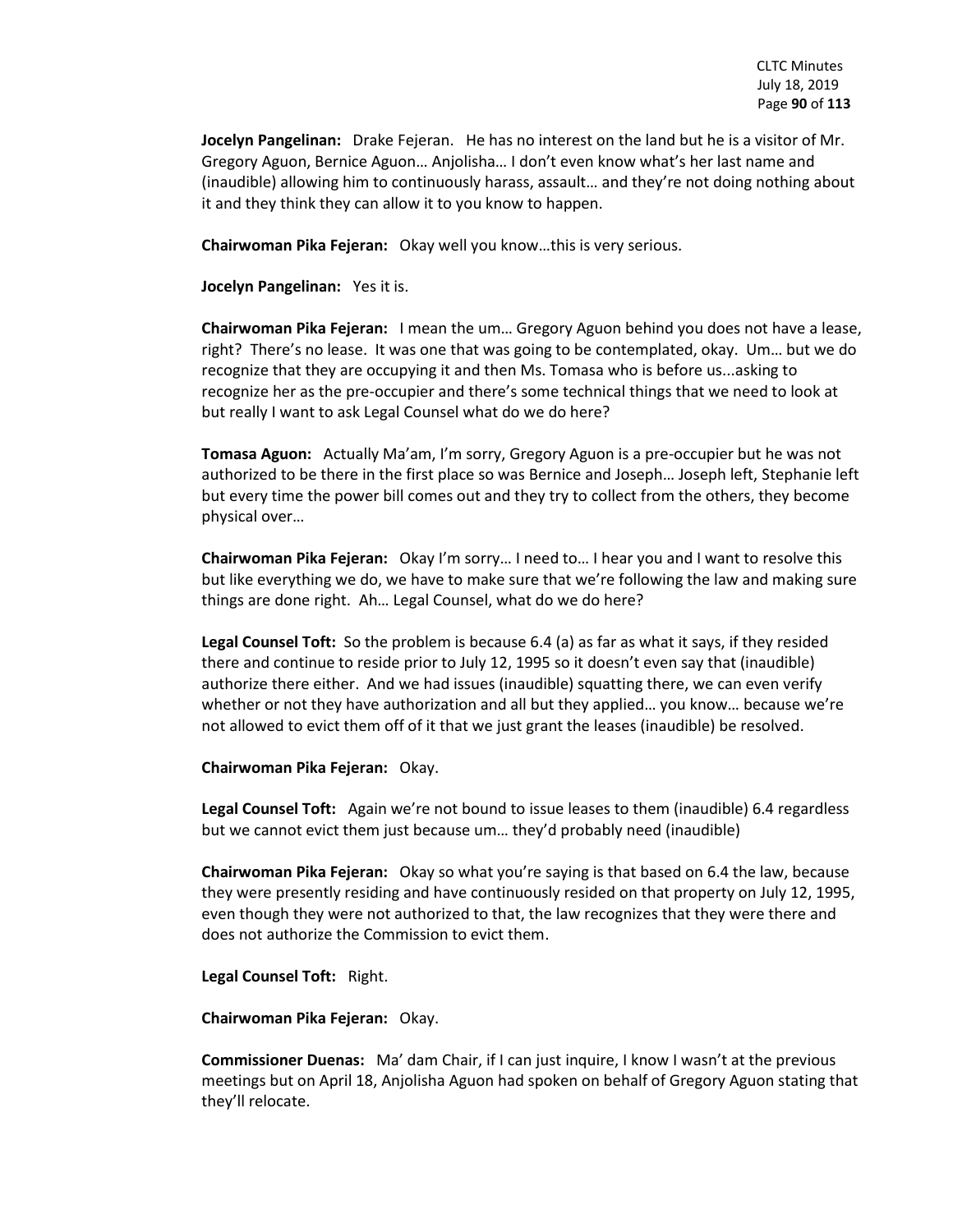**Jocelyn Pangelinan:** Drake Fejeran. He has no interest on the land but he is a visitor of Mr. Gregory Aguon, Bernice Aguon… Anjolisha… I don't even know what's her last name and (inaudible) allowing him to continuously harass, assault… and they're not doing nothing about it and they think they can allow it to you know to happen.

**Chairwoman Pika Fejeran:** Okay well you know…this is very serious.

**Jocelyn Pangelinan:** Yes it is.

**Chairwoman Pika Fejeran:** I mean the um… Gregory Aguon behind you does not have a lease, right? There's no lease. It was one that was going to be contemplated, okay. Um… but we do recognize that they are occupying it and then Ms. Tomasa who is before us...asking to recognize her as the pre-occupier and there's some technical things that we need to look at but really I want to ask Legal Counsel what do we do here?

**Tomasa Aguon:** Actually Ma'am, I'm sorry, Gregory Aguon is a pre-occupier but he was not authorized to be there in the first place so was Bernice and Joseph… Joseph left, Stephanie left but every time the power bill comes out and they try to collect from the others, they become physical over…

**Chairwoman Pika Fejeran:** Okay I'm sorry… I need to… I hear you and I want to resolve this but like everything we do, we have to make sure that we're following the law and making sure things are done right. Ah… Legal Counsel, what do we do here?

**Legal Counsel Toft:** So the problem is because 6.4 (a) as far as what it says, if they resided there and continue to reside prior to July 12, 1995 so it doesn't even say that (inaudible) authorize there either. And we had issues (inaudible) squatting there, we can even verify whether or not they have authorization and all but they applied… you know… because we're not allowed to evict them off of it that we just grant the leases (inaudible) be resolved.

**Chairwoman Pika Fejeran:** Okay.

**Legal Counsel Toft:** Again we're not bound to issue leases to them (inaudible) 6.4 regardless but we cannot evict them just because um… they'd probably need (inaudible)

**Chairwoman Pika Fejeran:** Okay so what you're saying is that based on 6.4 the law, because they were presently residing and have continuously resided on that property on July 12, 1995, even though they were not authorized to that, the law recognizes that they were there and does not authorize the Commission to evict them.

**Legal Counsel Toft:** Right.

**Chairwoman Pika Fejeran:** Okay.

**Commissioner Duenas:** Ma' dam Chair, if I can just inquire, I know I wasn't at the previous meetings but on April 18, Anjolisha Aguon had spoken on behalf of Gregory Aguon stating that they'll relocate.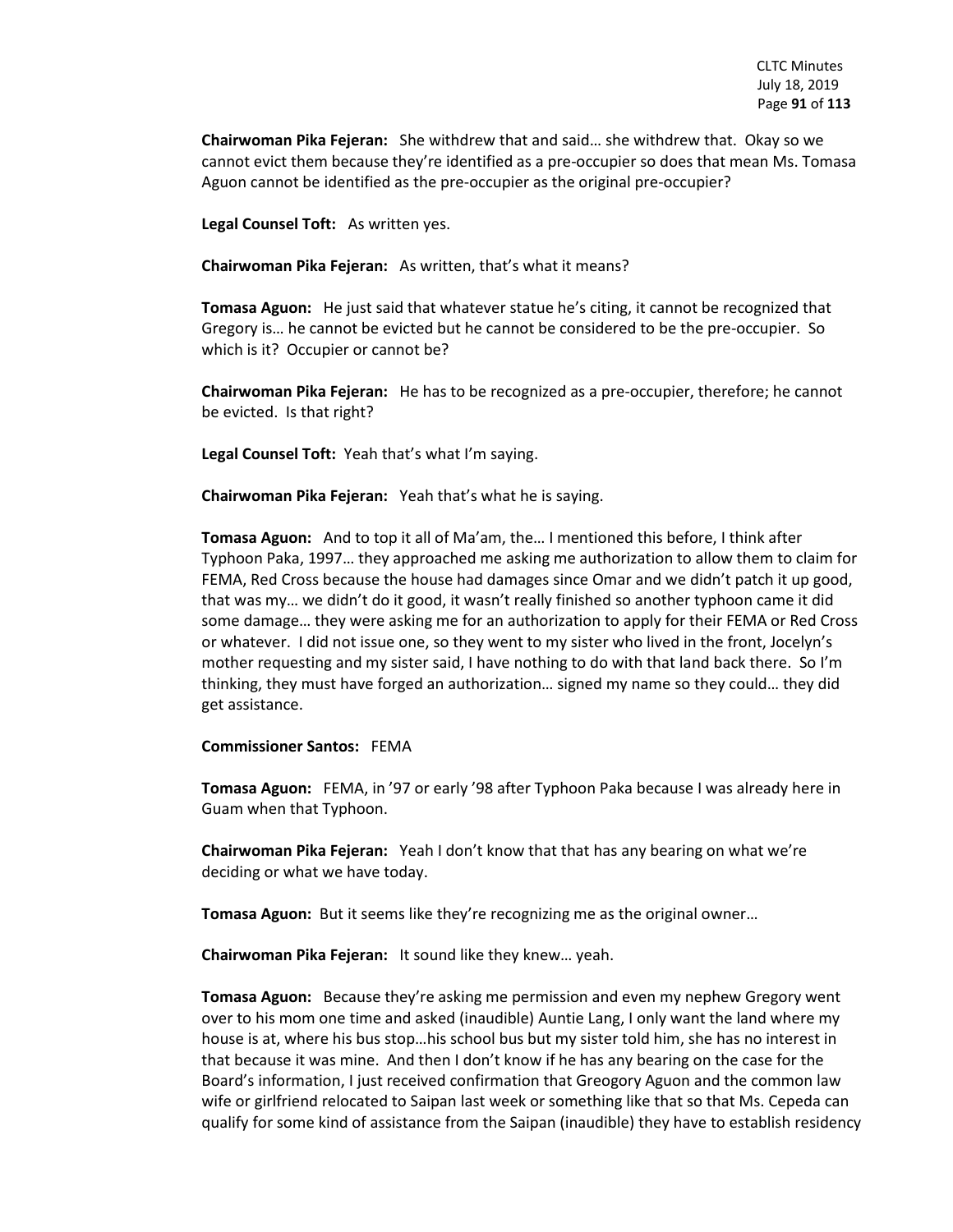**Chairwoman Pika Fejeran:** She withdrew that and said… she withdrew that. Okay so we cannot evict them because they're identified as a pre-occupier so does that mean Ms. Tomasa Aguon cannot be identified as the pre-occupier as the original pre-occupier?

**Legal Counsel Toft:** As written yes.

**Chairwoman Pika Fejeran:** As written, that's what it means?

**Tomasa Aguon:** He just said that whatever statue he's citing, it cannot be recognized that Gregory is… he cannot be evicted but he cannot be considered to be the pre-occupier. So which is it? Occupier or cannot be?

**Chairwoman Pika Fejeran:** He has to be recognized as a pre-occupier, therefore; he cannot be evicted. Is that right?

**Legal Counsel Toft:** Yeah that's what I'm saying.

**Chairwoman Pika Fejeran:** Yeah that's what he is saying.

**Tomasa Aguon:** And to top it all of Ma'am, the… I mentioned this before, I think after Typhoon Paka, 1997… they approached me asking me authorization to allow them to claim for FEMA, Red Cross because the house had damages since Omar and we didn't patch it up good, that was my… we didn't do it good, it wasn't really finished so another typhoon came it did some damage… they were asking me for an authorization to apply for their FEMA or Red Cross or whatever. I did not issue one, so they went to my sister who lived in the front, Jocelyn's mother requesting and my sister said, I have nothing to do with that land back there. So I'm thinking, they must have forged an authorization… signed my name so they could… they did get assistance.

**Commissioner Santos:** FEMA

**Tomasa Aguon:** FEMA, in '97 or early '98 after Typhoon Paka because I was already here in Guam when that Typhoon.

**Chairwoman Pika Fejeran:** Yeah I don't know that that has any bearing on what we're deciding or what we have today.

**Tomasa Aguon:** But it seems like they're recognizing me as the original owner…

**Chairwoman Pika Fejeran:** It sound like they knew… yeah.

**Tomasa Aguon:** Because they're asking me permission and even my nephew Gregory went over to his mom one time and asked (inaudible) Auntie Lang, I only want the land where my house is at, where his bus stop…his school bus but my sister told him, she has no interest in that because it was mine. And then I don't know if he has any bearing on the case for the Board's information, I just received confirmation that Greogory Aguon and the common law wife or girlfriend relocated to Saipan last week or something like that so that Ms. Cepeda can qualify for some kind of assistance from the Saipan (inaudible) they have to establish residency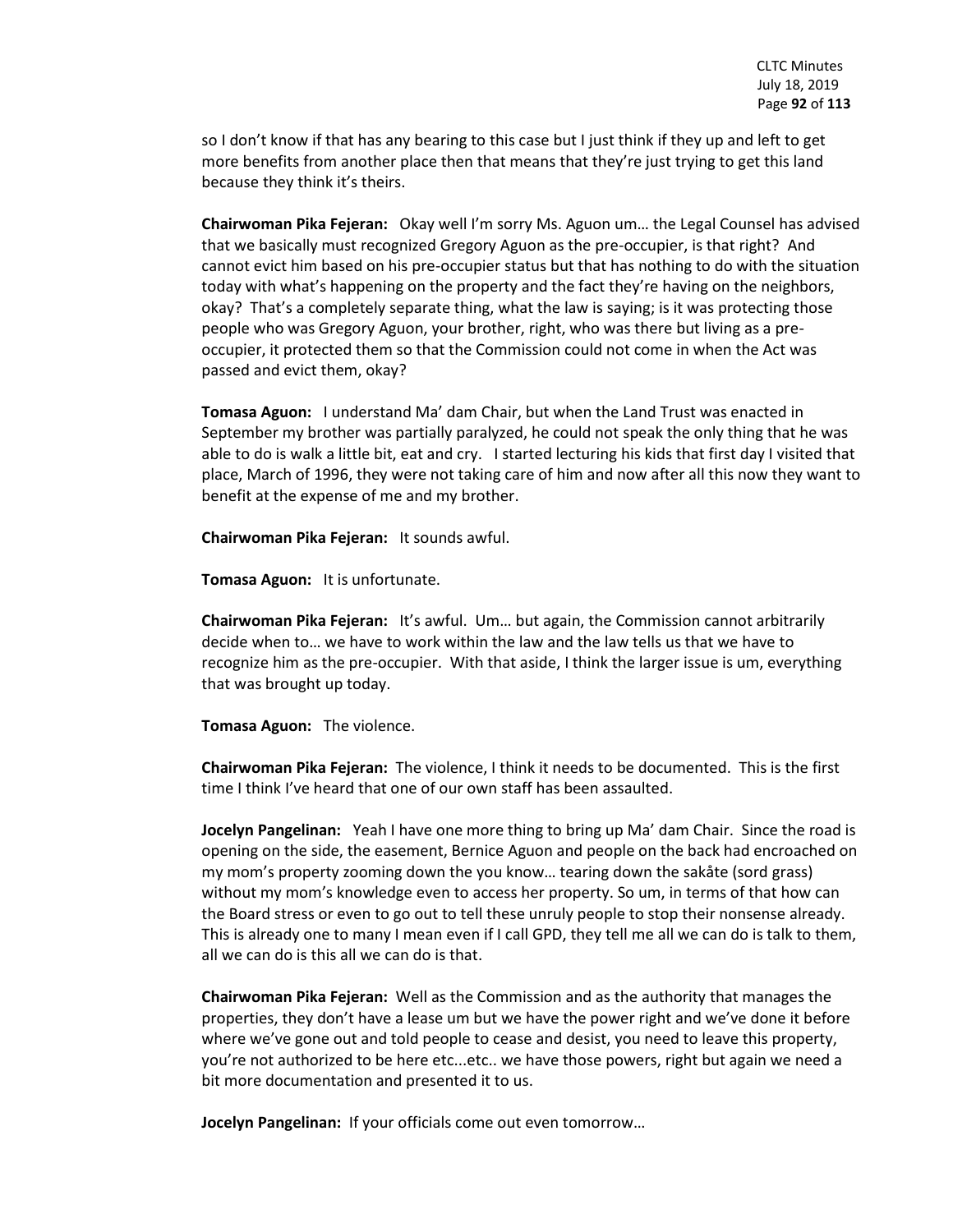so I don't know if that has any bearing to this case but I just think if they up and left to get more benefits from another place then that means that they're just trying to get this land because they think it's theirs.

**Chairwoman Pika Fejeran:** Okay well I'm sorry Ms. Aguon um… the Legal Counsel has advised that we basically must recognized Gregory Aguon as the pre-occupier, is that right? And cannot evict him based on his pre-occupier status but that has nothing to do with the situation today with what's happening on the property and the fact they're having on the neighbors, okay? That's a completely separate thing, what the law is saying; is it was protecting those people who was Gregory Aguon, your brother, right, who was there but living as a pre-occupier, it protected them so that the Commission could not come in when the Act was passed and evict them, okay?

**Tomasa Aguon:** I understand Ma' dam Chair, but when the Land Trust was enacted in September my brother was partially paralyzed, he could not speak the only thing that he was able to do is walk a little bit, eat and cry. I started lecturing his kids that first day I visited that place, March of 1996, they were not taking care of him and now after all this now they want to benefit at the expense of me and my brother.

**Chairwoman Pika Fejeran:** It sounds awful.

**Tomasa Aguon:** It is unfortunate.

**Chairwoman Pika Fejeran:** It's awful. Um… but again, the Commission cannot arbitrarily decide when to… we have to work within the law and the law tells us that we have to recognize him as the pre-occupier. With that aside, I think the larger issue is um, everything that was brought up today.

**Tomasa Aguon:** The violence.

**Chairwoman Pika Fejeran:** The violence, I think it needs to be documented. This is the first time I think I've heard that one of our own staff has been assaulted.

**Jocelyn Pangelinan:** Yeah I have one more thing to bring up Ma' dam Chair. Since the road is opening on the side, the easement, Bernice Aguon and people on the back had encroached on my mom's property zooming down the you know… tearing down the sakåte (sord grass) without my mom's knowledge even to access her property. So um, in terms of that how can the Board stress or even to go out to tell these unruly people to stop their nonsense already. This is already one to many I mean even if I call GPD, they tell me all we can do is talk to them, all we can do is this all we can do is that.

**Chairwoman Pika Fejeran:** Well as the Commission and as the authority that manages the properties, they don't have a lease um but we have the power right and we've done it before where we've gone out and told people to cease and desist, you need to leave this property, you're not authorized to be here etc...etc.. we have those powers, right but again we need a bit more documentation and presented it to us.

**Jocelyn Pangelinan:** If your officials come out even tomorrow…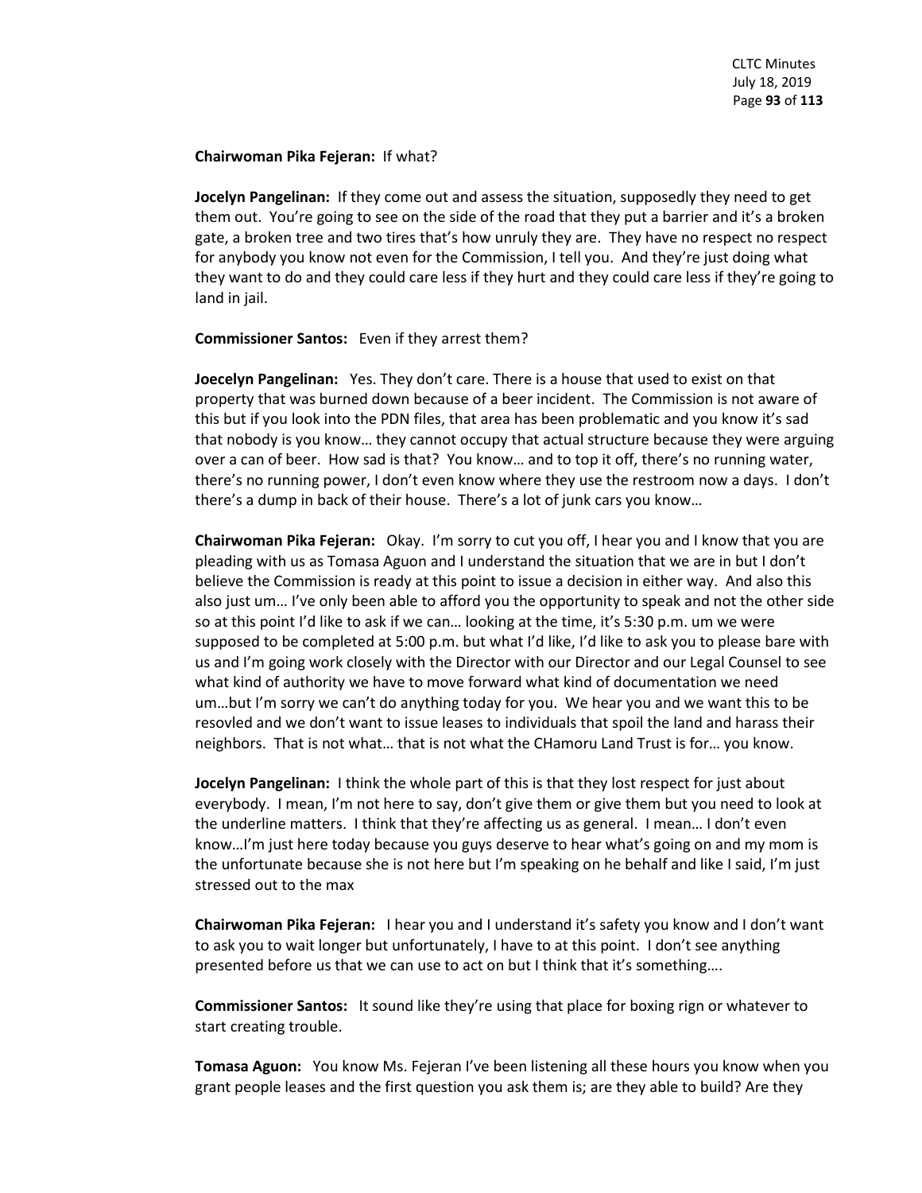**Chairwoman Pika Fejeran:** If what?

**Jocelyn Pangelinan:** If they come out and assess the situation, supposedly they need to get them out. You're going to see on the side of the road that they put a barrier and it's a broken gate, a broken tree and two tires that's how unruly they are. They have no respect no respect for anybody you know not even for the Commission, I tell you. And they're just doing what they want to do and they could care less if they hurt and they could care less if they're going to land in jail.

**Commissioner Santos:** Even if they arrest them?

**Joecelyn Pangelinan:** Yes. They don't care. There is a house that used to exist on that property that was burned down because of a beer incident. The Commission is not aware of this but if you look into the PDN files, that area has been problematic and you know it's sad that nobody is you know… they cannot occupy that actual structure because they were arguing over a can of beer. How sad is that? You know… and to top it off, there's no running water, there's no running power, I don't even know where they use the restroom now a days. I don't there's a dump in back of their house. There's a lot of junk cars you know…

**Chairwoman Pika Fejeran:** Okay. I'm sorry to cut you off, I hear you and I know that you are pleading with us as Tomasa Aguon and I understand the situation that we are in but I don't believe the Commission is ready at this point to issue a decision in either way. And also this also just um… I've only been able to afford you the opportunity to speak and not the other side so at this point I'd like to ask if we can… looking at the time, it's 5:30 p.m. um we were supposed to be completed at 5:00 p.m. but what I'd like, I'd like to ask you to please bare with us and I'm going work closely with the Director with our Director and our Legal Counsel to see what kind of authority we have to move forward what kind of documentation we need um…but I'm sorry we can't do anything today for you. We hear you and we want this to be resovled and we don't want to issue leases to individuals that spoil the land and harass their neighbors. That is not what… that is not what the CHamoru Land Trust is for… you know.

**Jocelyn Pangelinan:** I think the whole part of this is that they lost respect for just about everybody. I mean, I'm not here to say, don't give them or give them but you need to look at the underline matters. I think that they're affecting us as general. I mean… I don't even know…I'm just here today because you guys deserve to hear what's going on and my mom is the unfortunate because she is not here but I'm speaking on he behalf and like I said, I'm just stressed out to the max

**Chairwoman Pika Fejeran:** I hear you and I understand it's safety you know and I don't want to ask you to wait longer but unfortunately, I have to at this point. I don't see anything presented before us that we can use to act on but I think that it's something….

**Commissioner Santos:** It sound like they're using that place for boxing rign or whatever to start creating trouble.

**Tomasa Aguon:** You know Ms. Fejeran I've been listening all these hours you know when you grant people leases and the first question you ask them is; are they able to build? Are they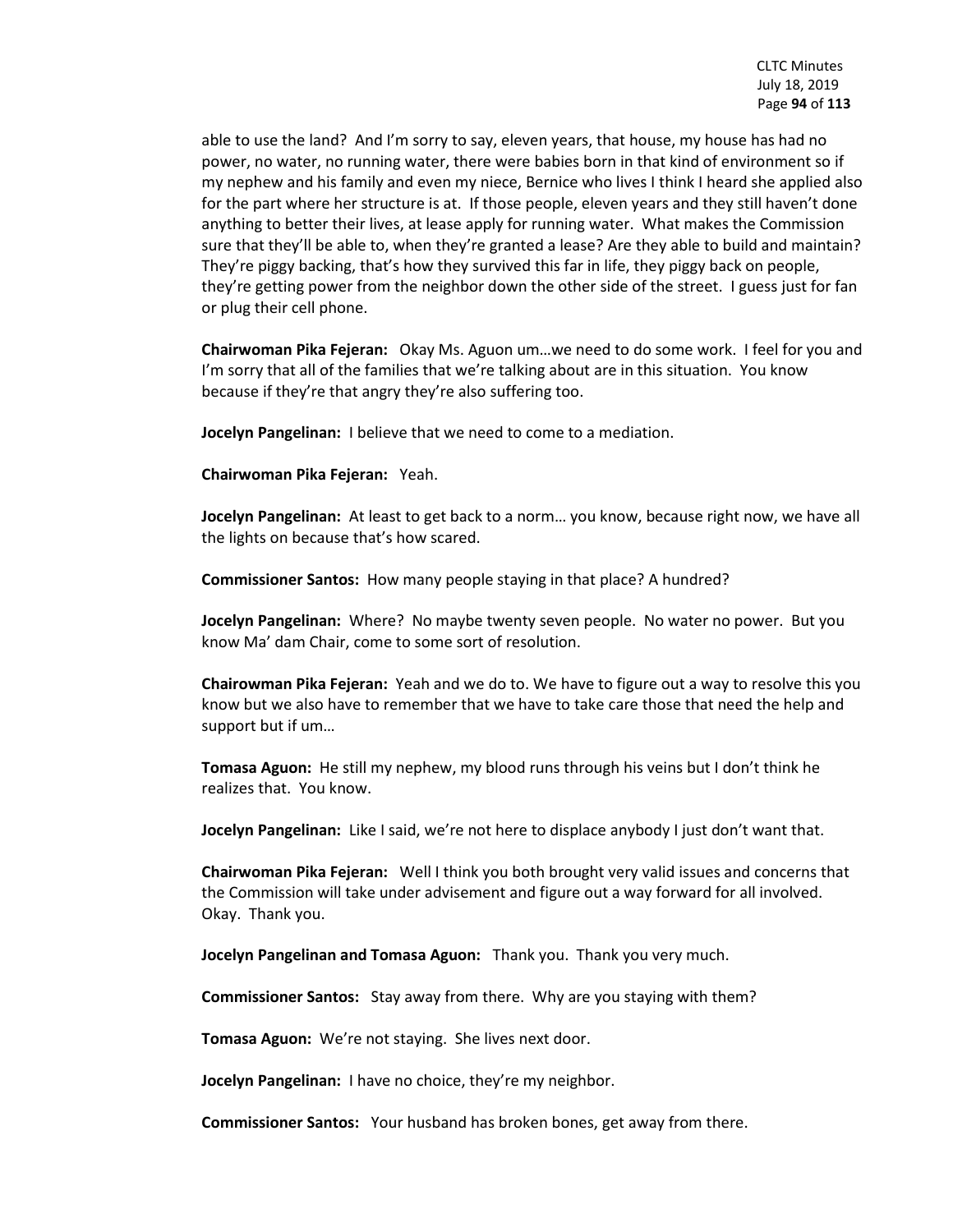able to use the land? And I'm sorry to say, eleven years, that house, my house has had no power, no water, no running water, there were babies born in that kind of environment so if my nephew and his family and even my niece, Bernice who lives I think I heard she applied also for the part where her structure is at. If those people, eleven years and they still haven't done anything to better their lives, at lease apply for running water. What makes the Commission sure that they'll be able to, when they're granted a lease? Are they able to build and maintain? They're piggy backing, that's how they survived this far in life, they piggy back on people, they're getting power from the neighbor down the other side of the street. I guess just for fan or plug their cell phone.

**Chairwoman Pika Fejeran:** Okay Ms. Aguon um…we need to do some work. I feel for you and I'm sorry that all of the families that we're talking about are in this situation. You know because if they're that angry they're also suffering too.

**Jocelyn Pangelinan:** I believe that we need to come to a mediation.

**Chairwoman Pika Fejeran:** Yeah.

**Jocelyn Pangelinan:** At least to get back to a norm… you know, because right now, we have all the lights on because that's how scared.

**Commissioner Santos:** How many people staying in that place? A hundred?

**Jocelyn Pangelinan:** Where? No maybe twenty seven people. No water no power. But you know Ma' dam Chair, come to some sort of resolution.

**Chairowman Pika Fejeran:** Yeah and we do to. We have to figure out a way to resolve this you know but we also have to remember that we have to take care those that need the help and support but if um…

**Tomasa Aguon:** He still my nephew, my blood runs through his veins but I don't think he realizes that. You know.

**Jocelyn Pangelinan:** Like I said, we're not here to displace anybody I just don't want that.

**Chairwoman Pika Fejeran:** Well I think you both brought very valid issues and concerns that the Commission will take under advisement and figure out a way forward for all involved. Okay. Thank you.

**Jocelyn Pangelinan and Tomasa Aguon:** Thank you. Thank you very much.

**Commissioner Santos:** Stay away from there. Why are you staying with them?

**Tomasa Aguon:** We're not staying. She lives next door.

**Jocelyn Pangelinan:** I have no choice, they're my neighbor.

**Commissioner Santos:** Your husband has broken bones, get away from there.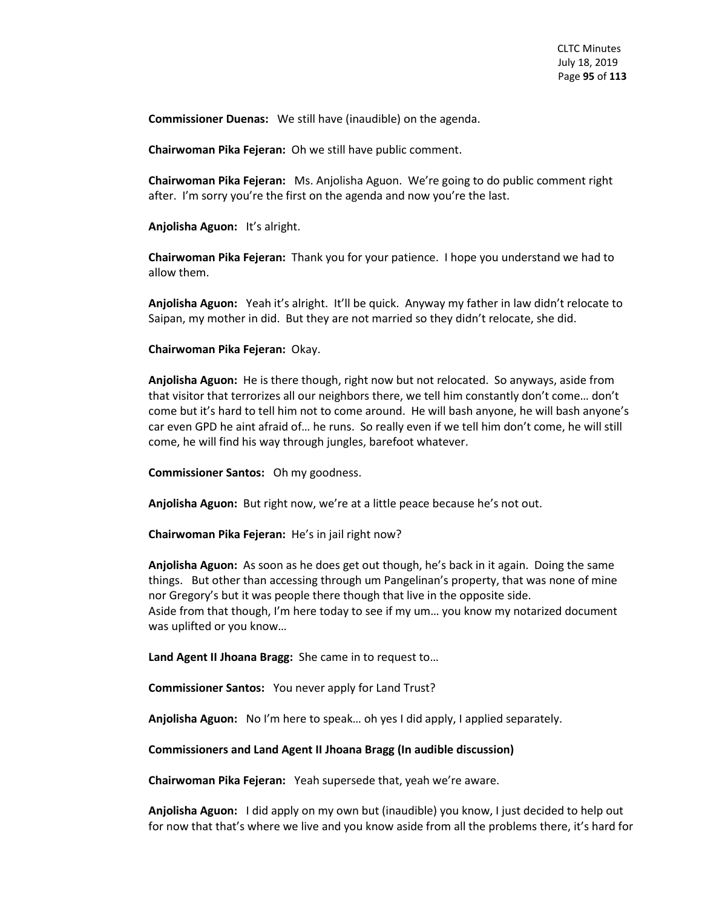**Commissioner Duenas:** We still have (inaudible) on the agenda.

**Chairwoman Pika Fejeran:** Oh we still have public comment.

**Chairwoman Pika Fejeran:** Ms. Anjolisha Aguon. We're going to do public comment right after. I'm sorry you're the first on the agenda and now you're the last.

**Anjolisha Aguon:** It's alright.

**Chairwoman Pika Fejeran:** Thank you for your patience. I hope you understand we had to allow them.

**Anjolisha Aguon:** Yeah it's alright. It'll be quick. Anyway my father in law didn't relocate to Saipan, my mother in did. But they are not married so they didn't relocate, she did.

**Chairwoman Pika Fejeran:** Okay.

**Anjolisha Aguon:** He is there though, right now but not relocated. So anyways, aside from that visitor that terrorizes all our neighbors there, we tell him constantly don't come… don't come but it's hard to tell him not to come around. He will bash anyone, he will bash anyone's car even GPD he aint afraid of… he runs. So really even if we tell him don't come, he will still come, he will find his way through jungles, barefoot whatever.

**Commissioner Santos:** Oh my goodness.

**Anjolisha Aguon:** But right now, we're at a little peace because he's not out.

**Chairwoman Pika Fejeran:** He's in jail right now?

**Anjolisha Aguon:** As soon as he does get out though, he's back in it again. Doing the same things. But other than accessing through um Pangelinan's property, that was none of mine nor Gregory's but it was people there though that live in the opposite side.
Aside from that though, I'm here today to see if my um… you know my notarized document was uplifted or you know…

**Land Agent II Jhoana Bragg:** She came in to request to…

**Commissioner Santos:** You never apply for Land Trust?

**Anjolisha Aguon:** No I'm here to speak… oh yes I did apply, I applied separately.

**Commissioners and Land Agent II Jhoana Bragg (In audible discussion)**

**Chairwoman Pika Fejeran:** Yeah supersede that, yeah we're aware.

**Anjolisha Aguon:** I did apply on my own but (inaudible) you know, I just decided to help out for now that that's where we live and you know aside from all the problems there, it's hard for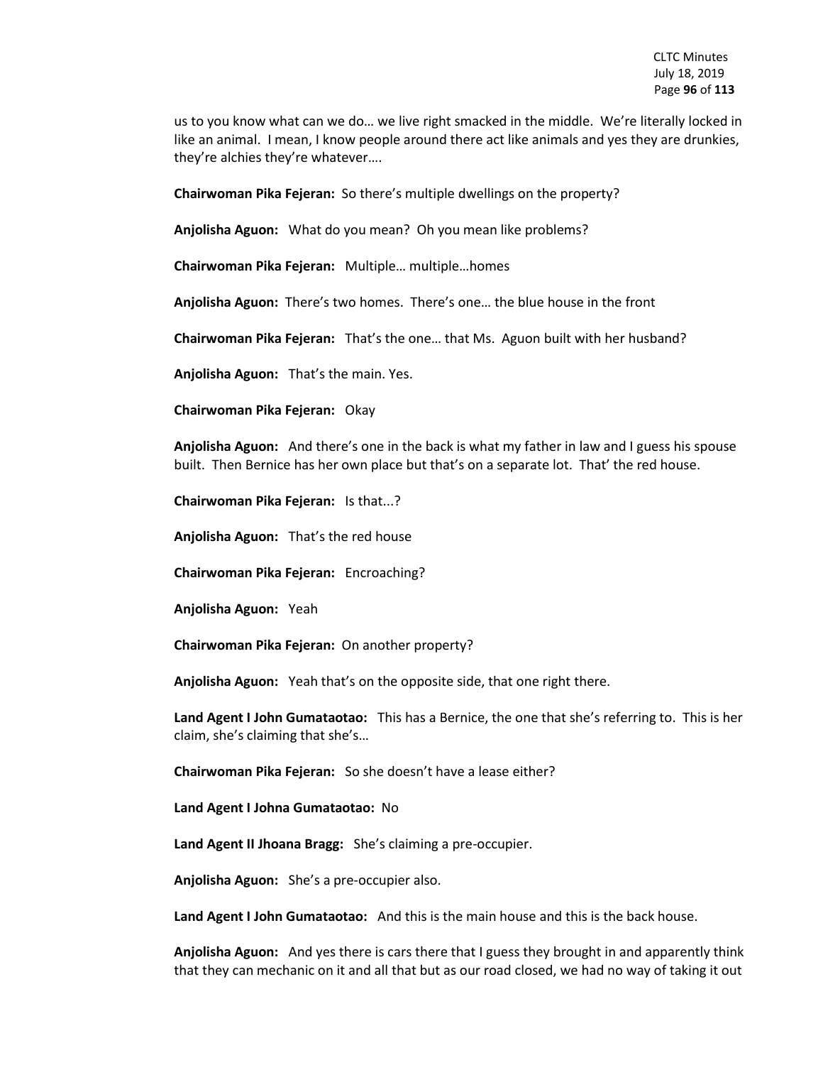us to you know what can we do… we live right smacked in the middle. We're literally locked in like an animal. I mean, I know people around there act like animals and yes they are drunkies, they're alchies they're whatever….

**Chairwoman Pika Fejeran:** So there's multiple dwellings on the property?

**Anjolisha Aguon:** What do you mean? Oh you mean like problems?

**Chairwoman Pika Fejeran:** Multiple… multiple…homes

**Anjolisha Aguon:** There's two homes. There's one… the blue house in the front

**Chairwoman Pika Fejeran:** That's the one… that Ms. Aguon built with her husband?

**Anjolisha Aguon:** That's the main. Yes.

**Chairwoman Pika Fejeran:** Okay

**Anjolisha Aguon:** And there's one in the back is what my father in law and I guess his spouse built. Then Bernice has her own place but that's on a separate lot. That' the red house.

**Chairwoman Pika Fejeran:** Is that...?

**Anjolisha Aguon:** That's the red house

**Chairwoman Pika Fejeran:** Encroaching?

**Anjolisha Aguon:** Yeah

**Chairwoman Pika Fejeran:** On another property?

**Anjolisha Aguon:** Yeah that's on the opposite side, that one right there.

**Land Agent I John Gumataotao:** This has a Bernice, the one that she's referring to. This is her claim, she's claiming that she's…

**Chairwoman Pika Fejeran:** So she doesn't have a lease either?

**Land Agent I Johna Gumataotao:** No

**Land Agent II Jhoana Bragg:** She's claiming a pre-occupier.

**Anjolisha Aguon:** She's a pre-occupier also.

**Land Agent I John Gumataotao:** And this is the main house and this is the back house.

**Anjolisha Aguon:** And yes there is cars there that I guess they brought in and apparently think that they can mechanic on it and all that but as our road closed, we had no way of taking it out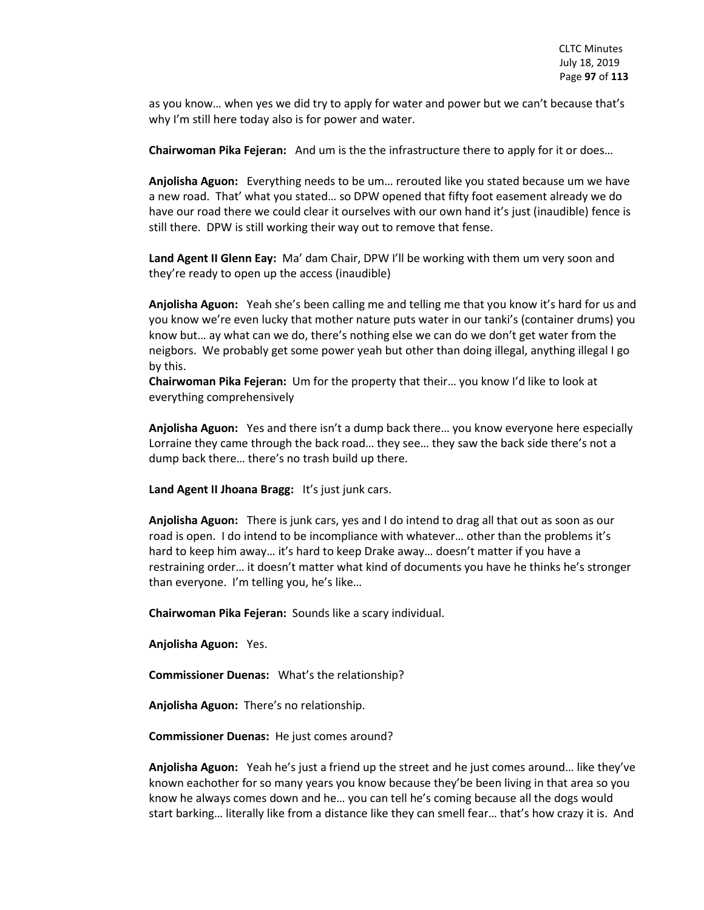as you know… when yes we did try to apply for water and power but we can't because that's why I'm still here today also is for power and water.

**Chairwoman Pika Fejeran:** And um is the the infrastructure there to apply for it or does…

**Anjolisha Aguon:** Everything needs to be um… rerouted like you stated because um we have a new road. That' what you stated… so DPW opened that fifty foot easement already we do have our road there we could clear it ourselves with our own hand it's just (inaudible) fence is still there. DPW is still working their way out to remove that fense.

**Land Agent II Glenn Eay:** Ma' dam Chair, DPW I'll be working with them um very soon and they're ready to open up the access (inaudible)

**Anjolisha Aguon:** Yeah she's been calling me and telling me that you know it's hard for us and you know we're even lucky that mother nature puts water in our tanki's (container drums) you know but… ay what can we do, there's nothing else we can do we don't get water from the neigbors. We probably get some power yeah but other than doing illegal, anything illegal I go by this.

**Chairwoman Pika Fejeran:** Um for the property that their… you know I'd like to look at everything comprehensively

**Anjolisha Aguon:** Yes and there isn't a dump back there… you know everyone here especially Lorraine they came through the back road… they see… they saw the back side there's not a dump back there… there's no trash build up there.

**Land Agent II Jhoana Bragg:** It's just junk cars.

**Anjolisha Aguon:** There is junk cars, yes and I do intend to drag all that out as soon as our road is open. I do intend to be incompliance with whatever… other than the problems it's hard to keep him away… it's hard to keep Drake away… doesn't matter if you have a restraining order… it doesn't matter what kind of documents you have he thinks he's stronger than everyone. I'm telling you, he's like…

**Chairwoman Pika Fejeran:** Sounds like a scary individual.

**Anjolisha Aguon:** Yes.

**Commissioner Duenas:** What's the relationship?

**Anjolisha Aguon:** There's no relationship.

**Commissioner Duenas:** He just comes around?

**Anjolisha Aguon:** Yeah he's just a friend up the street and he just comes around… like they've known eachother for so many years you know because they'be been living in that area so you know he always comes down and he… you can tell he's coming because all the dogs would start barking… literally like from a distance like they can smell fear… that's how crazy it is. And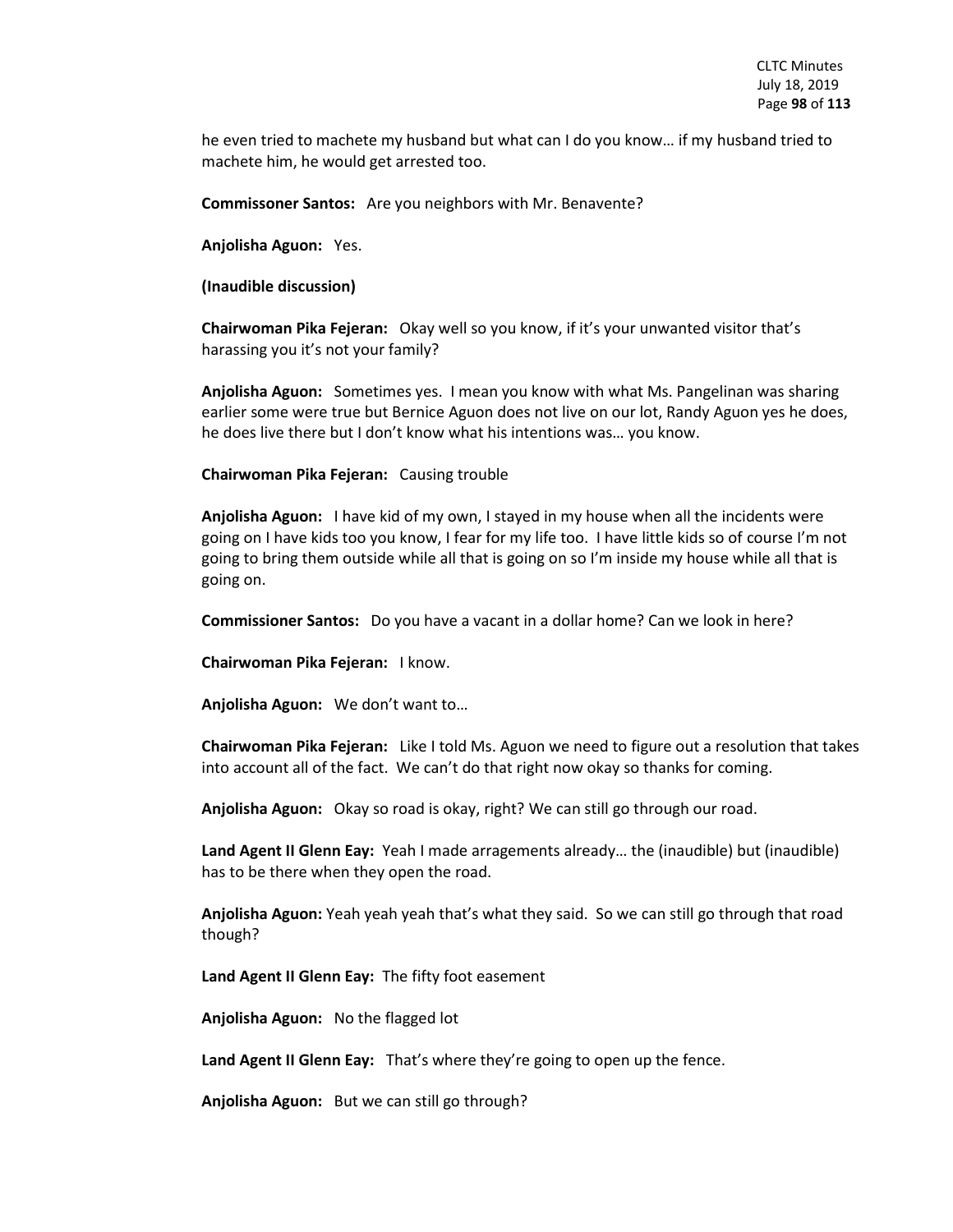he even tried to machete my husband but what can I do you know… if my husband tried to machete him, he would get arrested too.

**Commissoner Santos:** Are you neighbors with Mr. Benavente?

**Anjolisha Aguon:** Yes.

**(Inaudible discussion)**

**Chairwoman Pika Fejeran:** Okay well so you know, if it's your unwanted visitor that's harassing you it's not your family?

**Anjolisha Aguon:** Sometimes yes. I mean you know with what Ms. Pangelinan was sharing earlier some were true but Bernice Aguon does not live on our lot, Randy Aguon yes he does, he does live there but I don't know what his intentions was… you know.

**Chairwoman Pika Fejeran:** Causing trouble

**Anjolisha Aguon:** I have kid of my own, I stayed in my house when all the incidents were going on I have kids too you know, I fear for my life too. I have little kids so of course I'm not going to bring them outside while all that is going on so I'm inside my house while all that is going on.

**Commissoner Santos:** Do you have a vacant in a dollar home? Can we look in here?

**Chairwoman Pika Fejeran:** I know.

**Anjolisha Aguon:** We don't want to…

**Chairwoman Pika Fejeran:** Like I told Ms. Aguon we need to figure out a resolution that takes into account all of the fact. We can't do that right now okay so thanks for coming.

**Anjolisha Aguon:** Okay so road is okay, right? We can still go through our road.

**Land Agent II Glenn Eay:** Yeah I made arragements already… the (inaudible) but (inaudible) has to be there when they open the road.

**Anjolisha Aguon:** Yeah yeah yeah that's what they said. So we can still go through that road though?

**Land Agent II Glenn Eay:** The fifty foot easement

**Anjolisha Aguon:** No the flagged lot

**Land Agent II Glenn Eay:** That's where they're going to open up the fence.

**Anjolisha Aguon:** But we can still go through?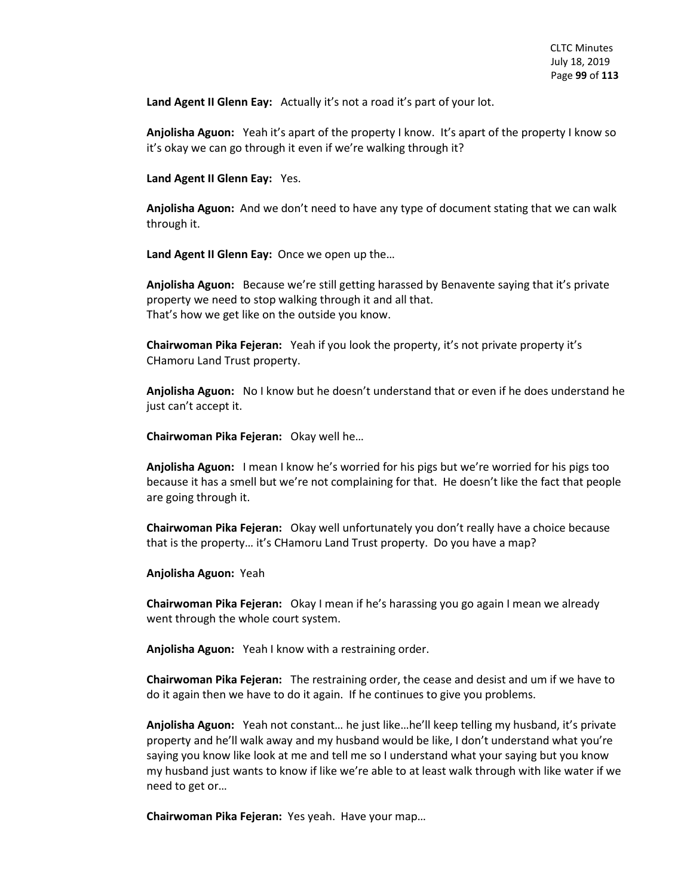**Land Agent II Glenn Eay:** Actually it's not a road it's part of your lot.

**Anjolisha Aguon:** Yeah it's apart of the property I know. It's apart of the property I know so it's okay we can go through it even if we're walking through it?

**Land Agent II Glenn Eay:** Yes.

**Anjolisha Aguon:** And we don't need to have any type of document stating that we can walk through it.

**Land Agent II Glenn Eay:** Once we open up the…

**Anjolisha Aguon:** Because we're still getting harassed by Benavente saying that it's private property we need to stop walking through it and all that.
That's how we get like on the outside you know.

**Chairwoman Pika Fejeran:** Yeah if you look the property, it's not private property it's CHamoru Land Trust property.

**Anjolisha Aguon:** No I know but he doesn't understand that or even if he does understand he just can't accept it.

**Chairwoman Pika Fejeran:** Okay well he…

**Anjolisha Aguon:** I mean I know he's worried for his pigs but we're worried for his pigs too because it has a smell but we're not complaining for that. He doesn't like the fact that people are going through it.

**Chairwoman Pika Fejeran:** Okay well unfortunately you don't really have a choice because that is the property… it's CHamoru Land Trust property. Do you have a map?

**Anjolisha Aguon:** Yeah

**Chairwoman Pika Fejeran:** Okay I mean if he's harassing you go again I mean we already went through the whole court system.

**Anjolisha Aguon:** Yeah I know with a restraining order.

**Chairwoman Pika Fejeran:** The restraining order, the cease and desist and um if we have to do it again then we have to do it again. If he continues to give you problems.

**Anjolisha Aguon:** Yeah not constant… he just like…he'll keep telling my husband, it's private property and he'll walk away and my husband would be like, I don't understand what you're saying you know like look at me and tell me so I understand what your saying but you know my husband just wants to know if like we're able to at least walk through with like water if we need to get or…

**Chairwoman Pika Fejeran:** Yes yeah. Have your map…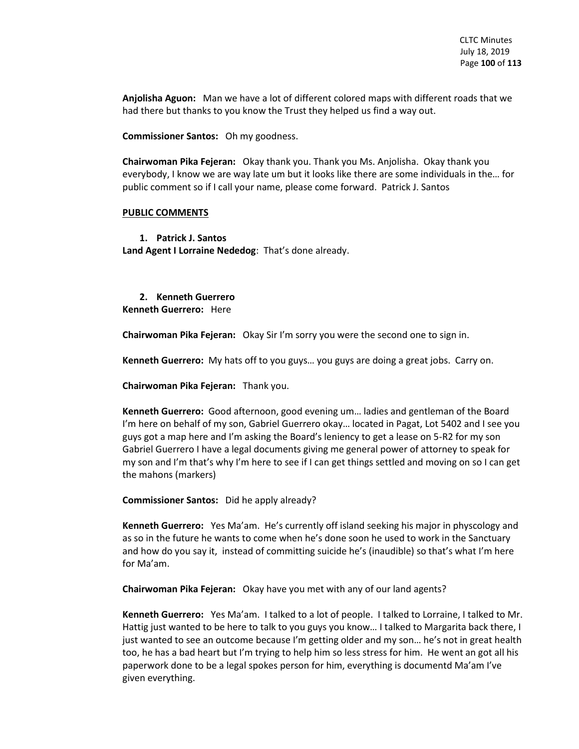**Anjolisha Aguon:** Man we have a lot of different colored maps with different roads that we had there but thanks to you know the Trust they helped us find a way out.

**Commissioner Santos:** Oh my goodness.

**Chairwoman Pika Fejeran:** Okay thank you. Thank you Ms. Anjolisha. Okay thank you everybody, I know we are way late um but it looks like there are some individuals in the… for public comment so if I call your name, please come forward. Patrick J. Santos

**PUBLIC COMMENTS**

1. **Patrick J. Santos**

**Land Agent I Lorraine Nededog**: That's done already.

2. **Kenneth Guerrero**

**Kenneth Guerrero:** Here

**Chairwoman Pika Fejeran:** Okay Sir I'm sorry you were the second one to sign in.

**Kenneth Guerrero:** My hats off to you guys… you guys are doing a great jobs. Carry on.

**Chairwoman Pika Fejeran:** Thank you.

**Kenneth Guerrero:** Good afternoon, good evening um… ladies and gentleman of the Board I'm here on behalf of my son, Gabriel Guerrero okay… located in Pagat, Lot 5402 and I see you guys got a map here and I'm asking the Board's leniency to get a lease on 5-R2 for my son Gabriel Guerrero I have a legal documents giving me general power of attorney to speak for my son and I'm that's why I'm here to see if I can get things settled and moving on so I can get the mahons (markers)

**Commissioner Santos:** Did he apply already?

**Kenneth Guerrero:** Yes Ma'am. He's currently off island seeking his major in physcology and as so in the future he wants to come when he's done soon he used to work in the Sanctuary and how do you say it, instead of committing suicide he's (inaudible) so that's what I'm here for Ma'am.

**Chairwoman Pika Fejeran:** Okay have you met with any of our land agents?

**Kenneth Guerrero:** Yes Ma'am. I talked to a lot of people. I talked to Lorraine, I talked to Mr. Hattig just wanted to be here to talk to you guys you know… I talked to Margarita back there, I just wanted to see an outcome because I'm getting older and my son… he's not in great health too, he has a bad heart but I'm trying to help him so less stress for him. He went an got all his paperwork done to be a legal spokes person for him, everything is documentd Ma'am I've given everything.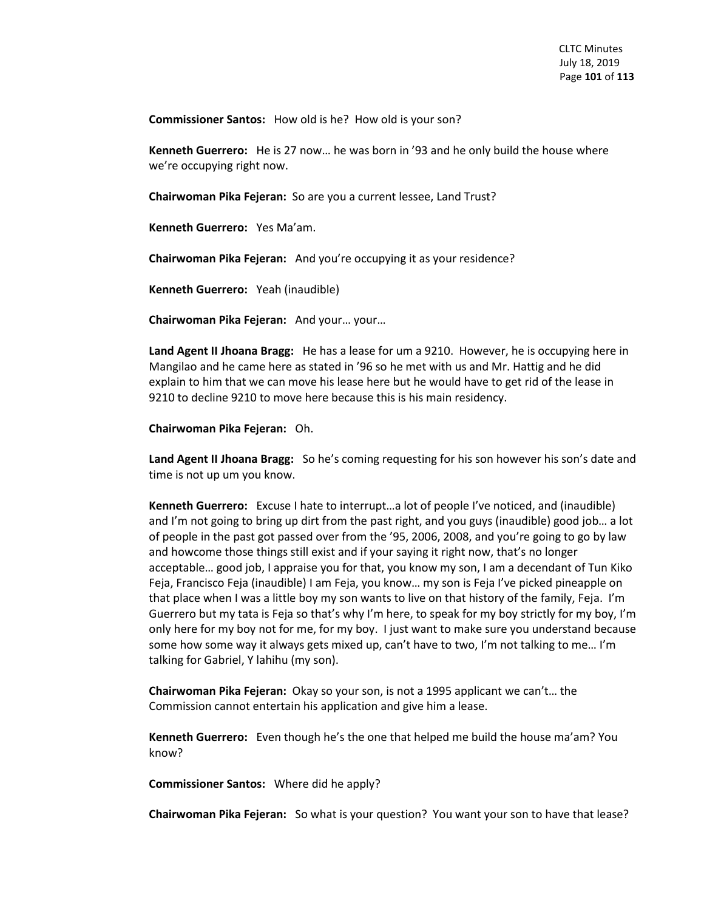**Commissioner Santos:** How old is he? How old is your son?

**Kenneth Guerrero:** He is 27 now… he was born in '93 and he only build the house where we're occupying right now.

**Chairwoman Pika Fejeran:** So are you a current lessee, Land Trust?

**Kenneth Guerrero:** Yes Ma'am.

**Chairwoman Pika Fejeran:** And you're occupying it as your residence?

**Kenneth Guerrero:** Yeah (inaudible)

**Chairwoman Pika Fejeran:** And your… your…

**Land Agent II Jhoana Bragg:** He has a lease for um a 9210. However, he is occupying here in Mangilao and he came here as stated in '96 so he met with us and Mr. Hattig and he did explain to him that we can move his lease here but he would have to get rid of the lease in 9210 to decline 9210 to move here because this is his main residency.

**Chairwoman Pika Fejeran:** Oh.

**Land Agent II Jhoana Bragg:** So he's coming requesting for his son however his son's date and time is not up um you know.

**Kenneth Guerrero:** Excuse I hate to interrupt…a lot of people I've noticed, and (inaudible) and I'm not going to bring up dirt from the past right, and you guys (inaudible) good job… a lot of people in the past got passed over from the '95, 2006, 2008, and you're going to go by law and howcome those things still exist and if your saying it right now, that's no longer acceptable… good job, I appraise you for that, you know my son, I am a decendant of Tun Kiko Feja, Francisco Feja (inaudible) I am Feja, you know… my son is Feja I've picked pineapple on that place when I was a little boy my son wants to live on that history of the family, Feja. I'm Guerrero but my tata is Feja so that's why I'm here, to speak for my boy strictly for my boy, I'm only here for my boy not for me, for my boy. I just want to make sure you understand because some how some way it always gets mixed up, can't have to two, I'm not talking to me… I'm talking for Gabriel, Y lahihu (my son).

**Chairwoman Pika Fejeran:** Okay so your son, is not a 1995 applicant we can't… the Commission cannot entertain his application and give him a lease.

**Kenneth Guerrero:** Even though he's the one that helped me build the house ma'am? You know?

**Commissioner Santos:** Where did he apply?

**Chairwoman Pika Fejeran:** So what is your question? You want your son to have that lease?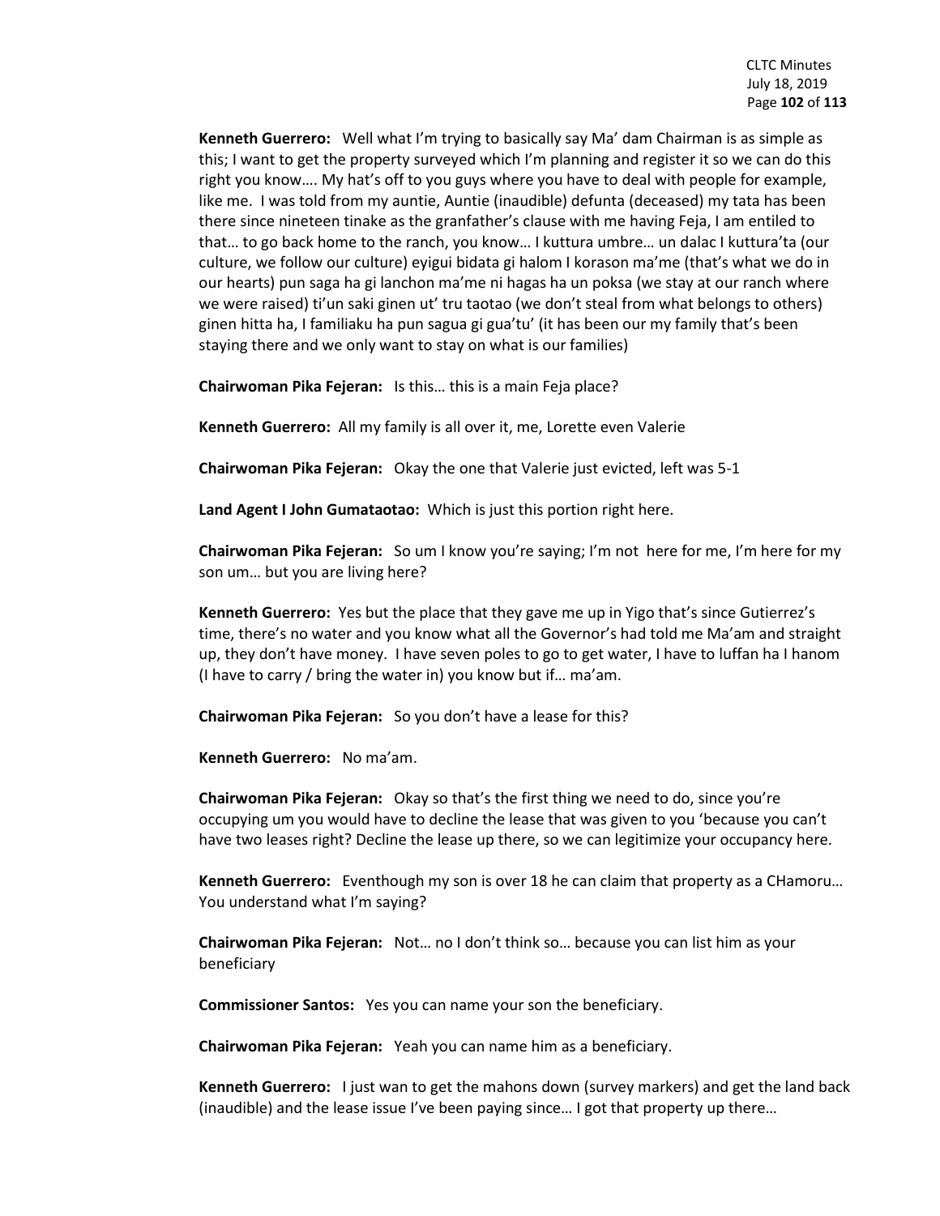**Kenneth Guerrero:** Well what I'm trying to basically say Ma' dam Chairman is as simple as this; I want to get the property surveyed which I'm planning and register it so we can do this right you know…. My hat's off to you guys where you have to deal with people for example, like me. I was told from my auntie, Auntie (inaudible) defunta (deceased) my tata has been there since nineteen tinake as the granfather's clause with me having Feja, I am entiled to that… to go back home to the ranch, you know… I kuttura umbre… un dalac I kuttura'ta (our culture, we follow our culture) eyigui bidata gi halom I korason ma'me (that's what we do in our hearts) pun saga ha gi lanchon ma'me ni hagas ha un poksa (we stay at our ranch where we were raised) ti'un saki ginen ut' tru taotao (we don't steal from what belongs to others) ginen hitta ha, I familiaku ha pun sagua gi gua'tu' (it has been our my family that's been staying there and we only want to stay on what is our families)

**Chairwoman Pika Fejeran:** Is this… this is a main Feja place?

**Kenneth Guerrero:** All my family is all over it, me, Lorette even Valerie

**Chairwoman Pika Fejeran:** Okay the one that Valerie just evicted, left was 5-1

**Land Agent I John Gumataotao:** Which is just this portion right here.

**Chairwoman Pika Fejeran:** So um I know you're saying; I'm not here for me, I'm here for my son um… but you are living here?

**Kenneth Guerrero:** Yes but the place that they gave me up in Yigo that's since Gutierrez's time, there's no water and you know what all the Governor's had told me Ma'am and straight up, they don't have money. I have seven poles to go to get water, I have to luffan ha I hanom (I have to carry / bring the water in) you know but if… ma'am.

**Chairwoman Pika Fejeran:** So you don't have a lease for this?

**Kenneth Guerrero:** No ma'am.

**Chairwoman Pika Fejeran:** Okay so that's the first thing we need to do, since you're occupying um you would have to decline the lease that was given to you 'because you can't have two leases right? Decline the lease up there, so we can legitimize your occupancy here.

**Kenneth Guerrero:** Eventhough my son is over 18 he can claim that property as a CHamoru… You understand what I'm saying?

**Chairwoman Pika Fejeran:** Not… no I don't think so… because you can list him as your beneficiary

**Commissioner Santos:** Yes you can name your son the beneficiary.

**Chairwoman Pika Fejeran:** Yeah you can name him as a beneficiary.

**Kenneth Guerrero:** I just wan to get the mahons down (survey markers) and get the land back (inaudible) and the lease issue I've been paying since… I got that property up there…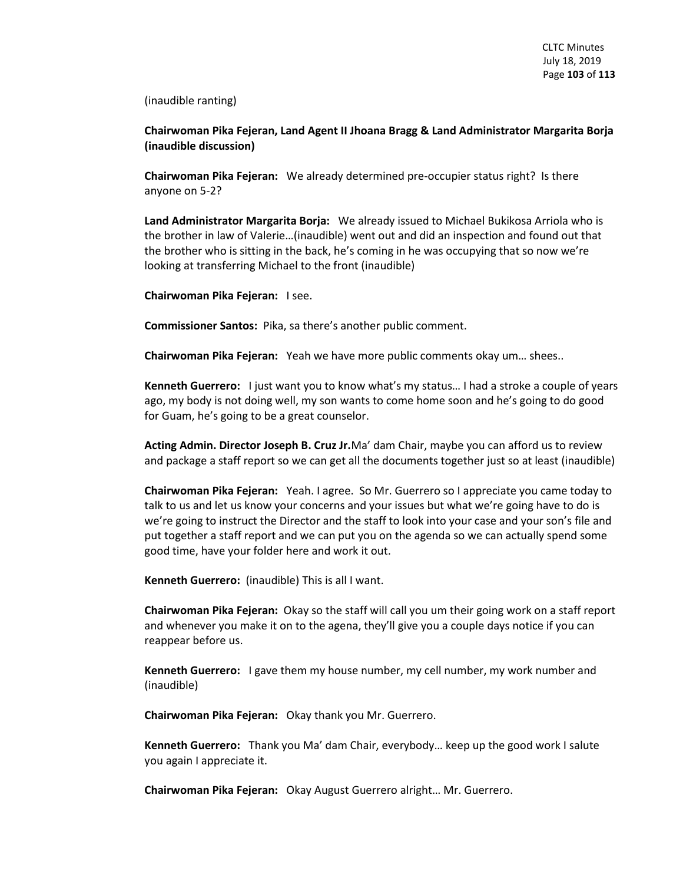(inaudible ranting)

**Chairwoman Pika Fejeran, Land Agent II Jhoana Bragg & Land Administrator Margarita Borja (inaudible discussion)**

**Chairwoman Pika Fejeran:** We already determined pre-occupier status right? Is there anyone on 5-2?

**Land Administrator Margarita Borja:** We already issued to Michael Bukikosa Arriola who is the brother in law of Valerie…(inaudible) went out and did an inspection and found out that the brother who is sitting in the back, he's coming in he was occupying that so now we're looking at transferring Michael to the front (inaudible)

**Chairwoman Pika Fejeran:** I see.

**Commissioner Santos:** Pika, sa there's another public comment.

**Chairwoman Pika Fejeran:** Yeah we have more public comments okay um… shees..

**Kenneth Guerrero:** I just want you to know what's my status… I had a stroke a couple of years ago, my body is not doing well, my son wants to come home soon and he's going to do good for Guam, he's going to be a great counselor.

**Acting Admin. Director Joseph B. Cruz Jr.** Ma' dam Chair, maybe you can afford us to review and package a staff report so we can get all the documents together just so at least (inaudible)

**Chairwoman Pika Fejeran:** Yeah. I agree. So Mr. Guerrero so I appreciate you came today to talk to us and let us know your concerns and your issues but what we're going have to do is we're going to instruct the Director and the staff to look into your case and your son's file and put together a staff report and we can put you on the agenda so we can actually spend some good time, have your folder here and work it out.

**Kenneth Guerrero:** (inaudible) This is all I want.

**Chairwoman Pika Fejeran:** Okay so the staff will call you um their going work on a staff report and whenever you make it on to the agena, they'll give you a couple days notice if you can reappear before us.

**Kenneth Guerrero:** I gave them my house number, my cell number, my work number and (inaudible)

**Chairwoman Pika Fejeran:** Okay thank you Mr. Guerrero.

**Kenneth Guerrero:** Thank you Ma' dam Chair, everybody… keep up the good work I salute you again I appreciate it.

**Chairwoman Pika Fejeran:** Okay August Guerrero alright… Mr. Guerrero.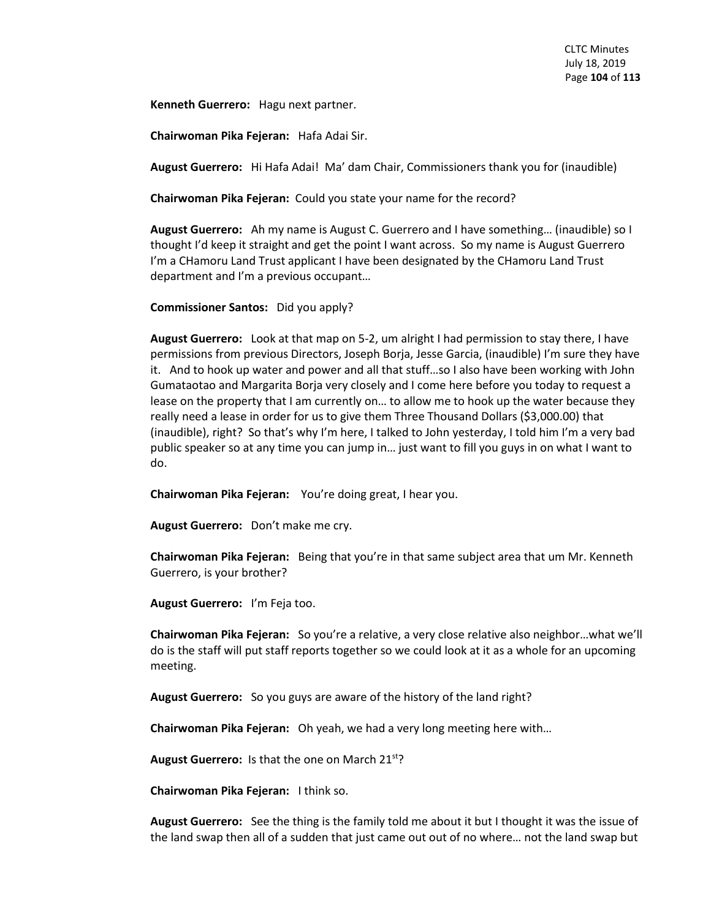**Kenneth Guerrero:** Hagu next partner.

**Chairwoman Pika Fejeran:** Hafa Adai Sir.

**August Guerrero:** Hi Hafa Adai! Ma' dam Chair, Commissioners thank you for (inaudible)

**Chairwoman Pika Fejeran:** Could you state your name for the record?

**August Guerrero:** Ah my name is August C. Guerrero and I have something… (inaudible) so I thought I'd keep it straight and get the point I want across. So my name is August Guerrero I'm a CHamoru Land Trust applicant I have been designated by the CHamoru Land Trust department and I'm a previous occupant…

**Commissioner Santos:** Did you apply?

**August Guerrero:** Look at that map on 5-2, um alright I had permission to stay there, I have permissions from previous Directors, Joseph Borja, Jesse Garcia, (inaudible) I'm sure they have it. And to hook up water and power and all that stuff…so I also have been working with John Gumataotao and Margarita Borja very closely and I come here before you today to request a lease on the property that I am currently on… to allow me to hook up the water because they really need a lease in order for us to give them Three Thousand Dollars ($3,000.00) that (inaudible), right? So that's why I'm here, I talked to John yesterday, I told him I'm a very bad public speaker so at any time you can jump in… just want to fill you guys in on what I want to do.

**Chairwoman Pika Fejeran:** You're doing great, I hear you.

**August Guerrero:** Don't make me cry.

**Chairwoman Pika Fejeran:** Being that you're in that same subject area that um Mr. Kenneth Guerrero, is your brother?

**August Guerrero:** I'm Feja too.

**Chairwoman Pika Fejeran:** So you're a relative, a very close relative also neighbor…what we'll do is the staff will put staff reports together so we could look at it as a whole for an upcoming meeting.

**August Guerrero:** So you guys are aware of the history of the land right?

**Chairwoman Pika Fejeran:** Oh yeah, we had a very long meeting here with…

**August Guerrero:** Is that the one on March 21st?

**Chairwoman Pika Fejeran:** I think so.

**August Guerrero:** See the thing is the family told me about it but I thought it was the issue of the land swap then all of a sudden that just came out out of no where… not the land swap but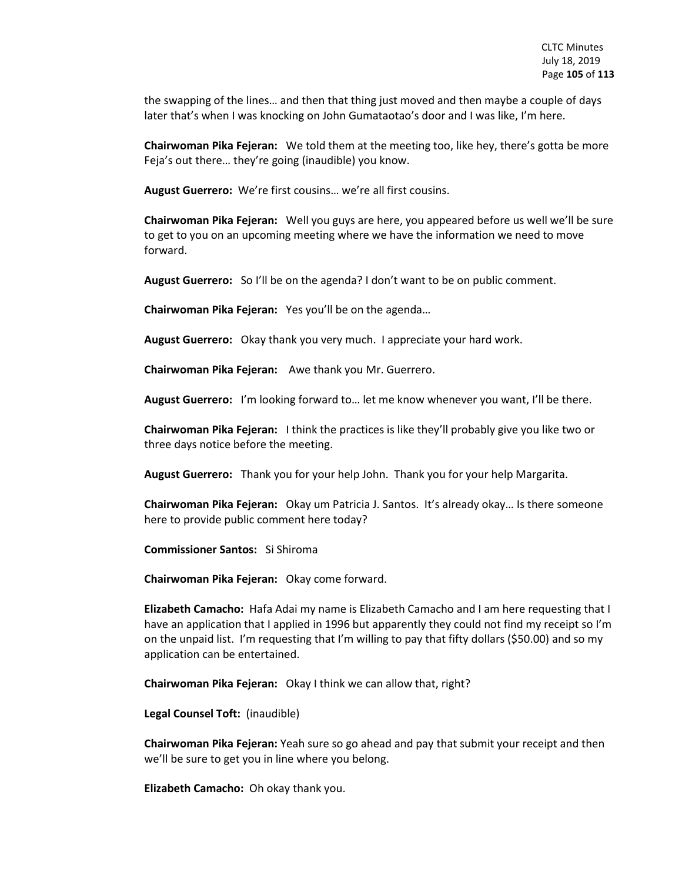the swapping of the lines… and then that thing just moved and then maybe a couple of days later that's when I was knocking on John Gumataotao's door and I was like, I'm here.

**Chairwoman Pika Fejeran:** We told them at the meeting too, like hey, there's gotta be more Feja's out there… they're going (inaudible) you know.

**August Guerrero:** We're first cousins… we're all first cousins.

**Chairwoman Pika Fejeran:** Well you guys are here, you appeared before us well we'll be sure to get to you on an upcoming meeting where we have the information we need to move forward.

**August Guerrero:** So I'll be on the agenda? I don't want to be on public comment.

**Chairwoman Pika Fejeran:** Yes you'll be on the agenda…

**August Guerrero:** Okay thank you very much. I appreciate your hard work.

**Chairwoman Pika Fejeran:** Awe thank you Mr. Guerrero.

**August Guerrero:** I'm looking forward to… let me know whenever you want, I'll be there.

**Chairwoman Pika Fejeran:** I think the practices is like they'll probably give you like two or three days notice before the meeting.

**August Guerrero:** Thank you for your help John. Thank you for your help Margarita.

**Chairwoman Pika Fejeran:** Okay um Patricia J. Santos. It's already okay… Is there someone here to provide public comment here today?

**Commissioner Santos:** Si Shiroma

**Chairwoman Pika Fejeran:** Okay come forward.

**Elizabeth Camacho:** Hafa Adai my name is Elizabeth Camacho and I am here requesting that I have an application that I applied in 1996 but apparently they could not find my receipt so I'm on the unpaid list. I'm requesting that I'm willing to pay that fifty dollars ($50.00) and so my application can be entertained.

**Chairwoman Pika Fejeran:** Okay I think we can allow that, right?

**Legal Counsel Toft:** (inaudible)

**Chairwoman Pika Fejeran:** Yeah sure so go ahead and pay that submit your receipt and then we'll be sure to get you in line where you belong.

**Elizabeth Camacho:** Oh okay thank you.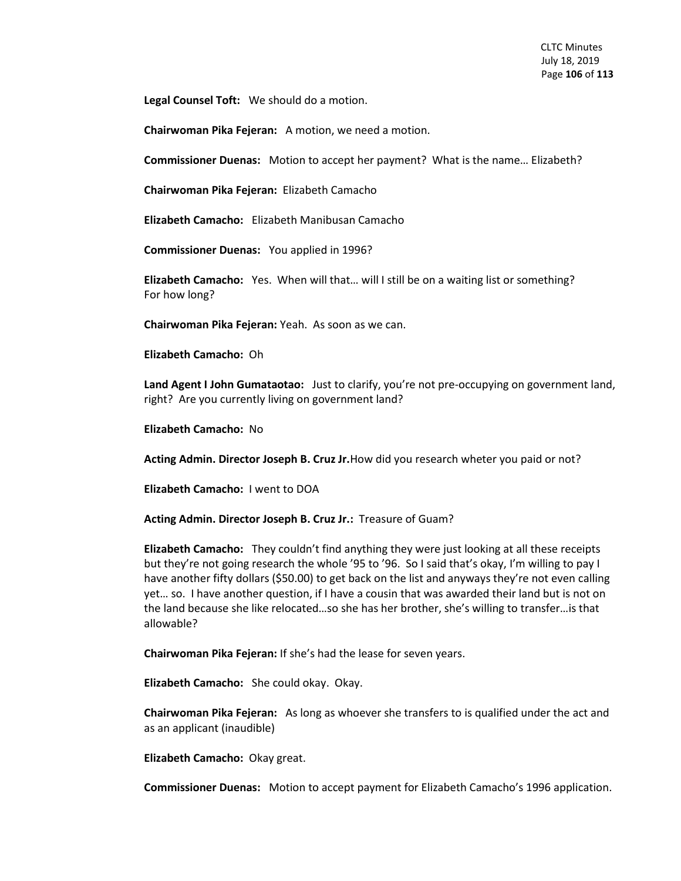**Legal Counsel Toft:** We should do a motion.

**Chairwoman Pika Fejeran:** A motion, we need a motion.

**Commissioner Duenas:** Motion to accept her payment? What is the name… Elizabeth?

**Chairwoman Pika Fejeran:** Elizabeth Camacho

**Elizabeth Camacho:** Elizabeth Manibusan Camacho

**Commissioner Duenas:** You applied in 1996?

**Elizabeth Camacho:** Yes. When will that… will I still be on a waiting list or something? For how long?

**Chairwoman Pika Fejeran:** Yeah. As soon as we can.

**Elizabeth Camacho:** Oh

**Land Agent I John Gumataotao:** Just to clarify, you're not pre-occupying on government land, right? Are you currently living on government land?

**Elizabeth Camacho:** No

**Acting Admin. Director Joseph B. Cruz Jr.**How did you research wheter you paid or not?

**Elizabeth Camacho:** I went to DOA

**Acting Admin. Director Joseph B. Cruz Jr.:** Treasure of Guam?

**Elizabeth Camacho:** They couldn't find anything they were just looking at all these receipts but they're not going research the whole '95 to '96. So I said that's okay, I'm willing to pay I have another fifty dollars ($50.00) to get back on the list and anyways they're not even calling yet… so. I have another question, if I have a cousin that was awarded their land but is not on the land because she like relocated…so she has her brother, she's willing to transfer…is that allowable?

**Chairwoman Pika Fejeran:** If she's had the lease for seven years.

**Elizabeth Camacho:** She could okay. Okay.

**Chairwoman Pika Fejeran:** As long as whoever she transfers to is qualified under the act and as an applicant (inaudible)

**Elizabeth Camacho:** Okay great.

**Commissioner Duenas:** Motion to accept payment for Elizabeth Camacho's 1996 application.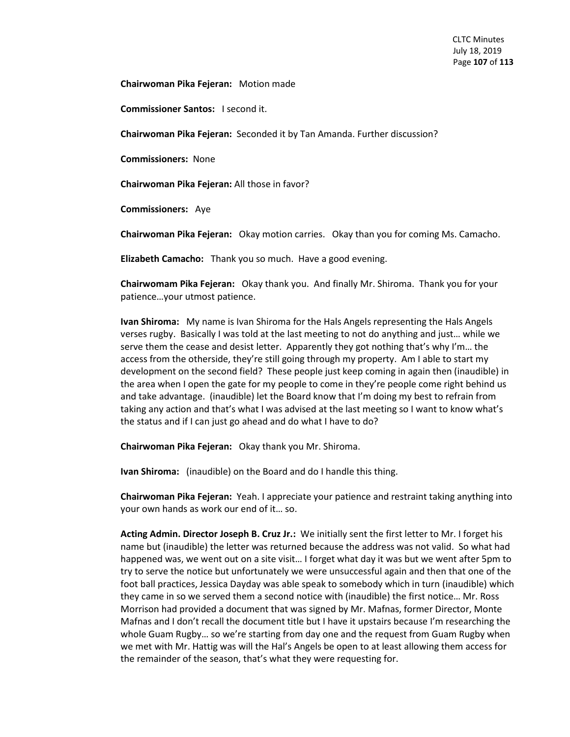**Chairwoman Pika Fejeran:** Motion made

**Commissioner Santos:** I second it.

**Chairwoman Pika Fejeran:** Seconded it by Tan Amanda. Further discussion?

**Commissioners:** None

**Chairwoman Pika Fejeran:** All those in favor?

**Commissioners:** Aye

**Chairwoman Pika Fejeran:** Okay motion carries. Okay than you for coming Ms. Camacho.

**Elizabeth Camacho:** Thank you so much. Have a good evening.

**Chairwomam Pika Fejeran:** Okay thank you. And finally Mr. Shiroma. Thank you for your patience…your utmost patience.

**Ivan Shiroma:** My name is Ivan Shiroma for the Hals Angels representing the Hals Angels verses rugby. Basically I was told at the last meeting to not do anything and just… while we serve them the cease and desist letter. Apparently they got nothing that's why I'm… the access from the otherside, they're still going through my property. Am I able to start my development on the second field? These people just keep coming in again then (inaudible) in the area when I open the gate for my people to come in they're people come right behind us and take advantage. (inaudible) let the Board know that I'm doing my best to refrain from taking any action and that's what I was advised at the last meeting so I want to know what's the status and if I can just go ahead and do what I have to do?

**Chairwoman Pika Fejeran:** Okay thank you Mr. Shiroma.

**Ivan Shiroma:** (inaudible) on the Board and do I handle this thing.

**Chairwoman Pika Fejeran:** Yeah. I appreciate your patience and restraint taking anything into your own hands as work our end of it… so.

**Acting Admin. Director Joseph B. Cruz Jr.:** We initially sent the first letter to Mr. I forget his name but (inaudible) the letter was returned because the address was not valid. So what had happened was, we went out on a site visit… I forget what day it was but we went after 5pm to try to serve the notice but unfortunately we were unsuccessful again and then that one of the foot ball practices, Jessica Dayday was able speak to somebody which in turn (inaudible) which they came in so we served them a second notice with (inaudible) the first notice… Mr. Ross Morrison had provided a document that was signed by Mr. Mafnas, former Director, Monte Mafnas and I don't recall the document title but I have it upstairs because I'm researching the whole Guam Rugby… so we're starting from day one and the request from Guam Rugby when we met with Mr. Hattig was will the Hal's Angels be open to at least allowing them access for the remainder of the season, that's what they were requesting for.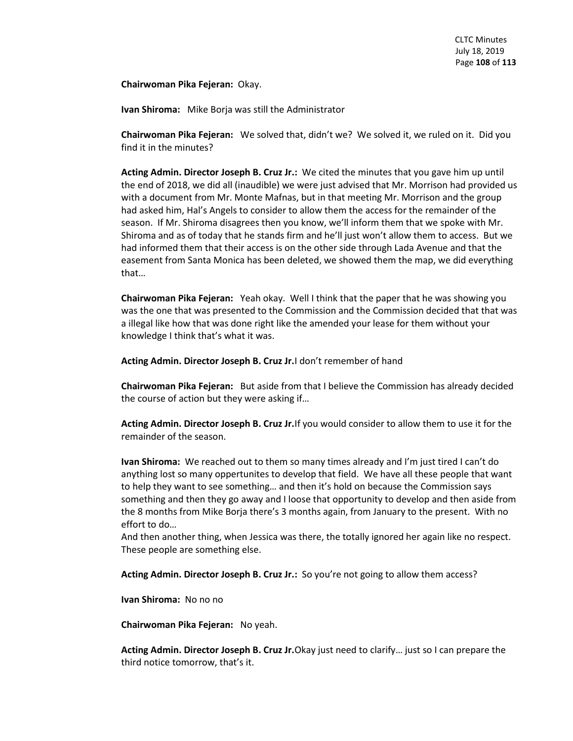**Chairwoman Pika Fejeran:** Okay.

**Ivan Shiroma:** Mike Borja was still the Administrator

**Chairwoman Pika Fejeran:** We solved that, didn't we? We solved it, we ruled on it. Did you find it in the minutes?

**Acting Admin. Director Joseph B. Cruz Jr.:** We cited the minutes that you gave him up until the end of 2018, we did all (inaudible) we were just advised that Mr. Morrison had provided us with a document from Mr. Monte Mafnas, but in that meeting Mr. Morrison and the group had asked him, Hal's Angels to consider to allow them the access for the remainder of the season. If Mr. Shiroma disagrees then you know, we'll inform them that we spoke with Mr. Shiroma and as of today that he stands firm and he'll just won't allow them to access. But we had informed them that their access is on the other side through Lada Avenue and that the easement from Santa Monica has been deleted, we showed them the map, we did everything that…

**Chairwoman Pika Fejeran:** Yeah okay. Well I think that the paper that he was showing you was the one that was presented to the Commission and the Commission decided that that was a illegal like how that was done right like the amended your lease for them without your knowledge I think that's what it was.

**Acting Admin. Director Joseph B. Cruz Jr.**I don't remember of hand

**Chairwoman Pika Fejeran:** But aside from that I believe the Commission has already decided the course of action but they were asking if…

**Acting Admin. Director Joseph B. Cruz Jr.**If you would consider to allow them to use it for the remainder of the season.

**Ivan Shiroma:** We reached out to them so many times already and I'm just tired I can't do anything lost so many oppertunites to develop that field. We have all these people that want to help they want to see something… and then it's hold on because the Commission says something and then they go away and I loose that opportunity to develop and then aside from the 8 months from Mike Borja there's 3 months again, from January to the present. With no effort to do…
And then another thing, when Jessica was there, the totally ignored her again like no respect. These people are something else.

**Acting Admin. Director Joseph B. Cruz Jr.:** So you're not going to allow them access?

**Ivan Shiroma:** No no no

**Chairwoman Pika Fejeran:** No yeah.

**Acting Admin. Director Joseph B. Cruz Jr.**Okay just need to clarify… just so I can prepare the third notice tomorrow, that's it.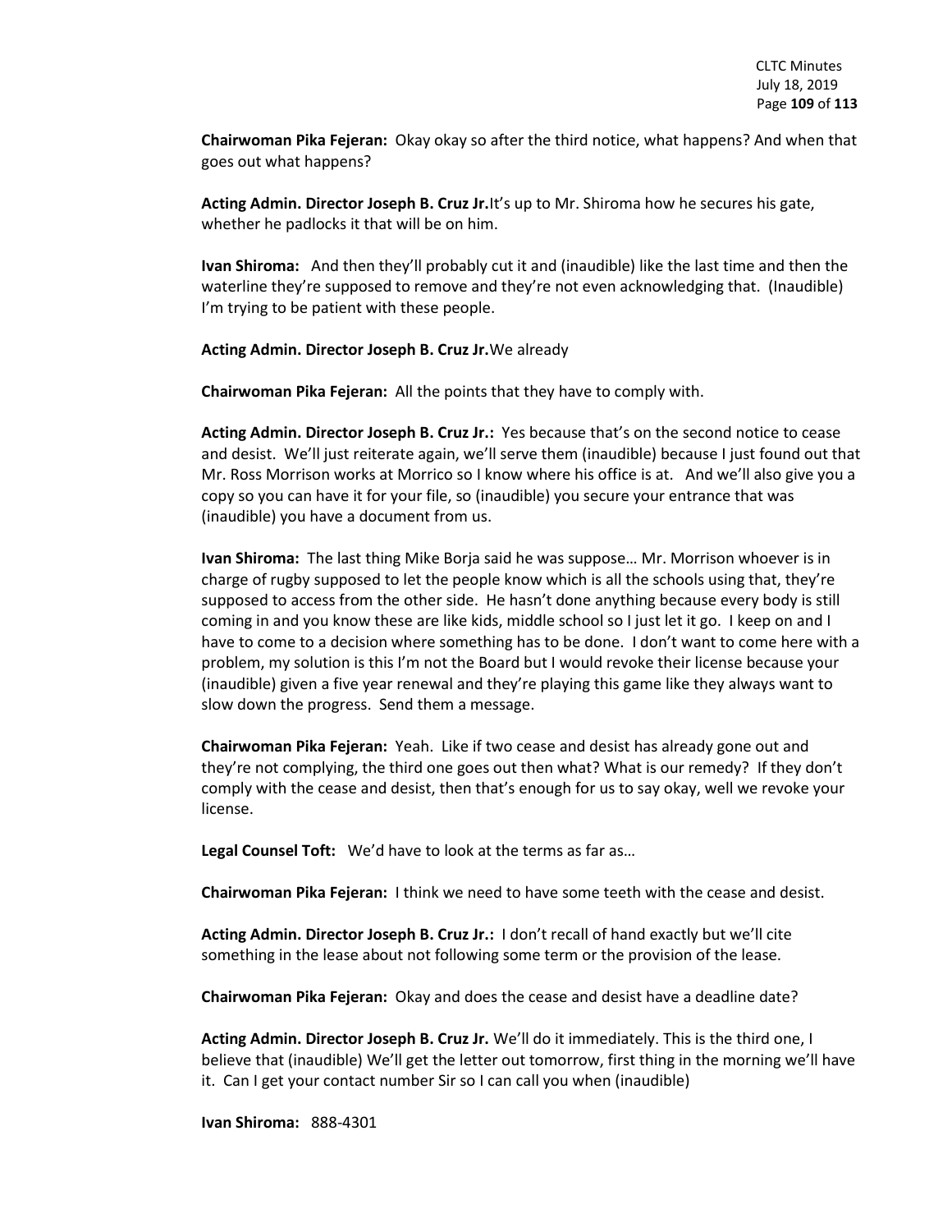**Chairwoman Pika Fejeran:** Okay okay so after the third notice, what happens? And when that goes out what happens?

**Acting Admin. Director Joseph B. Cruz Jr.**It's up to Mr. Shiroma how he secures his gate, whether he padlocks it that will be on him.

**Ivan Shiroma:** And then they'll probably cut it and (inaudible) like the last time and then the waterline they're supposed to remove and they're not even acknowledging that. (Inaudible) I'm trying to be patient with these people.

**Acting Admin. Director Joseph B. Cruz Jr.**We already

**Chairwoman Pika Fejeran:** All the points that they have to comply with.

**Acting Admin. Director Joseph B. Cruz Jr.:** Yes because that's on the second notice to cease and desist. We'll just reiterate again, we'll serve them (inaudible) because I just found out that Mr. Ross Morrison works at Morrico so I know where his office is at. And we'll also give you a copy so you can have it for your file, so (inaudible) you secure your entrance that was (inaudible) you have a document from us.

**Ivan Shiroma:** The last thing Mike Borja said he was suppose… Mr. Morrison whoever is in charge of rugby supposed to let the people know which is all the schools using that, they're supposed to access from the other side. He hasn't done anything because every body is still coming in and you know these are like kids, middle school so I just let it go. I keep on and I have to come to a decision where something has to be done. I don't want to come here with a problem, my solution is this I'm not the Board but I would revoke their license because your (inaudible) given a five year renewal and they're playing this game like they always want to slow down the progress. Send them a message.

**Chairwoman Pika Fejeran:** Yeah. Like if two cease and desist has already gone out and they're not complying, the third one goes out then what? What is our remedy? If they don't comply with the cease and desist, then that's enough for us to say okay, well we revoke your license.

**Legal Counsel Toft:** We'd have to look at the terms as far as…

**Chairwoman Pika Fejeran:** I think we need to have some teeth with the cease and desist.

**Acting Admin. Director Joseph B. Cruz Jr.:** I don't recall of hand exactly but we'll cite something in the lease about not following some term or the provision of the lease.

**Chairwoman Pika Fejeran:** Okay and does the cease and desist have a deadline date?

**Acting Admin. Director Joseph B. Cruz Jr.** We'll do it immediately. This is the third one, I believe that (inaudible) We'll get the letter out tomorrow, first thing in the morning we'll have it. Can I get your contact number Sir so I can call you when (inaudible)

**Ivan Shiroma:** 888-4301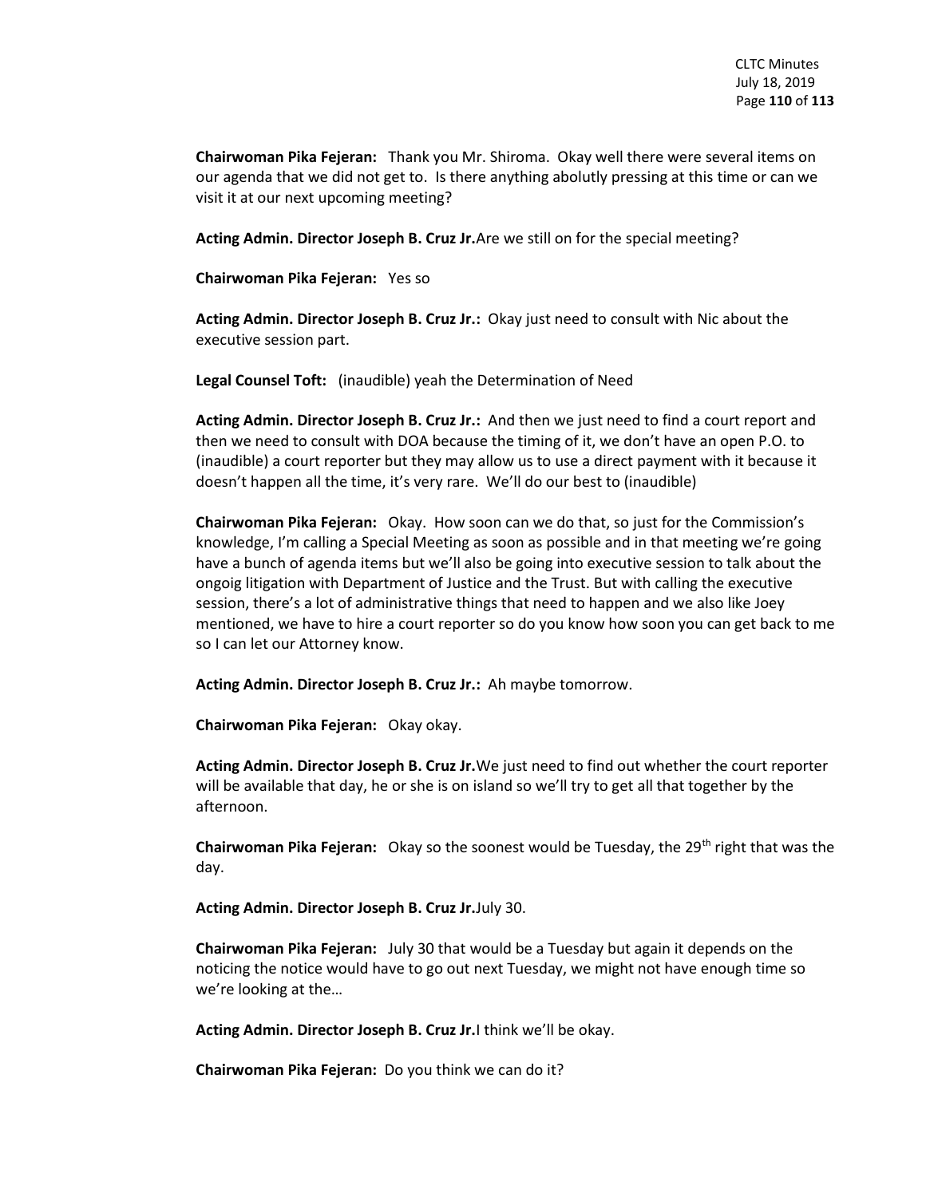**Chairwoman Pika Fejeran:** Thank you Mr. Shiroma. Okay well there were several items on our agenda that we did not get to. Is there anything abolutly pressing at this time or can we visit it at our next upcoming meeting?

**Acting Admin. Director Joseph B. Cruz Jr.**Are we still on for the special meeting?

**Chairwoman Pika Fejeran:** Yes so

**Acting Admin. Director Joseph B. Cruz Jr.:** Okay just need to consult with Nic about the executive session part.

**Legal Counsel Toft:** (inaudible) yeah the Determination of Need

**Acting Admin. Director Joseph B. Cruz Jr.:** And then we just need to find a court report and then we need to consult with DOA because the timing of it, we don't have an open P.O. to (inaudible) a court reporter but they may allow us to use a direct payment with it because it doesn't happen all the time, it's very rare. We'll do our best to (inaudible)

**Chairwoman Pika Fejeran:** Okay. How soon can we do that, so just for the Commission's knowledge, I'm calling a Special Meeting as soon as possible and in that meeting we're going have a bunch of agenda items but we'll also be going into executive session to talk about the ongoig litigation with Department of Justice and the Trust. But with calling the executive session, there's a lot of administrative things that need to happen and we also like Joey mentioned, we have to hire a court reporter so do you know how soon you can get back to me so I can let our Attorney know.

**Acting Admin. Director Joseph B. Cruz Jr.:** Ah maybe tomorrow.

**Chairwoman Pika Fejeran:** Okay okay.

**Acting Admin. Director Joseph B. Cruz Jr.**We just need to find out whether the court reporter will be available that day, he or she is on island so we'll try to get all that together by the afternoon.

**Chairwoman Pika Fejeran:** Okay so the soonest would be Tuesday, the 29th right that was the day.

**Acting Admin. Director Joseph B. Cruz Jr.**July 30.

**Chairwoman Pika Fejeran:** July 30 that would be a Tuesday but again it depends on the noticing the notice would have to go out next Tuesday, we might not have enough time so we're looking at the…

**Acting Admin. Director Joseph B. Cruz Jr.**I think we'll be okay.

**Chairwoman Pika Fejeran:** Do you think we can do it?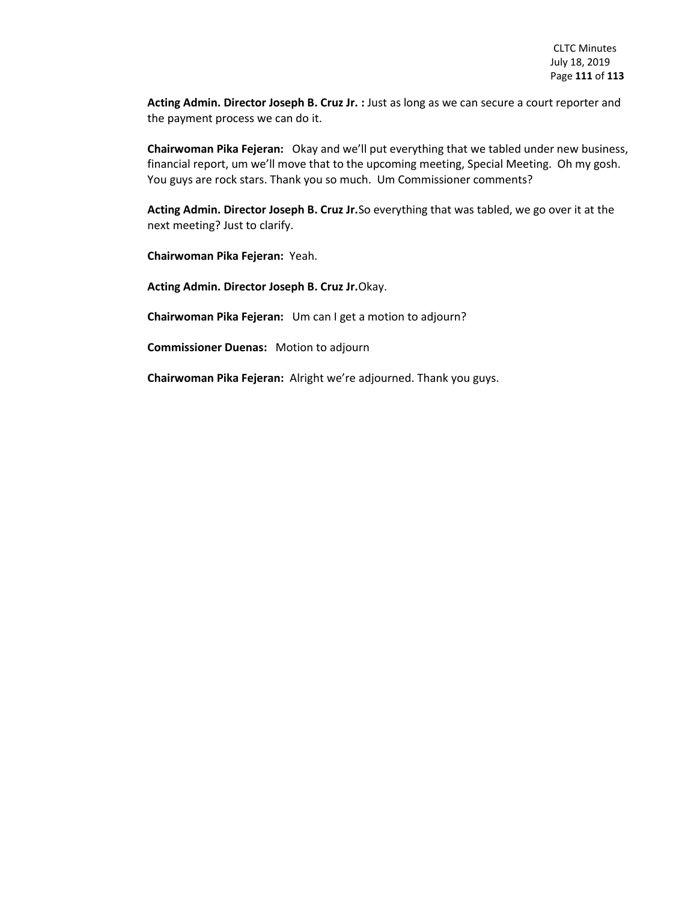**Acting Admin. Director Joseph B. Cruz Jr. :** Just as long as we can secure a court reporter and the payment process we can do it.

**Chairwoman Pika Fejeran:** Okay and we'll put everything that we tabled under new business, financial report, um we'll move that to the upcoming meeting, Special Meeting. Oh my gosh. You guys are rock stars. Thank you so much. Um Commissioner comments?

**Acting Admin. Director Joseph B. Cruz Jr.**So everything that was tabled, we go over it at the next meeting? Just to clarify.

**Chairwoman Pika Fejeran:** Yeah.

**Acting Admin. Director Joseph B. Cruz Jr.**Okay.

**Chairwoman Pika Fejeran:** Um can I get a motion to adjourn?

**Commissioner Duenas:** Motion to adjourn

**Chairwoman Pika Fejeran:** Alright we're adjourned. Thank you guys.